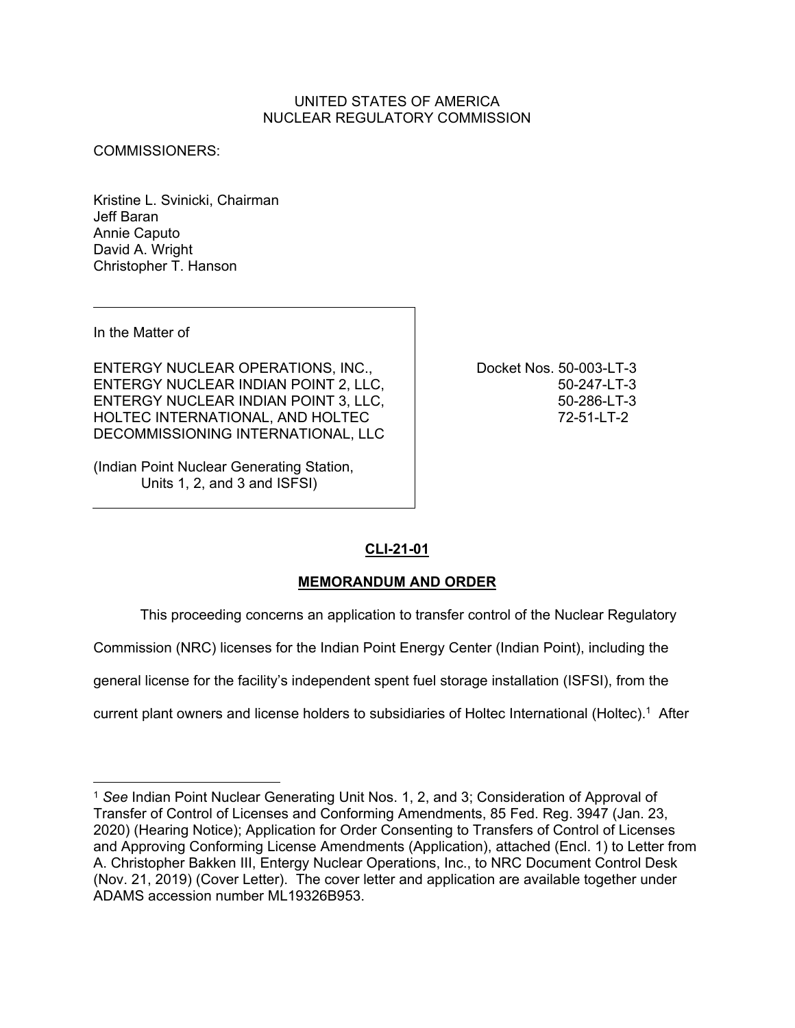UNITED STATES OF AMERICA
NUCLEAR REGULATORY COMMISSION

COMMISSIONERS:

Kristine L. Svinicki, Chairman
Jeff Baran
Annie Caputo
David A. Wright
Christopher T. Hanson

| | |
|---|---|
| In the Matter of<br><br>ENTERGY NUCLEAR OPERATIONS, INC., ENTERGY NUCLEAR INDIAN POINT 2, LLC, ENTERGY NUCLEAR INDIAN POINT 3, LLC, HOLTEC INTERNATIONAL, AND HOLTEC DECOMMISSIONING INTERNATIONAL, LLC<br><br>(Indian Point Nuclear Generating Station, Units 1, 2, and 3 and ISFSI) | Docket Nos. 50-003-LT-3<br>50-247-LT-3<br>50-286-LT-3<br>72-51-LT-2 |

**CLI-21-01**

**MEMORANDUM AND ORDER**

This proceeding concerns an application to transfer control of the Nuclear Regulatory Commission (NRC) licenses for the Indian Point Energy Center (Indian Point), including the general license for the facility's independent spent fuel storage installation (ISFSI), from the current plant owners and license holders to subsidiaries of Holtec International (Holtec).[1] After

[1] *See* Indian Point Nuclear Generating Unit Nos. 1, 2, and 3; Consideration of Approval of Transfer of Control of Licenses and Conforming Amendments, 85 Fed. Reg. 3947 (Jan. 23, 2020) (Hearing Notice); Application for Order Consenting to Transfers of Control of Licenses and Approving Conforming License Amendments (Application), attached (Encl. 1) to Letter from A. Christopher Bakken III, Entergy Nuclear Operations, Inc., to NRC Document Control Desk (Nov. 21, 2019) (Cover Letter). The cover letter and application are available together under ADAMS accession number ML19326B953.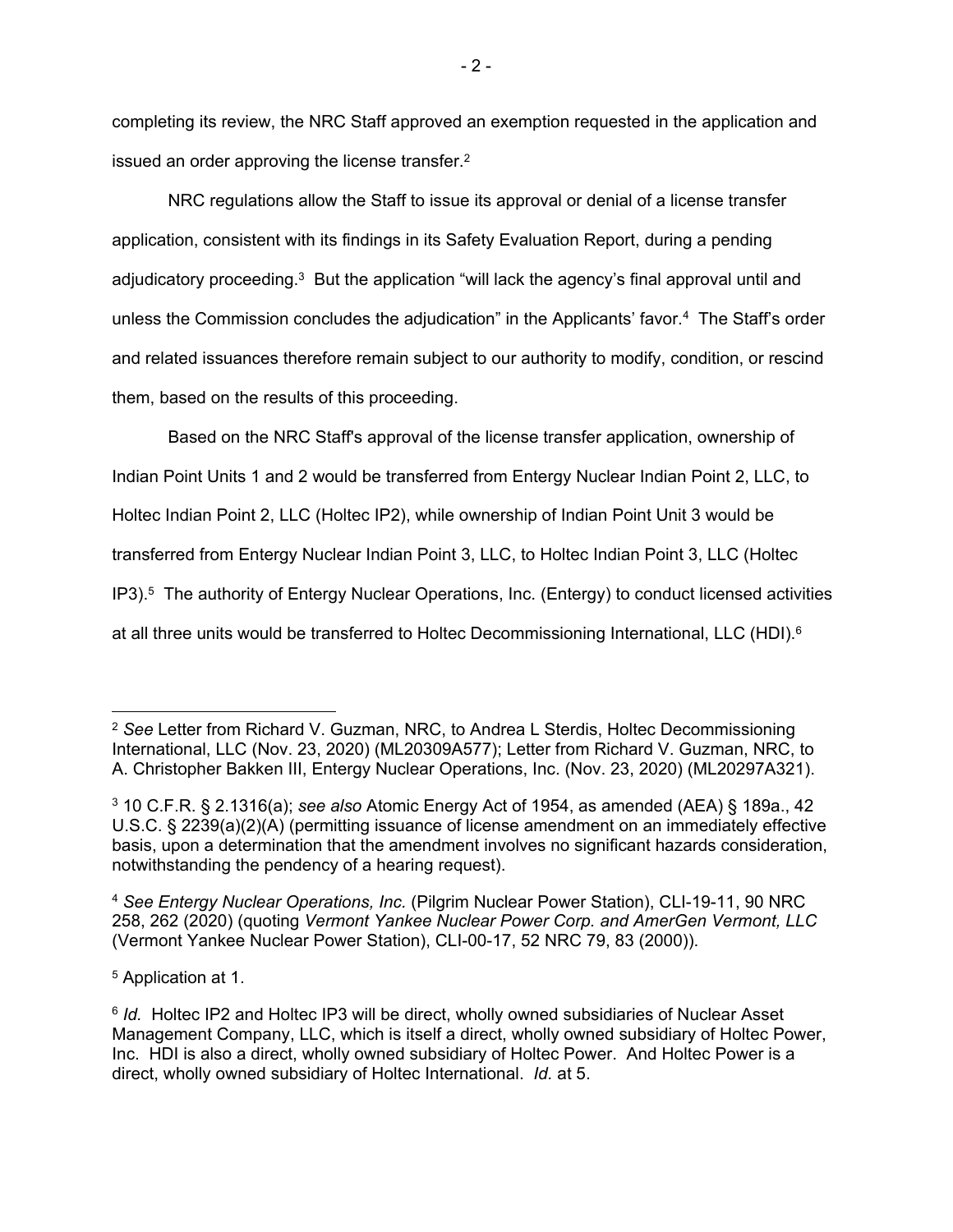completing its review, the NRC Staff approved an exemption requested in the application and issued an order approving the license transfer.[2]

NRC regulations allow the Staff to issue its approval or denial of a license transfer application, consistent with its findings in its Safety Evaluation Report, during a pending adjudicatory proceeding.[3] But the application "will lack the agency's final approval until and unless the Commission concludes the adjudication" in the Applicants' favor.[4] The Staff's order and related issuances therefore remain subject to our authority to modify, condition, or rescind them, based on the results of this proceeding.

Based on the NRC Staff's approval of the license transfer application, ownership of Indian Point Units 1 and 2 would be transferred from Entergy Nuclear Indian Point 2, LLC, to Holtec Indian Point 2, LLC (Holtec IP2), while ownership of Indian Point Unit 3 would be transferred from Entergy Nuclear Indian Point 3, LLC, to Holtec Indian Point 3, LLC (Holtec IP3).[5] The authority of Entergy Nuclear Operations, Inc. (Entergy) to conduct licensed activities at all three units would be transferred to Holtec Decommissioning International, LLC (HDI).[6]

---

[2] *See* Letter from Richard V. Guzman, NRC, to Andrea L Sterdis, Holtec Decommissioning International, LLC (Nov. 23, 2020) (ML20309A577); Letter from Richard V. Guzman, NRC, to A. Christopher Bakken III, Entergy Nuclear Operations, Inc. (Nov. 23, 2020) (ML20297A321).

[3] 10 C.F.R. § 2.1316(a); *see also* Atomic Energy Act of 1954, as amended (AEA) § 189a., 42 U.S.C. § 2239(a)(2)(A) (permitting issuance of license amendment on an immediately effective basis, upon a determination that the amendment involves no significant hazards consideration, notwithstanding the pendency of a hearing request).

[4] *See Entergy Nuclear Operations, Inc.* (Pilgrim Nuclear Power Station), CLI-19-11, 90 NRC 258, 262 (2020) (quoting *Vermont Yankee Nuclear Power Corp. and AmerGen Vermont, LLC* (Vermont Yankee Nuclear Power Station), CLI-00-17, 52 NRC 79, 83 (2000)).

[5] Application at 1.

[6] *Id.* Holtec IP2 and Holtec IP3 will be direct, wholly owned subsidiaries of Nuclear Asset Management Company, LLC, which is itself a direct, wholly owned subsidiary of Holtec Power, Inc. HDI is also a direct, wholly owned subsidiary of Holtec Power. And Holtec Power is a direct, wholly owned subsidiary of Holtec International. *Id.* at 5.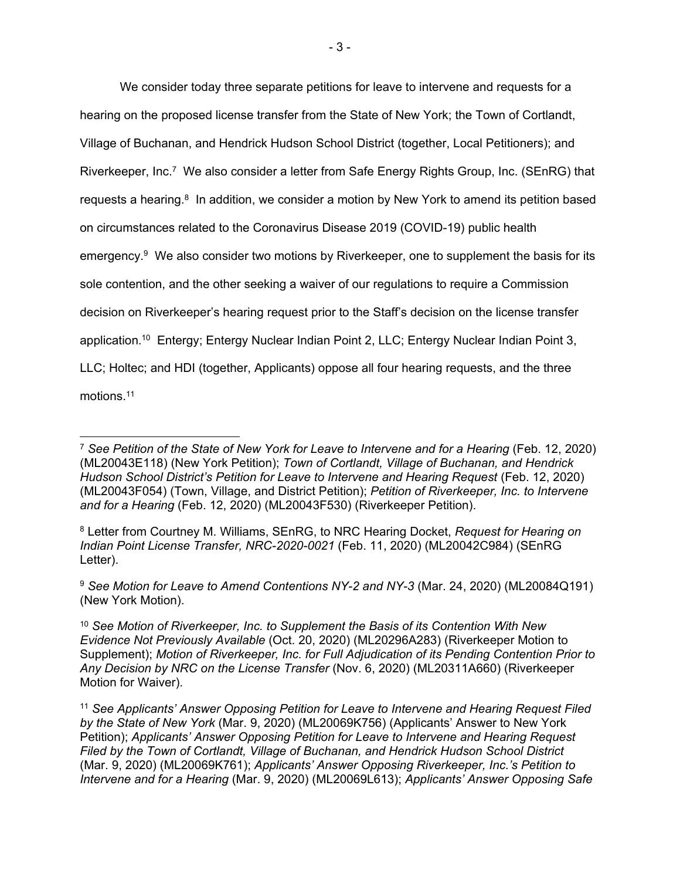We consider today three separate petitions for leave to intervene and requests for a hearing on the proposed license transfer from the State of New York; the Town of Cortlandt, Village of Buchanan, and Hendrick Hudson School District (together, Local Petitioners); and Riverkeeper, Inc.[7] We also consider a letter from Safe Energy Rights Group, Inc. (SEnRG) that requests a hearing.[8] In addition, we consider a motion by New York to amend its petition based on circumstances related to the Coronavirus Disease 2019 (COVID-19) public health emergency.[9] We also consider two motions by Riverkeeper, one to supplement the basis for its sole contention, and the other seeking a waiver of our regulations to require a Commission decision on Riverkeeper's hearing request prior to the Staff's decision on the license transfer application.[10] Entergy; Entergy Nuclear Indian Point 2, LLC; Entergy Nuclear Indian Point 3, LLC; Holtec; and HDI (together, Applicants) oppose all four hearing requests, and the three motions.[11]

---

[7] *See Petition of the State of New York for Leave to Intervene and for a Hearing* (Feb. 12, 2020) (ML20043E118) (New York Petition); *Town of Cortlandt, Village of Buchanan, and Hendrick Hudson School District's Petition for Leave to Intervene and Hearing Request* (Feb. 12, 2020) (ML20043F054) (Town, Village, and District Petition); *Petition of Riverkeeper, Inc. to Intervene and for a Hearing* (Feb. 12, 2020) (ML20043F530) (Riverkeeper Petition).

[8] Letter from Courtney M. Williams, SEnRG, to NRC Hearing Docket, *Request for Hearing on Indian Point License Transfer, NRC-2020-0021* (Feb. 11, 2020) (ML20042C984) (SEnRG Letter).

[9] *See Motion for Leave to Amend Contentions NY-2 and NY-3* (Mar. 24, 2020) (ML20084Q191) (New York Motion).

[10] *See Motion of Riverkeeper, Inc. to Supplement the Basis of its Contention With New Evidence Not Previously Available* (Oct. 20, 2020) (ML20296A283) (Riverkeeper Motion to Supplement); *Motion of Riverkeeper, Inc. for Full Adjudication of its Pending Contention Prior to Any Decision by NRC on the License Transfer* (Nov. 6, 2020) (ML20311A660) (Riverkeeper Motion for Waiver).

[11] *See Applicants' Answer Opposing Petition for Leave to Intervene and Hearing Request Filed by the State of New York* (Mar. 9, 2020) (ML20069K756) (Applicants' Answer to New York Petition); *Applicants' Answer Opposing Petition for Leave to Intervene and Hearing Request Filed by the Town of Cortlandt, Village of Buchanan, and Hendrick Hudson School District* (Mar. 9, 2020) (ML20069K761); *Applicants' Answer Opposing Riverkeeper, Inc.'s Petition to Intervene and for a Hearing* (Mar. 9, 2020) (ML20069L613); *Applicants' Answer Opposing Safe*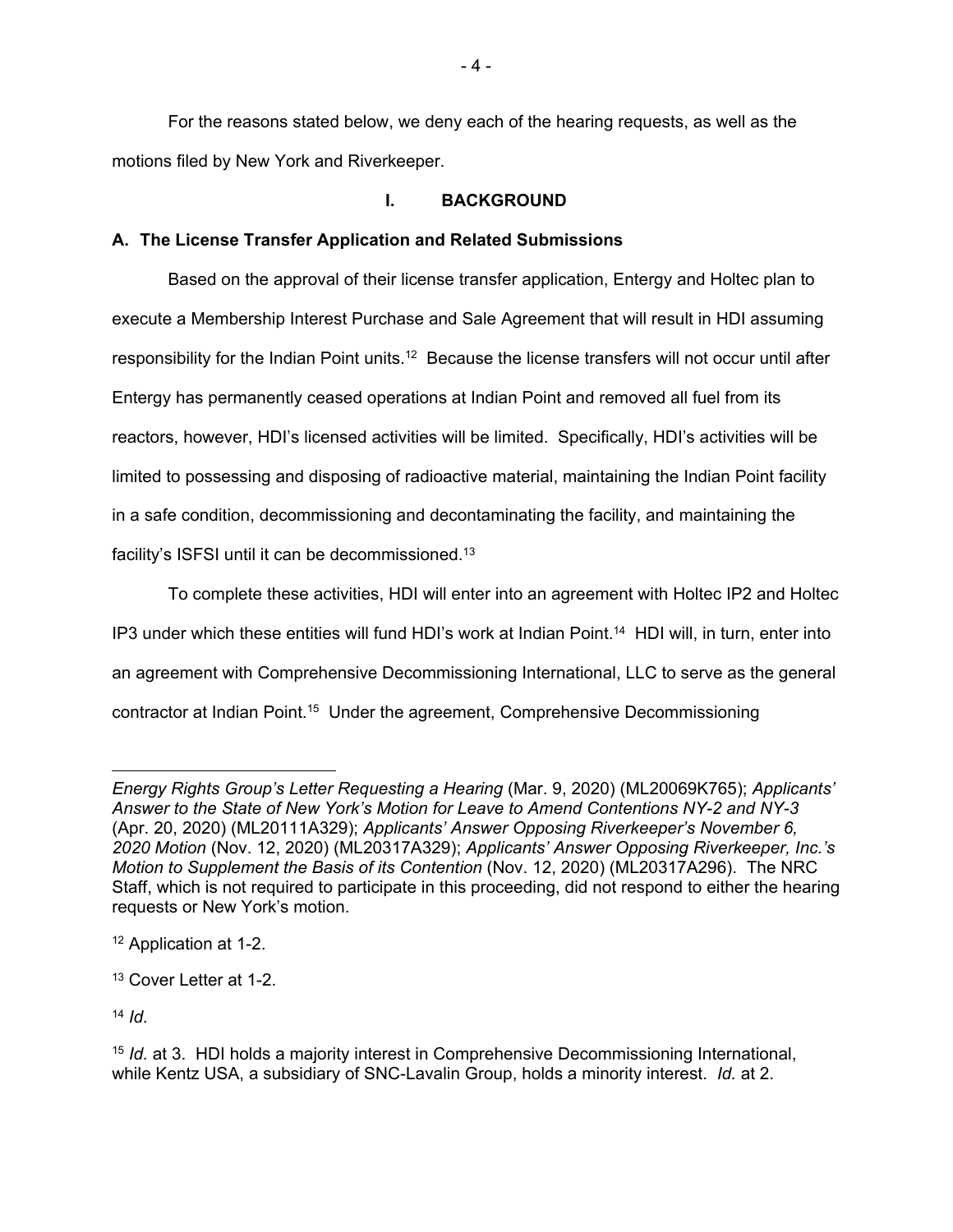For the reasons stated below, we deny each of the hearing requests, as well as the motions filed by New York and Riverkeeper.

## I. BACKGROUND

### A. The License Transfer Application and Related Submissions

Based on the approval of their license transfer application, Entergy and Holtec plan to execute a Membership Interest Purchase and Sale Agreement that will result in HDI assuming responsibility for the Indian Point units.[12] Because the license transfers will not occur until after Entergy has permanently ceased operations at Indian Point and removed all fuel from its reactors, however, HDI's licensed activities will be limited. Specifically, HDI's activities will be limited to possessing and disposing of radioactive material, maintaining the Indian Point facility in a safe condition, decommissioning and decontaminating the facility, and maintaining the facility's ISFSI until it can be decommissioned.[13]

To complete these activities, HDI will enter into an agreement with Holtec IP2 and Holtec IP3 under which these entities will fund HDI's work at Indian Point.[14] HDI will, in turn, enter into an agreement with Comprehensive Decommissioning International, LLC to serve as the general contractor at Indian Point.[15] Under the agreement, Comprehensive Decommissioning

---

*Energy Rights Group's Letter Requesting a Hearing* (Mar. 9, 2020) (ML20069K765); *Applicants' Answer to the State of New York's Motion for Leave to Amend Contentions NY-2 and NY-3* (Apr. 20, 2020) (ML20111A329); *Applicants' Answer Opposing Riverkeeper's November 6, 2020 Motion* (Nov. 12, 2020) (ML20317A329); *Applicants' Answer Opposing Riverkeeper, Inc.'s Motion to Supplement the Basis of its Contention* (Nov. 12, 2020) (ML20317A296). The NRC Staff, which is not required to participate in this proceeding, did not respond to either the hearing requests or New York's motion.

[12] Application at 1-2.

[13] Cover Letter at 1-2.

[14] *Id.*

[15] *Id.* at 3. HDI holds a majority interest in Comprehensive Decommissioning International, while Kentz USA, a subsidiary of SNC-Lavalin Group, holds a minority interest. *Id.* at 2.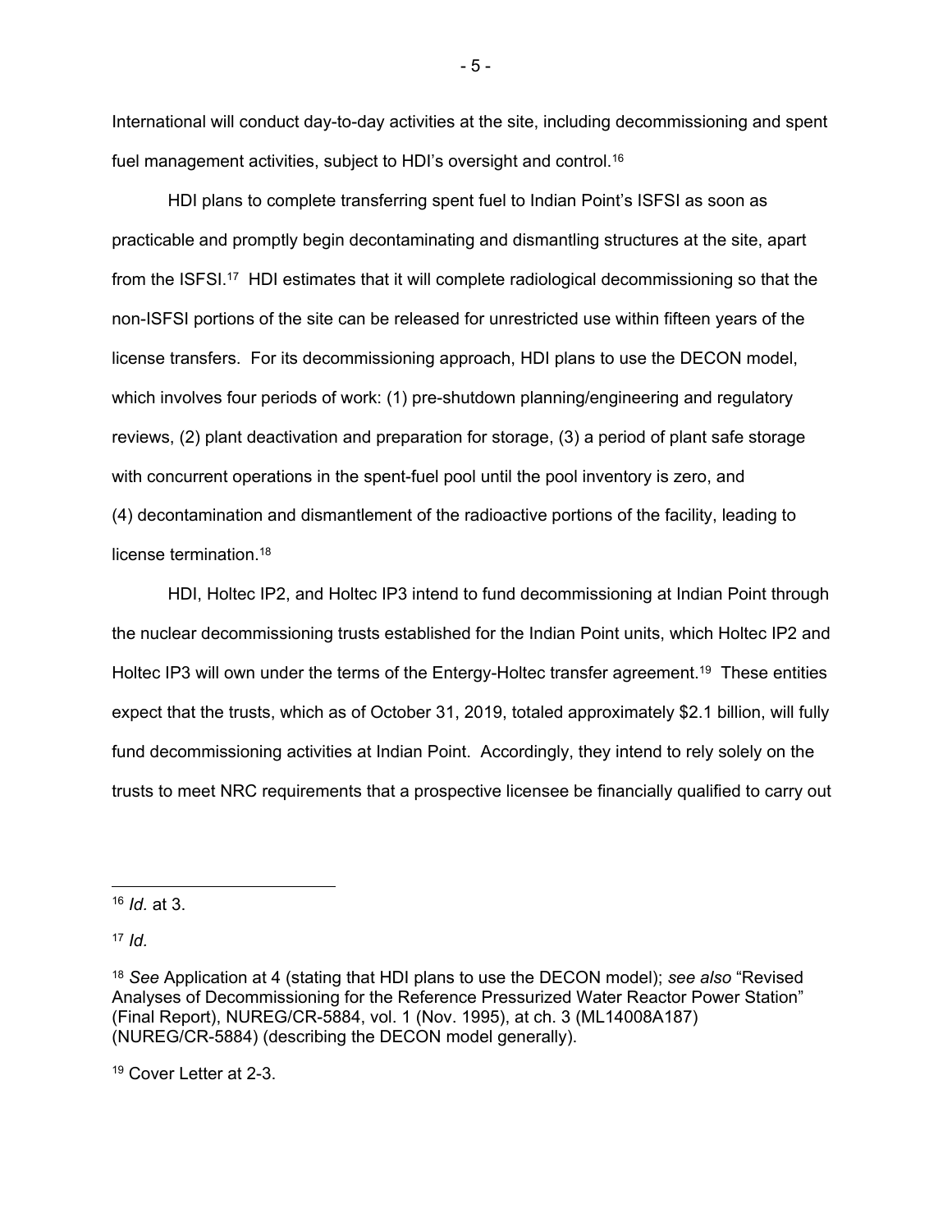International will conduct day-to-day activities at the site, including decommissioning and spent fuel management activities, subject to HDI's oversight and control.[16]

HDI plans to complete transferring spent fuel to Indian Point's ISFSI as soon as practicable and promptly begin decontaminating and dismantling structures at the site, apart from the ISFSI.[17] HDI estimates that it will complete radiological decommissioning so that the non-ISFSI portions of the site can be released for unrestricted use within fifteen years of the license transfers. For its decommissioning approach, HDI plans to use the DECON model, which involves four periods of work: (1) pre-shutdown planning/engineering and regulatory reviews, (2) plant deactivation and preparation for storage, (3) a period of plant safe storage with concurrent operations in the spent-fuel pool until the pool inventory is zero, and (4) decontamination and dismantlement of the radioactive portions of the facility, leading to license termination.[18]

HDI, Holtec IP2, and Holtec IP3 intend to fund decommissioning at Indian Point through the nuclear decommissioning trusts established for the Indian Point units, which Holtec IP2 and Holtec IP3 will own under the terms of the Entergy-Holtec transfer agreement.[19] These entities expect that the trusts, which as of October 31, 2019, totaled approximately $2.1 billion, will fully fund decommissioning activities at Indian Point. Accordingly, they intend to rely solely on the trusts to meet NRC requirements that a prospective licensee be financially qualified to carry out

---

[16] *Id.* at 3.

[17] *Id.*

[18] *See* Application at 4 (stating that HDI plans to use the DECON model); *see also* "Revised Analyses of Decommissioning for the Reference Pressurized Water Reactor Power Station" (Final Report), NUREG/CR-5884, vol. 1 (Nov. 1995), at ch. 3 (ML14008A187) (NUREG/CR-5884) (describing the DECON model generally).

[19] Cover Letter at 2-3.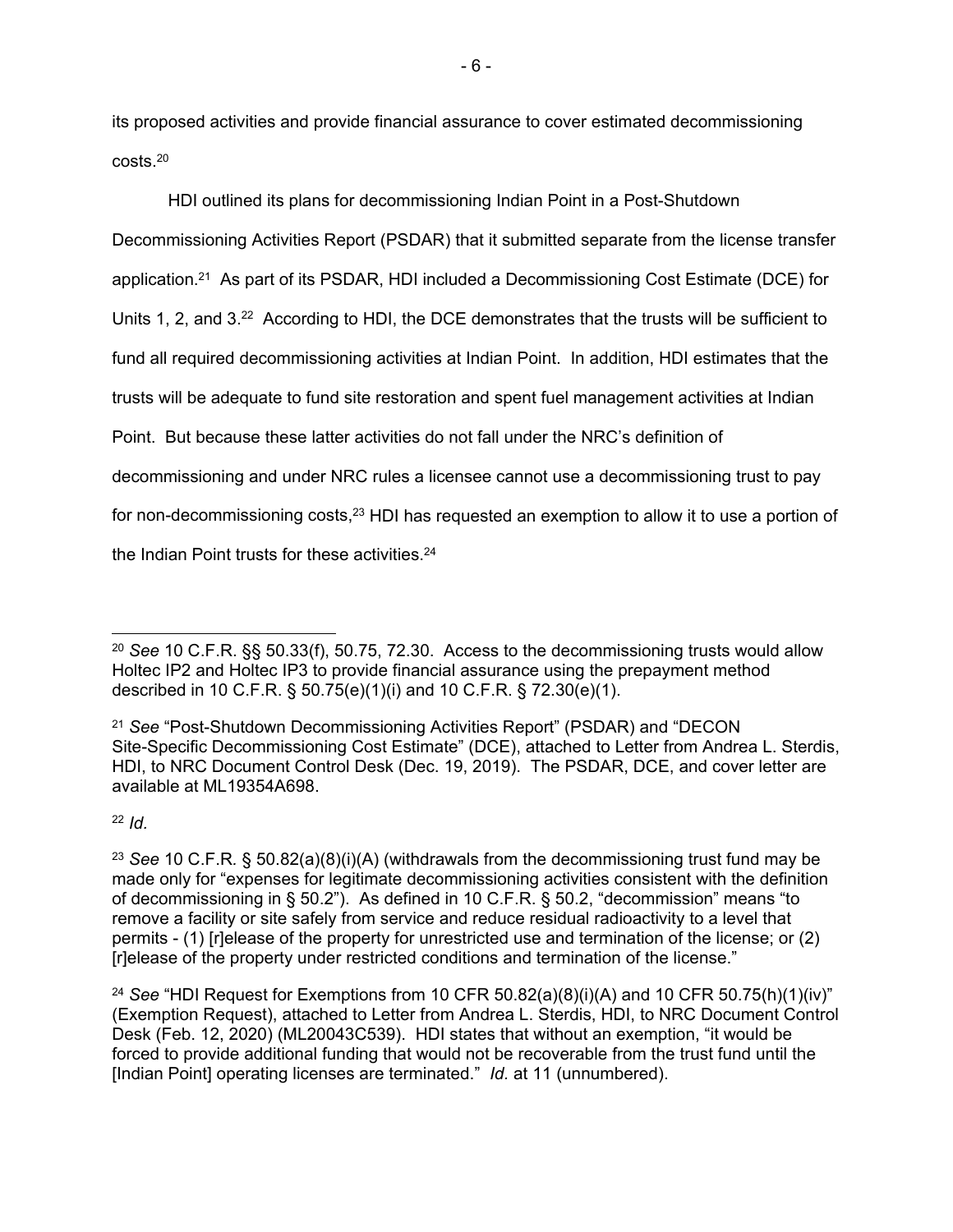its proposed activities and provide financial assurance to cover estimated decommissioning costs.[20]

HDI outlined its plans for decommissioning Indian Point in a Post-Shutdown Decommissioning Activities Report (PSDAR) that it submitted separate from the license transfer application.[21] As part of its PSDAR, HDI included a Decommissioning Cost Estimate (DCE) for Units 1, 2, and 3.[22] According to HDI, the DCE demonstrates that the trusts will be sufficient to fund all required decommissioning activities at Indian Point. In addition, HDI estimates that the trusts will be adequate to fund site restoration and spent fuel management activities at Indian Point. But because these latter activities do not fall under the NRC's definition of decommissioning and under NRC rules a licensee cannot use a decommissioning trust to pay for non-decommissioning costs,[23] HDI has requested an exemption to allow it to use a portion of the Indian Point trusts for these activities.[24]

---

[20] *See* 10 C.F.R. §§ 50.33(f), 50.75, 72.30. Access to the decommissioning trusts would allow Holtec IP2 and Holtec IP3 to provide financial assurance using the prepayment method described in 10 C.F.R. § 50.75(e)(1)(i) and 10 C.F.R. § 72.30(e)(1).

[21] *See* "Post-Shutdown Decommissioning Activities Report" (PSDAR) and "DECON Site-Specific Decommissioning Cost Estimate" (DCE), attached to Letter from Andrea L. Sterdis, HDI, to NRC Document Control Desk (Dec. 19, 2019). The PSDAR, DCE, and cover letter are available at ML19354A698.

[22] *Id.*

[23] *See* 10 C.F.R. § 50.82(a)(8)(i)(A) (withdrawals from the decommissioning trust fund may be made only for "expenses for legitimate decommissioning activities consistent with the definition of decommissioning in § 50.2"). As defined in 10 C.F.R. § 50.2, "decommission" means "to remove a facility or site safely from service and reduce residual radioactivity to a level that permits - (1) [r]elease of the property for unrestricted use and termination of the license; or (2) [r]elease of the property under restricted conditions and termination of the license."

[24] *See* "HDI Request for Exemptions from 10 CFR 50.82(a)(8)(i)(A) and 10 CFR 50.75(h)(1)(iv)" (Exemption Request), attached to Letter from Andrea L. Sterdis, HDI, to NRC Document Control Desk (Feb. 12, 2020) (ML20043C539). HDI states that without an exemption, "it would be forced to provide additional funding that would not be recoverable from the trust fund until the [Indian Point] operating licenses are terminated." *Id.* at 11 (unnumbered).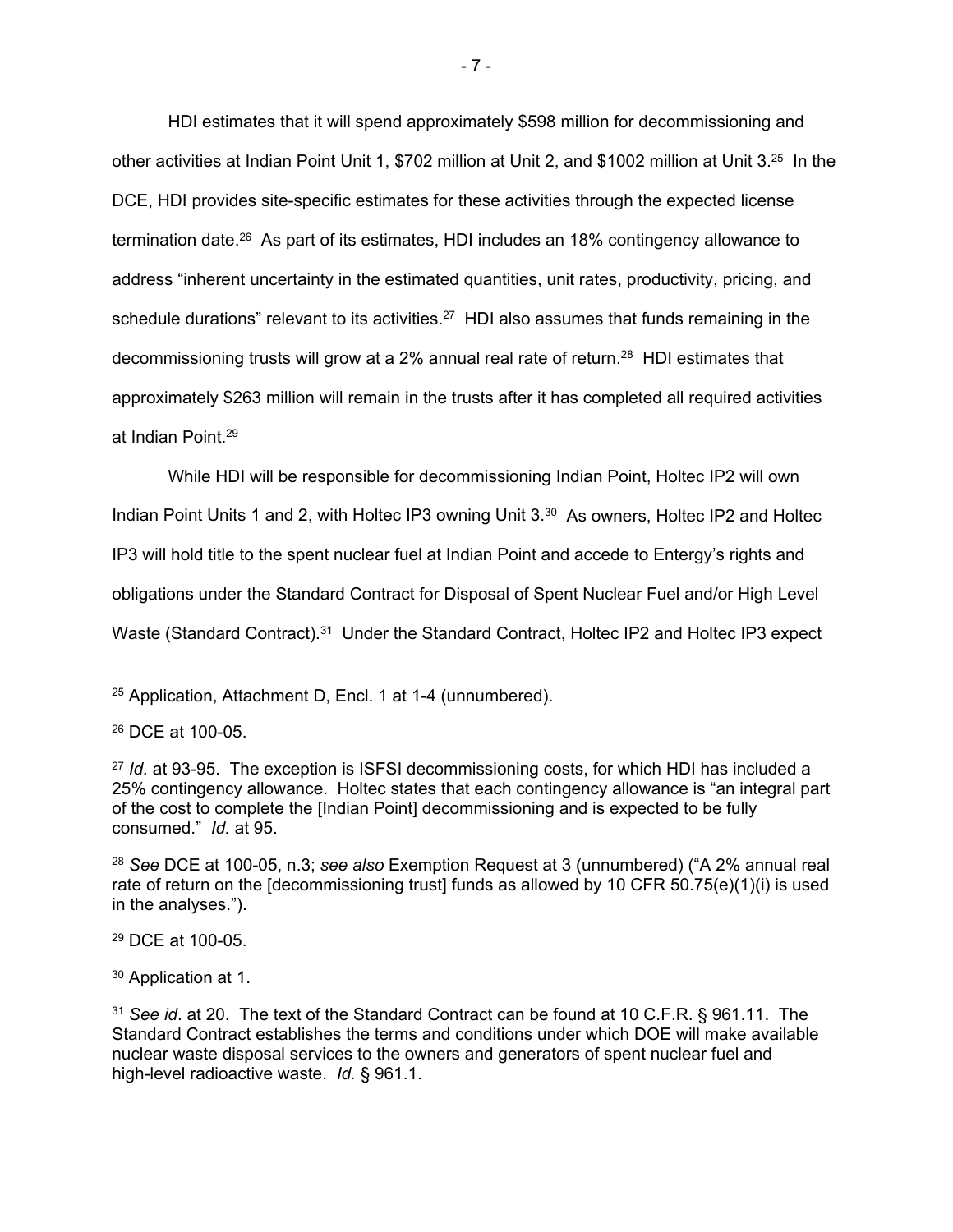HDI estimates that it will spend approximately $598 million for decommissioning and other activities at Indian Point Unit 1, $702 million at Unit 2, and $1002 million at Unit 3.[25] In the DCE, HDI provides site-specific estimates for these activities through the expected license termination date.[26] As part of its estimates, HDI includes an 18% contingency allowance to address "inherent uncertainty in the estimated quantities, unit rates, productivity, pricing, and schedule durations" relevant to its activities.[27] HDI also assumes that funds remaining in the decommissioning trusts will grow at a 2% annual real rate of return.[28] HDI estimates that approximately $263 million will remain in the trusts after it has completed all required activities at Indian Point.[29]

While HDI will be responsible for decommissioning Indian Point, Holtec IP2 will own Indian Point Units 1 and 2, with Holtec IP3 owning Unit 3.[30] As owners, Holtec IP2 and Holtec IP3 will hold title to the spent nuclear fuel at Indian Point and accede to Entergy's rights and obligations under the Standard Contract for Disposal of Spent Nuclear Fuel and/or High Level Waste (Standard Contract).[31] Under the Standard Contract, Holtec IP2 and Holtec IP3 expect

---

[25] Application, Attachment D, Encl. 1 at 1-4 (unnumbered).

[26] DCE at 100-05.

[27] *Id.* at 93-95. The exception is ISFSI decommissioning costs, for which HDI has included a 25% contingency allowance. Holtec states that each contingency allowance is "an integral part of the cost to complete the [Indian Point] decommissioning and is expected to be fully consumed." *Id.* at 95.

[28] *See* DCE at 100-05, n.3; *see also* Exemption Request at 3 (unnumbered) ("A 2% annual real rate of return on the [decommissioning trust] funds as allowed by 10 CFR 50.75(e)(1)(i) is used in the analyses.").

[29] DCE at 100-05.

[30] Application at 1.

[31] *See id*. at 20. The text of the Standard Contract can be found at 10 C.F.R. § 961.11. The Standard Contract establishes the terms and conditions under which DOE will make available nuclear waste disposal services to the owners and generators of spent nuclear fuel and high-level radioactive waste. *Id.* § 961.1.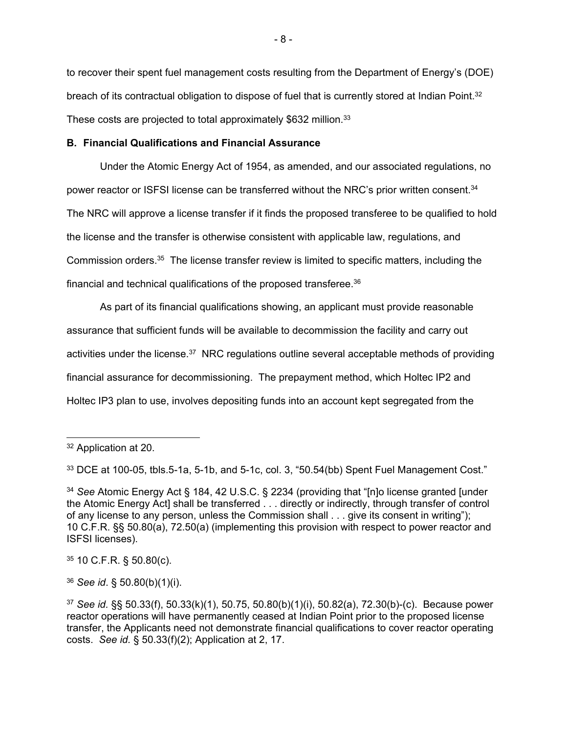to recover their spent fuel management costs resulting from the Department of Energy's (DOE) breach of its contractual obligation to dispose of fuel that is currently stored at Indian Point.[32] These costs are projected to total approximately $632 million.[33]

**B. Financial Qualifications and Financial Assurance**

Under the Atomic Energy Act of 1954, as amended, and our associated regulations, no power reactor or ISFSI license can be transferred without the NRC's prior written consent.[34] The NRC will approve a license transfer if it finds the proposed transferee to be qualified to hold the license and the transfer is otherwise consistent with applicable law, regulations, and Commission orders.[35] The license transfer review is limited to specific matters, including the financial and technical qualifications of the proposed transferee.[36]

As part of its financial qualifications showing, an applicant must provide reasonable assurance that sufficient funds will be available to decommission the facility and carry out activities under the license.[37] NRC regulations outline several acceptable methods of providing financial assurance for decommissioning. The prepayment method, which Holtec IP2 and Holtec IP3 plan to use, involves depositing funds into an account kept segregated from the

---

[32] Application at 20.

[33] DCE at 100-05, tbls.5-1a, 5-1b, and 5-1c, col. 3, "50.54(bb) Spent Fuel Management Cost."

[34] *See* Atomic Energy Act § 184, 42 U.S.C. § 2234 (providing that "[n]o license granted [under the Atomic Energy Act] shall be transferred . . . directly or indirectly, through transfer of control of any license to any person, unless the Commission shall . . . give its consent in writing"); 10 C.F.R. §§ 50.80(a), 72.50(a) (implementing this provision with respect to power reactor and ISFSI licenses).

[35] 10 C.F.R. § 50.80(c).

[36] *See id*. § 50.80(b)(1)(i).

[37] *See id.* §§ 50.33(f), 50.33(k)(1), 50.75, 50.80(b)(1)(i), 50.82(a), 72.30(b)-(c). Because power reactor operations will have permanently ceased at Indian Point prior to the proposed license transfer, the Applicants need not demonstrate financial qualifications to cover reactor operating costs. *See id.* § 50.33(f)(2); Application at 2, 17.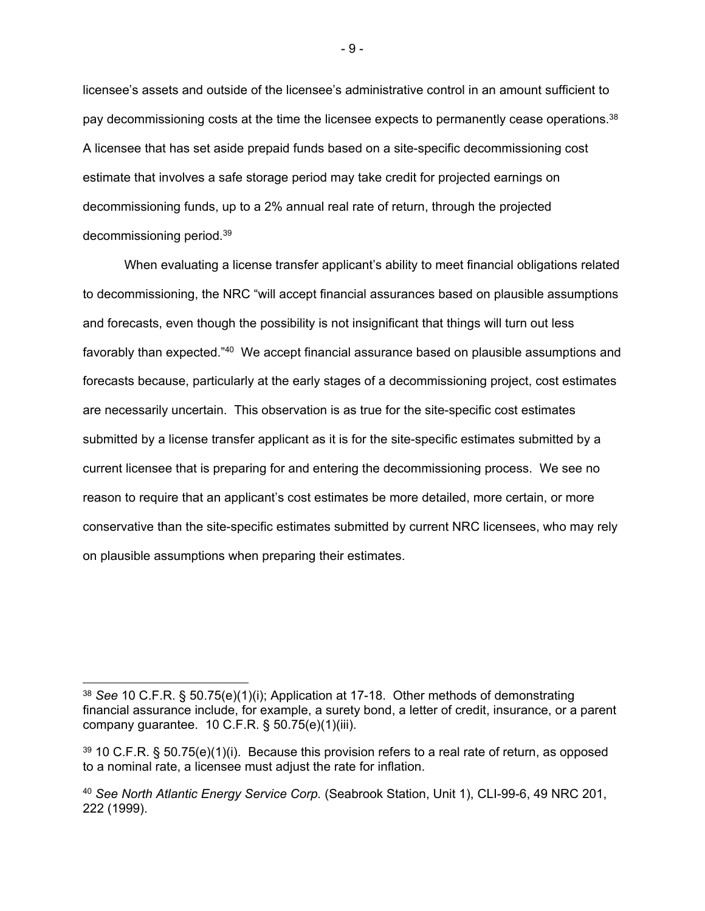licensee's assets and outside of the licensee's administrative control in an amount sufficient to pay decommissioning costs at the time the licensee expects to permanently cease operations.[38] A licensee that has set aside prepaid funds based on a site-specific decommissioning cost estimate that involves a safe storage period may take credit for projected earnings on decommissioning funds, up to a 2% annual real rate of return, through the projected decommissioning period.[39]

When evaluating a license transfer applicant's ability to meet financial obligations related to decommissioning, the NRC "will accept financial assurances based on plausible assumptions and forecasts, even though the possibility is not insignificant that things will turn out less favorably than expected."[40] We accept financial assurance based on plausible assumptions and forecasts because, particularly at the early stages of a decommissioning project, cost estimates are necessarily uncertain. This observation is as true for the site-specific cost estimates submitted by a license transfer applicant as it is for the site-specific estimates submitted by a current licensee that is preparing for and entering the decommissioning process. We see no reason to require that an applicant's cost estimates be more detailed, more certain, or more conservative than the site-specific estimates submitted by current NRC licensees, who may rely on plausible assumptions when preparing their estimates.

---

[38] *See* 10 C.F.R. § 50.75(e)(1)(i); Application at 17-18. Other methods of demonstrating financial assurance include, for example, a surety bond, a letter of credit, insurance, or a parent company guarantee. 10 C.F.R. § 50.75(e)(1)(iii).

[39] 10 C.F.R. § 50.75(e)(1)(i). Because this provision refers to a real rate of return, as opposed to a nominal rate, a licensee must adjust the rate for inflation.

[40] *See North Atlantic Energy Service Corp.* (Seabrook Station, Unit 1), CLI-99-6, 49 NRC 201, 222 (1999).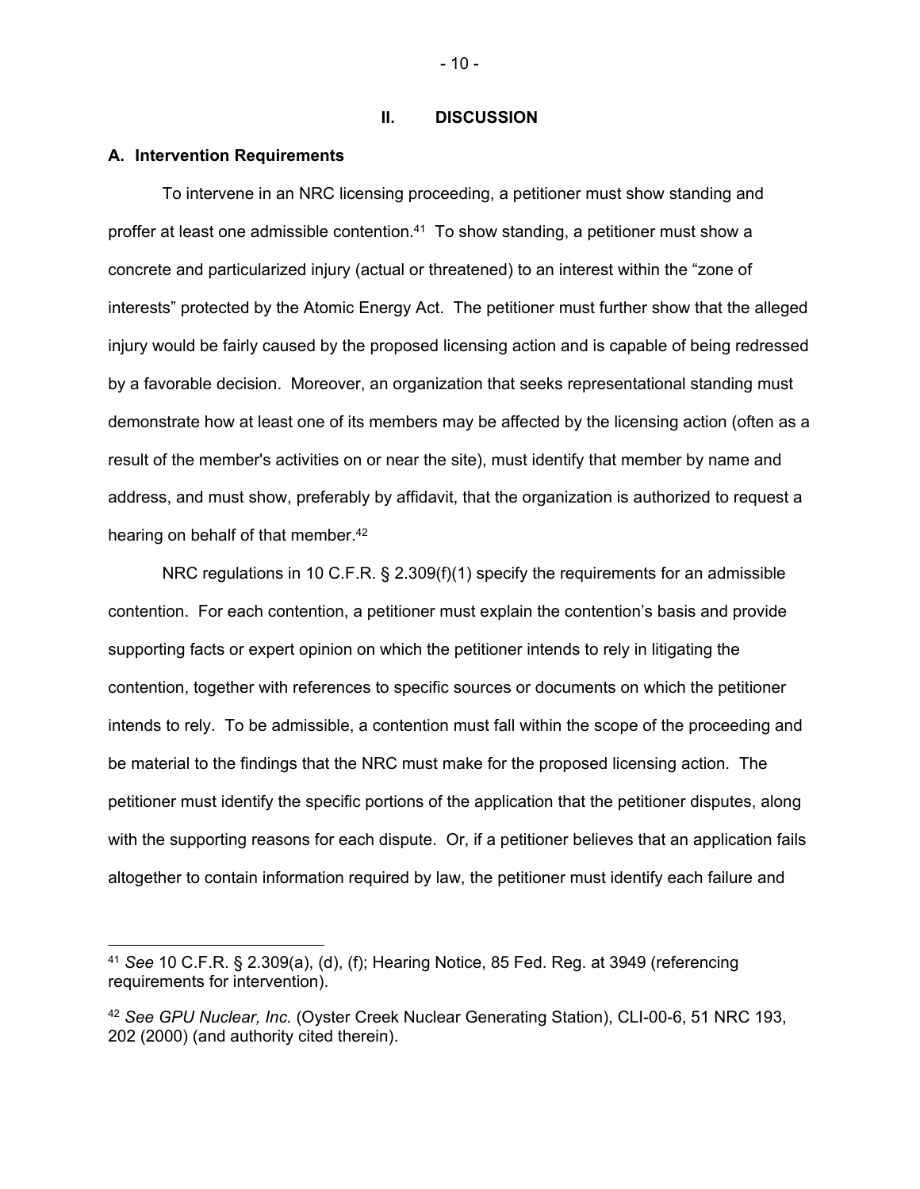## II. DISCUSSION

### A. Intervention Requirements

To intervene in an NRC licensing proceeding, a petitioner must show standing and proffer at least one admissible contention.[41] To show standing, a petitioner must show a concrete and particularized injury (actual or threatened) to an interest within the "zone of interests" protected by the Atomic Energy Act. The petitioner must further show that the alleged injury would be fairly caused by the proposed licensing action and is capable of being redressed by a favorable decision. Moreover, an organization that seeks representational standing must demonstrate how at least one of its members may be affected by the licensing action (often as a result of the member's activities on or near the site), must identify that member by name and address, and must show, preferably by affidavit, that the organization is authorized to request a hearing on behalf of that member.[42]

NRC regulations in 10 C.F.R. § 2.309(f)(1) specify the requirements for an admissible contention. For each contention, a petitioner must explain the contention's basis and provide supporting facts or expert opinion on which the petitioner intends to rely in litigating the contention, together with references to specific sources or documents on which the petitioner intends to rely. To be admissible, a contention must fall within the scope of the proceeding and be material to the findings that the NRC must make for the proposed licensing action. The petitioner must identify the specific portions of the application that the petitioner disputes, along with the supporting reasons for each dispute. Or, if a petitioner believes that an application fails altogether to contain information required by law, the petitioner must identify each failure and

---

[41] *See* 10 C.F.R. § 2.309(a), (d), (f); Hearing Notice, 85 Fed. Reg. at 3949 (referencing requirements for intervention).

[42] *See GPU Nuclear, Inc.* (Oyster Creek Nuclear Generating Station), CLI-00-6, 51 NRC 193, 202 (2000) (and authority cited therein).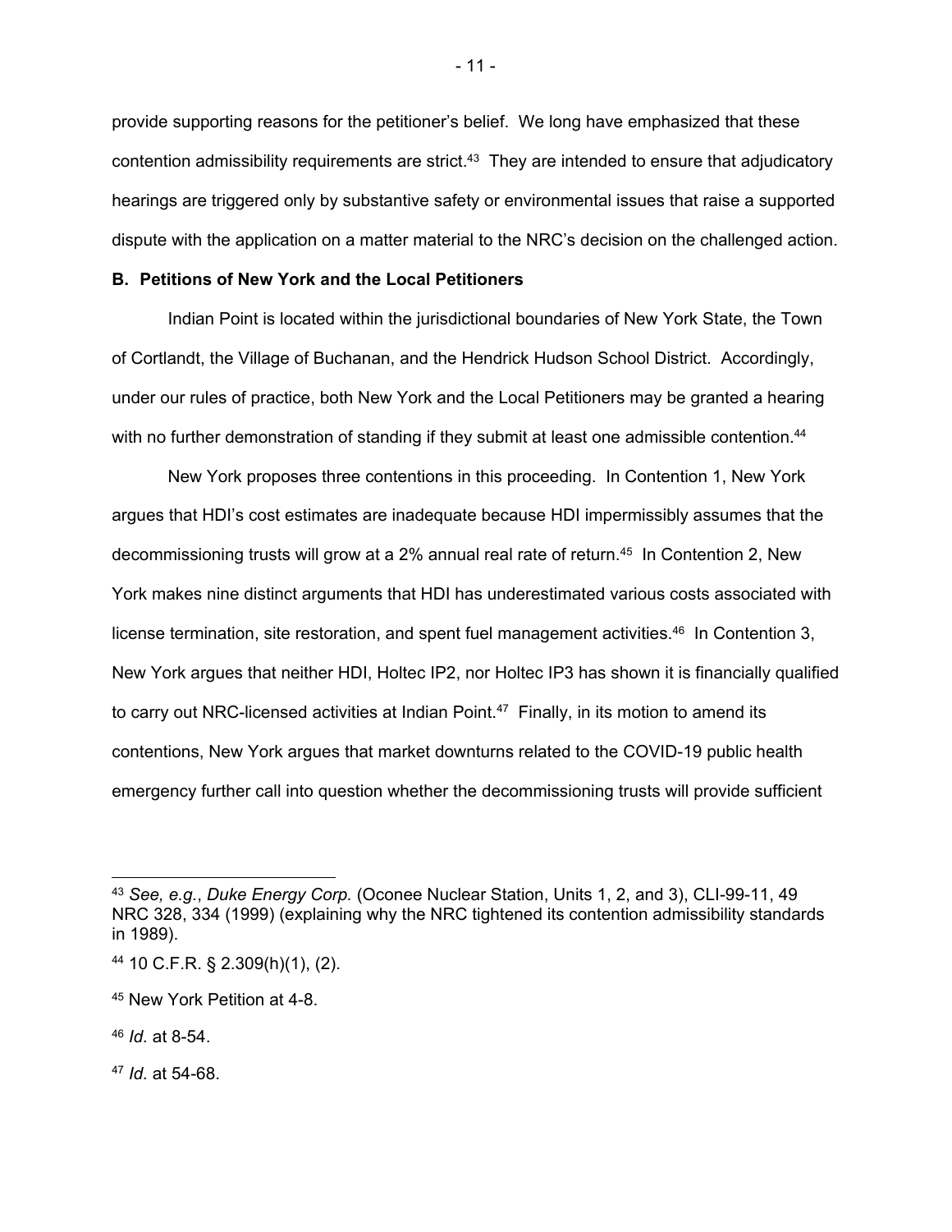provide supporting reasons for the petitioner's belief. We long have emphasized that these contention admissibility requirements are strict.[43] They are intended to ensure that adjudicatory hearings are triggered only by substantive safety or environmental issues that raise a supported dispute with the application on a matter material to the NRC's decision on the challenged action.

**B. Petitions of New York and the Local Petitioners**

Indian Point is located within the jurisdictional boundaries of New York State, the Town of Cortlandt, the Village of Buchanan, and the Hendrick Hudson School District. Accordingly, under our rules of practice, both New York and the Local Petitioners may be granted a hearing with no further demonstration of standing if they submit at least one admissible contention.[44]

New York proposes three contentions in this proceeding. In Contention 1, New York argues that HDI's cost estimates are inadequate because HDI impermissibly assumes that the decommissioning trusts will grow at a 2% annual real rate of return.[45] In Contention 2, New York makes nine distinct arguments that HDI has underestimated various costs associated with license termination, site restoration, and spent fuel management activities.[46] In Contention 3, New York argues that neither HDI, Holtec IP2, nor Holtec IP3 has shown it is financially qualified to carry out NRC-licensed activities at Indian Point.[47] Finally, in its motion to amend its contentions, New York argues that market downturns related to the COVID-19 public health emergency further call into question whether the decommissioning trusts will provide sufficient

---

[43] *See, e.g.*, *Duke Energy Corp.* (Oconee Nuclear Station, Units 1, 2, and 3), CLI-99-11, 49 NRC 328, 334 (1999) (explaining why the NRC tightened its contention admissibility standards in 1989).

[44] 10 C.F.R. § 2.309(h)(1), (2).

[45] New York Petition at 4-8.

[46] *Id.* at 8-54.

[47] *Id.* at 54-68.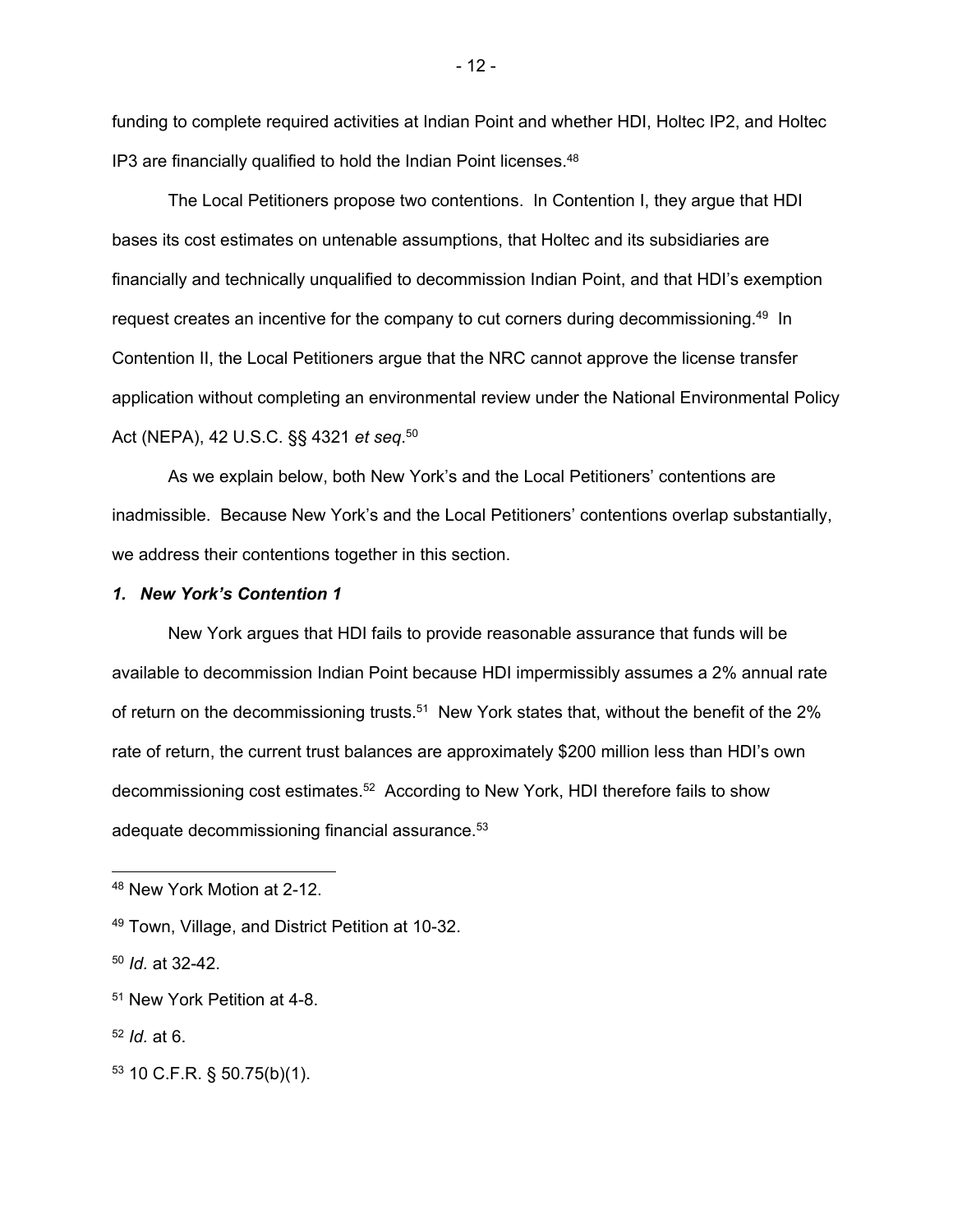funding to complete required activities at Indian Point and whether HDI, Holtec IP2, and Holtec IP3 are financially qualified to hold the Indian Point licenses.[48]

The Local Petitioners propose two contentions. In Contention I, they argue that HDI bases its cost estimates on untenable assumptions, that Holtec and its subsidiaries are financially and technically unqualified to decommission Indian Point, and that HDI's exemption request creates an incentive for the company to cut corners during decommissioning.[49] In Contention II, the Local Petitioners argue that the NRC cannot approve the license transfer application without completing an environmental review under the National Environmental Policy Act (NEPA), 42 U.S.C. §§ 4321 *et seq*.[50]

As we explain below, both New York's and the Local Petitioners' contentions are inadmissible. Because New York's and the Local Petitioners' contentions overlap substantially, we address their contentions together in this section.

***1. New York's Contention 1***

New York argues that HDI fails to provide reasonable assurance that funds will be available to decommission Indian Point because HDI impermissibly assumes a 2% annual rate of return on the decommissioning trusts.[51] New York states that, without the benefit of the 2% rate of return, the current trust balances are approximately $200 million less than HDI's own decommissioning cost estimates.[52] According to New York, HDI therefore fails to show adequate decommissioning financial assurance.[53]

---

[48] New York Motion at 2-12.

[49] Town, Village, and District Petition at 10-32.

[50] *Id.* at 32-42.

[51] New York Petition at 4-8.

[52] *Id.* at 6.

[53] 10 C.F.R. § 50.75(b)(1).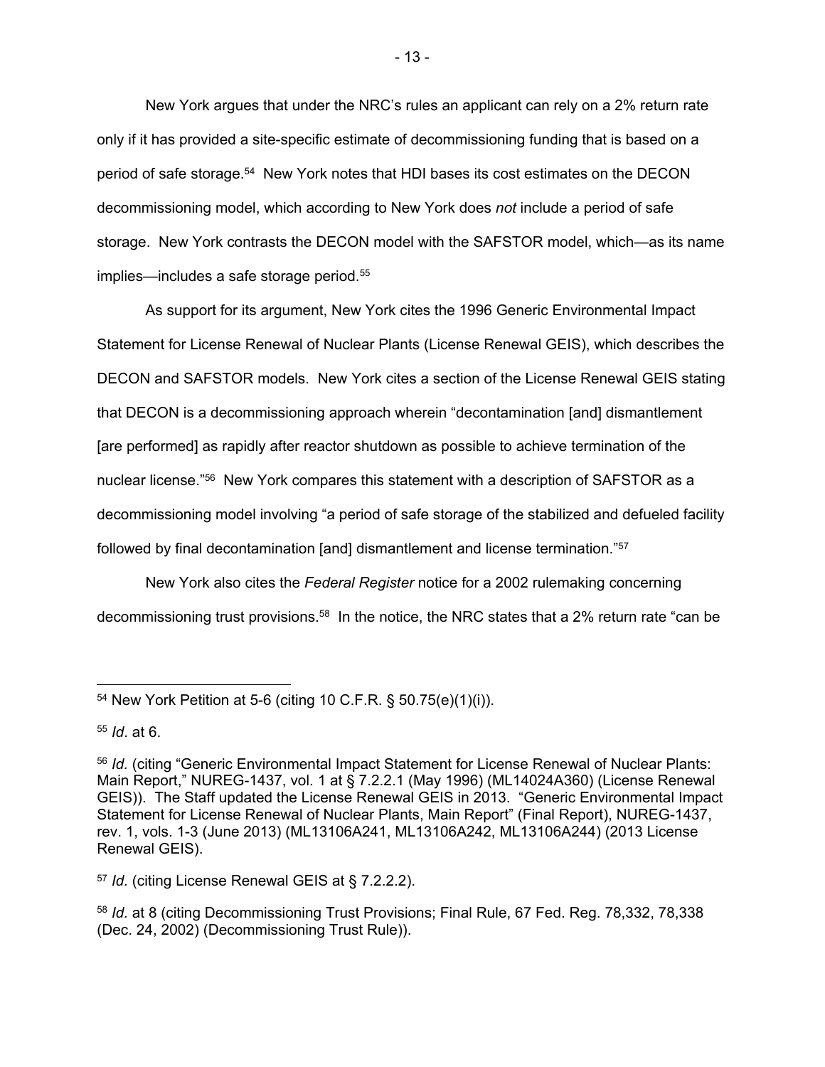New York argues that under the NRC's rules an applicant can rely on a 2% return rate only if it has provided a site-specific estimate of decommissioning funding that is based on a period of safe storage.[54] New York notes that HDI bases its cost estimates on the DECON decommissioning model, which according to New York does *not* include a period of safe storage. New York contrasts the DECON model with the SAFSTOR model, which—as its name implies—includes a safe storage period.[55]

As support for its argument, New York cites the 1996 Generic Environmental Impact Statement for License Renewal of Nuclear Plants (License Renewal GEIS), which describes the DECON and SAFSTOR models. New York cites a section of the License Renewal GEIS stating that DECON is a decommissioning approach wherein "decontamination [and] dismantlement [are performed] as rapidly after reactor shutdown as possible to achieve termination of the nuclear license."[56] New York compares this statement with a description of SAFSTOR as a decommissioning model involving "a period of safe storage of the stabilized and defueled facility followed by final decontamination [and] dismantlement and license termination."[57]

New York also cites the *Federal Register* notice for a 2002 rulemaking concerning decommissioning trust provisions.[58] In the notice, the NRC states that a 2% return rate "can be

---

[54] New York Petition at 5-6 (citing 10 C.F.R. § 50.75(e)(1)(i)).

[55] *Id*. at 6.

[56] *Id.* (citing "Generic Environmental Impact Statement for License Renewal of Nuclear Plants: Main Report," NUREG-1437, vol. 1 at § 7.2.2.1 (May 1996) (ML14024A360) (License Renewal GEIS)). The Staff updated the License Renewal GEIS in 2013. "Generic Environmental Impact Statement for License Renewal of Nuclear Plants, Main Report" (Final Report), NUREG-1437, rev. 1, vols. 1-3 (June 2013) (ML13106A241, ML13106A242, ML13106A244) (2013 License Renewal GEIS).

[57] *Id.* (citing License Renewal GEIS at § 7.2.2.2).

[58] *Id.* at 8 (citing Decommissioning Trust Provisions; Final Rule, 67 Fed. Reg. 78,332, 78,338 (Dec. 24, 2002) (Decommissioning Trust Rule)).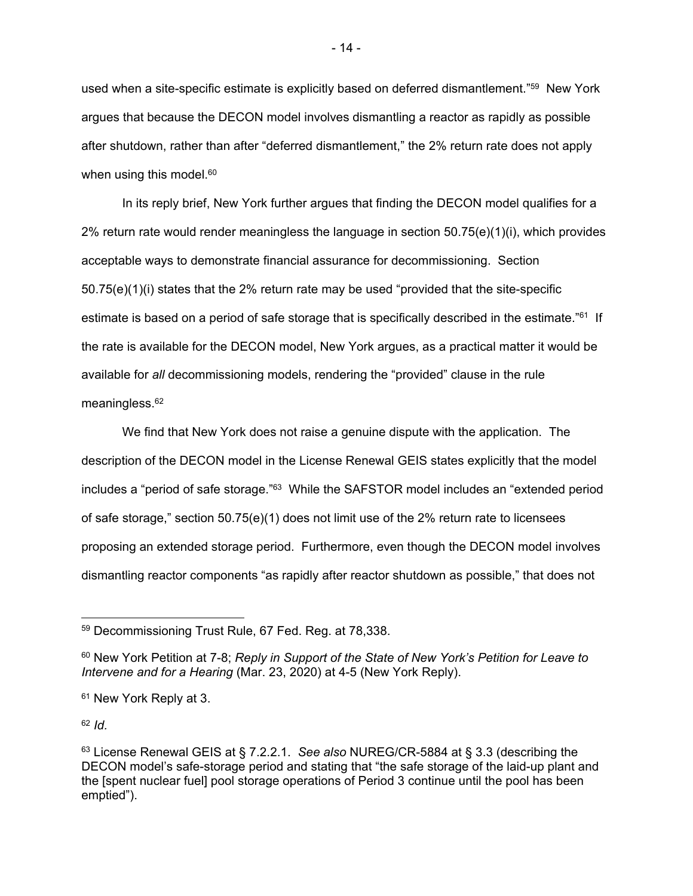used when a site-specific estimate is explicitly based on deferred dismantlement."[59] New York argues that because the DECON model involves dismantling a reactor as rapidly as possible after shutdown, rather than after "deferred dismantlement," the 2% return rate does not apply when using this model.[60]

In its reply brief, New York further argues that finding the DECON model qualifies for a 2% return rate would render meaningless the language in section 50.75(e)(1)(i), which provides acceptable ways to demonstrate financial assurance for decommissioning. Section 50.75(e)(1)(i) states that the 2% return rate may be used "provided that the site-specific estimate is based on a period of safe storage that is specifically described in the estimate."[61] If the rate is available for the DECON model, New York argues, as a practical matter it would be available for *all* decommissioning models, rendering the "provided" clause in the rule meaningless.[62]

We find that New York does not raise a genuine dispute with the application. The description of the DECON model in the License Renewal GEIS states explicitly that the model includes a "period of safe storage."[63] While the SAFSTOR model includes an "extended period of safe storage," section 50.75(e)(1) does not limit use of the 2% return rate to licensees proposing an extended storage period. Furthermore, even though the DECON model involves dismantling reactor components "as rapidly after reactor shutdown as possible," that does not

---

[59] Decommissioning Trust Rule, 67 Fed. Reg. at 78,338.

[60] New York Petition at 7-8; *Reply in Support of the State of New York's Petition for Leave to Intervene and for a Hearing* (Mar. 23, 2020) at 4-5 (New York Reply).

[61] New York Reply at 3.

[62] *Id.*

[63] License Renewal GEIS at § 7.2.2.1. *See also* NUREG/CR-5884 at § 3.3 (describing the DECON model's safe-storage period and stating that "the safe storage of the laid-up plant and the [spent nuclear fuel] pool storage operations of Period 3 continue until the pool has been emptied").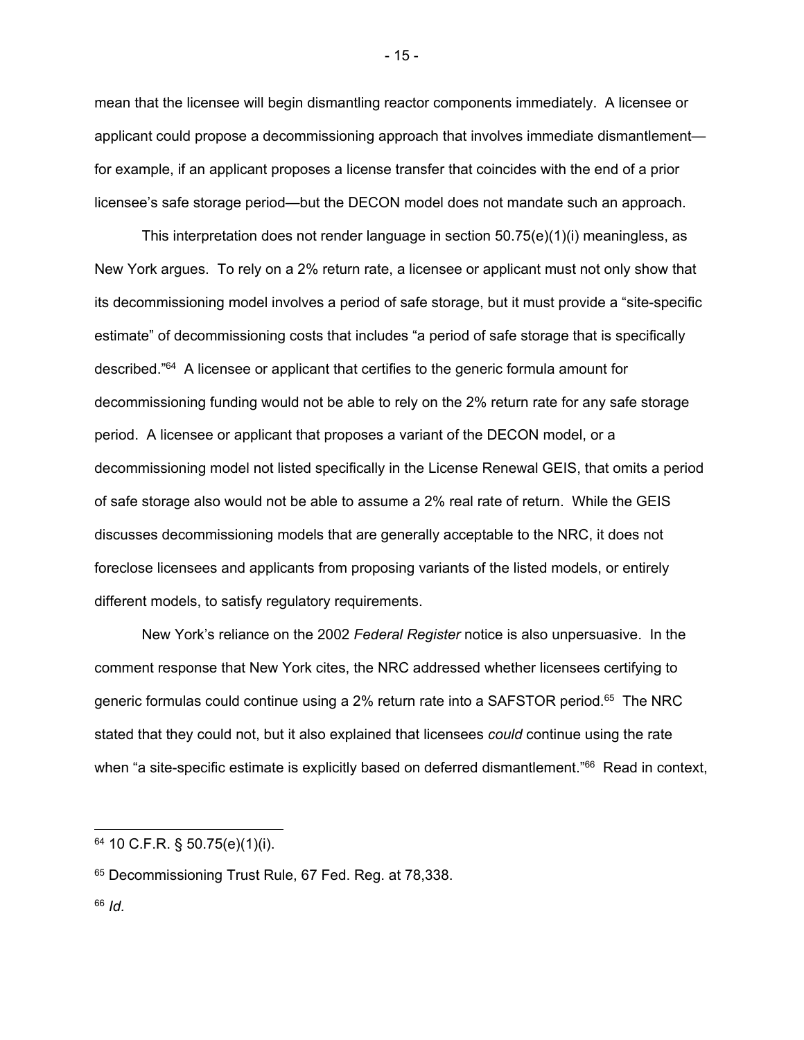mean that the licensee will begin dismantling reactor components immediately. A licensee or applicant could propose a decommissioning approach that involves immediate dismantlement—for example, if an applicant proposes a license transfer that coincides with the end of a prior licensee's safe storage period—but the DECON model does not mandate such an approach.

This interpretation does not render language in section 50.75(e)(1)(i) meaningless, as New York argues. To rely on a 2% return rate, a licensee or applicant must not only show that its decommissioning model involves a period of safe storage, but it must provide a "site-specific estimate" of decommissioning costs that includes "a period of safe storage that is specifically described."[64] A licensee or applicant that certifies to the generic formula amount for decommissioning funding would not be able to rely on the 2% return rate for any safe storage period. A licensee or applicant that proposes a variant of the DECON model, or a decommissioning model not listed specifically in the License Renewal GEIS, that omits a period of safe storage also would not be able to assume a 2% real rate of return. While the GEIS discusses decommissioning models that are generally acceptable to the NRC, it does not foreclose licensees and applicants from proposing variants of the listed models, or entirely different models, to satisfy regulatory requirements.

New York's reliance on the 2002 *Federal Register* notice is also unpersuasive. In the comment response that New York cites, the NRC addressed whether licensees certifying to generic formulas could continue using a 2% return rate into a SAFSTOR period.[65] The NRC stated that they could not, but it also explained that licensees *could* continue using the rate when "a site-specific estimate is explicitly based on deferred dismantlement."[66] Read in context,

---

[64] 10 C.F.R. § 50.75(e)(1)(i).

[65] Decommissioning Trust Rule, 67 Fed. Reg. at 78,338.

[66] *Id*.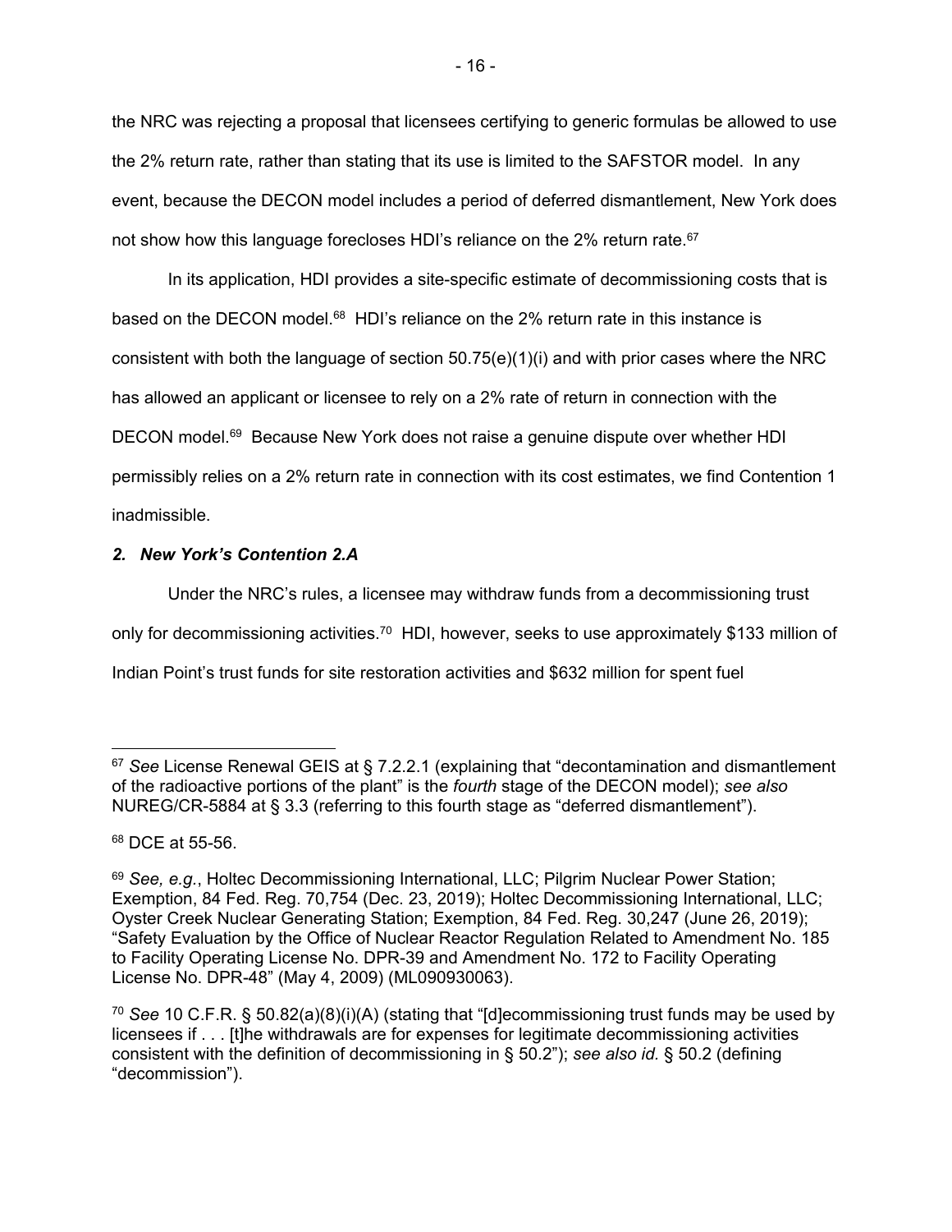the NRC was rejecting a proposal that licensees certifying to generic formulas be allowed to use the 2% return rate, rather than stating that its use is limited to the SAFSTOR model. In any event, because the DECON model includes a period of deferred dismantlement, New York does not show how this language forecloses HDI's reliance on the 2% return rate.[67]

In its application, HDI provides a site-specific estimate of decommissioning costs that is based on the DECON model.[68] HDI's reliance on the 2% return rate in this instance is consistent with both the language of section 50.75(e)(1)(i) and with prior cases where the NRC has allowed an applicant or licensee to rely on a 2% rate of return in connection with the DECON model.[69] Because New York does not raise a genuine dispute over whether HDI permissibly relies on a 2% return rate in connection with its cost estimates, we find Contention 1 inadmissible.

### *2. New York's Contention 2.A*

Under the NRC's rules, a licensee may withdraw funds from a decommissioning trust only for decommissioning activities.[70] HDI, however, seeks to use approximately $133 million of Indian Point's trust funds for site restoration activities and $632 million for spent fuel

---

[67] *See* License Renewal GEIS at § 7.2.2.1 (explaining that "decontamination and dismantlement of the radioactive portions of the plant" is the *fourth* stage of the DECON model); *see also* NUREG/CR-5884 at § 3.3 (referring to this fourth stage as "deferred dismantlement").

[68] DCE at 55-56.

[69] *See, e.g.*, Holtec Decommissioning International, LLC; Pilgrim Nuclear Power Station; Exemption, 84 Fed. Reg. 70,754 (Dec. 23, 2019); Holtec Decommissioning International, LLC; Oyster Creek Nuclear Generating Station; Exemption, 84 Fed. Reg. 30,247 (June 26, 2019); "Safety Evaluation by the Office of Nuclear Reactor Regulation Related to Amendment No. 185 to Facility Operating License No. DPR-39 and Amendment No. 172 to Facility Operating License No. DPR-48" (May 4, 2009) (ML090930063).

[70] *See* 10 C.F.R. § 50.82(a)(8)(i)(A) (stating that "[d]ecommissioning trust funds may be used by licensees if . . . [t]he withdrawals are for expenses for legitimate decommissioning activities consistent with the definition of decommissioning in § 50.2"); *see also id.* § 50.2 (defining "decommission").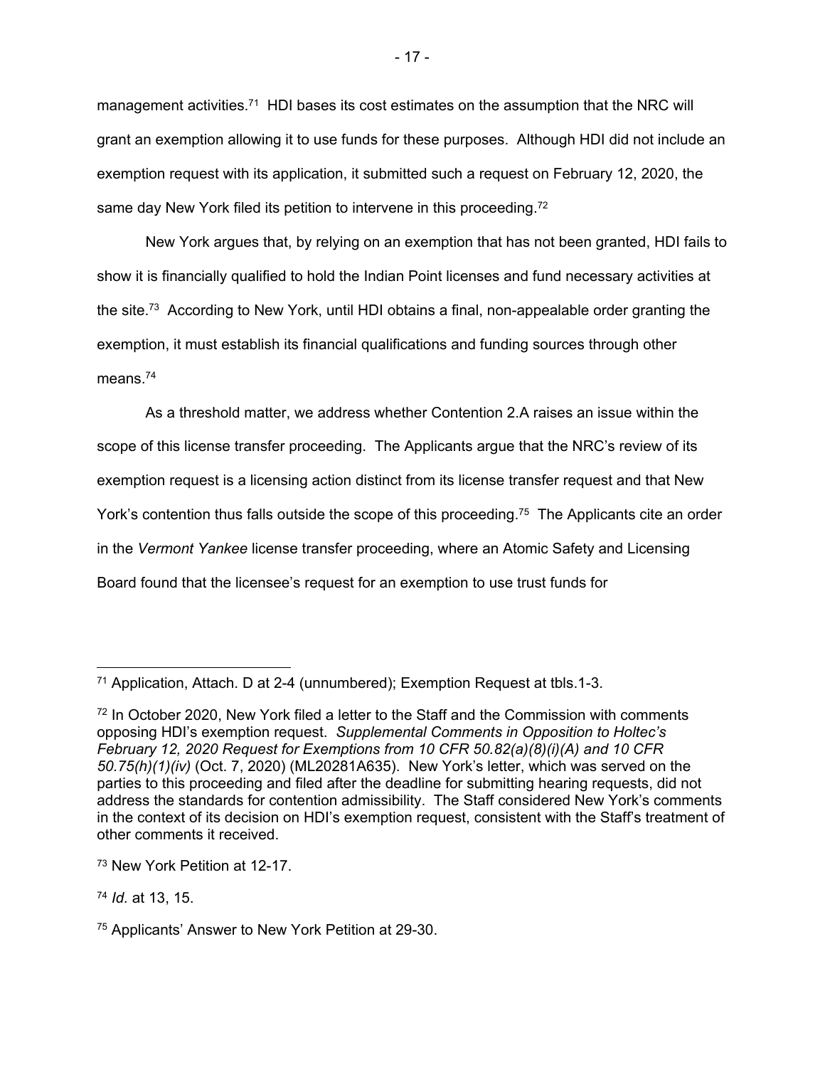management activities.[71] HDI bases its cost estimates on the assumption that the NRC will grant an exemption allowing it to use funds for these purposes. Although HDI did not include an exemption request with its application, it submitted such a request on February 12, 2020, the same day New York filed its petition to intervene in this proceeding.[72]

New York argues that, by relying on an exemption that has not been granted, HDI fails to show it is financially qualified to hold the Indian Point licenses and fund necessary activities at the site.[73] According to New York, until HDI obtains a final, non-appealable order granting the exemption, it must establish its financial qualifications and funding sources through other means.[74]

As a threshold matter, we address whether Contention 2.A raises an issue within the scope of this license transfer proceeding. The Applicants argue that the NRC's review of its exemption request is a licensing action distinct from its license transfer request and that New York's contention thus falls outside the scope of this proceeding.[75] The Applicants cite an order in the *Vermont Yankee* license transfer proceeding, where an Atomic Safety and Licensing Board found that the licensee's request for an exemption to use trust funds for

---

[71] Application, Attach. D at 2-4 (unnumbered); Exemption Request at tbls.1-3.

[72] In October 2020, New York filed a letter to the Staff and the Commission with comments opposing HDI's exemption request. *Supplemental Comments in Opposition to Holtec's February 12, 2020 Request for Exemptions from 10 CFR 50.82(a)(8)(i)(A) and 10 CFR 50.75(h)(1)(iv)* (Oct. 7, 2020) (ML20281A635). New York's letter, which was served on the parties to this proceeding and filed after the deadline for submitting hearing requests, did not address the standards for contention admissibility. The Staff considered New York's comments in the context of its decision on HDI's exemption request, consistent with the Staff's treatment of other comments it received.

[73] New York Petition at 12-17.

[74] *Id.* at 13, 15.

[75] Applicants' Answer to New York Petition at 29-30.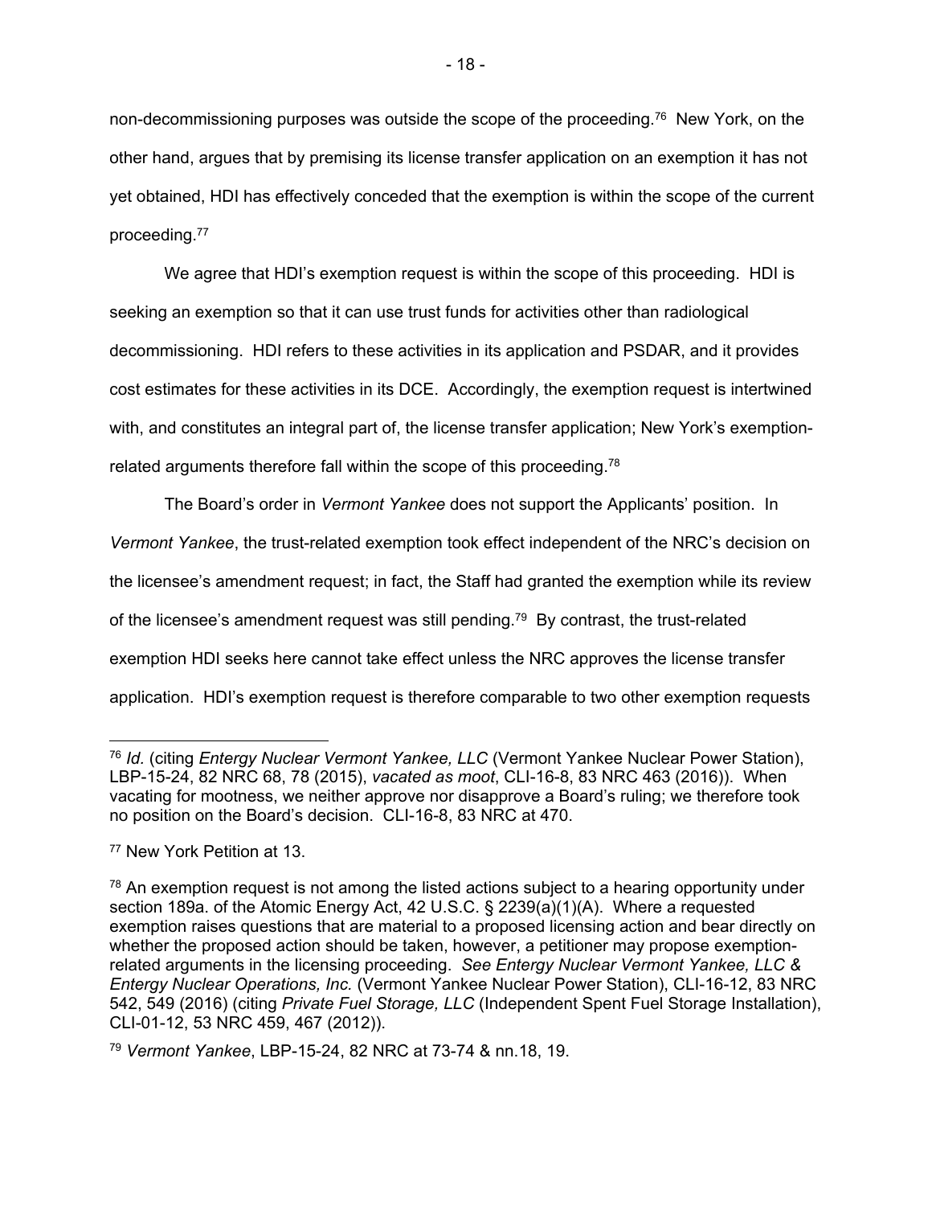non-decommissioning purposes was outside the scope of the proceeding.[76] New York, on the other hand, argues that by premising its license transfer application on an exemption it has not yet obtained, HDI has effectively conceded that the exemption is within the scope of the current proceeding.[77]

We agree that HDI's exemption request is within the scope of this proceeding. HDI is seeking an exemption so that it can use trust funds for activities other than radiological decommissioning. HDI refers to these activities in its application and PSDAR, and it provides cost estimates for these activities in its DCE. Accordingly, the exemption request is intertwined with, and constitutes an integral part of, the license transfer application; New York's exemption-related arguments therefore fall within the scope of this proceeding.[78]

The Board's order in *Vermont Yankee* does not support the Applicants' position. In *Vermont Yankee*, the trust-related exemption took effect independent of the NRC's decision on the licensee's amendment request; in fact, the Staff had granted the exemption while its review of the licensee's amendment request was still pending.[79] By contrast, the trust-related exemption HDI seeks here cannot take effect unless the NRC approves the license transfer application. HDI's exemption request is therefore comparable to two other exemption requests

---

[76] *Id.* (citing *Entergy Nuclear Vermont Yankee, LLC* (Vermont Yankee Nuclear Power Station), LBP-15-24, 82 NRC 68, 78 (2015), *vacated as moot*, CLI-16-8, 83 NRC 463 (2016)). When vacating for mootness, we neither approve nor disapprove a Board's ruling; we therefore took no position on the Board's decision. CLI-16-8, 83 NRC at 470.

[77] New York Petition at 13.

[78] An exemption request is not among the listed actions subject to a hearing opportunity under section 189a. of the Atomic Energy Act, 42 U.S.C. § 2239(a)(1)(A). Where a requested exemption raises questions that are material to a proposed licensing action and bear directly on whether the proposed action should be taken, however, a petitioner may propose exemption-related arguments in the licensing proceeding. *See Entergy Nuclear Vermont Yankee, LLC & Entergy Nuclear Operations, Inc.* (Vermont Yankee Nuclear Power Station), CLI-16-12, 83 NRC 542, 549 (2016) (citing *Private Fuel Storage, LLC* (Independent Spent Fuel Storage Installation), CLI-01-12, 53 NRC 459, 467 (2012)).

[79] *Vermont Yankee*, LBP-15-24, 82 NRC at 73-74 & nn.18, 19.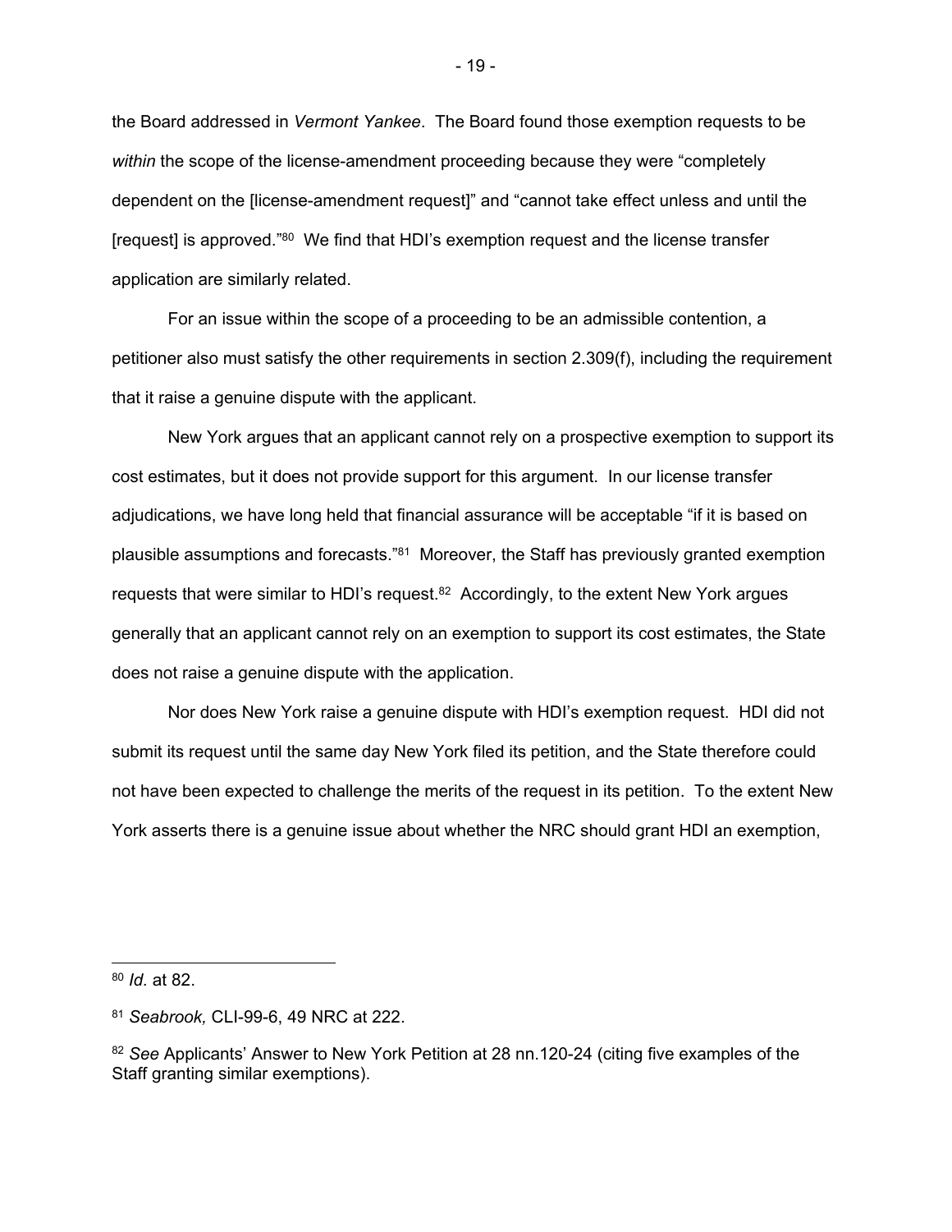the Board addressed in *Vermont Yankee*. The Board found those exemption requests to be *within* the scope of the license-amendment proceeding because they were "completely dependent on the [license-amendment request]" and "cannot take effect unless and until the [request] is approved."[80] We find that HDI's exemption request and the license transfer application are similarly related.

For an issue within the scope of a proceeding to be an admissible contention, a petitioner also must satisfy the other requirements in section 2.309(f), including the requirement that it raise a genuine dispute with the applicant.

New York argues that an applicant cannot rely on a prospective exemption to support its cost estimates, but it does not provide support for this argument. In our license transfer adjudications, we have long held that financial assurance will be acceptable "if it is based on plausible assumptions and forecasts."[81] Moreover, the Staff has previously granted exemption requests that were similar to HDI's request.[82] Accordingly, to the extent New York argues generally that an applicant cannot rely on an exemption to support its cost estimates, the State does not raise a genuine dispute with the application.

Nor does New York raise a genuine dispute with HDI's exemption request. HDI did not submit its request until the same day New York filed its petition, and the State therefore could not have been expected to challenge the merits of the request in its petition. To the extent New York asserts there is a genuine issue about whether the NRC should grant HDI an exemption,

---

[80] *Id.* at 82.

[81] *Seabrook,* CLI-99-6, 49 NRC at 222.

[82] *See* Applicants' Answer to New York Petition at 28 nn.120-24 (citing five examples of the Staff granting similar exemptions).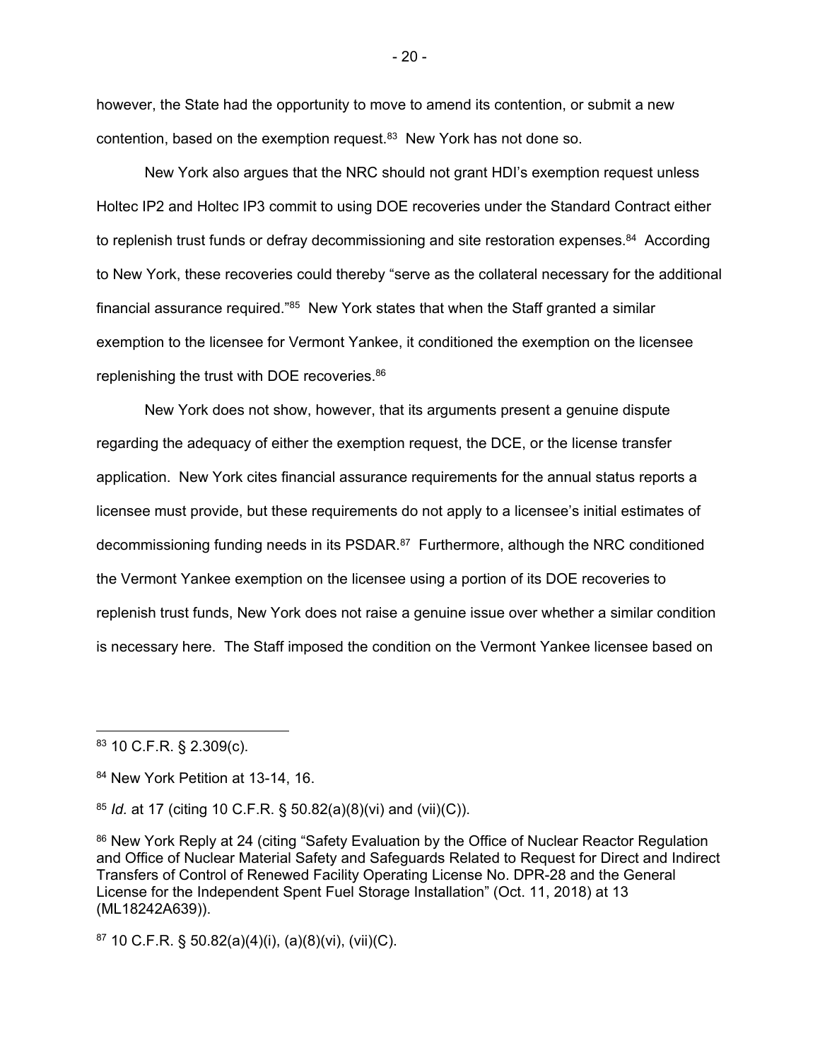however, the State had the opportunity to move to amend its contention, or submit a new contention, based on the exemption request.[83] New York has not done so.

New York also argues that the NRC should not grant HDI's exemption request unless Holtec IP2 and Holtec IP3 commit to using DOE recoveries under the Standard Contract either to replenish trust funds or defray decommissioning and site restoration expenses.[84] According to New York, these recoveries could thereby "serve as the collateral necessary for the additional financial assurance required."[85] New York states that when the Staff granted a similar exemption to the licensee for Vermont Yankee, it conditioned the exemption on the licensee replenishing the trust with DOE recoveries.[86]

New York does not show, however, that its arguments present a genuine dispute regarding the adequacy of either the exemption request, the DCE, or the license transfer application. New York cites financial assurance requirements for the annual status reports a licensee must provide, but these requirements do not apply to a licensee's initial estimates of decommissioning funding needs in its PSDAR.[87] Furthermore, although the NRC conditioned the Vermont Yankee exemption on the licensee using a portion of its DOE recoveries to replenish trust funds, New York does not raise a genuine issue over whether a similar condition is necessary here. The Staff imposed the condition on the Vermont Yankee licensee based on

---

[83] 10 C.F.R. § 2.309(c).

[84] New York Petition at 13-14, 16.

[85] *Id.* at 17 (citing 10 C.F.R. § 50.82(a)(8)(vi) and (vii)(C)).

[86] New York Reply at 24 (citing "Safety Evaluation by the Office of Nuclear Reactor Regulation and Office of Nuclear Material Safety and Safeguards Related to Request for Direct and Indirect Transfers of Control of Renewed Facility Operating License No. DPR-28 and the General License for the Independent Spent Fuel Storage Installation" (Oct. 11, 2018) at 13 (ML18242A639)).

[87] 10 C.F.R. § 50.82(a)(4)(i), (a)(8)(vi), (vii)(C).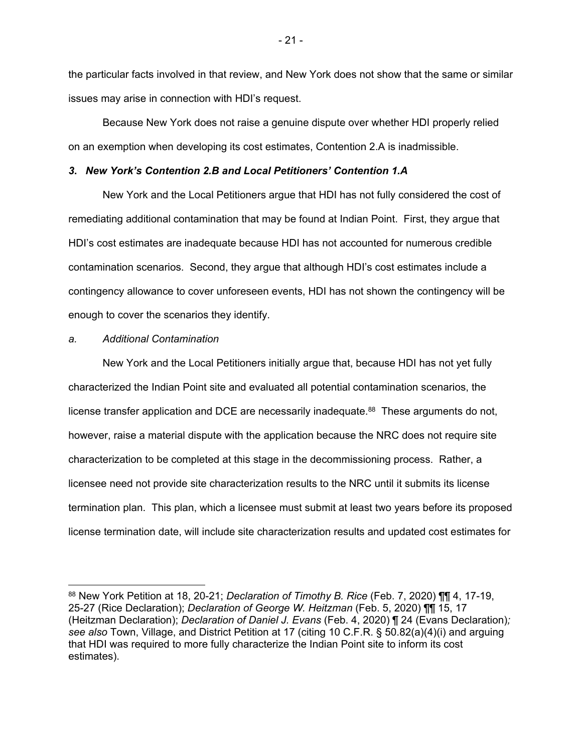the particular facts involved in that review, and New York does not show that the same or similar issues may arise in connection with HDI's request.

Because New York does not raise a genuine dispute over whether HDI properly relied on an exemption when developing its cost estimates, Contention 2.A is inadmissible.

### *3. New York's Contention 2.B and Local Petitioners' Contention 1.A*

New York and the Local Petitioners argue that HDI has not fully considered the cost of remediating additional contamination that may be found at Indian Point. First, they argue that HDI's cost estimates are inadequate because HDI has not accounted for numerous credible contamination scenarios. Second, they argue that although HDI's cost estimates include a contingency allowance to cover unforeseen events, HDI has not shown the contingency will be enough to cover the scenarios they identify.

*a. Additional Contamination*

New York and the Local Petitioners initially argue that, because HDI has not yet fully characterized the Indian Point site and evaluated all potential contamination scenarios, the license transfer application and DCE are necessarily inadequate.[88] These arguments do not, however, raise a material dispute with the application because the NRC does not require site characterization to be completed at this stage in the decommissioning process. Rather, a licensee need not provide site characterization results to the NRC until it submits its license termination plan. This plan, which a licensee must submit at least two years before its proposed license termination date, will include site characterization results and updated cost estimates for

---

[88] New York Petition at 18, 20-21; *Declaration of Timothy B. Rice* (Feb. 7, 2020) ¶¶ 4, 17-19, 25-27 (Rice Declaration); *Declaration of George W. Heitzman* (Feb. 5, 2020) ¶¶ 15, 17 (Heitzman Declaration); *Declaration of Daniel J. Evans* (Feb. 4, 2020) ¶ 24 (Evans Declaration)*; see also* Town, Village, and District Petition at 17 (citing 10 C.F.R. § 50.82(a)(4)(i) and arguing that HDI was required to more fully characterize the Indian Point site to inform its cost estimates).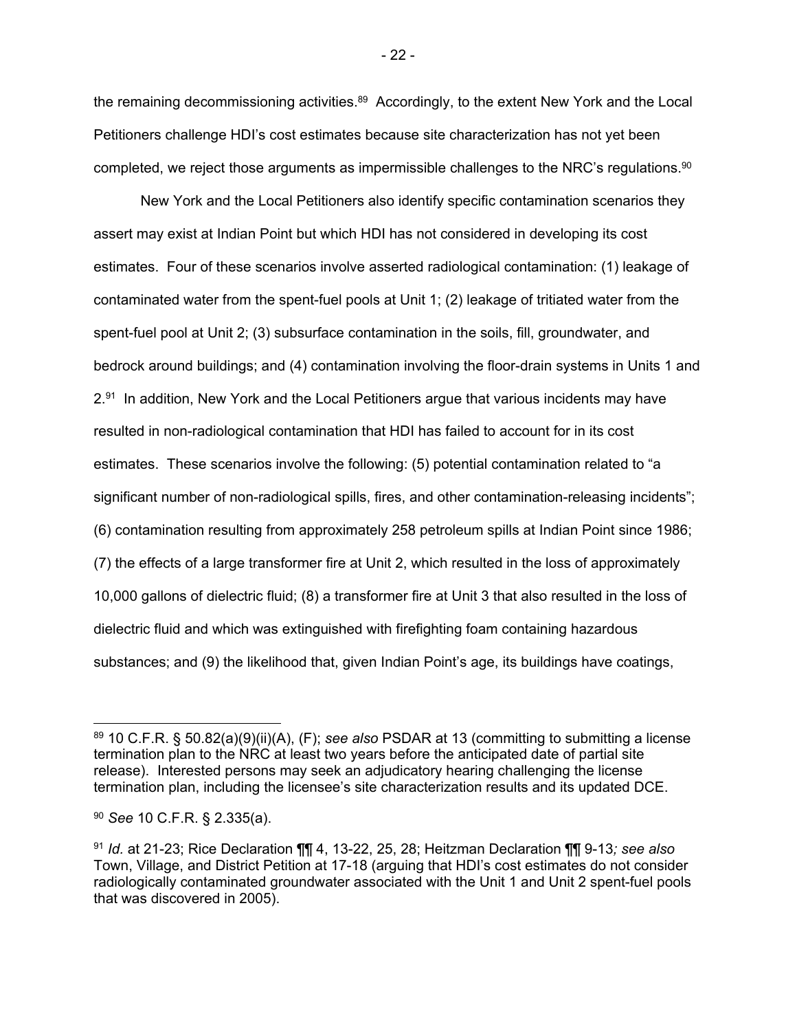the remaining decommissioning activities.[89] Accordingly, to the extent New York and the Local Petitioners challenge HDI's cost estimates because site characterization has not yet been completed, we reject those arguments as impermissible challenges to the NRC's regulations.[90]

New York and the Local Petitioners also identify specific contamination scenarios they assert may exist at Indian Point but which HDI has not considered in developing its cost estimates. Four of these scenarios involve asserted radiological contamination: (1) leakage of contaminated water from the spent-fuel pools at Unit 1; (2) leakage of tritiated water from the spent-fuel pool at Unit 2; (3) subsurface contamination in the soils, fill, groundwater, and bedrock around buildings; and (4) contamination involving the floor-drain systems in Units 1 and 2.[91] In addition, New York and the Local Petitioners argue that various incidents may have resulted in non-radiological contamination that HDI has failed to account for in its cost estimates. These scenarios involve the following: (5) potential contamination related to "a significant number of non-radiological spills, fires, and other contamination-releasing incidents"; (6) contamination resulting from approximately 258 petroleum spills at Indian Point since 1986; (7) the effects of a large transformer fire at Unit 2, which resulted in the loss of approximately 10,000 gallons of dielectric fluid; (8) a transformer fire at Unit 3 that also resulted in the loss of dielectric fluid and which was extinguished with firefighting foam containing hazardous substances; and (9) the likelihood that, given Indian Point's age, its buildings have coatings,

---

[89] 10 C.F.R. § 50.82(a)(9)(ii)(A), (F); *see also* PSDAR at 13 (committing to submitting a license termination plan to the NRC at least two years before the anticipated date of partial site release). Interested persons may seek an adjudicatory hearing challenging the license termination plan, including the licensee's site characterization results and its updated DCE.

[90] *See* 10 C.F.R. § 2.335(a).

[91] *Id.* at 21-23; Rice Declaration ¶¶ 4, 13-22, 25, 28; Heitzman Declaration ¶¶ 9-13*; see also* Town, Village, and District Petition at 17-18 (arguing that HDI's cost estimates do not consider radiologically contaminated groundwater associated with the Unit 1 and Unit 2 spent-fuel pools that was discovered in 2005).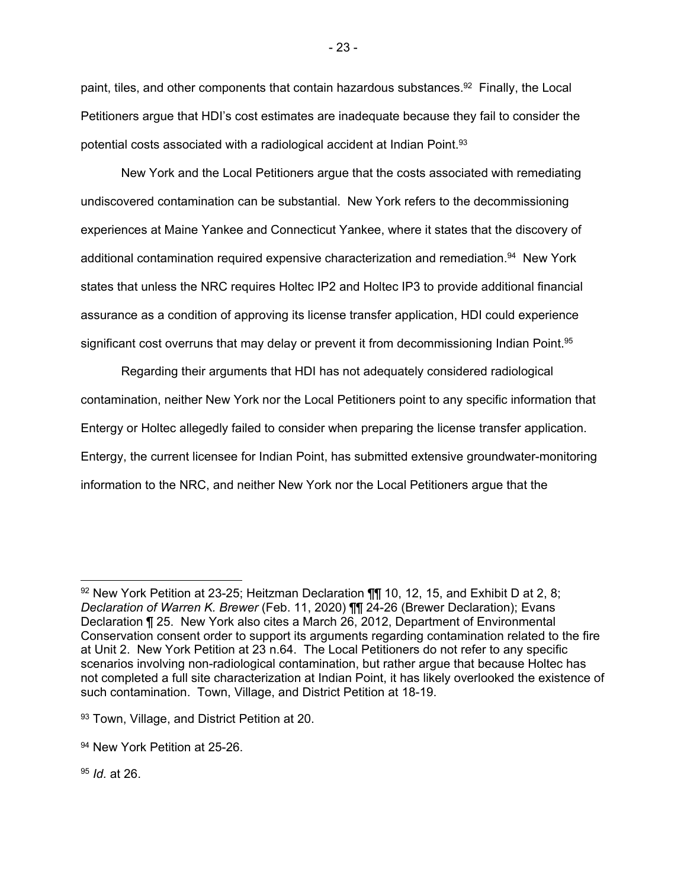paint, tiles, and other components that contain hazardous substances.[92] Finally, the Local Petitioners argue that HDI's cost estimates are inadequate because they fail to consider the potential costs associated with a radiological accident at Indian Point.[93]

New York and the Local Petitioners argue that the costs associated with remediating undiscovered contamination can be substantial. New York refers to the decommissioning experiences at Maine Yankee and Connecticut Yankee, where it states that the discovery of additional contamination required expensive characterization and remediation.[94] New York states that unless the NRC requires Holtec IP2 and Holtec IP3 to provide additional financial assurance as a condition of approving its license transfer application, HDI could experience significant cost overruns that may delay or prevent it from decommissioning Indian Point.[95]

Regarding their arguments that HDI has not adequately considered radiological contamination, neither New York nor the Local Petitioners point to any specific information that Entergy or Holtec allegedly failed to consider when preparing the license transfer application. Entergy, the current licensee for Indian Point, has submitted extensive groundwater-monitoring information to the NRC, and neither New York nor the Local Petitioners argue that the

---

[92] New York Petition at 23-25; Heitzman Declaration ¶¶ 10, 12, 15, and Exhibit D at 2, 8; *Declaration of Warren K. Brewer* (Feb. 11, 2020) ¶¶ 24-26 (Brewer Declaration); Evans Declaration ¶ 25. New York also cites a March 26, 2012, Department of Environmental Conservation consent order to support its arguments regarding contamination related to the fire at Unit 2. New York Petition at 23 n.64. The Local Petitioners do not refer to any specific scenarios involving non-radiological contamination, but rather argue that because Holtec has not completed a full site characterization at Indian Point, it has likely overlooked the existence of such contamination. Town, Village, and District Petition at 18-19.

[93] Town, Village, and District Petition at 20.

[94] New York Petition at 25-26.

[95] *Id*. at 26.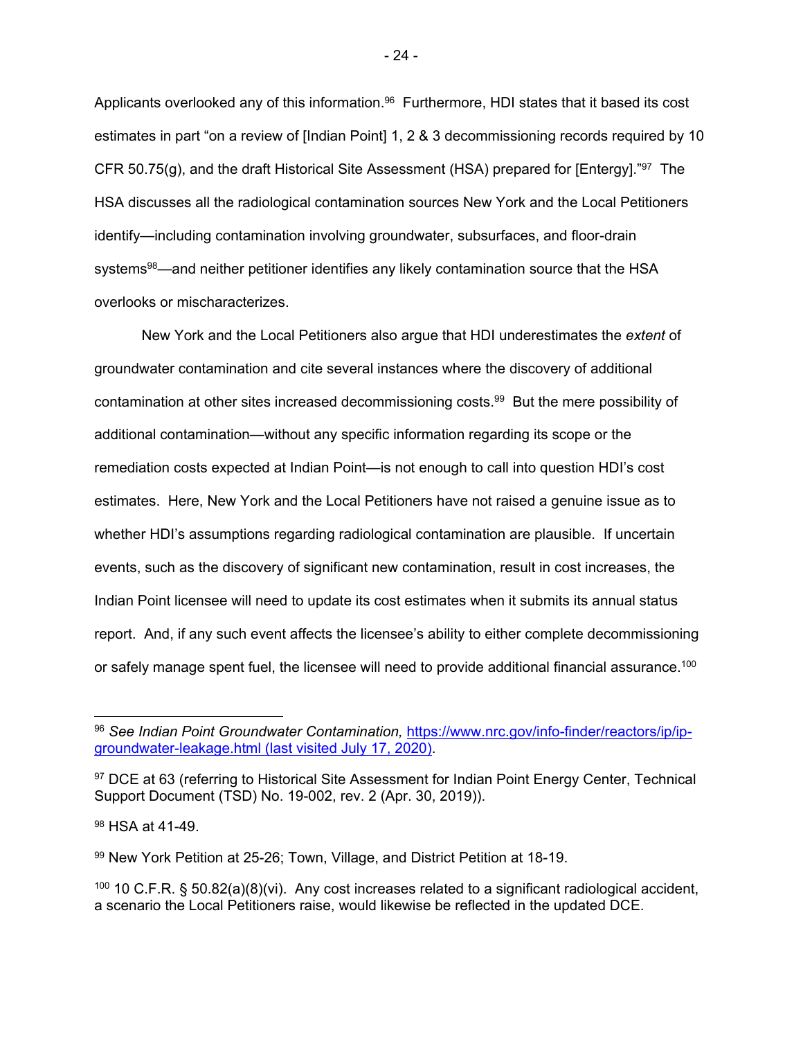Applicants overlooked any of this information.[96] Furthermore, HDI states that it based its cost estimates in part "on a review of [Indian Point] 1, 2 & 3 decommissioning records required by 10 CFR 50.75(g), and the draft Historical Site Assessment (HSA) prepared for [Entergy]."[97] The HSA discusses all the radiological contamination sources New York and the Local Petitioners identify—including contamination involving groundwater, subsurfaces, and floor-drain systems[98]—and neither petitioner identifies any likely contamination source that the HSA overlooks or mischaracterizes.

New York and the Local Petitioners also argue that HDI underestimates the *extent* of groundwater contamination and cite several instances where the discovery of additional contamination at other sites increased decommissioning costs.[99] But the mere possibility of additional contamination—without any specific information regarding its scope or the remediation costs expected at Indian Point—is not enough to call into question HDI's cost estimates. Here, New York and the Local Petitioners have not raised a genuine issue as to whether HDI's assumptions regarding radiological contamination are plausible. If uncertain events, such as the discovery of significant new contamination, result in cost increases, the Indian Point licensee will need to update its cost estimates when it submits its annual status report. And, if any such event affects the licensee's ability to either complete decommissioning or safely manage spent fuel, the licensee will need to provide additional financial assurance.[100]

---

[96] *See Indian Point Groundwater Contamination,* https://www.nrc.gov/info-finder/reactors/ip/ip-groundwater-leakage.html (last visited July 17, 2020).

[97] DCE at 63 (referring to Historical Site Assessment for Indian Point Energy Center, Technical Support Document (TSD) No. 19-002, rev. 2 (Apr. 30, 2019)).

[98] HSA at 41-49.

[99] New York Petition at 25-26; Town, Village, and District Petition at 18-19.

[100] 10 C.F.R. § 50.82(a)(8)(vi). Any cost increases related to a significant radiological accident, a scenario the Local Petitioners raise, would likewise be reflected in the updated DCE.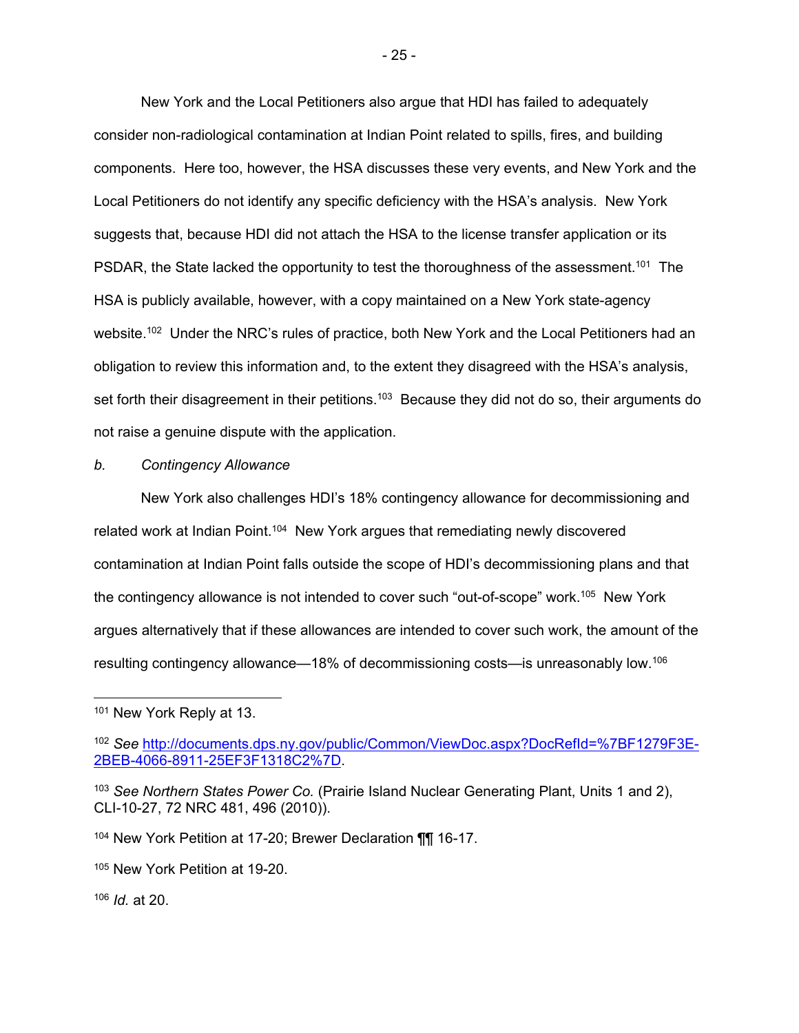New York and the Local Petitioners also argue that HDI has failed to adequately consider non-radiological contamination at Indian Point related to spills, fires, and building components. Here too, however, the HSA discusses these very events, and New York and the Local Petitioners do not identify any specific deficiency with the HSA's analysis. New York suggests that, because HDI did not attach the HSA to the license transfer application or its PSDAR, the State lacked the opportunity to test the thoroughness of the assessment.[101] The HSA is publicly available, however, with a copy maintained on a New York state-agency website.[102] Under the NRC's rules of practice, both New York and the Local Petitioners had an obligation to review this information and, to the extent they disagreed with the HSA's analysis, set forth their disagreement in their petitions.[103] Because they did not do so, their arguments do not raise a genuine dispute with the application.

*b. Contingency Allowance*

New York also challenges HDI's 18% contingency allowance for decommissioning and related work at Indian Point.[104] New York argues that remediating newly discovered contamination at Indian Point falls outside the scope of HDI's decommissioning plans and that the contingency allowance is not intended to cover such "out-of-scope" work.[105] New York argues alternatively that if these allowances are intended to cover such work, the amount of the resulting contingency allowance—18% of decommissioning costs—is unreasonably low.[106]

---

[101] New York Reply at 13.

[102] *See* http://documents.dps.ny.gov/public/Common/ViewDoc.aspx?DocRefId=%7BF1279F3E-2BEB-4066-8911-25EF3F1318C2%7D.

[103] *See Northern States Power Co.* (Prairie Island Nuclear Generating Plant, Units 1 and 2), CLI-10-27, 72 NRC 481, 496 (2010)).

[104] New York Petition at 17-20; Brewer Declaration ¶¶ 16-17.

[105] New York Petition at 19-20.

[106] *Id.* at 20.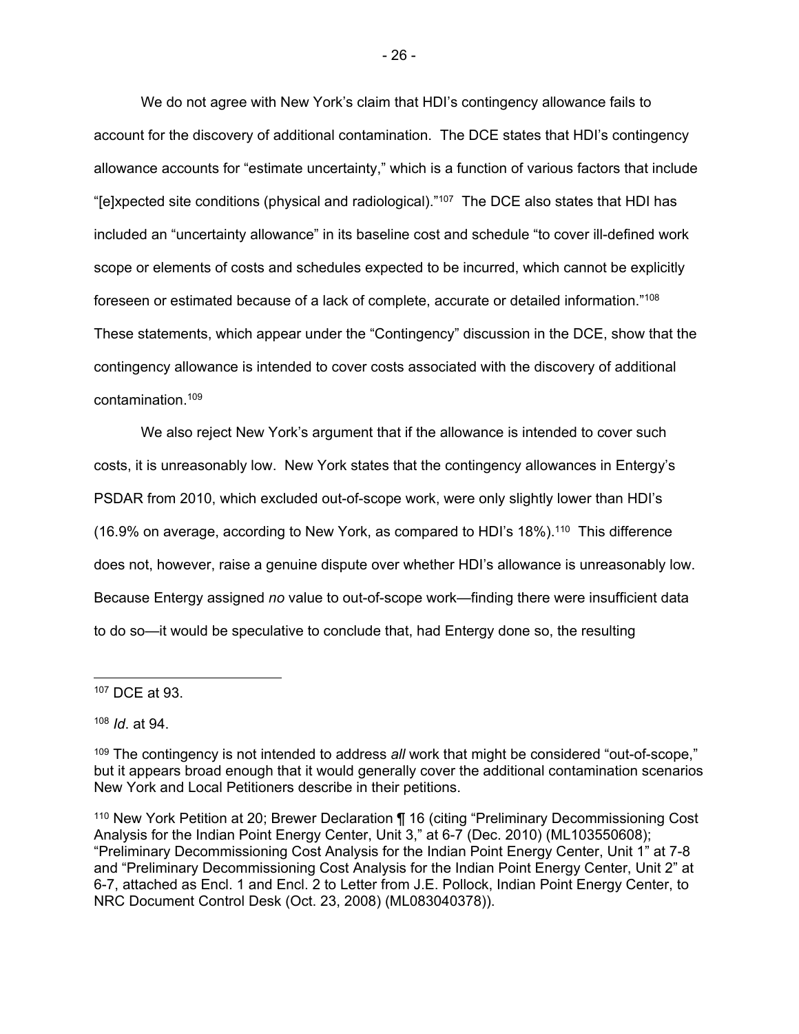We do not agree with New York's claim that HDI's contingency allowance fails to account for the discovery of additional contamination. The DCE states that HDI's contingency allowance accounts for "estimate uncertainty," which is a function of various factors that include "[e]xpected site conditions (physical and radiological)."[107] The DCE also states that HDI has included an "uncertainty allowance" in its baseline cost and schedule "to cover ill-defined work scope or elements of costs and schedules expected to be incurred, which cannot be explicitly foreseen or estimated because of a lack of complete, accurate or detailed information."[108] These statements, which appear under the "Contingency" discussion in the DCE, show that the contingency allowance is intended to cover costs associated with the discovery of additional contamination.[109]

We also reject New York's argument that if the allowance is intended to cover such costs, it is unreasonably low. New York states that the contingency allowances in Entergy's PSDAR from 2010, which excluded out-of-scope work, were only slightly lower than HDI's (16.9% on average, according to New York, as compared to HDI's 18%).[110] This difference does not, however, raise a genuine dispute over whether HDI's allowance is unreasonably low. Because Entergy assigned *no* value to out-of-scope work—finding there were insufficient data to do so—it would be speculative to conclude that, had Entergy done so, the resulting

---

[107] DCE at 93.

[108] *Id*. at 94.

[109] The contingency is not intended to address *all* work that might be considered "out-of-scope," but it appears broad enough that it would generally cover the additional contamination scenarios New York and Local Petitioners describe in their petitions.

[110] New York Petition at 20; Brewer Declaration ¶ 16 (citing "Preliminary Decommissioning Cost Analysis for the Indian Point Energy Center, Unit 3," at 6-7 (Dec. 2010) (ML103550608); "Preliminary Decommissioning Cost Analysis for the Indian Point Energy Center, Unit 1" at 7-8 and "Preliminary Decommissioning Cost Analysis for the Indian Point Energy Center, Unit 2" at 6-7, attached as Encl. 1 and Encl. 2 to Letter from J.E. Pollock, Indian Point Energy Center, to NRC Document Control Desk (Oct. 23, 2008) (ML083040378)).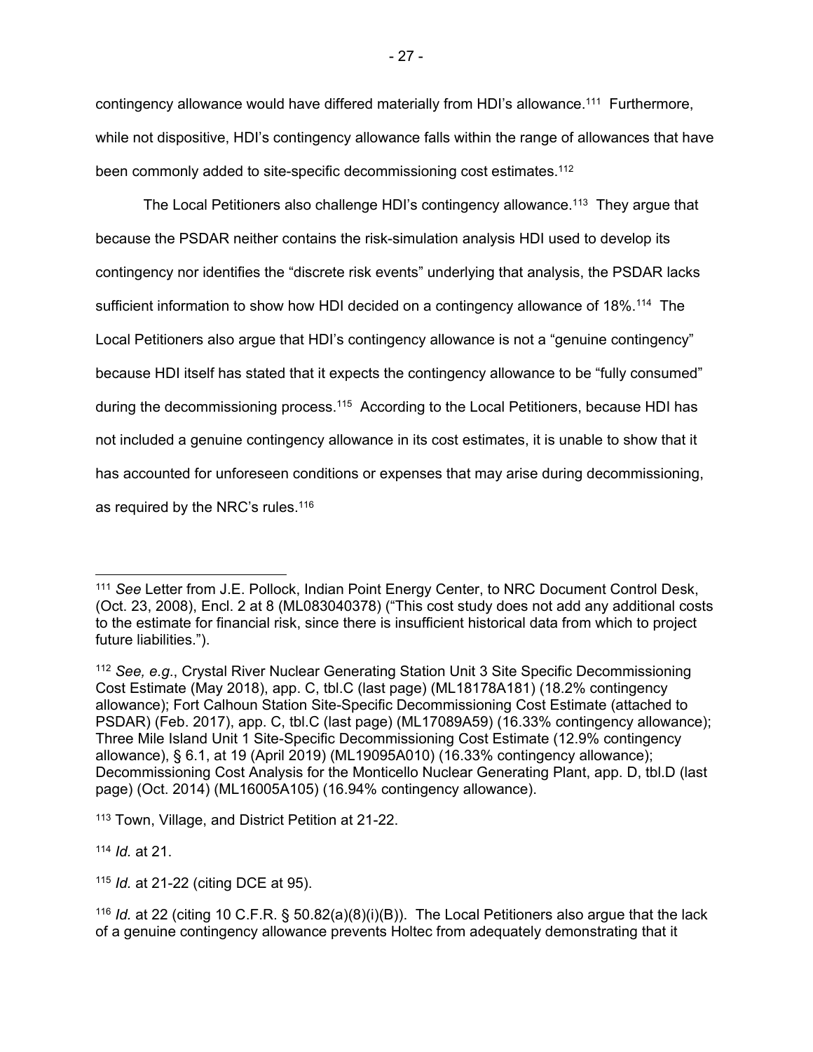contingency allowance would have differed materially from HDI's allowance.[111] Furthermore, while not dispositive, HDI's contingency allowance falls within the range of allowances that have been commonly added to site-specific decommissioning cost estimates.[112]

The Local Petitioners also challenge HDI's contingency allowance.[113] They argue that because the PSDAR neither contains the risk-simulation analysis HDI used to develop its contingency nor identifies the "discrete risk events" underlying that analysis, the PSDAR lacks sufficient information to show how HDI decided on a contingency allowance of 18%.[114] The Local Petitioners also argue that HDI's contingency allowance is not a "genuine contingency" because HDI itself has stated that it expects the contingency allowance to be "fully consumed" during the decommissioning process.[115] According to the Local Petitioners, because HDI has not included a genuine contingency allowance in its cost estimates, it is unable to show that it has accounted for unforeseen conditions or expenses that may arise during decommissioning, as required by the NRC's rules.[116]

---

[111] *See* Letter from J.E. Pollock, Indian Point Energy Center, to NRC Document Control Desk, (Oct. 23, 2008), Encl. 2 at 8 (ML083040378) ("This cost study does not add any additional costs to the estimate for financial risk, since there is insufficient historical data from which to project future liabilities.").

[112] *See, e.g.*, Crystal River Nuclear Generating Station Unit 3 Site Specific Decommissioning Cost Estimate (May 2018), app. C, tbl.C (last page) (ML18178A181) (18.2% contingency allowance); Fort Calhoun Station Site-Specific Decommissioning Cost Estimate (attached to PSDAR) (Feb. 2017), app. C, tbl.C (last page) (ML17089A59) (16.33% contingency allowance); Three Mile Island Unit 1 Site-Specific Decommissioning Cost Estimate (12.9% contingency allowance), § 6.1, at 19 (April 2019) (ML19095A010) (16.33% contingency allowance); Decommissioning Cost Analysis for the Monticello Nuclear Generating Plant, app. D, tbl.D (last page) (Oct. 2014) (ML16005A105) (16.94% contingency allowance).

[113] Town, Village, and District Petition at 21-22.

[114] *Id.* at 21.

[115] *Id.* at 21-22 (citing DCE at 95).

[116] *Id.* at 22 (citing 10 C.F.R. § 50.82(a)(8)(i)(B)). The Local Petitioners also argue that the lack of a genuine contingency allowance prevents Holtec from adequately demonstrating that it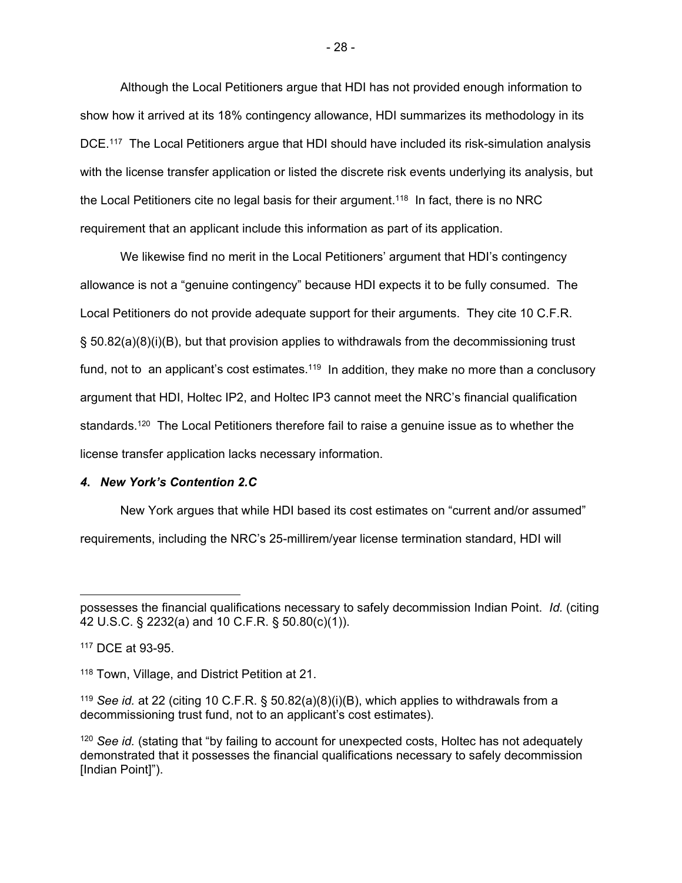Although the Local Petitioners argue that HDI has not provided enough information to show how it arrived at its 18% contingency allowance, HDI summarizes its methodology in its DCE.[117] The Local Petitioners argue that HDI should have included its risk-simulation analysis with the license transfer application or listed the discrete risk events underlying its analysis, but the Local Petitioners cite no legal basis for their argument.[118] In fact, there is no NRC requirement that an applicant include this information as part of its application.

We likewise find no merit in the Local Petitioners' argument that HDI's contingency allowance is not a "genuine contingency" because HDI expects it to be fully consumed. The Local Petitioners do not provide adequate support for their arguments. They cite 10 C.F.R. § 50.82(a)(8)(i)(B), but that provision applies to withdrawals from the decommissioning trust fund, not to an applicant's cost estimates.[119] In addition, they make no more than a conclusory argument that HDI, Holtec IP2, and Holtec IP3 cannot meet the NRC's financial qualification standards.[120] The Local Petitioners therefore fail to raise a genuine issue as to whether the license transfer application lacks necessary information.

#### *4. New York's Contention 2.C*

New York argues that while HDI based its cost estimates on "current and/or assumed" requirements, including the NRC's 25-millirem/year license termination standard, HDI will

---

possesses the financial qualifications necessary to safely decommission Indian Point. *Id.* (citing 42 U.S.C. § 2232(a) and 10 C.F.R. § 50.80(c)(1)).

[117] DCE at 93-95.

[118] Town, Village, and District Petition at 21.

[119] *See id.* at 22 (citing 10 C.F.R. § 50.82(a)(8)(i)(B), which applies to withdrawals from a decommissioning trust fund, not to an applicant's cost estimates).

[120] *See id.* (stating that "by failing to account for unexpected costs, Holtec has not adequately demonstrated that it possesses the financial qualifications necessary to safely decommission [Indian Point]").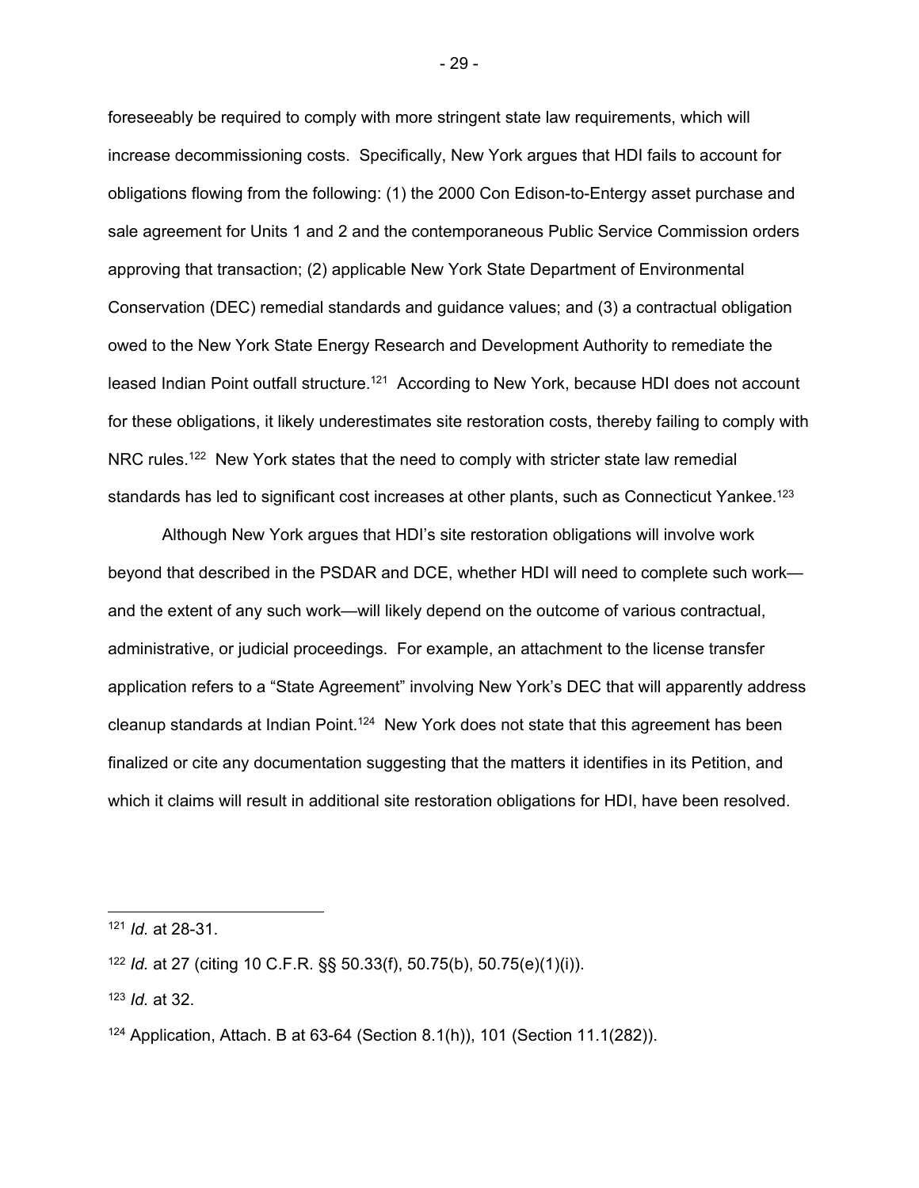foreseeably be required to comply with more stringent state law requirements, which will increase decommissioning costs. Specifically, New York argues that HDI fails to account for obligations flowing from the following: (1) the 2000 Con Edison-to-Entergy asset purchase and sale agreement for Units 1 and 2 and the contemporaneous Public Service Commission orders approving that transaction; (2) applicable New York State Department of Environmental Conservation (DEC) remedial standards and guidance values; and (3) a contractual obligation owed to the New York State Energy Research and Development Authority to remediate the leased Indian Point outfall structure.[121] According to New York, because HDI does not account for these obligations, it likely underestimates site restoration costs, thereby failing to comply with NRC rules.[122] New York states that the need to comply with stricter state law remedial standards has led to significant cost increases at other plants, such as Connecticut Yankee.[123]

Although New York argues that HDI's site restoration obligations will involve work beyond that described in the PSDAR and DCE, whether HDI will need to complete such work—and the extent of any such work—will likely depend on the outcome of various contractual, administrative, or judicial proceedings. For example, an attachment to the license transfer application refers to a "State Agreement" involving New York's DEC that will apparently address cleanup standards at Indian Point.[124] New York does not state that this agreement has been finalized or cite any documentation suggesting that the matters it identifies in its Petition, and which it claims will result in additional site restoration obligations for HDI, have been resolved.

---

[121] *Id.* at 28-31.

[122] *Id.* at 27 (citing 10 C.F.R. §§ 50.33(f), 50.75(b), 50.75(e)(1)(i)).

[123] *Id.* at 32.

[124] Application, Attach. B at 63-64 (Section 8.1(h)), 101 (Section 11.1(282)).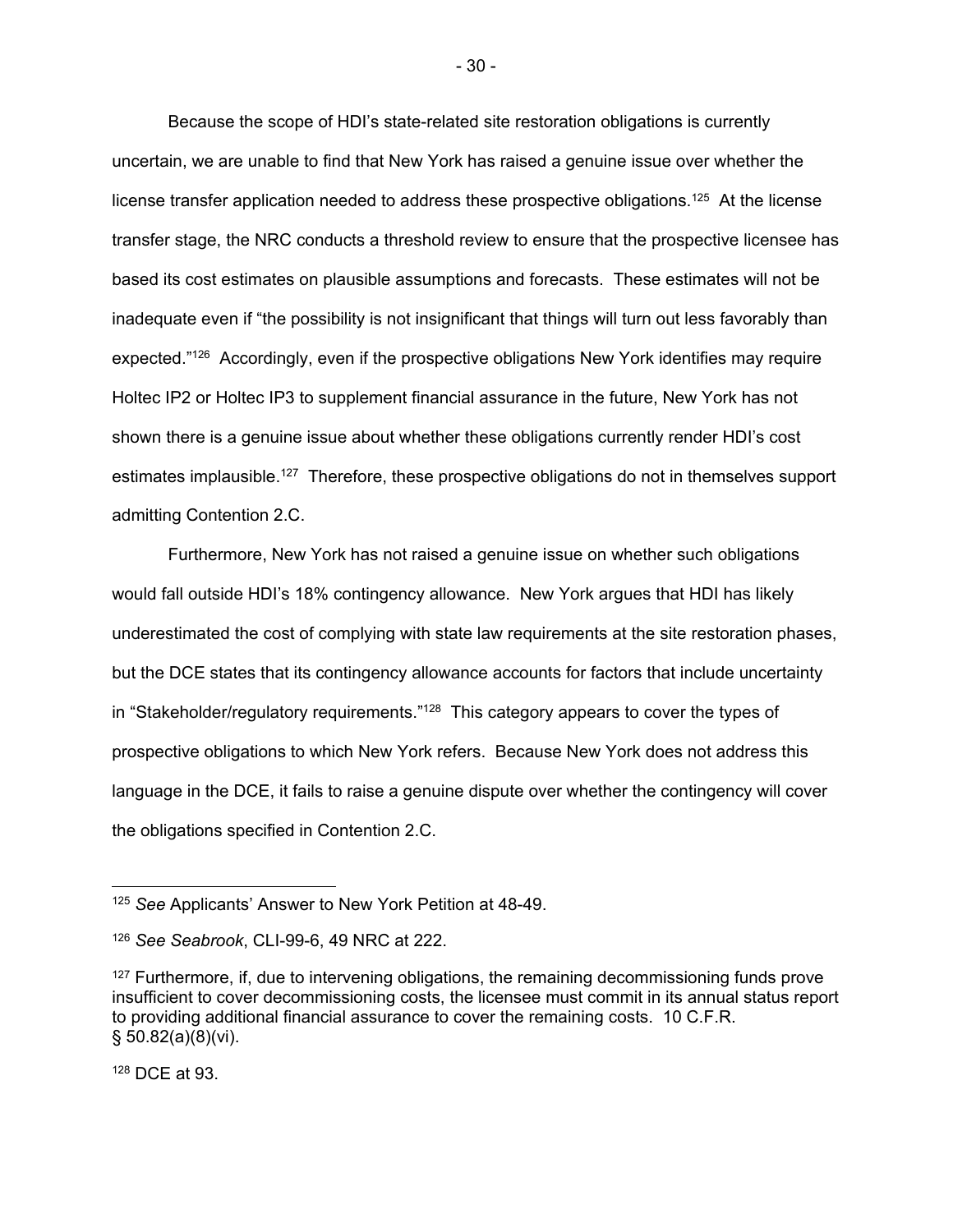Because the scope of HDI's state-related site restoration obligations is currently uncertain, we are unable to find that New York has raised a genuine issue over whether the license transfer application needed to address these prospective obligations.[125] At the license transfer stage, the NRC conducts a threshold review to ensure that the prospective licensee has based its cost estimates on plausible assumptions and forecasts. These estimates will not be inadequate even if "the possibility is not insignificant that things will turn out less favorably than expected."[126] Accordingly, even if the prospective obligations New York identifies may require Holtec IP2 or Holtec IP3 to supplement financial assurance in the future, New York has not shown there is a genuine issue about whether these obligations currently render HDI's cost estimates implausible.[127] Therefore, these prospective obligations do not in themselves support admitting Contention 2.C.

Furthermore, New York has not raised a genuine issue on whether such obligations would fall outside HDI's 18% contingency allowance. New York argues that HDI has likely underestimated the cost of complying with state law requirements at the site restoration phases, but the DCE states that its contingency allowance accounts for factors that include uncertainty in "Stakeholder/regulatory requirements."[128] This category appears to cover the types of prospective obligations to which New York refers. Because New York does not address this language in the DCE, it fails to raise a genuine dispute over whether the contingency will cover the obligations specified in Contention 2.C.

---

[125] *See* Applicants' Answer to New York Petition at 48-49.

[126] *See Seabrook*, CLI-99-6, 49 NRC at 222.

[127] Furthermore, if, due to intervening obligations, the remaining decommissioning funds prove insufficient to cover decommissioning costs, the licensee must commit in its annual status report to providing additional financial assurance to cover the remaining costs. 10 C.F.R. § 50.82(a)(8)(vi).

[128] DCE at 93.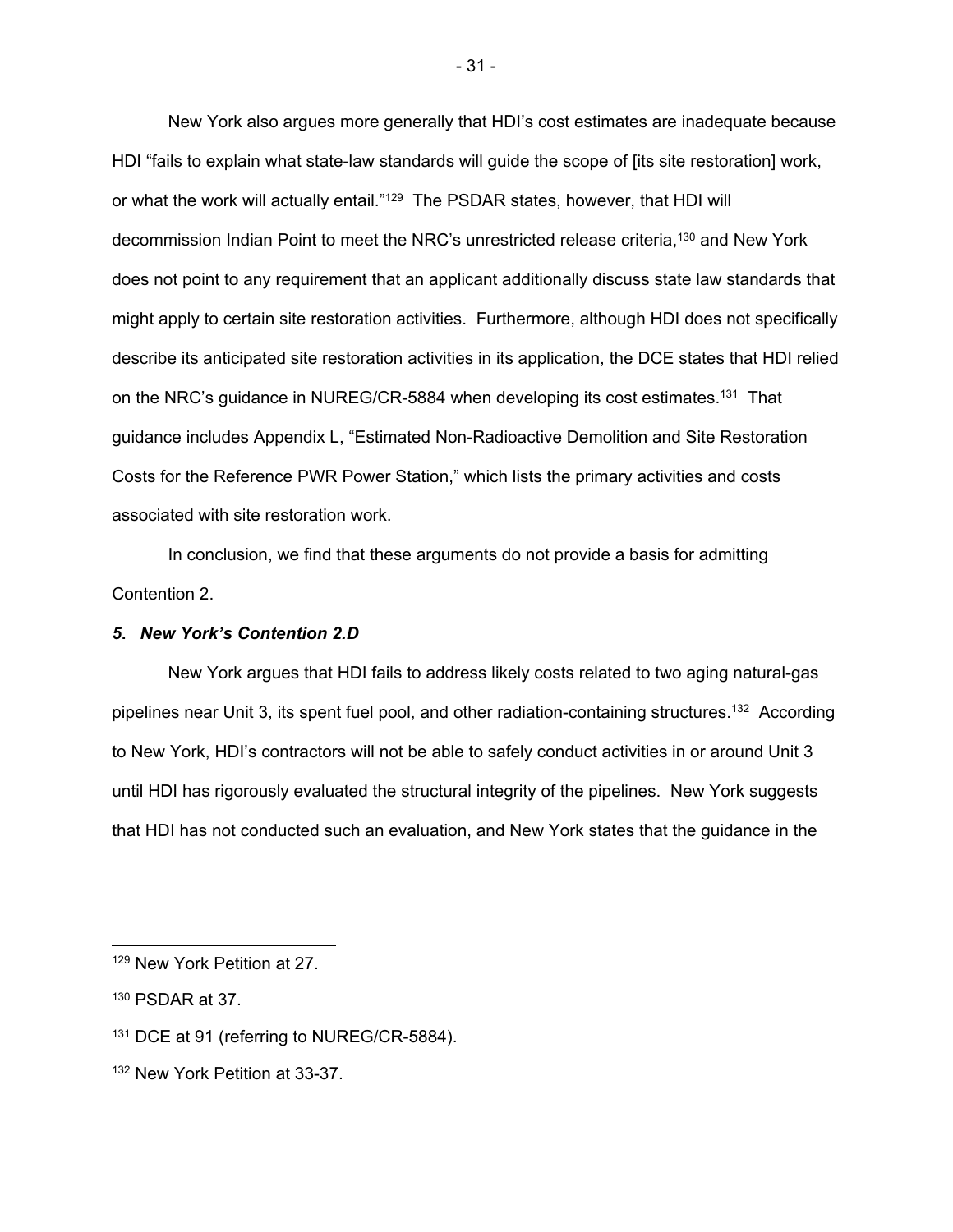New York also argues more generally that HDI's cost estimates are inadequate because HDI "fails to explain what state-law standards will guide the scope of [its site restoration] work, or what the work will actually entail."[129] The PSDAR states, however, that HDI will decommission Indian Point to meet the NRC's unrestricted release criteria,[130] and New York does not point to any requirement that an applicant additionally discuss state law standards that might apply to certain site restoration activities. Furthermore, although HDI does not specifically describe its anticipated site restoration activities in its application, the DCE states that HDI relied on the NRC's guidance in NUREG/CR-5884 when developing its cost estimates.[131] That guidance includes Appendix L, "Estimated Non-Radioactive Demolition and Site Restoration Costs for the Reference PWR Power Station," which lists the primary activities and costs associated with site restoration work.

In conclusion, we find that these arguments do not provide a basis for admitting Contention 2.

### *5. New York's Contention 2.D*

New York argues that HDI fails to address likely costs related to two aging natural-gas pipelines near Unit 3, its spent fuel pool, and other radiation-containing structures.[132] According to New York, HDI's contractors will not be able to safely conduct activities in or around Unit 3 until HDI has rigorously evaluated the structural integrity of the pipelines. New York suggests that HDI has not conducted such an evaluation, and New York states that the guidance in the

---

[129] New York Petition at 27.

[130] PSDAR at 37.

[131] DCE at 91 (referring to NUREG/CR-5884).

[132] New York Petition at 33-37.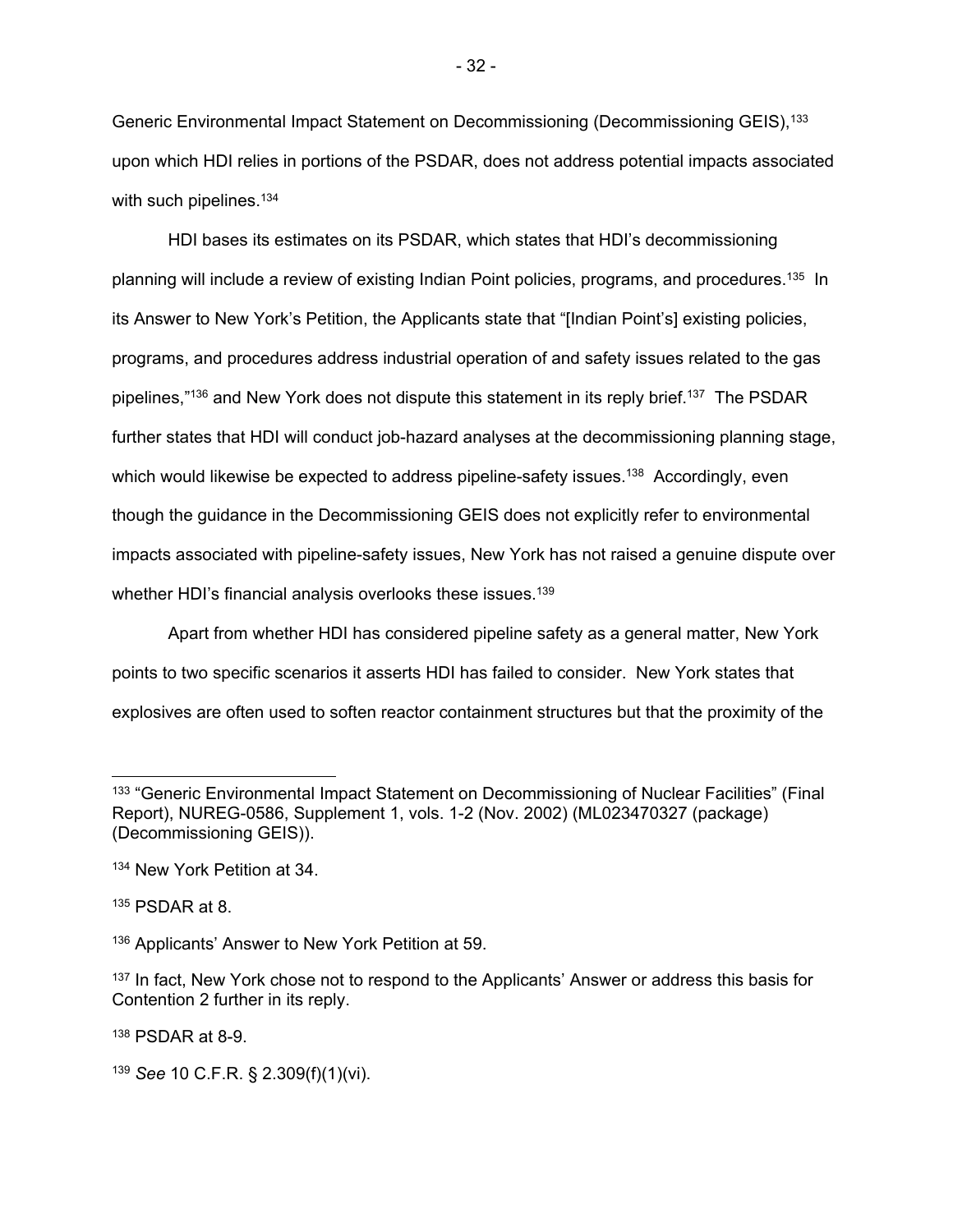Generic Environmental Impact Statement on Decommissioning (Decommissioning GEIS),[133] upon which HDI relies in portions of the PSDAR, does not address potential impacts associated with such pipelines.[134]

HDI bases its estimates on its PSDAR, which states that HDI's decommissioning planning will include a review of existing Indian Point policies, programs, and procedures.[135] In its Answer to New York's Petition, the Applicants state that "[Indian Point's] existing policies, programs, and procedures address industrial operation of and safety issues related to the gas pipelines,"[136] and New York does not dispute this statement in its reply brief.[137] The PSDAR further states that HDI will conduct job-hazard analyses at the decommissioning planning stage, which would likewise be expected to address pipeline-safety issues.[138] Accordingly, even though the guidance in the Decommissioning GEIS does not explicitly refer to environmental impacts associated with pipeline-safety issues, New York has not raised a genuine dispute over whether HDI's financial analysis overlooks these issues.[139]

Apart from whether HDI has considered pipeline safety as a general matter, New York points to two specific scenarios it asserts HDI has failed to consider. New York states that explosives are often used to soften reactor containment structures but that the proximity of the

---

[133] "Generic Environmental Impact Statement on Decommissioning of Nuclear Facilities" (Final Report), NUREG-0586, Supplement 1, vols. 1-2 (Nov. 2002) (ML023470327 (package) (Decommissioning GEIS)).

[134] New York Petition at 34.

[135] PSDAR at 8.

[136] Applicants' Answer to New York Petition at 59.

[137] In fact, New York chose not to respond to the Applicants' Answer or address this basis for Contention 2 further in its reply.

[138] PSDAR at 8-9.

[139] *See* 10 C.F.R. § 2.309(f)(1)(vi).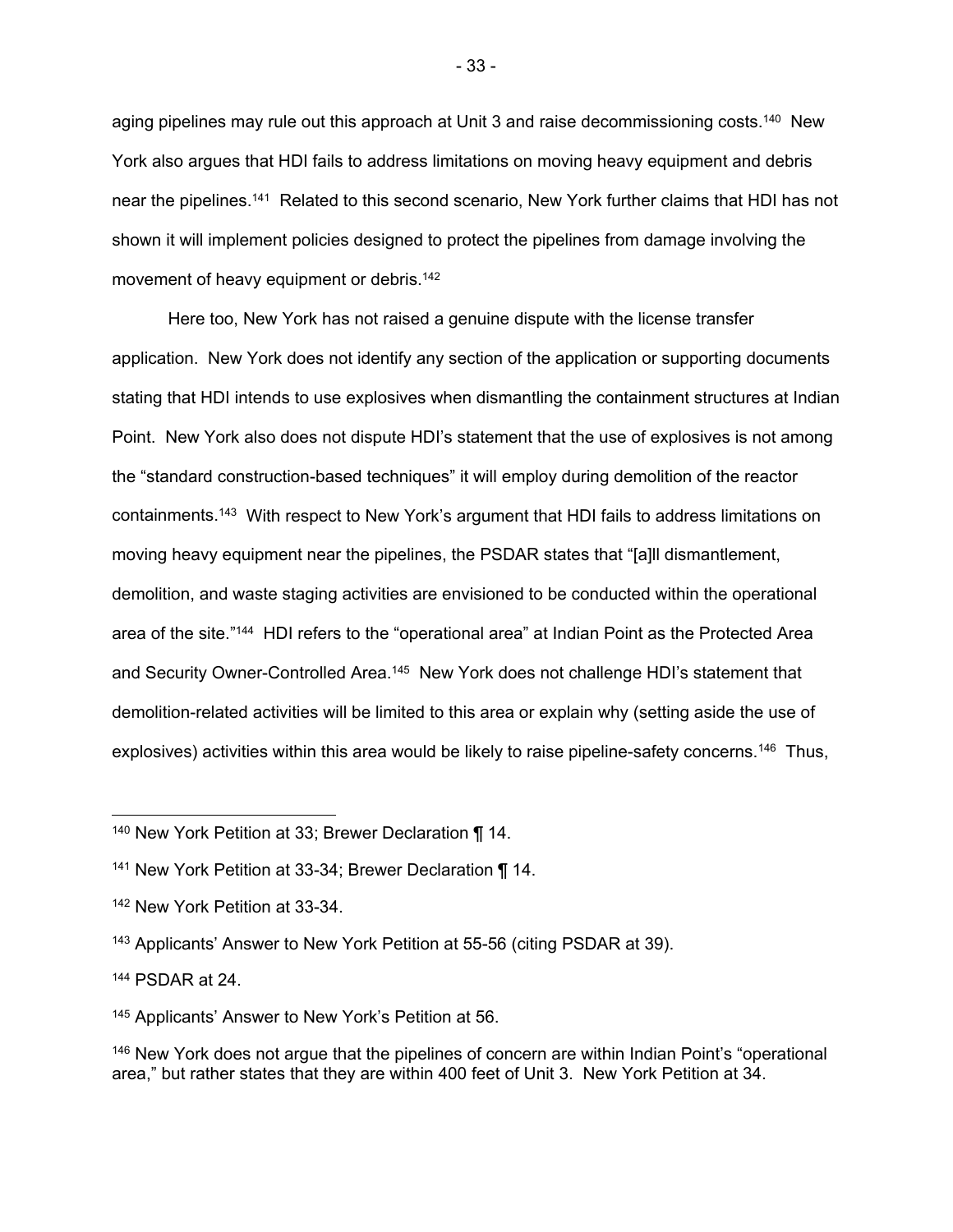aging pipelines may rule out this approach at Unit 3 and raise decommissioning costs.[140] New York also argues that HDI fails to address limitations on moving heavy equipment and debris near the pipelines.[141] Related to this second scenario, New York further claims that HDI has not shown it will implement policies designed to protect the pipelines from damage involving the movement of heavy equipment or debris.[142]

Here too, New York has not raised a genuine dispute with the license transfer application. New York does not identify any section of the application or supporting documents stating that HDI intends to use explosives when dismantling the containment structures at Indian Point. New York also does not dispute HDI's statement that the use of explosives is not among the "standard construction-based techniques" it will employ during demolition of the reactor containments.[143] With respect to New York's argument that HDI fails to address limitations on moving heavy equipment near the pipelines, the PSDAR states that "[a]ll dismantlement, demolition, and waste staging activities are envisioned to be conducted within the operational area of the site."[144] HDI refers to the "operational area" at Indian Point as the Protected Area and Security Owner-Controlled Area.[145] New York does not challenge HDI's statement that demolition-related activities will be limited to this area or explain why (setting aside the use of explosives) activities within this area would be likely to raise pipeline-safety concerns.[146] Thus,

---

[140] New York Petition at 33; Brewer Declaration ¶ 14.

[141] New York Petition at 33-34; Brewer Declaration ¶ 14.

[142] New York Petition at 33-34.

[143] Applicants' Answer to New York Petition at 55-56 (citing PSDAR at 39).

[144] PSDAR at 24.

[145] Applicants' Answer to New York's Petition at 56.

[146] New York does not argue that the pipelines of concern are within Indian Point's "operational area," but rather states that they are within 400 feet of Unit 3. New York Petition at 34.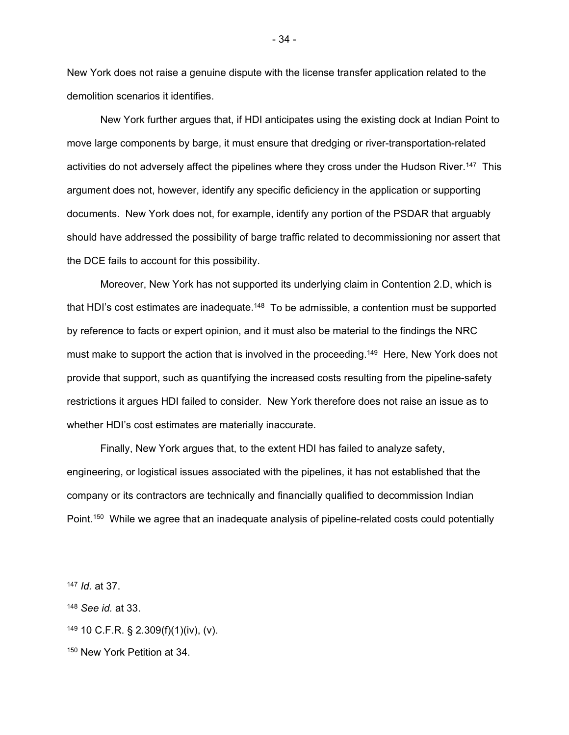New York does not raise a genuine dispute with the license transfer application related to the demolition scenarios it identifies.

New York further argues that, if HDI anticipates using the existing dock at Indian Point to move large components by barge, it must ensure that dredging or river-transportation-related activities do not adversely affect the pipelines where they cross under the Hudson River.[147] This argument does not, however, identify any specific deficiency in the application or supporting documents. New York does not, for example, identify any portion of the PSDAR that arguably should have addressed the possibility of barge traffic related to decommissioning nor assert that the DCE fails to account for this possibility.

Moreover, New York has not supported its underlying claim in Contention 2.D, which is that HDI's cost estimates are inadequate.[148] To be admissible, a contention must be supported by reference to facts or expert opinion, and it must also be material to the findings the NRC must make to support the action that is involved in the proceeding.[149] Here, New York does not provide that support, such as quantifying the increased costs resulting from the pipeline-safety restrictions it argues HDI failed to consider. New York therefore does not raise an issue as to whether HDI's cost estimates are materially inaccurate.

Finally, New York argues that, to the extent HDI has failed to analyze safety, engineering, or logistical issues associated with the pipelines, it has not established that the company or its contractors are technically and financially qualified to decommission Indian Point.[150] While we agree that an inadequate analysis of pipeline-related costs could potentially

---

[147] *Id.* at 37.

[148] *See id.* at 33.

[149] 10 C.F.R. § 2.309(f)(1)(iv), (v).

[150] New York Petition at 34.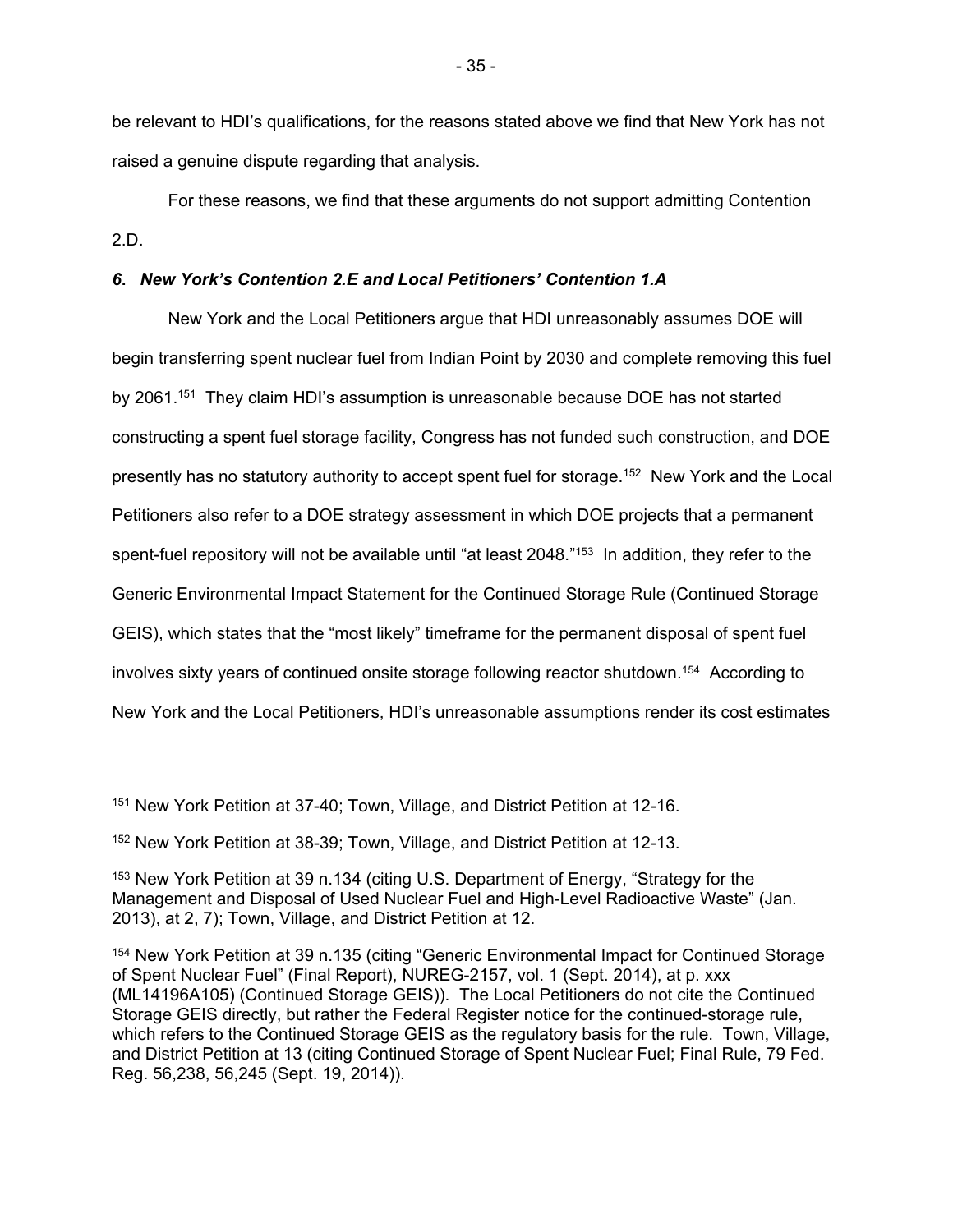be relevant to HDI's qualifications, for the reasons stated above we find that New York has not raised a genuine dispute regarding that analysis.

For these reasons, we find that these arguments do not support admitting Contention 2.D.

### *6. New York's Contention 2.E and Local Petitioners' Contention 1.A*

New York and the Local Petitioners argue that HDI unreasonably assumes DOE will begin transferring spent nuclear fuel from Indian Point by 2030 and complete removing this fuel by 2061.[151] They claim HDI's assumption is unreasonable because DOE has not started constructing a spent fuel storage facility, Congress has not funded such construction, and DOE presently has no statutory authority to accept spent fuel for storage.[152] New York and the Local Petitioners also refer to a DOE strategy assessment in which DOE projects that a permanent spent-fuel repository will not be available until "at least 2048."[153] In addition, they refer to the Generic Environmental Impact Statement for the Continued Storage Rule (Continued Storage GEIS), which states that the "most likely" timeframe for the permanent disposal of spent fuel involves sixty years of continued onsite storage following reactor shutdown.[154] According to New York and the Local Petitioners, HDI's unreasonable assumptions render its cost estimates

---

[151] New York Petition at 37-40; Town, Village, and District Petition at 12-16.

[152] New York Petition at 38-39; Town, Village, and District Petition at 12-13.

[153] New York Petition at 39 n.134 (citing U.S. Department of Energy, "Strategy for the Management and Disposal of Used Nuclear Fuel and High-Level Radioactive Waste" (Jan. 2013), at 2, 7); Town, Village, and District Petition at 12.

[154] New York Petition at 39 n.135 (citing "Generic Environmental Impact for Continued Storage of Spent Nuclear Fuel" (Final Report), NUREG-2157, vol. 1 (Sept. 2014), at p. xxx (ML14196A105) (Continued Storage GEIS)). The Local Petitioners do not cite the Continued Storage GEIS directly, but rather the Federal Register notice for the continued-storage rule, which refers to the Continued Storage GEIS as the regulatory basis for the rule. Town, Village, and District Petition at 13 (citing Continued Storage of Spent Nuclear Fuel; Final Rule, 79 Fed. Reg. 56,238, 56,245 (Sept. 19, 2014)).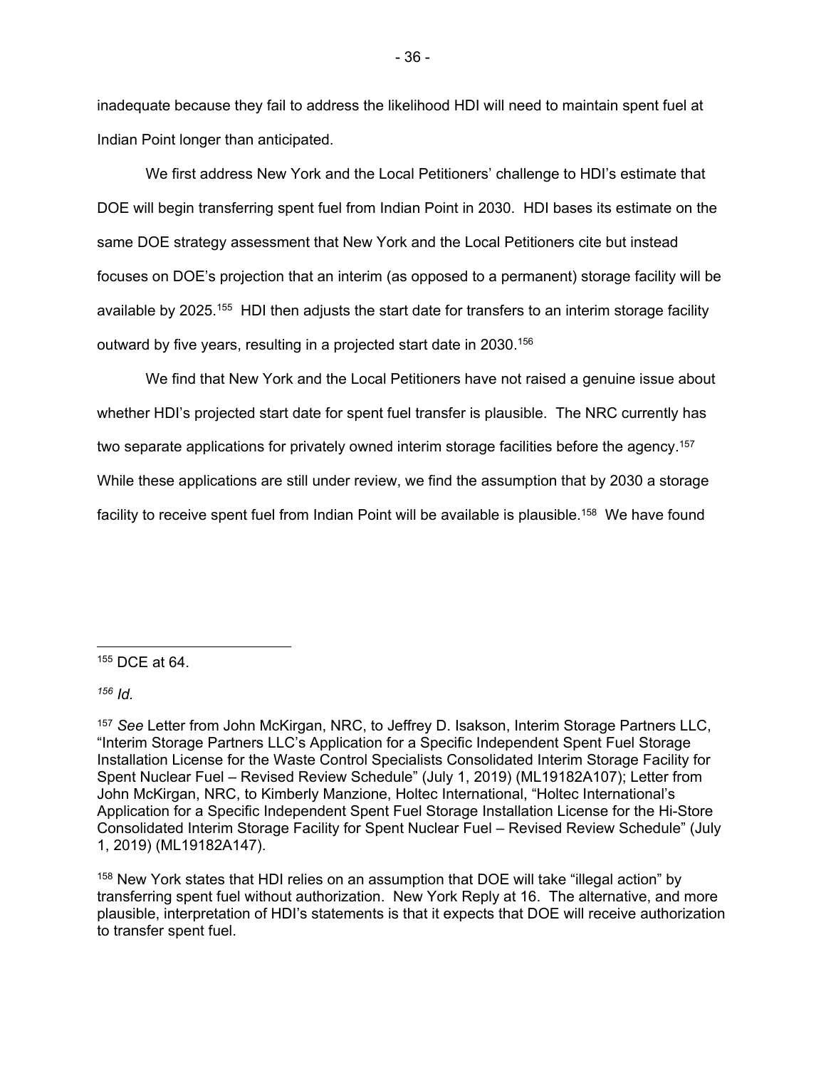inadequate because they fail to address the likelihood HDI will need to maintain spent fuel at Indian Point longer than anticipated.

We first address New York and the Local Petitioners' challenge to HDI's estimate that DOE will begin transferring spent fuel from Indian Point in 2030. HDI bases its estimate on the same DOE strategy assessment that New York and the Local Petitioners cite but instead focuses on DOE's projection that an interim (as opposed to a permanent) storage facility will be available by 2025.[155] HDI then adjusts the start date for transfers to an interim storage facility outward by five years, resulting in a projected start date in 2030.[156]

We find that New York and the Local Petitioners have not raised a genuine issue about whether HDI's projected start date for spent fuel transfer is plausible. The NRC currently has two separate applications for privately owned interim storage facilities before the agency.[157] While these applications are still under review, we find the assumption that by 2030 a storage facility to receive spent fuel from Indian Point will be available is plausible.[158] We have found

---

[155] DCE at 64.

[156] *Id.*

[157] *See* Letter from John McKirgan, NRC, to Jeffrey D. Isakson, Interim Storage Partners LLC, "Interim Storage Partners LLC's Application for a Specific Independent Spent Fuel Storage Installation License for the Waste Control Specialists Consolidated Interim Storage Facility for Spent Nuclear Fuel – Revised Review Schedule" (July 1, 2019) (ML19182A107); Letter from John McKirgan, NRC, to Kimberly Manzione, Holtec International, "Holtec International's Application for a Specific Independent Spent Fuel Storage Installation License for the Hi-Store Consolidated Interim Storage Facility for Spent Nuclear Fuel – Revised Review Schedule" (July 1, 2019) (ML19182A147).

[158] New York states that HDI relies on an assumption that DOE will take "illegal action" by transferring spent fuel without authorization. New York Reply at 16. The alternative, and more plausible, interpretation of HDI's statements is that it expects that DOE will receive authorization to transfer spent fuel.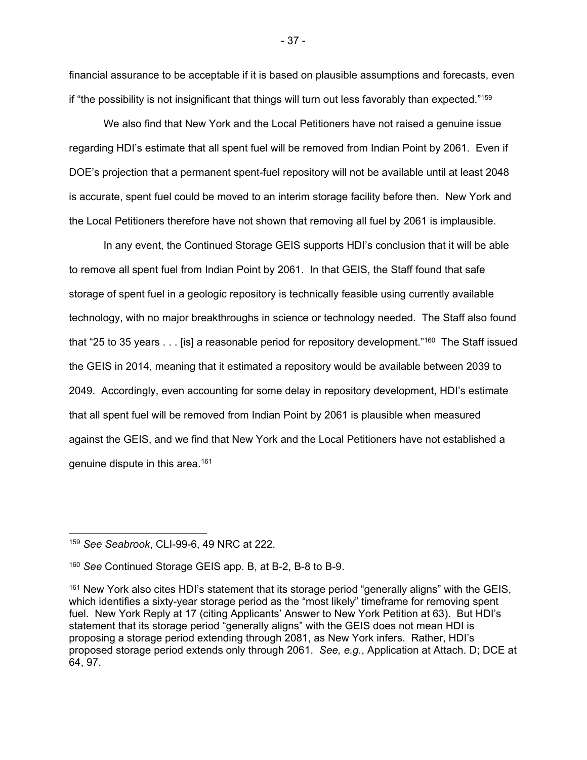financial assurance to be acceptable if it is based on plausible assumptions and forecasts, even if "the possibility is not insignificant that things will turn out less favorably than expected."[159]

We also find that New York and the Local Petitioners have not raised a genuine issue regarding HDI's estimate that all spent fuel will be removed from Indian Point by 2061. Even if DOE's projection that a permanent spent-fuel repository will not be available until at least 2048 is accurate, spent fuel could be moved to an interim storage facility before then. New York and the Local Petitioners therefore have not shown that removing all fuel by 2061 is implausible.

In any event, the Continued Storage GEIS supports HDI's conclusion that it will be able to remove all spent fuel from Indian Point by 2061. In that GEIS, the Staff found that safe storage of spent fuel in a geologic repository is technically feasible using currently available technology, with no major breakthroughs in science or technology needed. The Staff also found that "25 to 35 years . . . [is] a reasonable period for repository development."[160] The Staff issued the GEIS in 2014, meaning that it estimated a repository would be available between 2039 to 2049. Accordingly, even accounting for some delay in repository development, HDI's estimate that all spent fuel will be removed from Indian Point by 2061 is plausible when measured against the GEIS, and we find that New York and the Local Petitioners have not established a genuine dispute in this area.[161]

---

[159] *See Seabrook*, CLI-99-6, 49 NRC at 222.

[160] *See* Continued Storage GEIS app. B, at B-2, B-8 to B-9.

[161] New York also cites HDI's statement that its storage period "generally aligns" with the GEIS, which identifies a sixty-year storage period as the "most likely" timeframe for removing spent fuel. New York Reply at 17 (citing Applicants' Answer to New York Petition at 63). But HDI's statement that its storage period "generally aligns" with the GEIS does not mean HDI is proposing a storage period extending through 2081, as New York infers. Rather, HDI's proposed storage period extends only through 2061. *See, e.g.*, Application at Attach. D; DCE at 64, 97.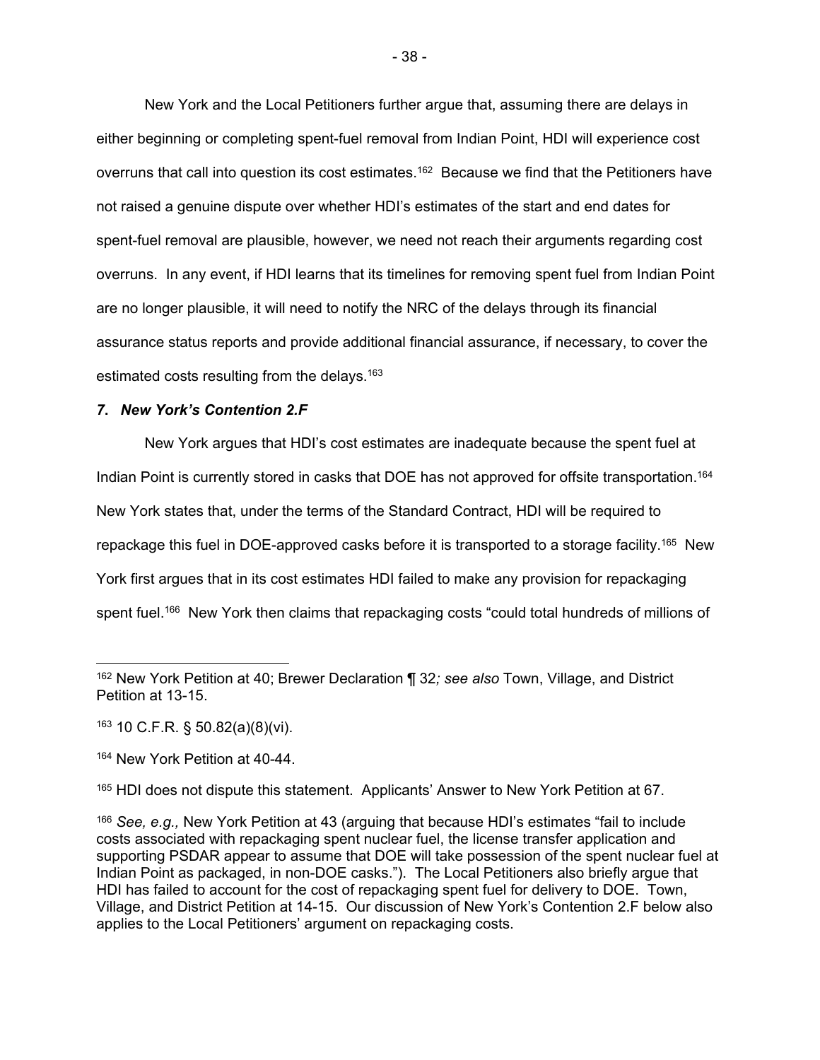New York and the Local Petitioners further argue that, assuming there are delays in either beginning or completing spent-fuel removal from Indian Point, HDI will experience cost overruns that call into question its cost estimates.[162] Because we find that the Petitioners have not raised a genuine dispute over whether HDI's estimates of the start and end dates for spent-fuel removal are plausible, however, we need not reach their arguments regarding cost overruns. In any event, if HDI learns that its timelines for removing spent fuel from Indian Point are no longer plausible, it will need to notify the NRC of the delays through its financial assurance status reports and provide additional financial assurance, if necessary, to cover the estimated costs resulting from the delays.[163]

### *7. New York's Contention 2.F*

New York argues that HDI's cost estimates are inadequate because the spent fuel at Indian Point is currently stored in casks that DOE has not approved for offsite transportation.[164] New York states that, under the terms of the Standard Contract, HDI will be required to repackage this fuel in DOE-approved casks before it is transported to a storage facility.[165] New York first argues that in its cost estimates HDI failed to make any provision for repackaging spent fuel.[166] New York then claims that repackaging costs "could total hundreds of millions of

---

[162] New York Petition at 40; Brewer Declaration ¶ 32*; see also* Town, Village, and District Petition at 13-15.

[163] 10 C.F.R. § 50.82(a)(8)(vi).

[164] New York Petition at 40-44.

[165] HDI does not dispute this statement. Applicants' Answer to New York Petition at 67.

[166] *See, e.g.,* New York Petition at 43 (arguing that because HDI's estimates "fail to include costs associated with repackaging spent nuclear fuel, the license transfer application and supporting PSDAR appear to assume that DOE will take possession of the spent nuclear fuel at Indian Point as packaged, in non-DOE casks."). The Local Petitioners also briefly argue that HDI has failed to account for the cost of repackaging spent fuel for delivery to DOE. Town, Village, and District Petition at 14-15. Our discussion of New York's Contention 2.F below also applies to the Local Petitioners' argument on repackaging costs.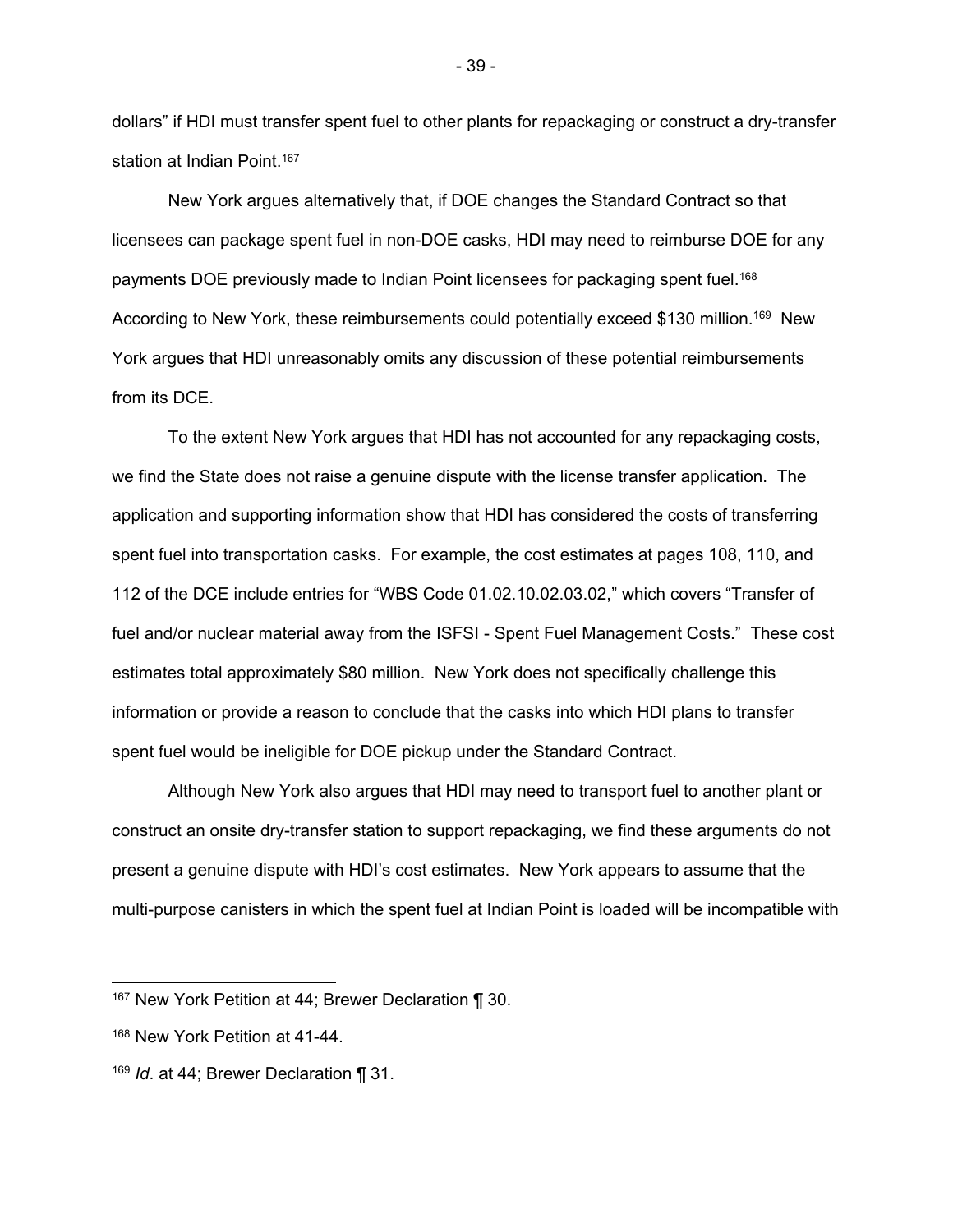dollars" if HDI must transfer spent fuel to other plants for repackaging or construct a dry-transfer station at Indian Point.[167]

New York argues alternatively that, if DOE changes the Standard Contract so that licensees can package spent fuel in non-DOE casks, HDI may need to reimburse DOE for any payments DOE previously made to Indian Point licensees for packaging spent fuel.[168] According to New York, these reimbursements could potentially exceed $130 million.[169] New York argues that HDI unreasonably omits any discussion of these potential reimbursements from its DCE.

To the extent New York argues that HDI has not accounted for any repackaging costs, we find the State does not raise a genuine dispute with the license transfer application. The application and supporting information show that HDI has considered the costs of transferring spent fuel into transportation casks. For example, the cost estimates at pages 108, 110, and 112 of the DCE include entries for "WBS Code 01.02.10.02.03.02," which covers "Transfer of fuel and/or nuclear material away from the ISFSI - Spent Fuel Management Costs." These cost estimates total approximately $80 million. New York does not specifically challenge this information or provide a reason to conclude that the casks into which HDI plans to transfer spent fuel would be ineligible for DOE pickup under the Standard Contract.

Although New York also argues that HDI may need to transport fuel to another plant or construct an onsite dry-transfer station to support repackaging, we find these arguments do not present a genuine dispute with HDI's cost estimates. New York appears to assume that the multi-purpose canisters in which the spent fuel at Indian Point is loaded will be incompatible with

---

[167] New York Petition at 44; Brewer Declaration ¶ 30.

[168] New York Petition at 41-44.

[169] *Id*. at 44; Brewer Declaration ¶ 31.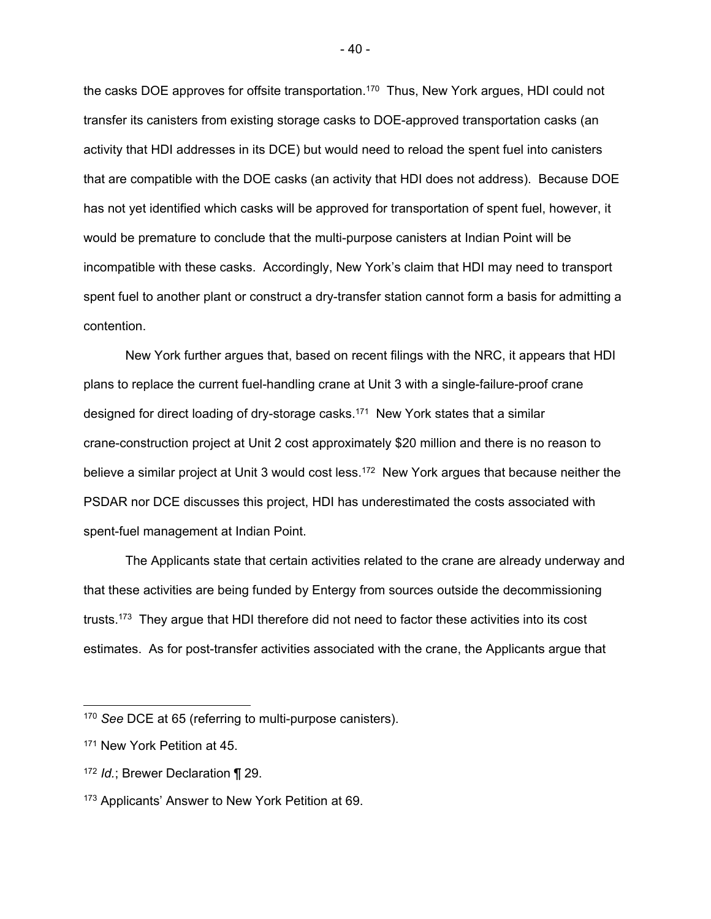the casks DOE approves for offsite transportation.[170] Thus, New York argues, HDI could not transfer its canisters from existing storage casks to DOE-approved transportation casks (an activity that HDI addresses in its DCE) but would need to reload the spent fuel into canisters that are compatible with the DOE casks (an activity that HDI does not address). Because DOE has not yet identified which casks will be approved for transportation of spent fuel, however, it would be premature to conclude that the multi-purpose canisters at Indian Point will be incompatible with these casks. Accordingly, New York's claim that HDI may need to transport spent fuel to another plant or construct a dry-transfer station cannot form a basis for admitting a contention.

New York further argues that, based on recent filings with the NRC, it appears that HDI plans to replace the current fuel-handling crane at Unit 3 with a single-failure-proof crane designed for direct loading of dry-storage casks.[171] New York states that a similar crane-construction project at Unit 2 cost approximately $20 million and there is no reason to believe a similar project at Unit 3 would cost less.[172] New York argues that because neither the PSDAR nor DCE discusses this project, HDI has underestimated the costs associated with spent-fuel management at Indian Point.

The Applicants state that certain activities related to the crane are already underway and that these activities are being funded by Entergy from sources outside the decommissioning trusts.[173] They argue that HDI therefore did not need to factor these activities into its cost estimates. As for post-transfer activities associated with the crane, the Applicants argue that

---

[170] *See* DCE at 65 (referring to multi-purpose canisters).

[171] New York Petition at 45.

[172] *Id.*; Brewer Declaration ¶ 29.

[173] Applicants' Answer to New York Petition at 69.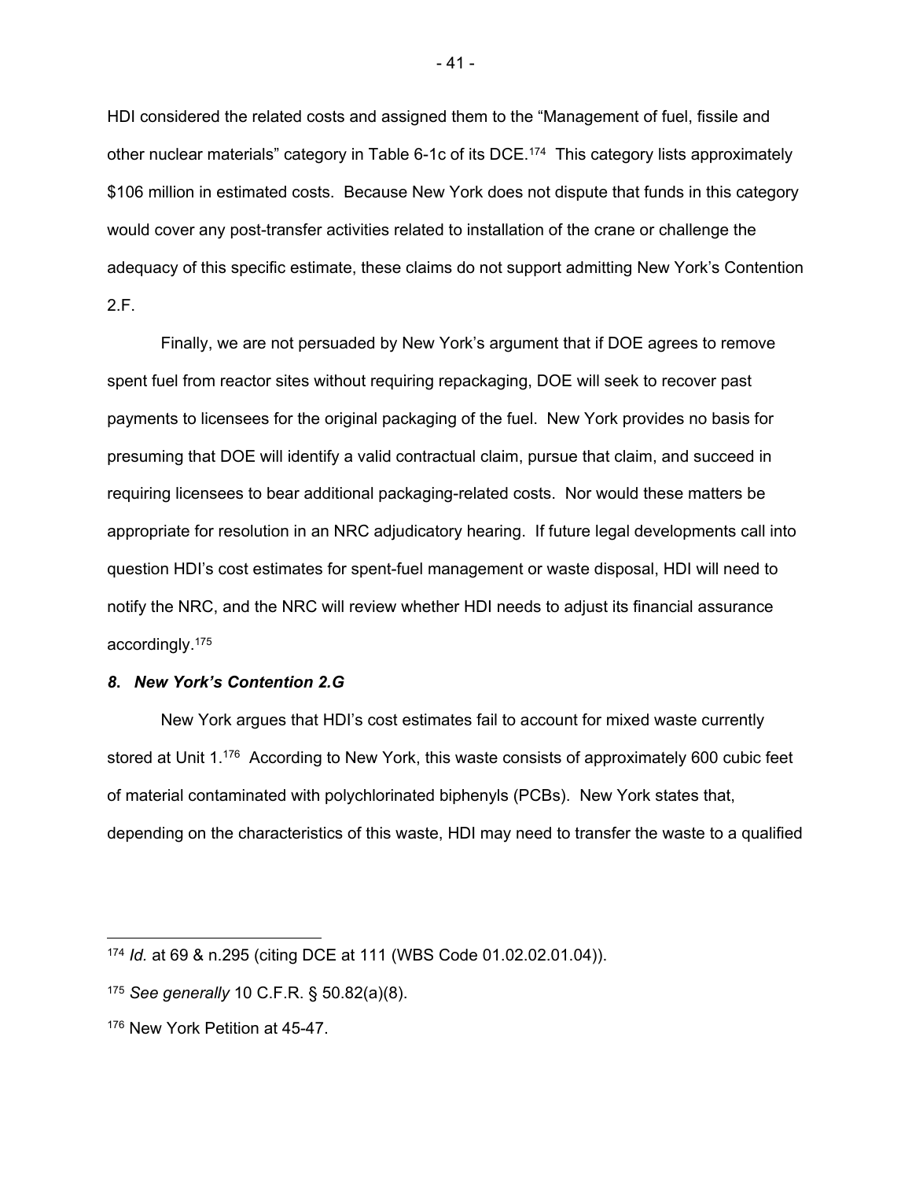HDI considered the related costs and assigned them to the "Management of fuel, fissile and other nuclear materials" category in Table 6-1c of its DCE.[174] This category lists approximately $106 million in estimated costs. Because New York does not dispute that funds in this category would cover any post-transfer activities related to installation of the crane or challenge the adequacy of this specific estimate, these claims do not support admitting New York's Contention 2.F.

Finally, we are not persuaded by New York's argument that if DOE agrees to remove spent fuel from reactor sites without requiring repackaging, DOE will seek to recover past payments to licensees for the original packaging of the fuel. New York provides no basis for presuming that DOE will identify a valid contractual claim, pursue that claim, and succeed in requiring licensees to bear additional packaging-related costs. Nor would these matters be appropriate for resolution in an NRC adjudicatory hearing. If future legal developments call into question HDI's cost estimates for spent-fuel management or waste disposal, HDI will need to notify the NRC, and the NRC will review whether HDI needs to adjust its financial assurance accordingly.[175]

### *8. New York's Contention 2.G*

New York argues that HDI's cost estimates fail to account for mixed waste currently stored at Unit 1.[176] According to New York, this waste consists of approximately 600 cubic feet of material contaminated with polychlorinated biphenyls (PCBs). New York states that, depending on the characteristics of this waste, HDI may need to transfer the waste to a qualified

---

[174] *Id.* at 69 & n.295 (citing DCE at 111 (WBS Code 01.02.02.01.04)).

[175] *See generally* 10 C.F.R. § 50.82(a)(8).

[176] New York Petition at 45-47.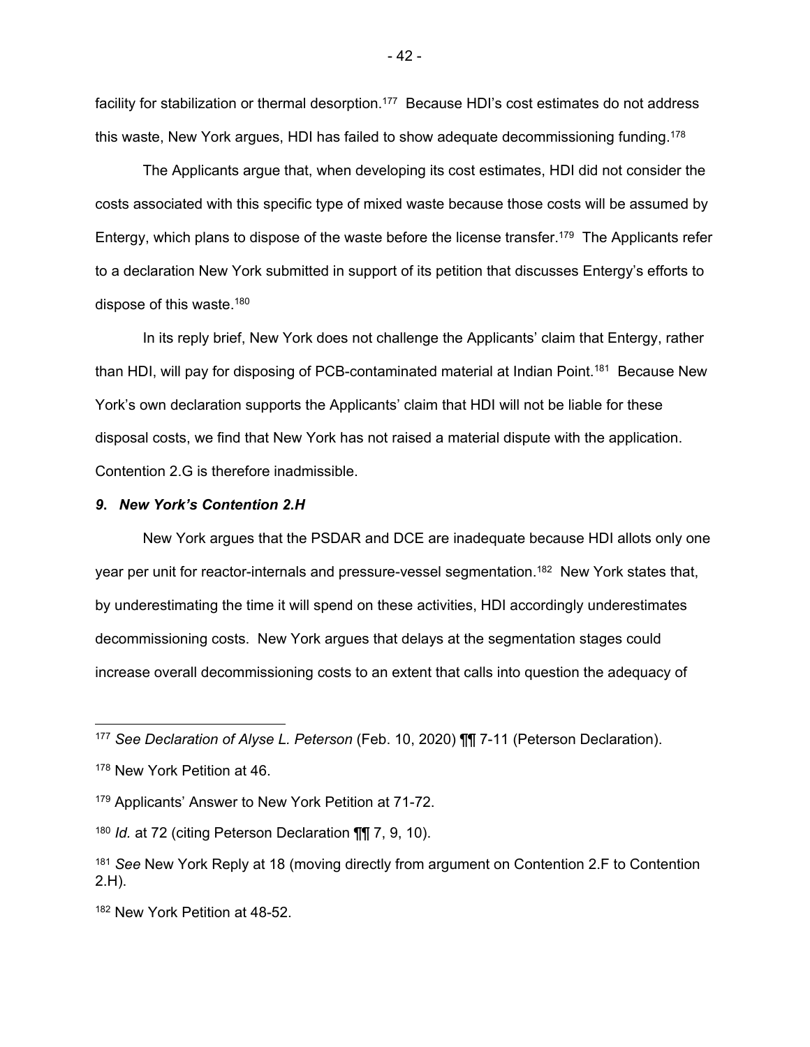facility for stabilization or thermal desorption.[177] Because HDI's cost estimates do not address this waste, New York argues, HDI has failed to show adequate decommissioning funding.[178]

The Applicants argue that, when developing its cost estimates, HDI did not consider the costs associated with this specific type of mixed waste because those costs will be assumed by Entergy, which plans to dispose of the waste before the license transfer.[179] The Applicants refer to a declaration New York submitted in support of its petition that discusses Entergy's efforts to dispose of this waste.[180]

In its reply brief, New York does not challenge the Applicants' claim that Entergy, rather than HDI, will pay for disposing of PCB-contaminated material at Indian Point.[181] Because New York's own declaration supports the Applicants' claim that HDI will not be liable for these disposal costs, we find that New York has not raised a material dispute with the application. Contention 2.G is therefore inadmissible.

### *9. New York's Contention 2.H*

New York argues that the PSDAR and DCE are inadequate because HDI allots only one year per unit for reactor-internals and pressure-vessel segmentation.[182] New York states that, by underestimating the time it will spend on these activities, HDI accordingly underestimates decommissioning costs. New York argues that delays at the segmentation stages could increase overall decommissioning costs to an extent that calls into question the adequacy of

---

[177] *See Declaration of Alyse L. Peterson* (Feb. 10, 2020) ¶¶ 7-11 (Peterson Declaration).

[178] New York Petition at 46.

[179] Applicants' Answer to New York Petition at 71-72.

[180] *Id.* at 72 (citing Peterson Declaration ¶¶ 7, 9, 10).

[181] *See* New York Reply at 18 (moving directly from argument on Contention 2.F to Contention 2.H).

[182] New York Petition at 48-52.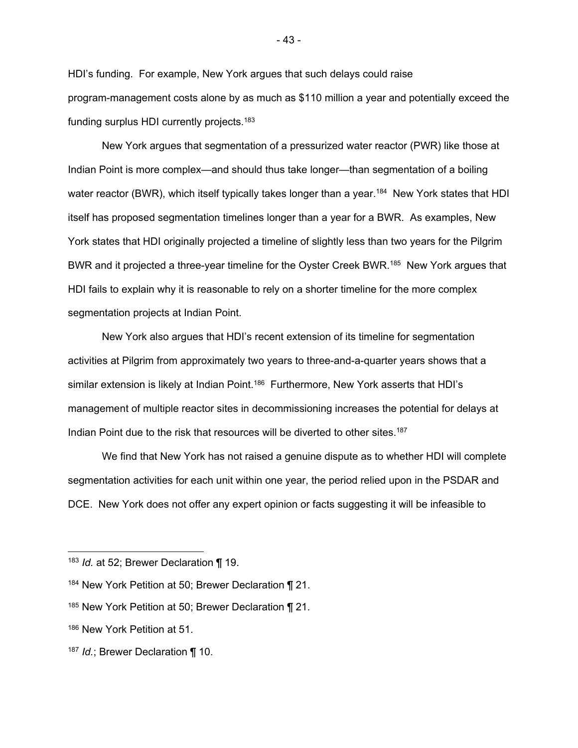HDI's funding. For example, New York argues that such delays could raise program-management costs alone by as much as $110 million a year and potentially exceed the funding surplus HDI currently projects.[183]

New York argues that segmentation of a pressurized water reactor (PWR) like those at Indian Point is more complex—and should thus take longer—than segmentation of a boiling water reactor (BWR), which itself typically takes longer than a year.[184] New York states that HDI itself has proposed segmentation timelines longer than a year for a BWR. As examples, New York states that HDI originally projected a timeline of slightly less than two years for the Pilgrim BWR and it projected a three-year timeline for the Oyster Creek BWR.[185] New York argues that HDI fails to explain why it is reasonable to rely on a shorter timeline for the more complex segmentation projects at Indian Point.

New York also argues that HDI's recent extension of its timeline for segmentation activities at Pilgrim from approximately two years to three-and-a-quarter years shows that a similar extension is likely at Indian Point.[186] Furthermore, New York asserts that HDI's management of multiple reactor sites in decommissioning increases the potential for delays at Indian Point due to the risk that resources will be diverted to other sites.[187]

We find that New York has not raised a genuine dispute as to whether HDI will complete segmentation activities for each unit within one year, the period relied upon in the PSDAR and DCE. New York does not offer any expert opinion or facts suggesting it will be infeasible to

---

[183] *Id.* at 52; Brewer Declaration ¶ 19.

[184] New York Petition at 50; Brewer Declaration ¶ 21.

[185] New York Petition at 50; Brewer Declaration ¶ 21.

[186] New York Petition at 51.

[187] *Id.*; Brewer Declaration ¶ 10.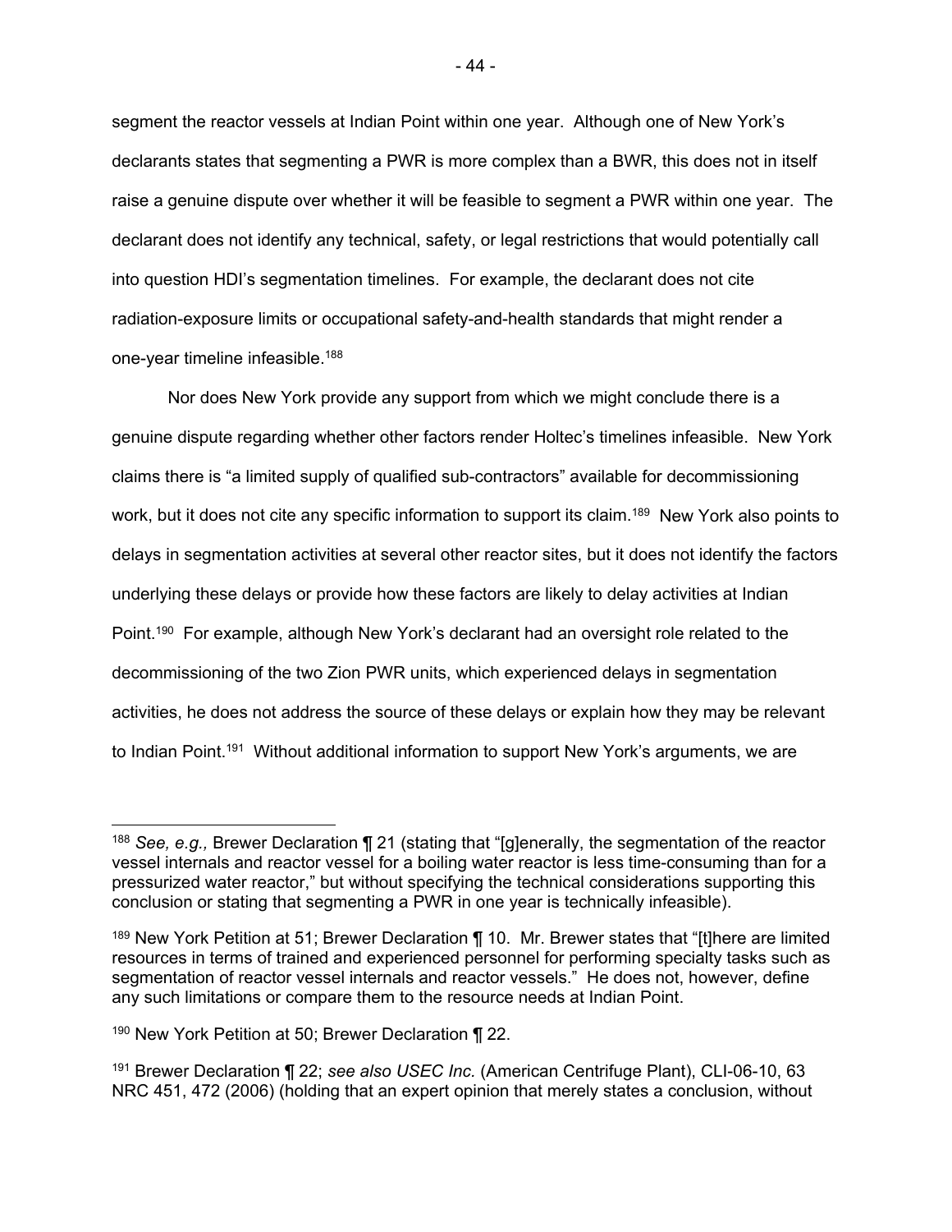segment the reactor vessels at Indian Point within one year. Although one of New York's declarants states that segmenting a PWR is more complex than a BWR, this does not in itself raise a genuine dispute over whether it will be feasible to segment a PWR within one year. The declarant does not identify any technical, safety, or legal restrictions that would potentially call into question HDI's segmentation timelines. For example, the declarant does not cite radiation-exposure limits or occupational safety-and-health standards that might render a one-year timeline infeasible.[188]

Nor does New York provide any support from which we might conclude there is a genuine dispute regarding whether other factors render Holtec's timelines infeasible. New York claims there is "a limited supply of qualified sub-contractors" available for decommissioning work, but it does not cite any specific information to support its claim.[189] New York also points to delays in segmentation activities at several other reactor sites, but it does not identify the factors underlying these delays or provide how these factors are likely to delay activities at Indian Point.[190] For example, although New York's declarant had an oversight role related to the decommissioning of the two Zion PWR units, which experienced delays in segmentation activities, he does not address the source of these delays or explain how they may be relevant to Indian Point.[191] Without additional information to support New York's arguments, we are

---

[188] *See, e.g.,* Brewer Declaration ¶ 21 (stating that "[g]enerally, the segmentation of the reactor vessel internals and reactor vessel for a boiling water reactor is less time-consuming than for a pressurized water reactor," but without specifying the technical considerations supporting this conclusion or stating that segmenting a PWR in one year is technically infeasible).

[189] New York Petition at 51; Brewer Declaration ¶ 10. Mr. Brewer states that "[t]here are limited resources in terms of trained and experienced personnel for performing specialty tasks such as segmentation of reactor vessel internals and reactor vessels." He does not, however, define any such limitations or compare them to the resource needs at Indian Point.

[190] New York Petition at 50; Brewer Declaration ¶ 22.

[191] Brewer Declaration ¶ 22; *see also USEC Inc.* (American Centrifuge Plant), CLI-06-10, 63 NRC 451, 472 (2006) (holding that an expert opinion that merely states a conclusion, without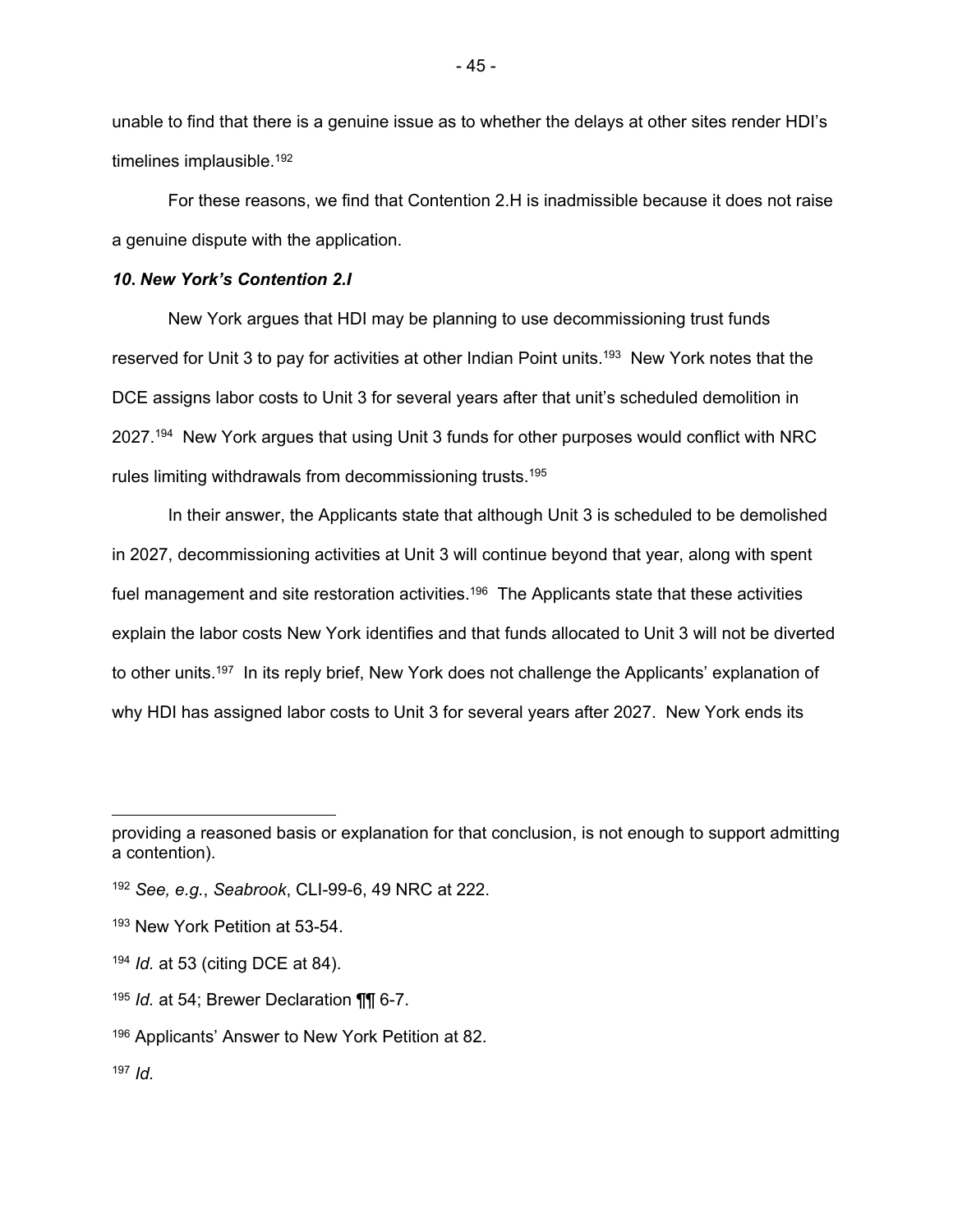unable to find that there is a genuine issue as to whether the delays at other sites render HDI's timelines implausible.[192]

For these reasons, we find that Contention 2.H is inadmissible because it does not raise a genuine dispute with the application.

***10. New York's Contention 2.I***

New York argues that HDI may be planning to use decommissioning trust funds reserved for Unit 3 to pay for activities at other Indian Point units.[193] New York notes that the DCE assigns labor costs to Unit 3 for several years after that unit's scheduled demolition in 2027.[194] New York argues that using Unit 3 funds for other purposes would conflict with NRC rules limiting withdrawals from decommissioning trusts.[195]

In their answer, the Applicants state that although Unit 3 is scheduled to be demolished in 2027, decommissioning activities at Unit 3 will continue beyond that year, along with spent fuel management and site restoration activities.[196] The Applicants state that these activities explain the labor costs New York identifies and that funds allocated to Unit 3 will not be diverted to other units.[197] In its reply brief, New York does not challenge the Applicants' explanation of why HDI has assigned labor costs to Unit 3 for several years after 2027. New York ends its

---

providing a reasoned basis or explanation for that conclusion, is not enough to support admitting a contention).

[192] *See, e.g.*, *Seabrook*, CLI-99-6, 49 NRC at 222.

[193] New York Petition at 53-54.

[194] *Id.* at 53 (citing DCE at 84).

[195] *Id.* at 54; Brewer Declaration ¶¶ 6-7.

[196] Applicants' Answer to New York Petition at 82.

[197] *Id.*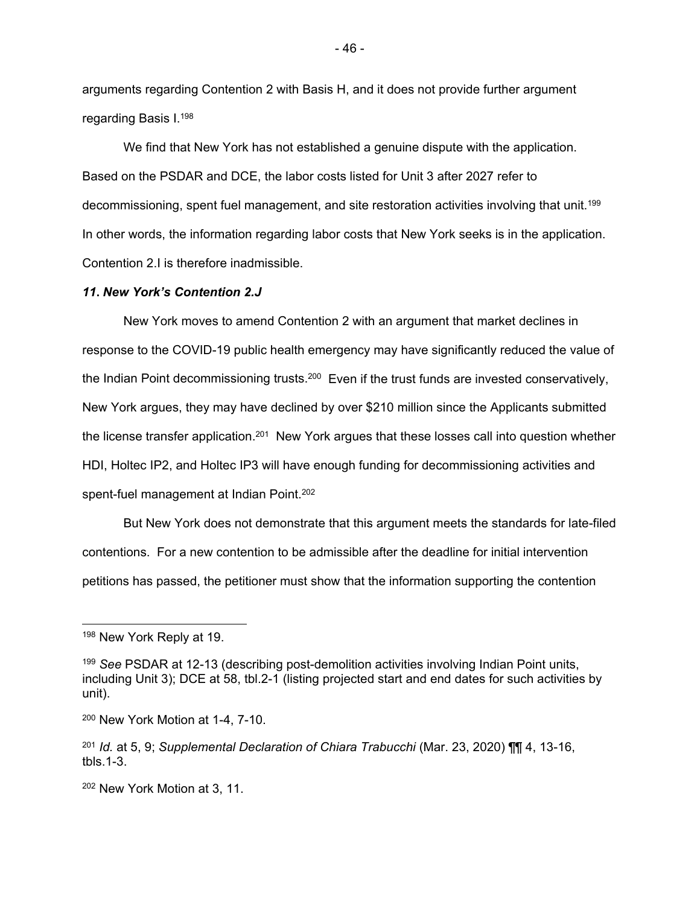arguments regarding Contention 2 with Basis H, and it does not provide further argument regarding Basis I.[198]

We find that New York has not established a genuine dispute with the application. Based on the PSDAR and DCE, the labor costs listed for Unit 3 after 2027 refer to decommissioning, spent fuel management, and site restoration activities involving that unit.[199] In other words, the information regarding labor costs that New York seeks is in the application. Contention 2.I is therefore inadmissible.

***11. New York's Contention 2.J***

New York moves to amend Contention 2 with an argument that market declines in response to the COVID-19 public health emergency may have significantly reduced the value of the Indian Point decommissioning trusts.[200] Even if the trust funds are invested conservatively, New York argues, they may have declined by over $210 million since the Applicants submitted the license transfer application.[201] New York argues that these losses call into question whether HDI, Holtec IP2, and Holtec IP3 will have enough funding for decommissioning activities and spent-fuel management at Indian Point.[202]

But New York does not demonstrate that this argument meets the standards for late-filed contentions. For a new contention to be admissible after the deadline for initial intervention petitions has passed, the petitioner must show that the information supporting the contention

---

[198] New York Reply at 19.

[199] *See* PSDAR at 12-13 (describing post-demolition activities involving Indian Point units, including Unit 3); DCE at 58, tbl.2-1 (listing projected start and end dates for such activities by unit).

[200] New York Motion at 1-4, 7-10.

[201] *Id.* at 5, 9; *Supplemental Declaration of Chiara Trabucchi* (Mar. 23, 2020) ¶¶ 4, 13-16, tbls.1-3.

[202] New York Motion at 3, 11.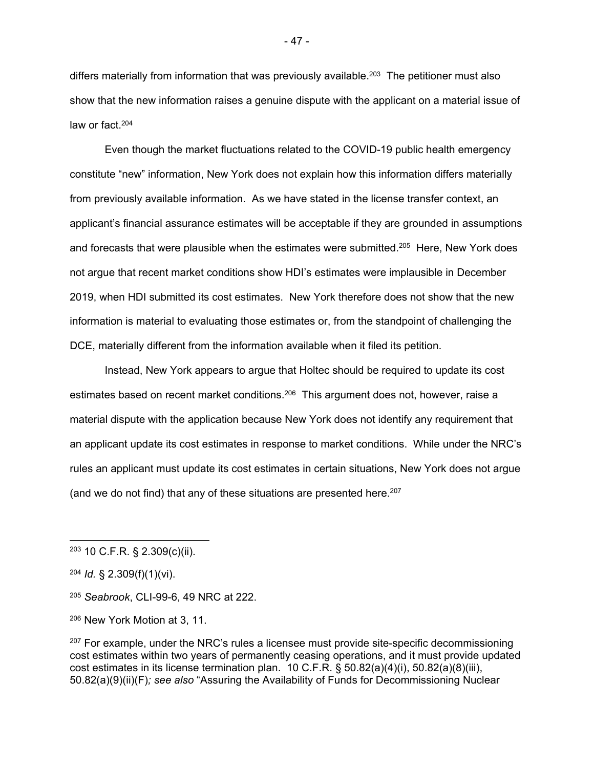differs materially from information that was previously available.[203] The petitioner must also show that the new information raises a genuine dispute with the applicant on a material issue of law or fact.[204]

Even though the market fluctuations related to the COVID-19 public health emergency constitute "new" information, New York does not explain how this information differs materially from previously available information. As we have stated in the license transfer context, an applicant's financial assurance estimates will be acceptable if they are grounded in assumptions and forecasts that were plausible when the estimates were submitted.[205] Here, New York does not argue that recent market conditions show HDI's estimates were implausible in December 2019, when HDI submitted its cost estimates. New York therefore does not show that the new information is material to evaluating those estimates or, from the standpoint of challenging the DCE, materially different from the information available when it filed its petition.

Instead, New York appears to argue that Holtec should be required to update its cost estimates based on recent market conditions.[206] This argument does not, however, raise a material dispute with the application because New York does not identify any requirement that an applicant update its cost estimates in response to market conditions. While under the NRC's rules an applicant must update its cost estimates in certain situations, New York does not argue (and we do not find) that any of these situations are presented here.[207]

---

[203] 10 C.F.R. § 2.309(c)(ii).

[204] *Id.* § 2.309(f)(1)(vi).

[205] *Seabrook*, CLI-99-6, 49 NRC at 222.

[206] New York Motion at 3, 11.

[207] For example, under the NRC's rules a licensee must provide site-specific decommissioning cost estimates within two years of permanently ceasing operations, and it must provide updated cost estimates in its license termination plan. 10 C.F.R. § 50.82(a)(4)(i), 50.82(a)(8)(iii), 50.82(a)(9)(ii)(F)*; see also* "Assuring the Availability of Funds for Decommissioning Nuclear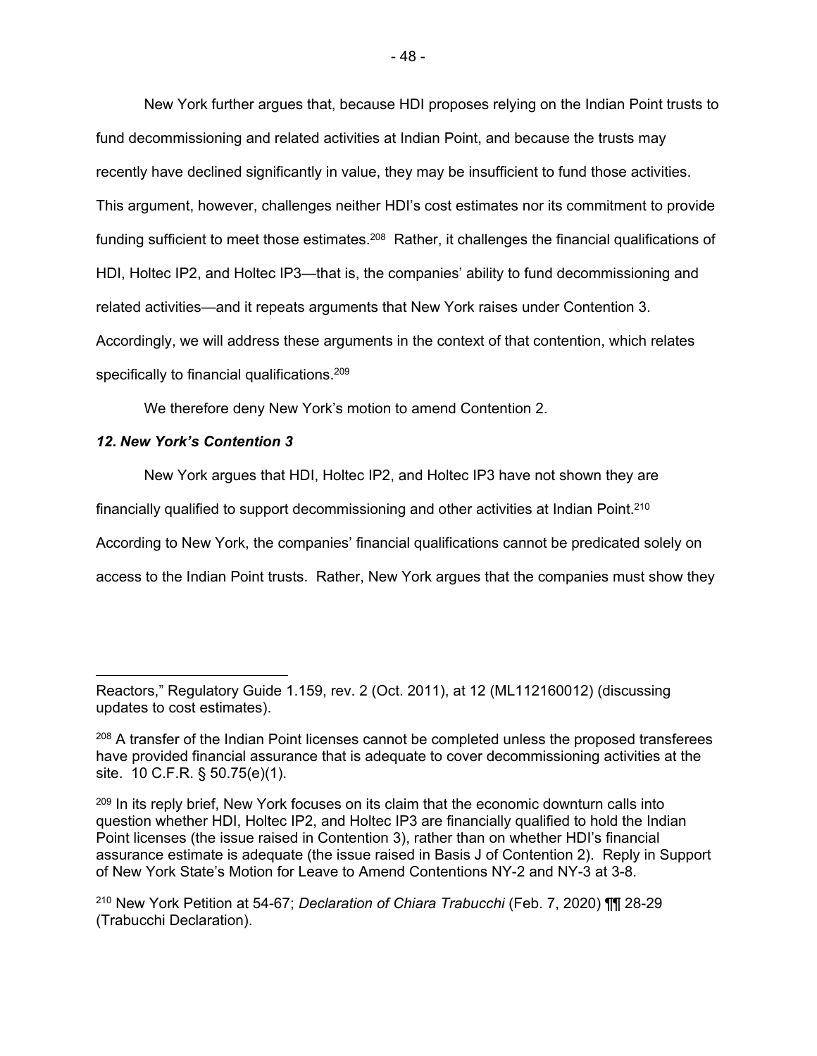New York further argues that, because HDI proposes relying on the Indian Point trusts to fund decommissioning and related activities at Indian Point, and because the trusts may recently have declined significantly in value, they may be insufficient to fund those activities. This argument, however, challenges neither HDI's cost estimates nor its commitment to provide funding sufficient to meet those estimates.[208] Rather, it challenges the financial qualifications of HDI, Holtec IP2, and Holtec IP3—that is, the companies' ability to fund decommissioning and related activities—and it repeats arguments that New York raises under Contention 3. Accordingly, we will address these arguments in the context of that contention, which relates specifically to financial qualifications.[209]

We therefore deny New York's motion to amend Contention 2.

### *12. New York's Contention 3*

New York argues that HDI, Holtec IP2, and Holtec IP3 have not shown they are financially qualified to support decommissioning and other activities at Indian Point.[210] According to New York, the companies' financial qualifications cannot be predicated solely on access to the Indian Point trusts. Rather, New York argues that the companies must show they

---

Reactors," Regulatory Guide 1.159, rev. 2 (Oct. 2011), at 12 (ML112160012) (discussing updates to cost estimates).

[208] A transfer of the Indian Point licenses cannot be completed unless the proposed transferees have provided financial assurance that is adequate to cover decommissioning activities at the site. 10 C.F.R. § 50.75(e)(1).

[209] In its reply brief, New York focuses on its claim that the economic downturn calls into question whether HDI, Holtec IP2, and Holtec IP3 are financially qualified to hold the Indian Point licenses (the issue raised in Contention 3), rather than on whether HDI's financial assurance estimate is adequate (the issue raised in Basis J of Contention 2). Reply in Support of New York State's Motion for Leave to Amend Contentions NY-2 and NY-3 at 3-8.

[210] New York Petition at 54-67; *Declaration of Chiara Trabucchi* (Feb. 7, 2020) ¶¶ 28-29 (Trabucchi Declaration).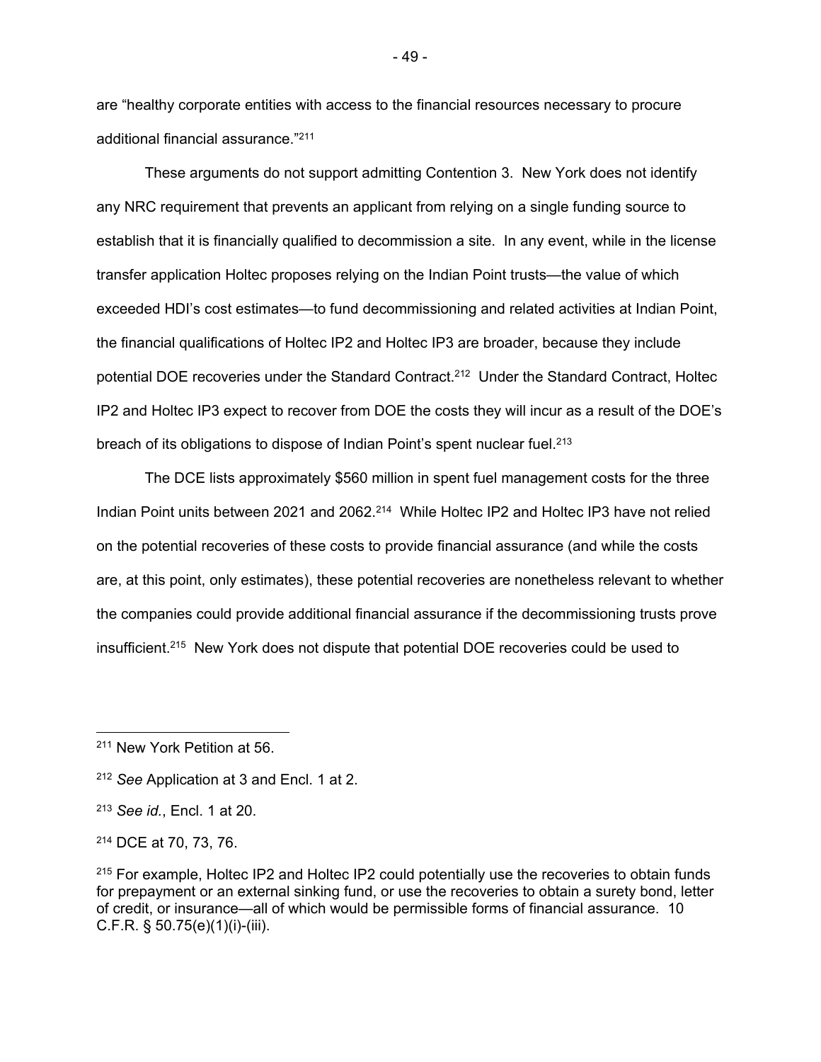are "healthy corporate entities with access to the financial resources necessary to procure additional financial assurance."[211]

These arguments do not support admitting Contention 3. New York does not identify any NRC requirement that prevents an applicant from relying on a single funding source to establish that it is financially qualified to decommission a site. In any event, while in the license transfer application Holtec proposes relying on the Indian Point trusts—the value of which exceeded HDI's cost estimates—to fund decommissioning and related activities at Indian Point, the financial qualifications of Holtec IP2 and Holtec IP3 are broader, because they include potential DOE recoveries under the Standard Contract.[212] Under the Standard Contract, Holtec IP2 and Holtec IP3 expect to recover from DOE the costs they will incur as a result of the DOE's breach of its obligations to dispose of Indian Point's spent nuclear fuel.[213]

The DCE lists approximately $560 million in spent fuel management costs for the three Indian Point units between 2021 and 2062.[214] While Holtec IP2 and Holtec IP3 have not relied on the potential recoveries of these costs to provide financial assurance (and while the costs are, at this point, only estimates), these potential recoveries are nonetheless relevant to whether the companies could provide additional financial assurance if the decommissioning trusts prove insufficient.[215] New York does not dispute that potential DOE recoveries could be used to

---

[211] New York Petition at 56.

[212] *See* Application at 3 and Encl. 1 at 2.

[213] *See id.*, Encl. 1 at 20.

[214] DCE at 70, 73, 76.

[215] For example, Holtec IP2 and Holtec IP2 could potentially use the recoveries to obtain funds for prepayment or an external sinking fund, or use the recoveries to obtain a surety bond, letter of credit, or insurance—all of which would be permissible forms of financial assurance. 10 C.F.R. § 50.75(e)(1)(i)-(iii).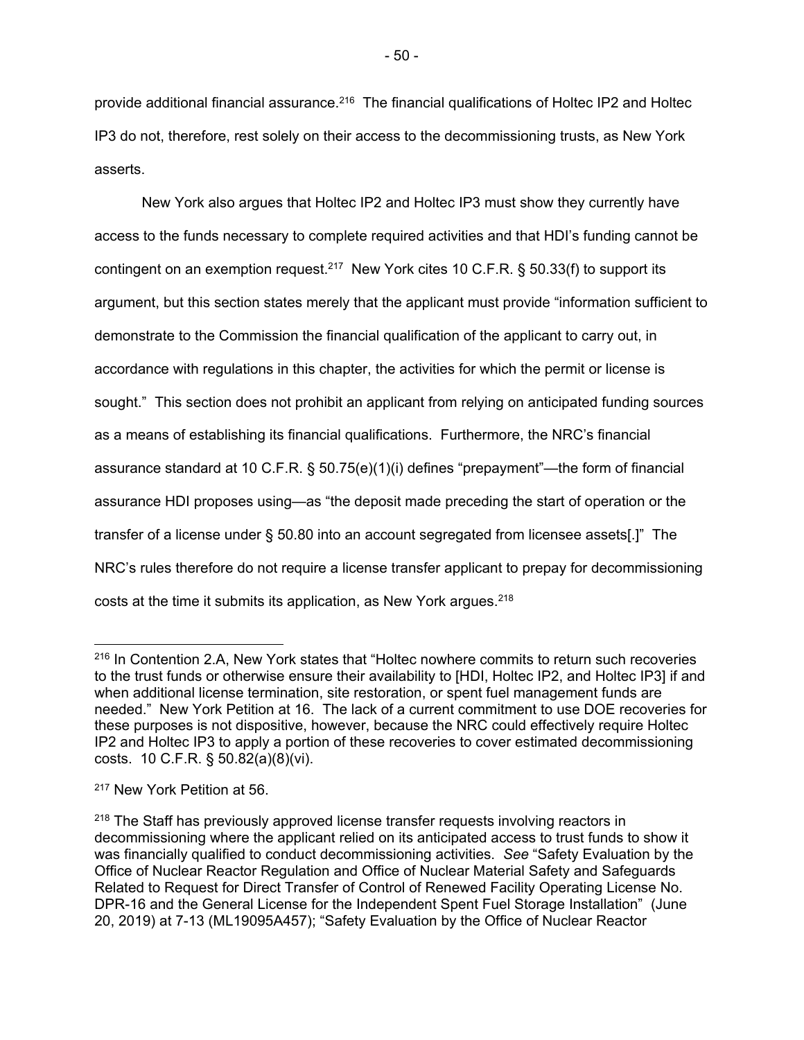provide additional financial assurance.[216] The financial qualifications of Holtec IP2 and Holtec IP3 do not, therefore, rest solely on their access to the decommissioning trusts, as New York asserts.

New York also argues that Holtec IP2 and Holtec IP3 must show they currently have access to the funds necessary to complete required activities and that HDI's funding cannot be contingent on an exemption request.[217] New York cites 10 C.F.R. § 50.33(f) to support its argument, but this section states merely that the applicant must provide "information sufficient to demonstrate to the Commission the financial qualification of the applicant to carry out, in accordance with regulations in this chapter, the activities for which the permit or license is sought." This section does not prohibit an applicant from relying on anticipated funding sources as a means of establishing its financial qualifications. Furthermore, the NRC's financial assurance standard at 10 C.F.R. § 50.75(e)(1)(i) defines "prepayment"—the form of financial assurance HDI proposes using—as "the deposit made preceding the start of operation or the transfer of a license under § 50.80 into an account segregated from licensee assets[.]" The NRC's rules therefore do not require a license transfer applicant to prepay for decommissioning costs at the time it submits its application, as New York argues.[218]

---

[216] In Contention 2.A, New York states that "Holtec nowhere commits to return such recoveries to the trust funds or otherwise ensure their availability to [HDI, Holtec IP2, and Holtec IP3] if and when additional license termination, site restoration, or spent fuel management funds are needed." New York Petition at 16. The lack of a current commitment to use DOE recoveries for these purposes is not dispositive, however, because the NRC could effectively require Holtec IP2 and Holtec IP3 to apply a portion of these recoveries to cover estimated decommissioning costs. 10 C.F.R. § 50.82(a)(8)(vi).

[217] New York Petition at 56.

[218] The Staff has previously approved license transfer requests involving reactors in decommissioning where the applicant relied on its anticipated access to trust funds to show it was financially qualified to conduct decommissioning activities. *See* "Safety Evaluation by the Office of Nuclear Reactor Regulation and Office of Nuclear Material Safety and Safeguards Related to Request for Direct Transfer of Control of Renewed Facility Operating License No. DPR-16 and the General License for the Independent Spent Fuel Storage Installation" (June 20, 2019) at 7-13 (ML19095A457); "Safety Evaluation by the Office of Nuclear Reactor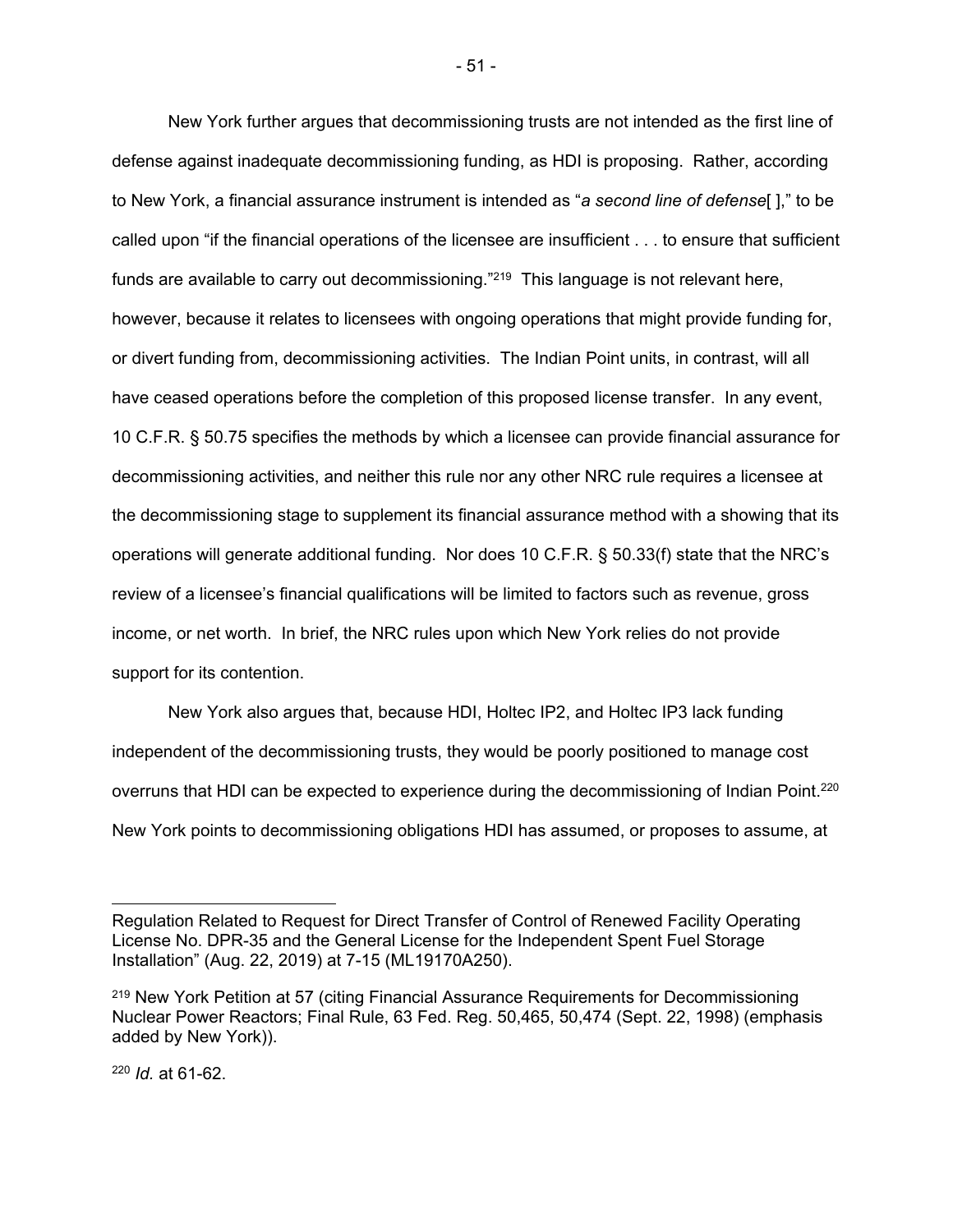New York further argues that decommissioning trusts are not intended as the first line of defense against inadequate decommissioning funding, as HDI is proposing. Rather, according to New York, a financial assurance instrument is intended as "*a second line of defense*[ ]," to be called upon "if the financial operations of the licensee are insufficient . . . to ensure that sufficient funds are available to carry out decommissioning."[219] This language is not relevant here, however, because it relates to licensees with ongoing operations that might provide funding for, or divert funding from, decommissioning activities. The Indian Point units, in contrast, will all have ceased operations before the completion of this proposed license transfer. In any event, 10 C.F.R. § 50.75 specifies the methods by which a licensee can provide financial assurance for decommissioning activities, and neither this rule nor any other NRC rule requires a licensee at the decommissioning stage to supplement its financial assurance method with a showing that its operations will generate additional funding. Nor does 10 C.F.R. § 50.33(f) state that the NRC's review of a licensee's financial qualifications will be limited to factors such as revenue, gross income, or net worth. In brief, the NRC rules upon which New York relies do not provide support for its contention.

New York also argues that, because HDI, Holtec IP2, and Holtec IP3 lack funding independent of the decommissioning trusts, they would be poorly positioned to manage cost overruns that HDI can be expected to experience during the decommissioning of Indian Point.[220] New York points to decommissioning obligations HDI has assumed, or proposes to assume, at

---

Regulation Related to Request for Direct Transfer of Control of Renewed Facility Operating License No. DPR-35 and the General License for the Independent Spent Fuel Storage Installation" (Aug. 22, 2019) at 7-15 (ML19170A250).

[219] New York Petition at 57 (citing Financial Assurance Requirements for Decommissioning Nuclear Power Reactors; Final Rule, 63 Fed. Reg. 50,465, 50,474 (Sept. 22, 1998) (emphasis added by New York)).

[220] *Id.* at 61-62.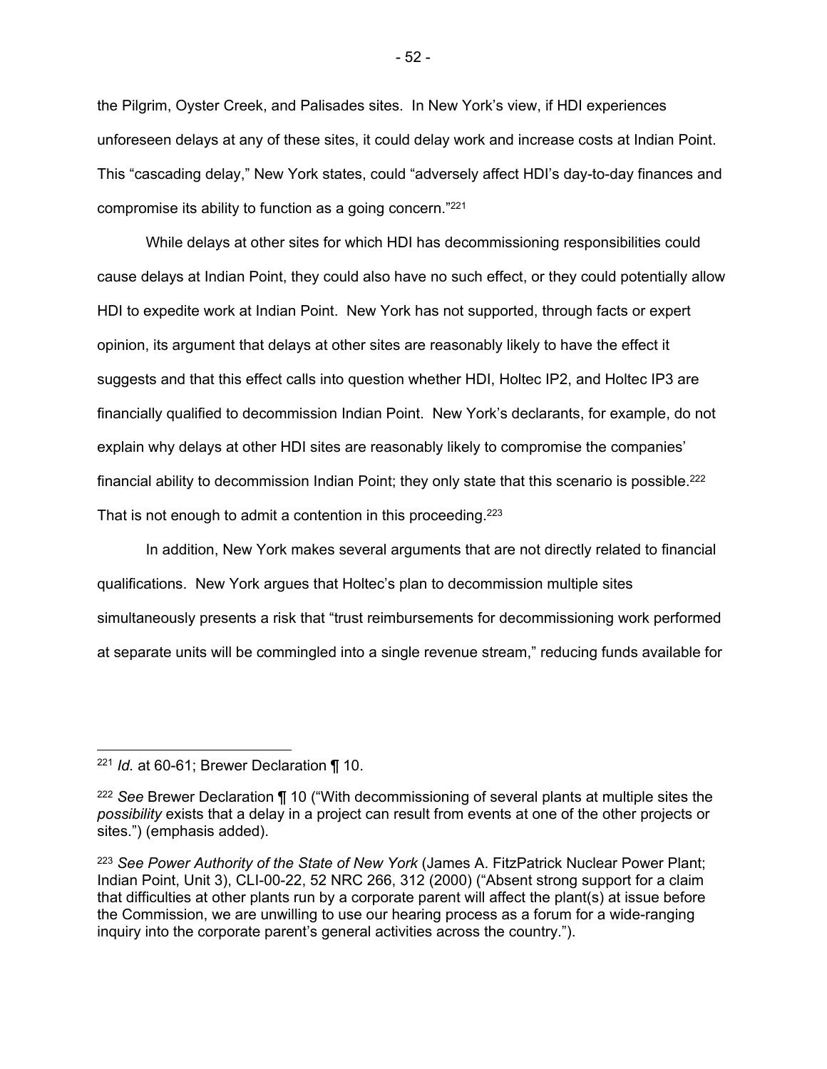the Pilgrim, Oyster Creek, and Palisades sites. In New York's view, if HDI experiences unforeseen delays at any of these sites, it could delay work and increase costs at Indian Point. This "cascading delay," New York states, could "adversely affect HDI's day-to-day finances and compromise its ability to function as a going concern."[221]

While delays at other sites for which HDI has decommissioning responsibilities could cause delays at Indian Point, they could also have no such effect, or they could potentially allow HDI to expedite work at Indian Point. New York has not supported, through facts or expert opinion, its argument that delays at other sites are reasonably likely to have the effect it suggests and that this effect calls into question whether HDI, Holtec IP2, and Holtec IP3 are financially qualified to decommission Indian Point. New York's declarants, for example, do not explain why delays at other HDI sites are reasonably likely to compromise the companies' financial ability to decommission Indian Point; they only state that this scenario is possible.[222] That is not enough to admit a contention in this proceeding.[223]

In addition, New York makes several arguments that are not directly related to financial qualifications. New York argues that Holtec's plan to decommission multiple sites simultaneously presents a risk that "trust reimbursements for decommissioning work performed at separate units will be commingled into a single revenue stream," reducing funds available for

---

[221] *Id.* at 60-61; Brewer Declaration ¶ 10.

[222] *See* Brewer Declaration ¶ 10 ("With decommissioning of several plants at multiple sites the *possibility* exists that a delay in a project can result from events at one of the other projects or sites.") (emphasis added).

[223] *See Power Authority of the State of New York* (James A. FitzPatrick Nuclear Power Plant; Indian Point, Unit 3), CLI-00-22, 52 NRC 266, 312 (2000) ("Absent strong support for a claim that difficulties at other plants run by a corporate parent will affect the plant(s) at issue before the Commission, we are unwilling to use our hearing process as a forum for a wide-ranging inquiry into the corporate parent's general activities across the country.").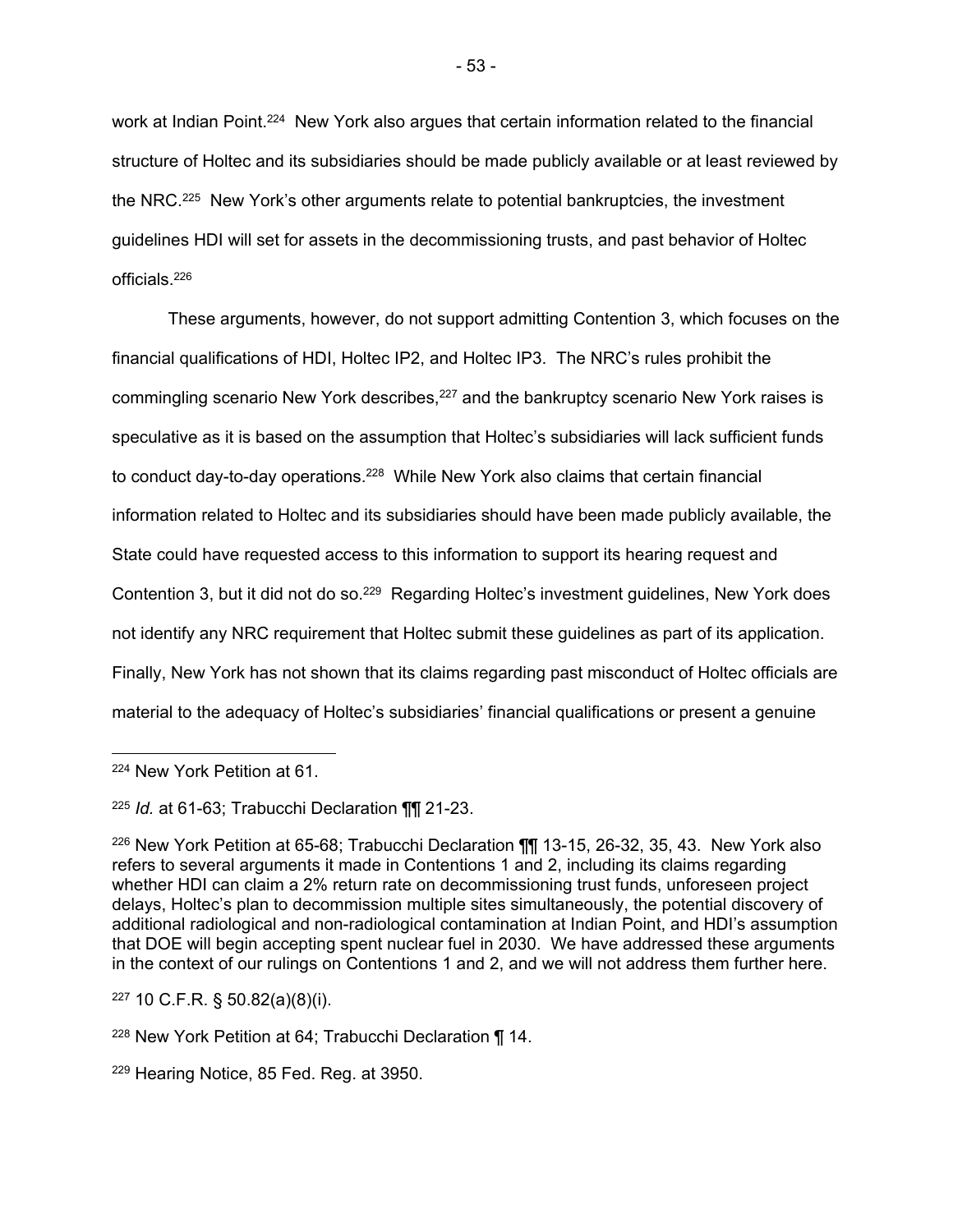work at Indian Point.[224] New York also argues that certain information related to the financial structure of Holtec and its subsidiaries should be made publicly available or at least reviewed by the NRC.[225] New York's other arguments relate to potential bankruptcies, the investment guidelines HDI will set for assets in the decommissioning trusts, and past behavior of Holtec officials.[226]

These arguments, however, do not support admitting Contention 3, which focuses on the financial qualifications of HDI, Holtec IP2, and Holtec IP3. The NRC's rules prohibit the commingling scenario New York describes,[227] and the bankruptcy scenario New York raises is speculative as it is based on the assumption that Holtec's subsidiaries will lack sufficient funds to conduct day-to-day operations.[228] While New York also claims that certain financial information related to Holtec and its subsidiaries should have been made publicly available, the State could have requested access to this information to support its hearing request and Contention 3, but it did not do so.[229] Regarding Holtec's investment guidelines, New York does not identify any NRC requirement that Holtec submit these guidelines as part of its application. Finally, New York has not shown that its claims regarding past misconduct of Holtec officials are material to the adequacy of Holtec's subsidiaries' financial qualifications or present a genuine

---

[224] New York Petition at 61.

[225] *Id.* at 61-63; Trabucchi Declaration ¶¶ 21-23.

[226] New York Petition at 65-68; Trabucchi Declaration ¶¶ 13-15, 26-32, 35, 43. New York also refers to several arguments it made in Contentions 1 and 2, including its claims regarding whether HDI can claim a 2% return rate on decommissioning trust funds, unforeseen project delays, Holtec's plan to decommission multiple sites simultaneously, the potential discovery of additional radiological and non-radiological contamination at Indian Point, and HDI's assumption that DOE will begin accepting spent nuclear fuel in 2030. We have addressed these arguments in the context of our rulings on Contentions 1 and 2, and we will not address them further here.

[227] 10 C.F.R. § 50.82(a)(8)(i).

[228] New York Petition at 64; Trabucchi Declaration ¶ 14.

[229] Hearing Notice, 85 Fed. Reg. at 3950.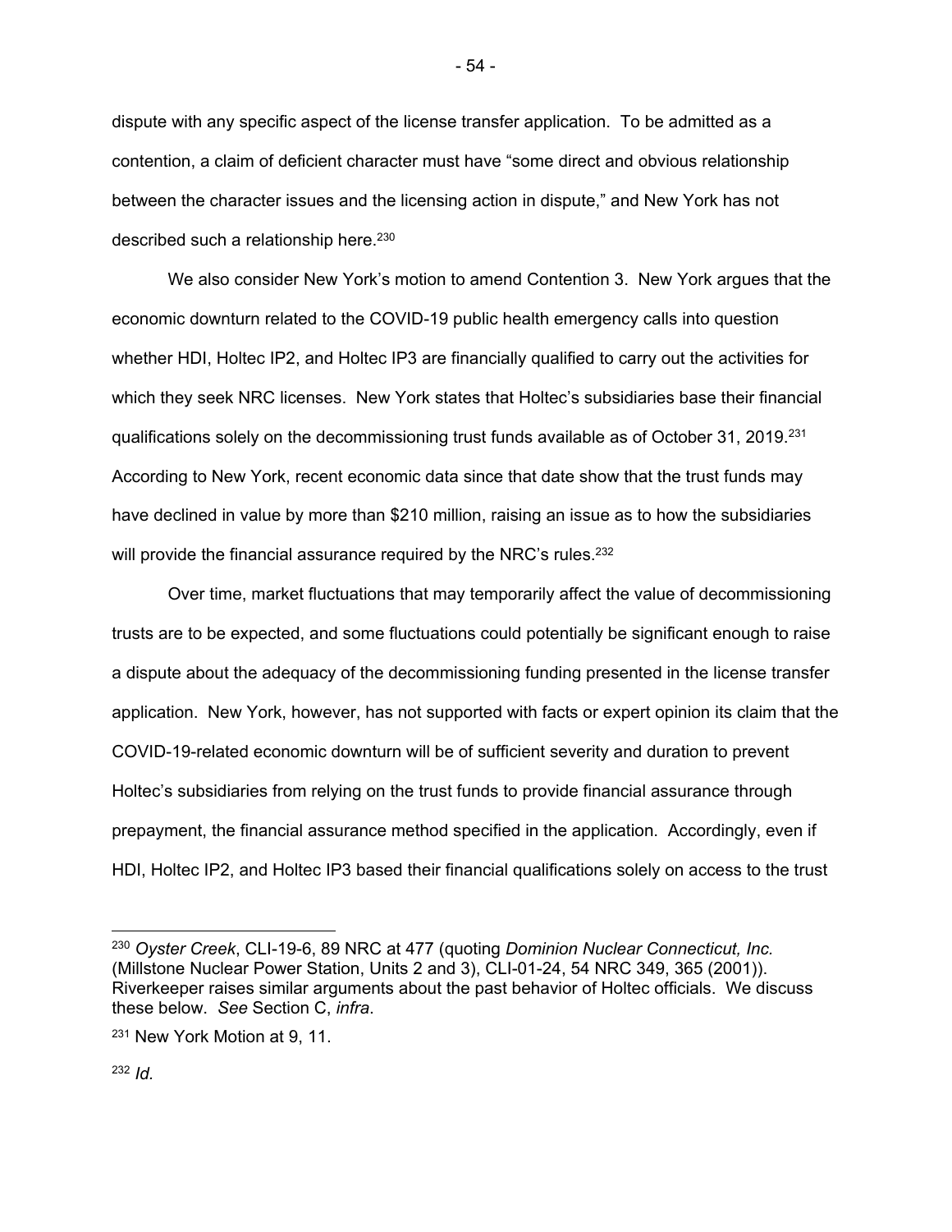dispute with any specific aspect of the license transfer application. To be admitted as a contention, a claim of deficient character must have "some direct and obvious relationship between the character issues and the licensing action in dispute," and New York has not described such a relationship here.[230]

We also consider New York's motion to amend Contention 3. New York argues that the economic downturn related to the COVID-19 public health emergency calls into question whether HDI, Holtec IP2, and Holtec IP3 are financially qualified to carry out the activities for which they seek NRC licenses. New York states that Holtec's subsidiaries base their financial qualifications solely on the decommissioning trust funds available as of October 31, 2019.[231] According to New York, recent economic data since that date show that the trust funds may have declined in value by more than $210 million, raising an issue as to how the subsidiaries will provide the financial assurance required by the NRC's rules.[232]

Over time, market fluctuations that may temporarily affect the value of decommissioning trusts are to be expected, and some fluctuations could potentially be significant enough to raise a dispute about the adequacy of the decommissioning funding presented in the license transfer application. New York, however, has not supported with facts or expert opinion its claim that the COVID-19-related economic downturn will be of sufficient severity and duration to prevent Holtec's subsidiaries from relying on the trust funds to provide financial assurance through prepayment, the financial assurance method specified in the application. Accordingly, even if HDI, Holtec IP2, and Holtec IP3 based their financial qualifications solely on access to the trust

---

[230] *Oyster Creek*, CLI-19-6, 89 NRC at 477 (quoting *Dominion Nuclear Connecticut, Inc.* (Millstone Nuclear Power Station, Units 2 and 3), CLI-01-24, 54 NRC 349, 365 (2001)). Riverkeeper raises similar arguments about the past behavior of Holtec officials. We discuss these below. *See* Section C, *infra*.

[231] New York Motion at 9, 11.

[232] *Id.*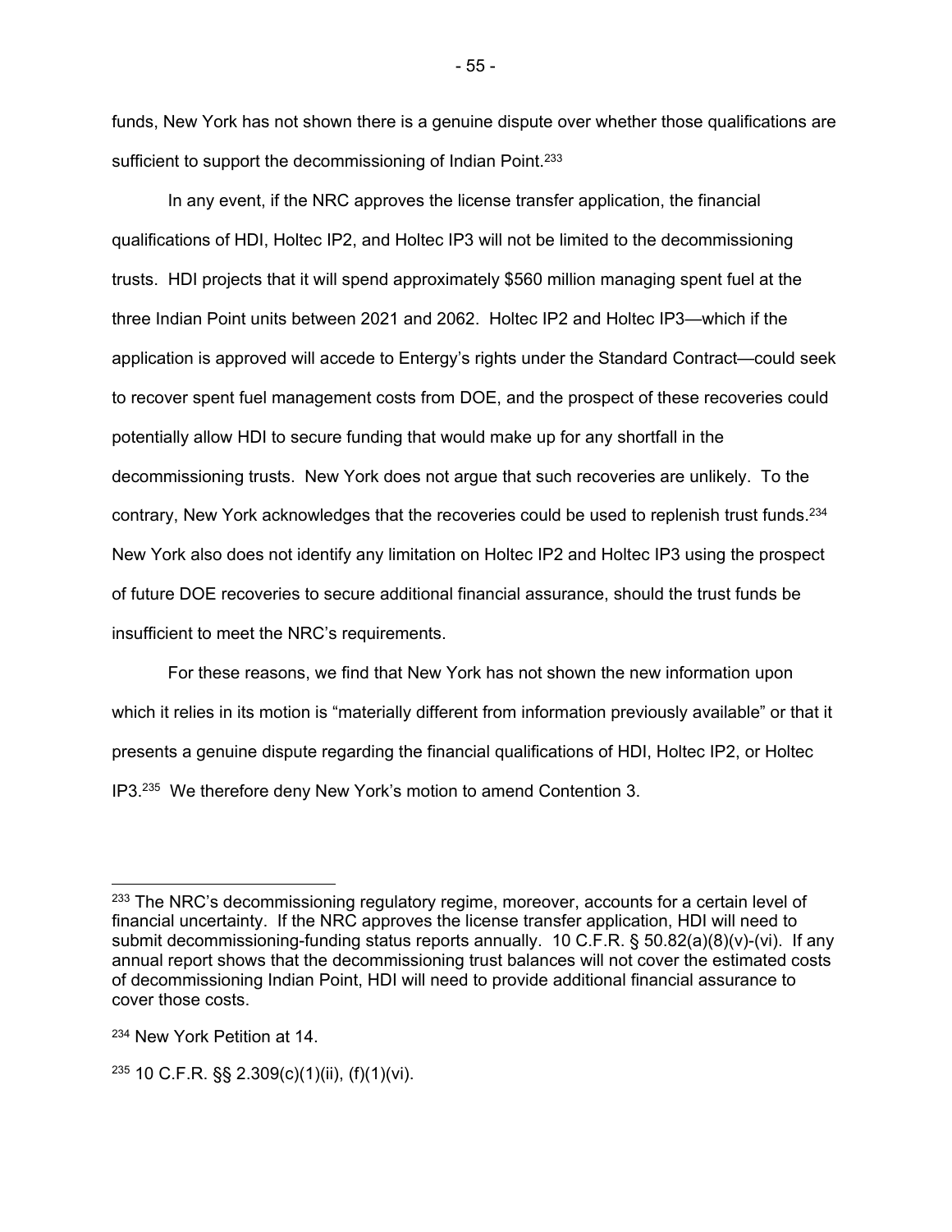funds, New York has not shown there is a genuine dispute over whether those qualifications are sufficient to support the decommissioning of Indian Point.[233]

In any event, if the NRC approves the license transfer application, the financial qualifications of HDI, Holtec IP2, and Holtec IP3 will not be limited to the decommissioning trusts. HDI projects that it will spend approximately $560 million managing spent fuel at the three Indian Point units between 2021 and 2062. Holtec IP2 and Holtec IP3—which if the application is approved will accede to Entergy's rights under the Standard Contract—could seek to recover spent fuel management costs from DOE, and the prospect of these recoveries could potentially allow HDI to secure funding that would make up for any shortfall in the decommissioning trusts. New York does not argue that such recoveries are unlikely. To the contrary, New York acknowledges that the recoveries could be used to replenish trust funds.[234] New York also does not identify any limitation on Holtec IP2 and Holtec IP3 using the prospect of future DOE recoveries to secure additional financial assurance, should the trust funds be insufficient to meet the NRC's requirements.

For these reasons, we find that New York has not shown the new information upon which it relies in its motion is "materially different from information previously available" or that it presents a genuine dispute regarding the financial qualifications of HDI, Holtec IP2, or Holtec IP3.[235] We therefore deny New York's motion to amend Contention 3.

---

[233] The NRC's decommissioning regulatory regime, moreover, accounts for a certain level of financial uncertainty. If the NRC approves the license transfer application, HDI will need to submit decommissioning-funding status reports annually. 10 C.F.R. § 50.82(a)(8)(v)-(vi). If any annual report shows that the decommissioning trust balances will not cover the estimated costs of decommissioning Indian Point, HDI will need to provide additional financial assurance to cover those costs.

[234] New York Petition at 14.

[235] 10 C.F.R. §§ 2.309(c)(1)(ii), (f)(1)(vi).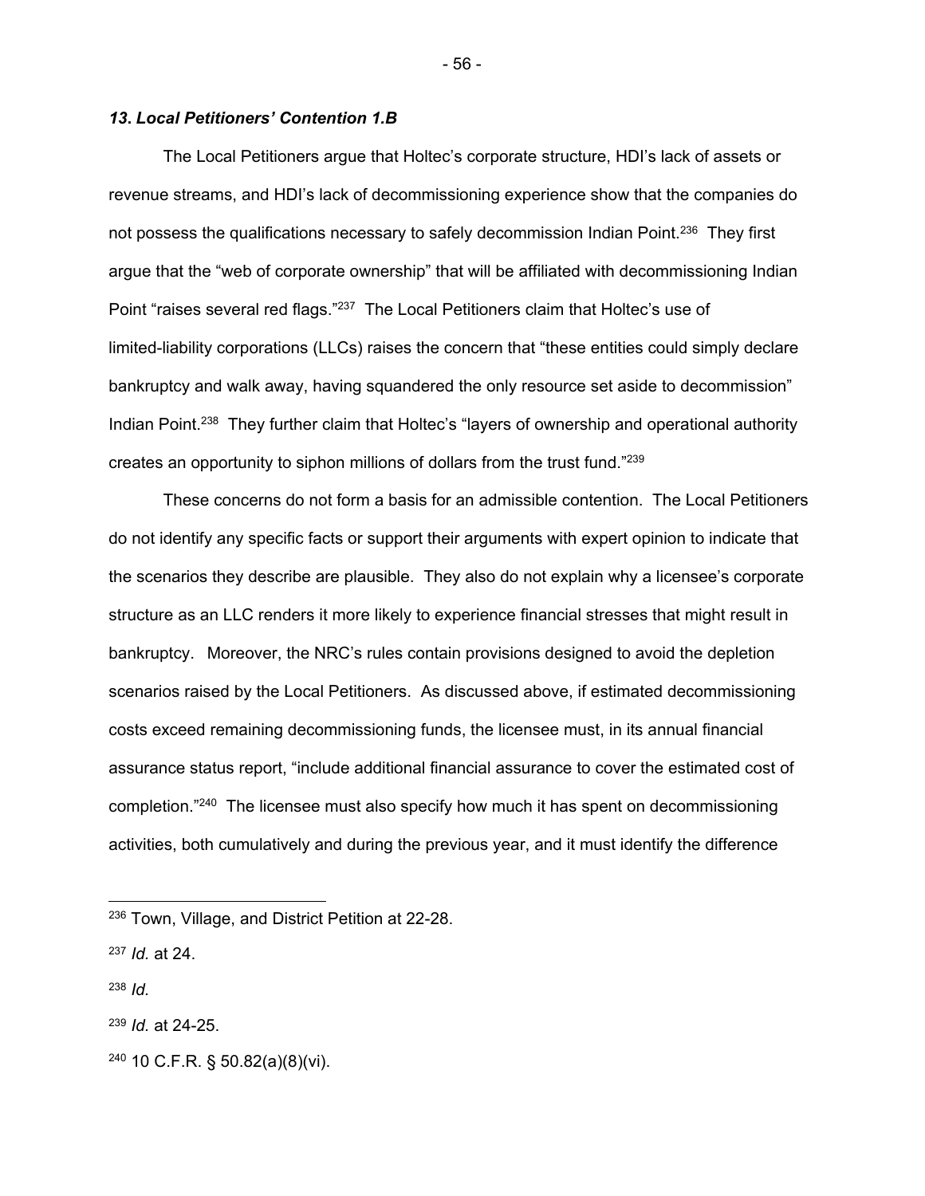### *13. Local Petitioners' Contention 1.B*

The Local Petitioners argue that Holtec's corporate structure, HDI's lack of assets or revenue streams, and HDI's lack of decommissioning experience show that the companies do not possess the qualifications necessary to safely decommission Indian Point.[236] They first argue that the "web of corporate ownership" that will be affiliated with decommissioning Indian Point "raises several red flags."[237] The Local Petitioners claim that Holtec's use of limited-liability corporations (LLCs) raises the concern that "these entities could simply declare bankruptcy and walk away, having squandered the only resource set aside to decommission" Indian Point.[238] They further claim that Holtec's "layers of ownership and operational authority creates an opportunity to siphon millions of dollars from the trust fund."[239]

These concerns do not form a basis for an admissible contention. The Local Petitioners do not identify any specific facts or support their arguments with expert opinion to indicate that the scenarios they describe are plausible. They also do not explain why a licensee's corporate structure as an LLC renders it more likely to experience financial stresses that might result in bankruptcy. Moreover, the NRC's rules contain provisions designed to avoid the depletion scenarios raised by the Local Petitioners. As discussed above, if estimated decommissioning costs exceed remaining decommissioning funds, the licensee must, in its annual financial assurance status report, "include additional financial assurance to cover the estimated cost of completion."[240] The licensee must also specify how much it has spent on decommissioning activities, both cumulatively and during the previous year, and it must identify the difference

---

[236] Town, Village, and District Petition at 22-28.

[237] *Id.* at 24.

[238] *Id.*

[239] *Id.* at 24-25.

[240] 10 C.F.R. § 50.82(a)(8)(vi).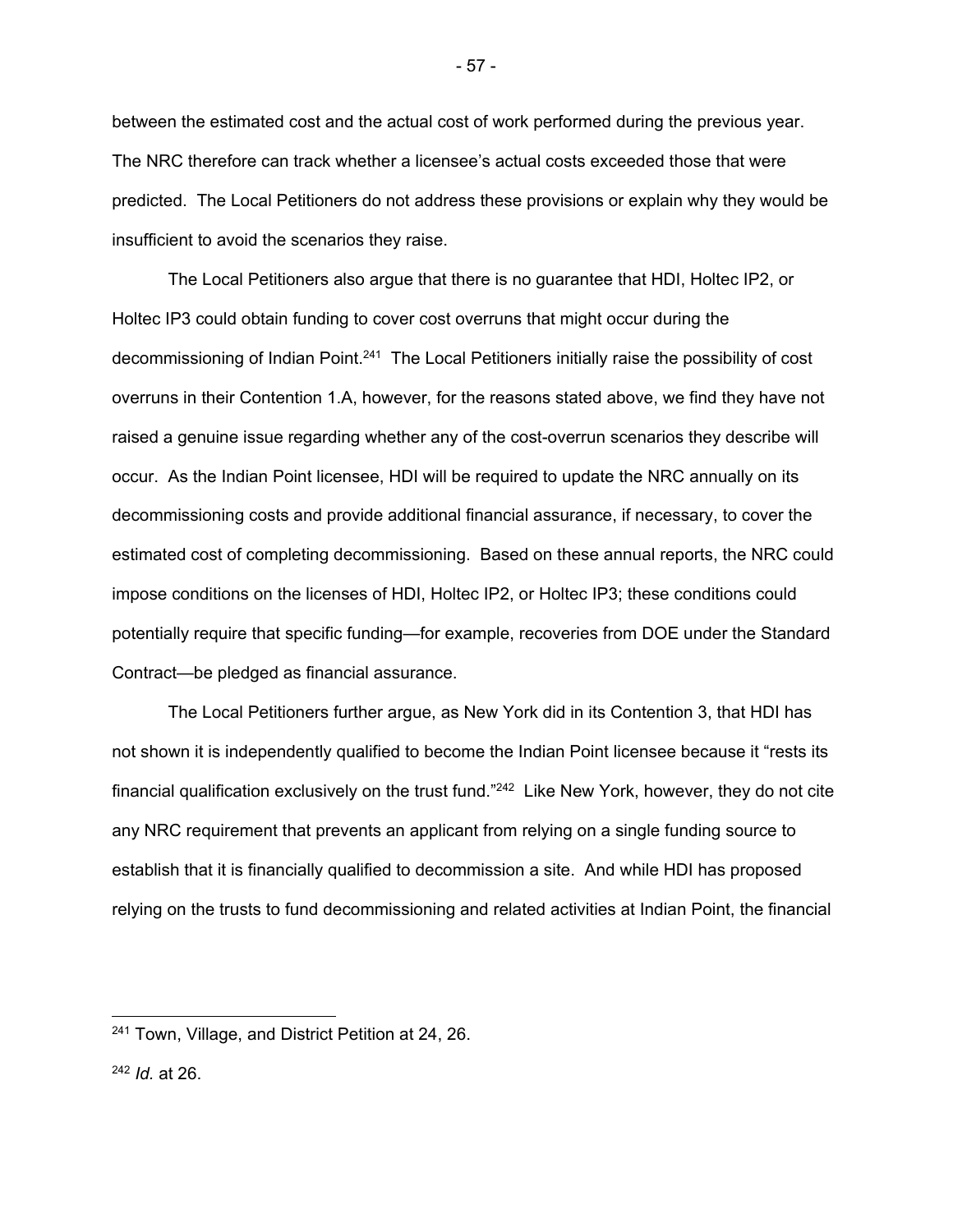between the estimated cost and the actual cost of work performed during the previous year. The NRC therefore can track whether a licensee's actual costs exceeded those that were predicted. The Local Petitioners do not address these provisions or explain why they would be insufficient to avoid the scenarios they raise.

The Local Petitioners also argue that there is no guarantee that HDI, Holtec IP2, or Holtec IP3 could obtain funding to cover cost overruns that might occur during the decommissioning of Indian Point.[241] The Local Petitioners initially raise the possibility of cost overruns in their Contention 1.A, however, for the reasons stated above, we find they have not raised a genuine issue regarding whether any of the cost-overrun scenarios they describe will occur. As the Indian Point licensee, HDI will be required to update the NRC annually on its decommissioning costs and provide additional financial assurance, if necessary, to cover the estimated cost of completing decommissioning. Based on these annual reports, the NRC could impose conditions on the licenses of HDI, Holtec IP2, or Holtec IP3; these conditions could potentially require that specific funding—for example, recoveries from DOE under the Standard Contract—be pledged as financial assurance.

The Local Petitioners further argue, as New York did in its Contention 3, that HDI has not shown it is independently qualified to become the Indian Point licensee because it "rests its financial qualification exclusively on the trust fund."[242] Like New York, however, they do not cite any NRC requirement that prevents an applicant from relying on a single funding source to establish that it is financially qualified to decommission a site. And while HDI has proposed relying on the trusts to fund decommissioning and related activities at Indian Point, the financial

---

[241] Town, Village, and District Petition at 24, 26.

[242] *Id.* at 26.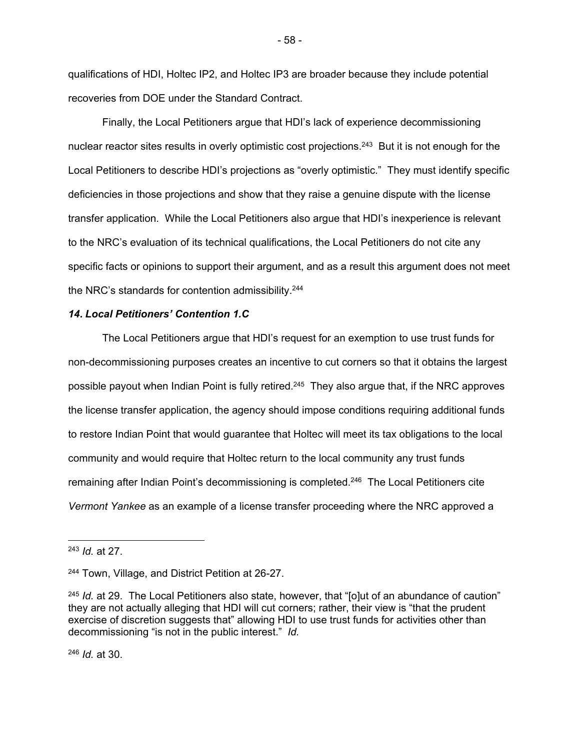qualifications of HDI, Holtec IP2, and Holtec IP3 are broader because they include potential recoveries from DOE under the Standard Contract.

Finally, the Local Petitioners argue that HDI's lack of experience decommissioning nuclear reactor sites results in overly optimistic cost projections.[243] But it is not enough for the Local Petitioners to describe HDI's projections as "overly optimistic." They must identify specific deficiencies in those projections and show that they raise a genuine dispute with the license transfer application. While the Local Petitioners also argue that HDI's inexperience is relevant to the NRC's evaluation of its technical qualifications, the Local Petitioners do not cite any specific facts or opinions to support their argument, and as a result this argument does not meet the NRC's standards for contention admissibility.[244]

***14. Local Petitioners' Contention 1.C***

The Local Petitioners argue that HDI's request for an exemption to use trust funds for non-decommissioning purposes creates an incentive to cut corners so that it obtains the largest possible payout when Indian Point is fully retired.[245] They also argue that, if the NRC approves the license transfer application, the agency should impose conditions requiring additional funds to restore Indian Point that would guarantee that Holtec will meet its tax obligations to the local community and would require that Holtec return to the local community any trust funds remaining after Indian Point's decommissioning is completed.[246] The Local Petitioners cite *Vermont Yankee* as an example of a license transfer proceeding where the NRC approved a

---

[243] *Id.* at 27.

[244] Town, Village, and District Petition at 26-27.

[245] *Id.* at 29. The Local Petitioners also state, however, that "[o]ut of an abundance of caution" they are not actually alleging that HDI will cut corners; rather, their view is "that the prudent exercise of discretion suggests that" allowing HDI to use trust funds for activities other than decommissioning "is not in the public interest." *Id.*

[246] *Id.* at 30.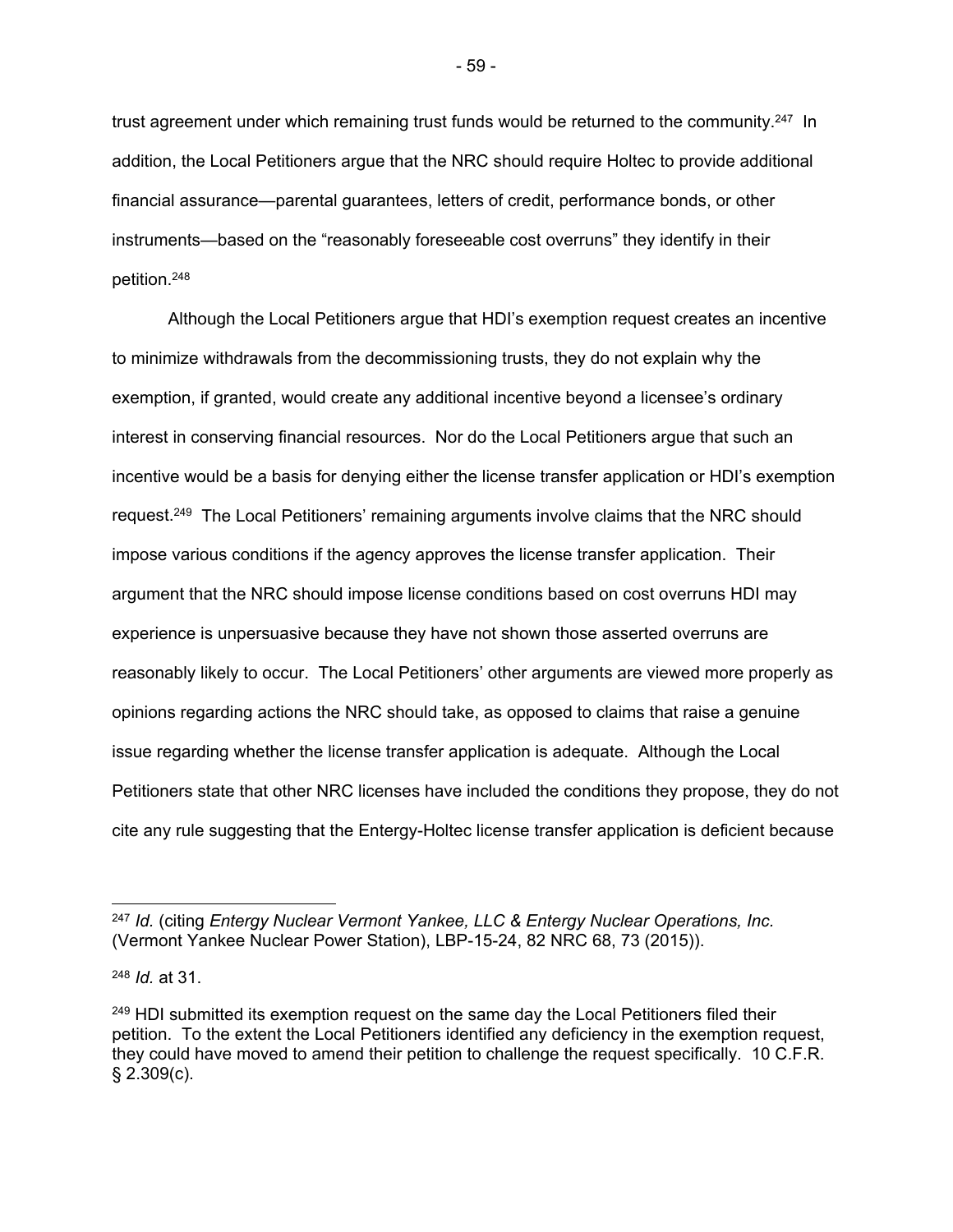trust agreement under which remaining trust funds would be returned to the community.[247] In addition, the Local Petitioners argue that the NRC should require Holtec to provide additional financial assurance—parental guarantees, letters of credit, performance bonds, or other instruments—based on the "reasonably foreseeable cost overruns" they identify in their petition.[248]

Although the Local Petitioners argue that HDI's exemption request creates an incentive to minimize withdrawals from the decommissioning trusts, they do not explain why the exemption, if granted, would create any additional incentive beyond a licensee's ordinary interest in conserving financial resources. Nor do the Local Petitioners argue that such an incentive would be a basis for denying either the license transfer application or HDI's exemption request.[249] The Local Petitioners' remaining arguments involve claims that the NRC should impose various conditions if the agency approves the license transfer application. Their argument that the NRC should impose license conditions based on cost overruns HDI may experience is unpersuasive because they have not shown those asserted overruns are reasonably likely to occur. The Local Petitioners' other arguments are viewed more properly as opinions regarding actions the NRC should take, as opposed to claims that raise a genuine issue regarding whether the license transfer application is adequate. Although the Local Petitioners state that other NRC licenses have included the conditions they propose, they do not cite any rule suggesting that the Entergy-Holtec license transfer application is deficient because

---

[247] *Id.* (citing *Entergy Nuclear Vermont Yankee, LLC & Entergy Nuclear Operations, Inc.* (Vermont Yankee Nuclear Power Station), LBP-15-24, 82 NRC 68, 73 (2015)).

[248] *Id.* at 31.

[249] HDI submitted its exemption request on the same day the Local Petitioners filed their petition. To the extent the Local Petitioners identified any deficiency in the exemption request, they could have moved to amend their petition to challenge the request specifically. 10 C.F.R. § 2.309(c).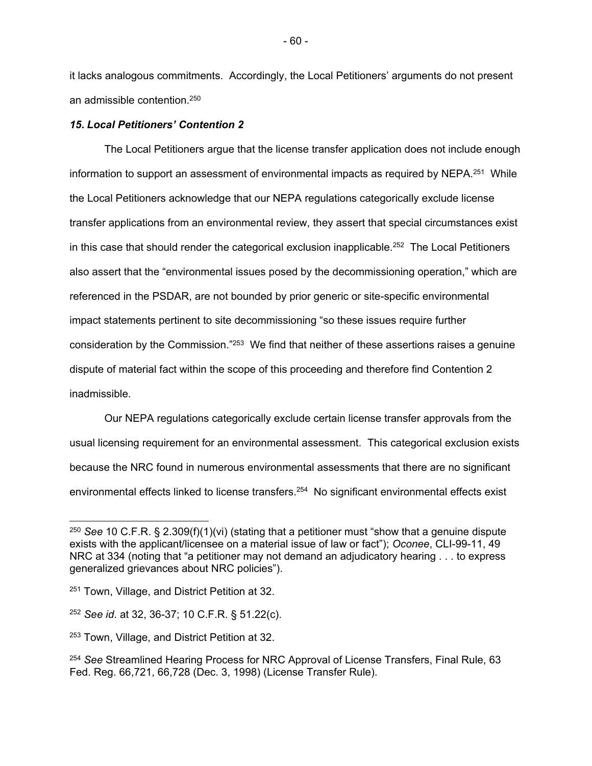it lacks analogous commitments. Accordingly, the Local Petitioners' arguments do not present an admissible contention.[250]

### *15. Local Petitioners' Contention 2*

The Local Petitioners argue that the license transfer application does not include enough information to support an assessment of environmental impacts as required by NEPA.[251] While the Local Petitioners acknowledge that our NEPA regulations categorically exclude license transfer applications from an environmental review, they assert that special circumstances exist in this case that should render the categorical exclusion inapplicable.[252] The Local Petitioners also assert that the "environmental issues posed by the decommissioning operation," which are referenced in the PSDAR, are not bounded by prior generic or site-specific environmental impact statements pertinent to site decommissioning "so these issues require further consideration by the Commission."[253] We find that neither of these assertions raises a genuine dispute of material fact within the scope of this proceeding and therefore find Contention 2 inadmissible.

Our NEPA regulations categorically exclude certain license transfer approvals from the usual licensing requirement for an environmental assessment. This categorical exclusion exists because the NRC found in numerous environmental assessments that there are no significant environmental effects linked to license transfers.[254] No significant environmental effects exist

---

[250] *See* 10 C.F.R. § 2.309(f)(1)(vi) (stating that a petitioner must "show that a genuine dispute exists with the applicant/licensee on a material issue of law or fact"); *Oconee*, CLI-99-11, 49 NRC at 334 (noting that "a petitioner may not demand an adjudicatory hearing . . . to express generalized grievances about NRC policies").

[251] Town, Village, and District Petition at 32.

[252] *See id*. at 32, 36-37; 10 C.F.R. § 51.22(c).

[253] Town, Village, and District Petition at 32.

[254] *See* Streamlined Hearing Process for NRC Approval of License Transfers, Final Rule, 63 Fed. Reg. 66,721, 66,728 (Dec. 3, 1998) (License Transfer Rule).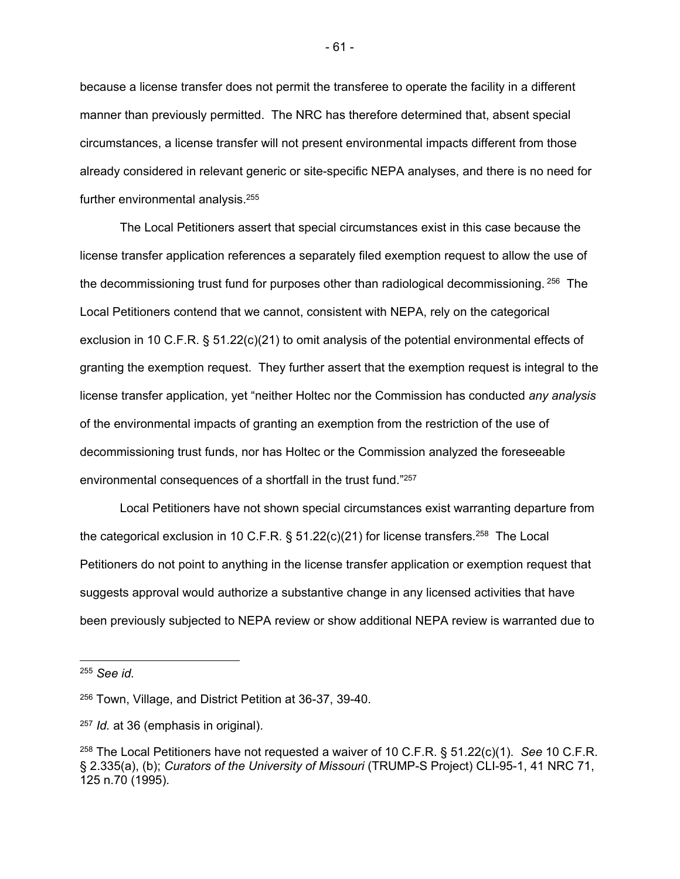because a license transfer does not permit the transferee to operate the facility in a different manner than previously permitted. The NRC has therefore determined that, absent special circumstances, a license transfer will not present environmental impacts different from those already considered in relevant generic or site-specific NEPA analyses, and there is no need for further environmental analysis.[255]

The Local Petitioners assert that special circumstances exist in this case because the license transfer application references a separately filed exemption request to allow the use of the decommissioning trust fund for purposes other than radiological decommissioning.[256] The Local Petitioners contend that we cannot, consistent with NEPA, rely on the categorical exclusion in 10 C.F.R. § 51.22(c)(21) to omit analysis of the potential environmental effects of granting the exemption request. They further assert that the exemption request is integral to the license transfer application, yet "neither Holtec nor the Commission has conducted *any analysis* of the environmental impacts of granting an exemption from the restriction of the use of decommissioning trust funds, nor has Holtec or the Commission analyzed the foreseeable environmental consequences of a shortfall in the trust fund."[257]

Local Petitioners have not shown special circumstances exist warranting departure from the categorical exclusion in 10 C.F.R. § 51.22(c)(21) for license transfers.[258] The Local Petitioners do not point to anything in the license transfer application or exemption request that suggests approval would authorize a substantive change in any licensed activities that have been previously subjected to NEPA review or show additional NEPA review is warranted due to

---

[255] *See id.*

[256] Town, Village, and District Petition at 36-37, 39-40.

[257] *Id.* at 36 (emphasis in original).

[258] The Local Petitioners have not requested a waiver of 10 C.F.R. § 51.22(c)(1). *See* 10 C.F.R. § 2.335(a), (b); *Curators of the University of Missouri* (TRUMP-S Project) CLI-95-1, 41 NRC 71, 125 n.70 (1995).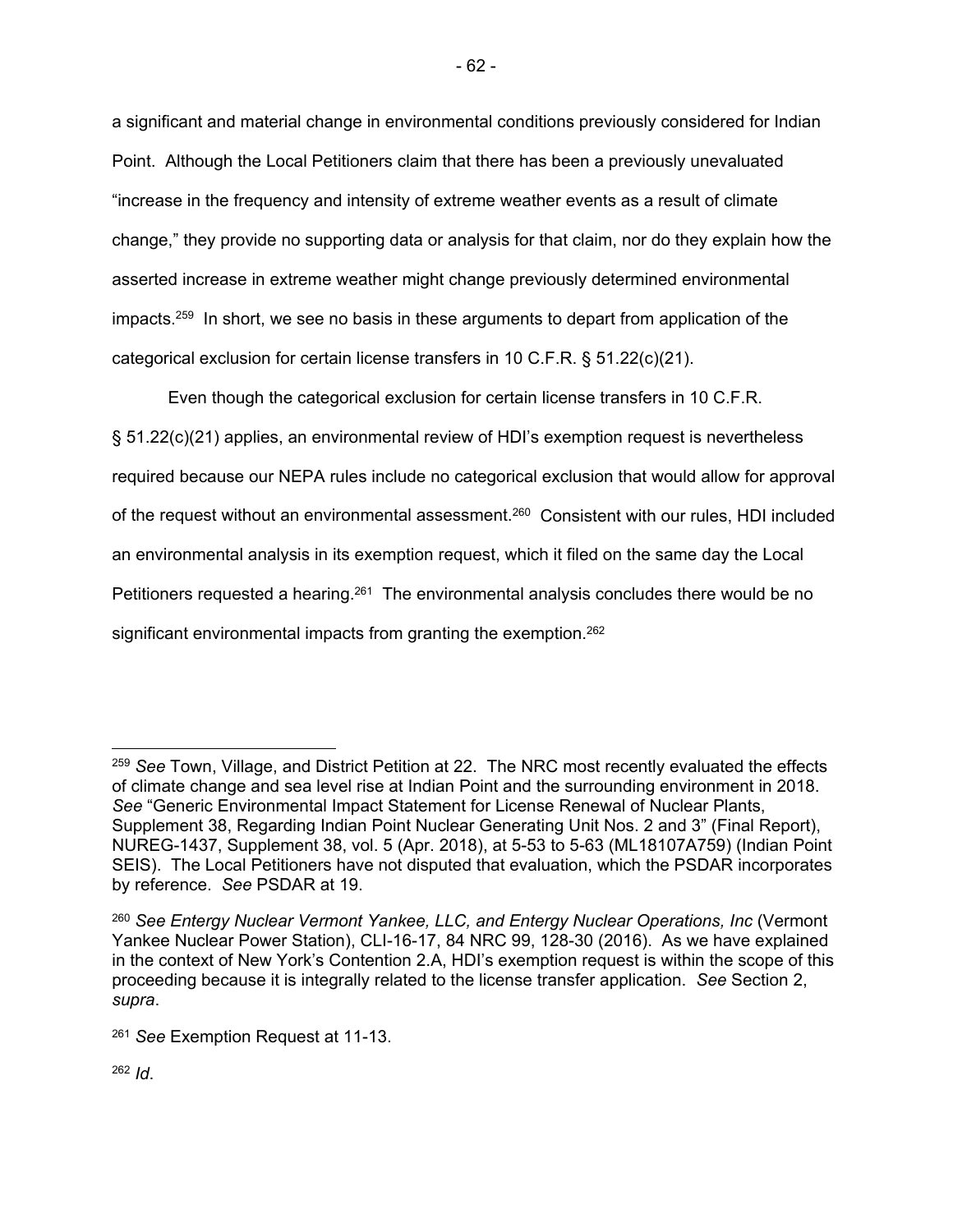a significant and material change in environmental conditions previously considered for Indian Point. Although the Local Petitioners claim that there has been a previously unevaluated "increase in the frequency and intensity of extreme weather events as a result of climate change," they provide no supporting data or analysis for that claim, nor do they explain how the asserted increase in extreme weather might change previously determined environmental impacts.[259] In short, we see no basis in these arguments to depart from application of the categorical exclusion for certain license transfers in 10 C.F.R. § 51.22(c)(21).

Even though the categorical exclusion for certain license transfers in 10 C.F.R. § 51.22(c)(21) applies, an environmental review of HDI's exemption request is nevertheless required because our NEPA rules include no categorical exclusion that would allow for approval of the request without an environmental assessment.[260] Consistent with our rules, HDI included an environmental analysis in its exemption request, which it filed on the same day the Local Petitioners requested a hearing.[261] The environmental analysis concludes there would be no significant environmental impacts from granting the exemption.[262]

---

[259] *See* Town, Village, and District Petition at 22. The NRC most recently evaluated the effects of climate change and sea level rise at Indian Point and the surrounding environment in 2018. *See* "Generic Environmental Impact Statement for License Renewal of Nuclear Plants, Supplement 38, Regarding Indian Point Nuclear Generating Unit Nos. 2 and 3" (Final Report), NUREG-1437, Supplement 38, vol. 5 (Apr. 2018), at 5-53 to 5-63 (ML18107A759) (Indian Point SEIS). The Local Petitioners have not disputed that evaluation, which the PSDAR incorporates by reference. *See* PSDAR at 19.

[260] *See Entergy Nuclear Vermont Yankee, LLC, and Entergy Nuclear Operations, Inc* (Vermont Yankee Nuclear Power Station), CLI-16-17, 84 NRC 99, 128-30 (2016). As we have explained in the context of New York's Contention 2.A, HDI's exemption request is within the scope of this proceeding because it is integrally related to the license transfer application. *See* Section 2, *supra*.

[261] *See* Exemption Request at 11-13.

[262] *Id*.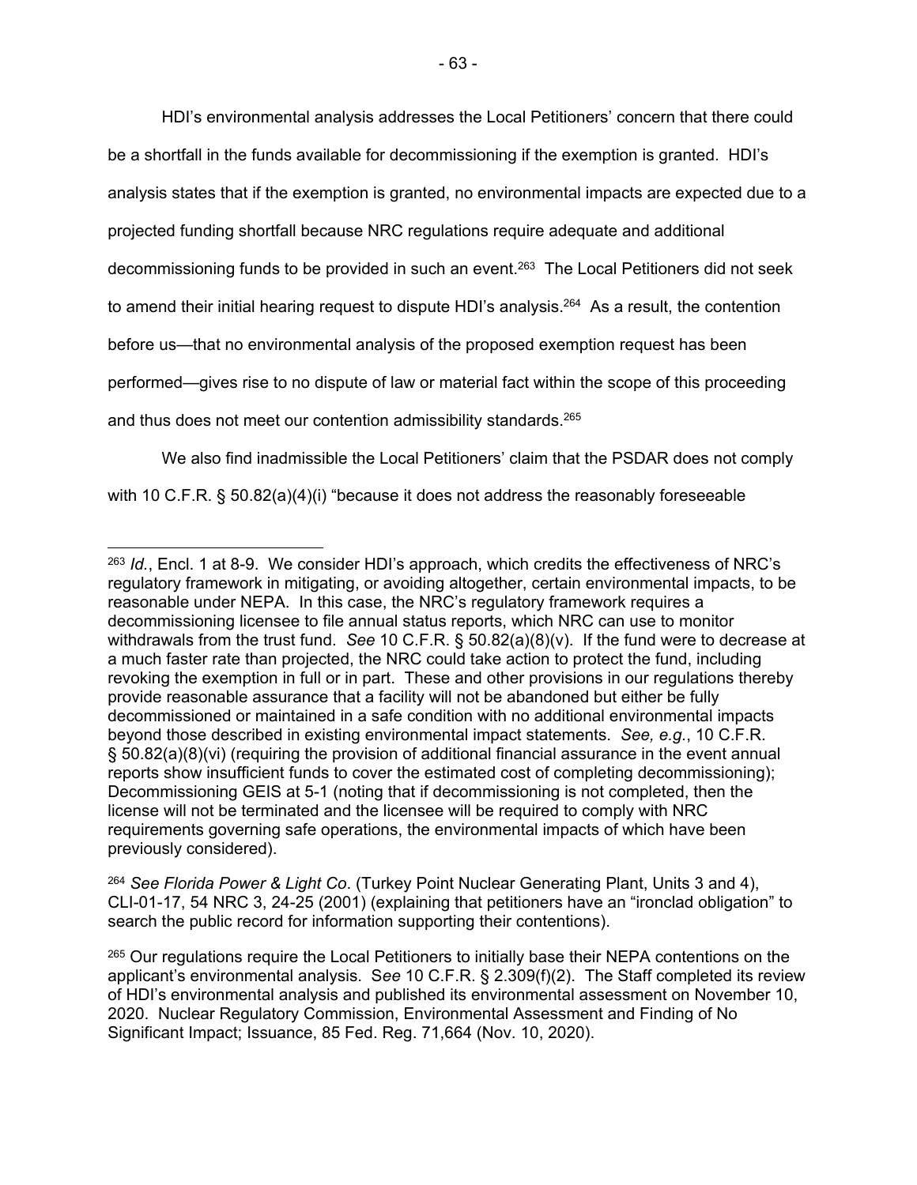HDI's environmental analysis addresses the Local Petitioners' concern that there could be a shortfall in the funds available for decommissioning if the exemption is granted. HDI's analysis states that if the exemption is granted, no environmental impacts are expected due to a projected funding shortfall because NRC regulations require adequate and additional decommissioning funds to be provided in such an event.[263] The Local Petitioners did not seek to amend their initial hearing request to dispute HDI's analysis.[264] As a result, the contention before us—that no environmental analysis of the proposed exemption request has been performed—gives rise to no dispute of law or material fact within the scope of this proceeding and thus does not meet our contention admissibility standards.[265]

We also find inadmissible the Local Petitioners' claim that the PSDAR does not comply with 10 C.F.R. § 50.82(a)(4)(i) "because it does not address the reasonably foreseeable

---

[263] *Id.*, Encl. 1 at 8-9. We consider HDI's approach, which credits the effectiveness of NRC's regulatory framework in mitigating, or avoiding altogether, certain environmental impacts, to be reasonable under NEPA. In this case, the NRC's regulatory framework requires a decommissioning licensee to file annual status reports, which NRC can use to monitor withdrawals from the trust fund. *See* 10 C.F.R. § 50.82(a)(8)(v). If the fund were to decrease at a much faster rate than projected, the NRC could take action to protect the fund, including revoking the exemption in full or in part. These and other provisions in our regulations thereby provide reasonable assurance that a facility will not be abandoned but either be fully decommissioned or maintained in a safe condition with no additional environmental impacts beyond those described in existing environmental impact statements. *See, e.g.*, 10 C.F.R. § 50.82(a)(8)(vi) (requiring the provision of additional financial assurance in the event annual reports show insufficient funds to cover the estimated cost of completing decommissioning); Decommissioning GEIS at 5-1 (noting that if decommissioning is not completed, then the license will not be terminated and the licensee will be required to comply with NRC requirements governing safe operations, the environmental impacts of which have been previously considered).

[264] *See Florida Power & Light Co*. (Turkey Point Nuclear Generating Plant, Units 3 and 4), CLI-01-17, 54 NRC 3, 24-25 (2001) (explaining that petitioners have an "ironclad obligation" to search the public record for information supporting their contentions).

[265] Our regulations require the Local Petitioners to initially base their NEPA contentions on the applicant's environmental analysis. S*ee* 10 C.F.R. § 2.309(f)(2). The Staff completed its review of HDI's environmental analysis and published its environmental assessment on November 10, 2020. Nuclear Regulatory Commission, Environmental Assessment and Finding of No Significant Impact; Issuance, 85 Fed. Reg. 71,664 (Nov. 10, 2020).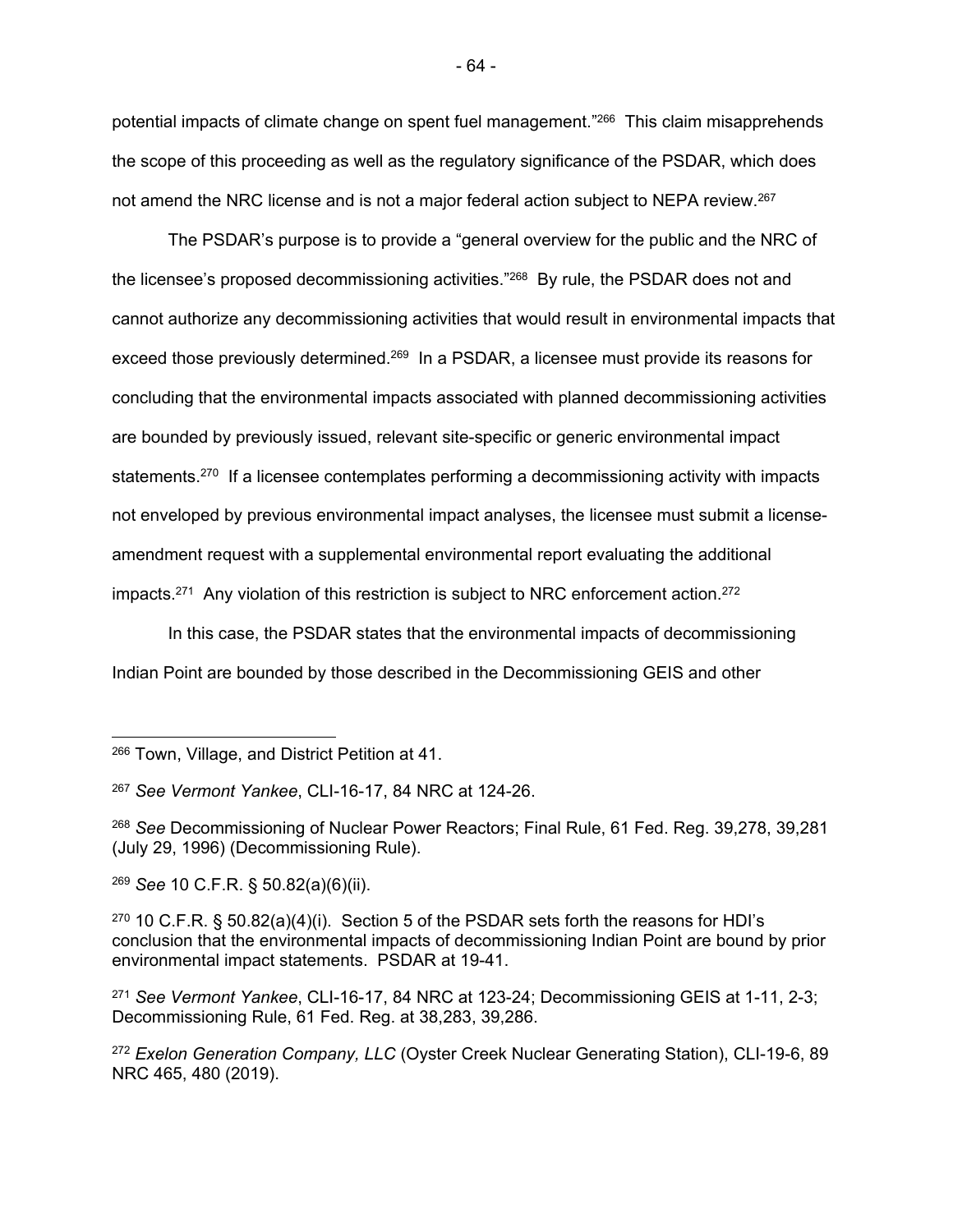potential impacts of climate change on spent fuel management."[266] This claim misapprehends the scope of this proceeding as well as the regulatory significance of the PSDAR, which does not amend the NRC license and is not a major federal action subject to NEPA review.[267]

The PSDAR's purpose is to provide a "general overview for the public and the NRC of the licensee's proposed decommissioning activities."[268] By rule, the PSDAR does not and cannot authorize any decommissioning activities that would result in environmental impacts that exceed those previously determined.[269] In a PSDAR, a licensee must provide its reasons for concluding that the environmental impacts associated with planned decommissioning activities are bounded by previously issued, relevant site-specific or generic environmental impact statements.[270] If a licensee contemplates performing a decommissioning activity with impacts not enveloped by previous environmental impact analyses, the licensee must submit a license-amendment request with a supplemental environmental report evaluating the additional impacts.[271] Any violation of this restriction is subject to NRC enforcement action.[272]

In this case, the PSDAR states that the environmental impacts of decommissioning Indian Point are bounded by those described in the Decommissioning GEIS and other

---

[266] Town, Village, and District Petition at 41.

[267] *See Vermont Yankee*, CLI-16-17, 84 NRC at 124-26.

[268] *See* Decommissioning of Nuclear Power Reactors; Final Rule, 61 Fed. Reg. 39,278, 39,281 (July 29, 1996) (Decommissioning Rule).

[269] *See* 10 C.F.R. § 50.82(a)(6)(ii).

[270] 10 C.F.R. § 50.82(a)(4)(i). Section 5 of the PSDAR sets forth the reasons for HDI's conclusion that the environmental impacts of decommissioning Indian Point are bound by prior environmental impact statements. PSDAR at 19-41.

[271] *See Vermont Yankee*, CLI-16-17, 84 NRC at 123-24; Decommissioning GEIS at 1-11, 2-3; Decommissioning Rule, 61 Fed. Reg. at 38,283, 39,286.

[272] *Exelon Generation Company, LLC* (Oyster Creek Nuclear Generating Station), CLI-19-6, 89 NRC 465, 480 (2019).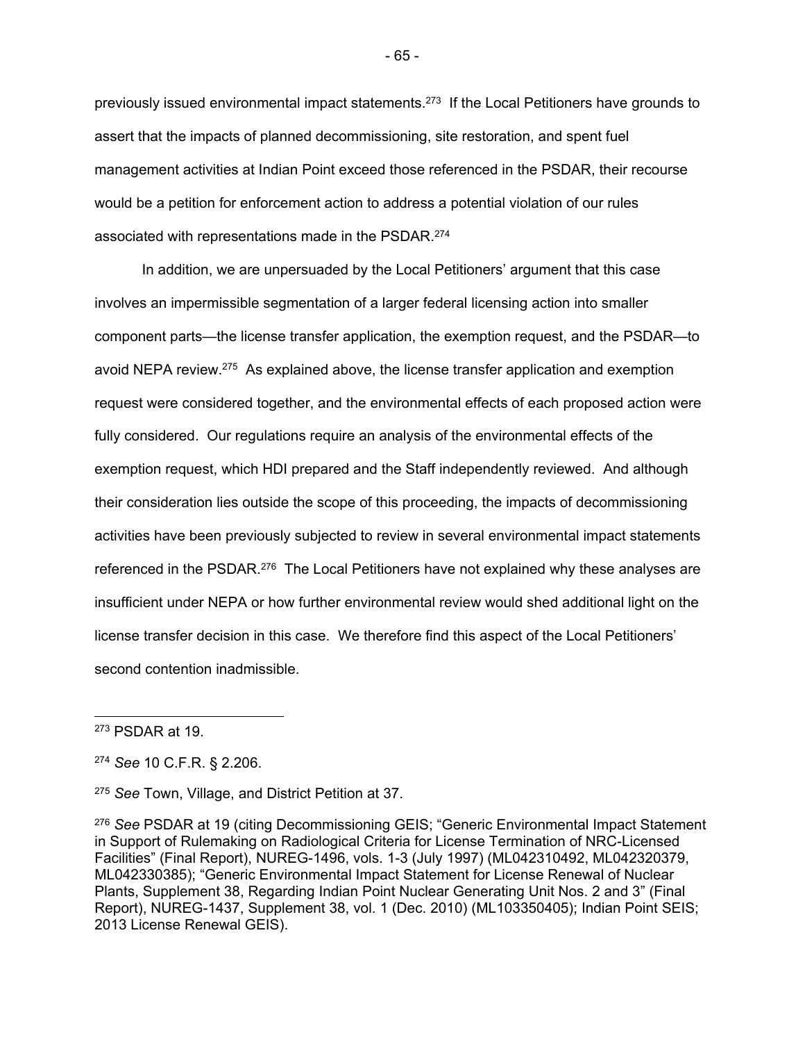previously issued environmental impact statements.[273] If the Local Petitioners have grounds to assert that the impacts of planned decommissioning, site restoration, and spent fuel management activities at Indian Point exceed those referenced in the PSDAR, their recourse would be a petition for enforcement action to address a potential violation of our rules associated with representations made in the PSDAR.[274]

In addition, we are unpersuaded by the Local Petitioners' argument that this case involves an impermissible segmentation of a larger federal licensing action into smaller component parts—the license transfer application, the exemption request, and the PSDAR—to avoid NEPA review.[275] As explained above, the license transfer application and exemption request were considered together, and the environmental effects of each proposed action were fully considered. Our regulations require an analysis of the environmental effects of the exemption request, which HDI prepared and the Staff independently reviewed. And although their consideration lies outside the scope of this proceeding, the impacts of decommissioning activities have been previously subjected to review in several environmental impact statements referenced in the PSDAR.[276] The Local Petitioners have not explained why these analyses are insufficient under NEPA or how further environmental review would shed additional light on the license transfer decision in this case. We therefore find this aspect of the Local Petitioners' second contention inadmissible.

---

[273] PSDAR at 19.

[274] *See* 10 C.F.R. § 2.206.

[275] *See* Town, Village, and District Petition at 37.

[276] *See* PSDAR at 19 (citing Decommissioning GEIS; "Generic Environmental Impact Statement in Support of Rulemaking on Radiological Criteria for License Termination of NRC-Licensed Facilities" (Final Report), NUREG-1496, vols. 1-3 (July 1997) (ML042310492, ML042320379, ML042330385); "Generic Environmental Impact Statement for License Renewal of Nuclear Plants, Supplement 38, Regarding Indian Point Nuclear Generating Unit Nos. 2 and 3" (Final Report), NUREG-1437, Supplement 38, vol. 1 (Dec. 2010) (ML103350405); Indian Point SEIS; 2013 License Renewal GEIS).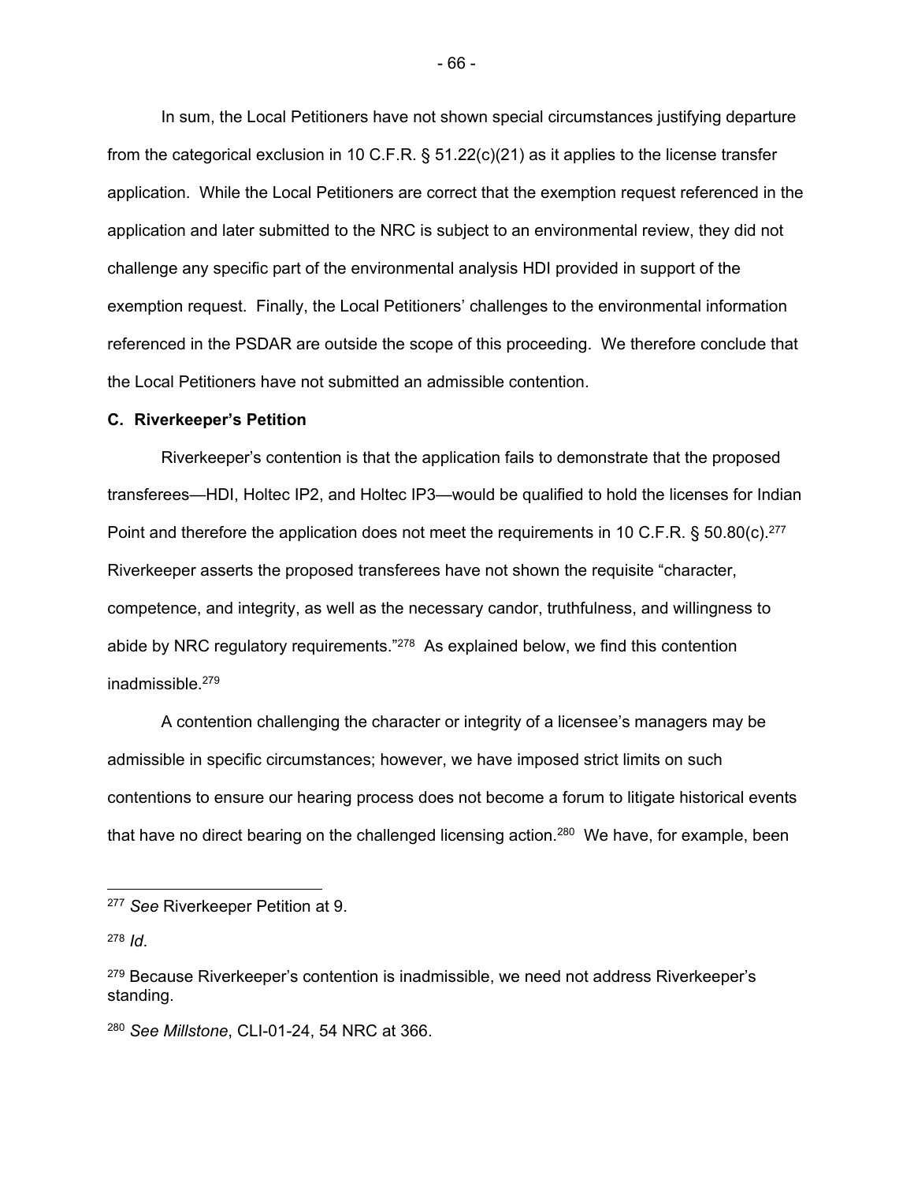In sum, the Local Petitioners have not shown special circumstances justifying departure from the categorical exclusion in 10 C.F.R. § 51.22(c)(21) as it applies to the license transfer application. While the Local Petitioners are correct that the exemption request referenced in the application and later submitted to the NRC is subject to an environmental review, they did not challenge any specific part of the environmental analysis HDI provided in support of the exemption request. Finally, the Local Petitioners' challenges to the environmental information referenced in the PSDAR are outside the scope of this proceeding. We therefore conclude that the Local Petitioners have not submitted an admissible contention.

**C. Riverkeeper's Petition**

Riverkeeper's contention is that the application fails to demonstrate that the proposed transferees—HDI, Holtec IP2, and Holtec IP3—would be qualified to hold the licenses for Indian Point and therefore the application does not meet the requirements in 10 C.F.R. § 50.80(c).[277] Riverkeeper asserts the proposed transferees have not shown the requisite "character, competence, and integrity, as well as the necessary candor, truthfulness, and willingness to abide by NRC regulatory requirements."[278] As explained below, we find this contention inadmissible.[279]

A contention challenging the character or integrity of a licensee's managers may be admissible in specific circumstances; however, we have imposed strict limits on such contentions to ensure our hearing process does not become a forum to litigate historical events that have no direct bearing on the challenged licensing action.[280] We have, for example, been

---

[277] *See* Riverkeeper Petition at 9.

[278] *Id*.

[279] Because Riverkeeper's contention is inadmissible, we need not address Riverkeeper's standing.

[280] *See Millstone*, CLI-01-24, 54 NRC at 366.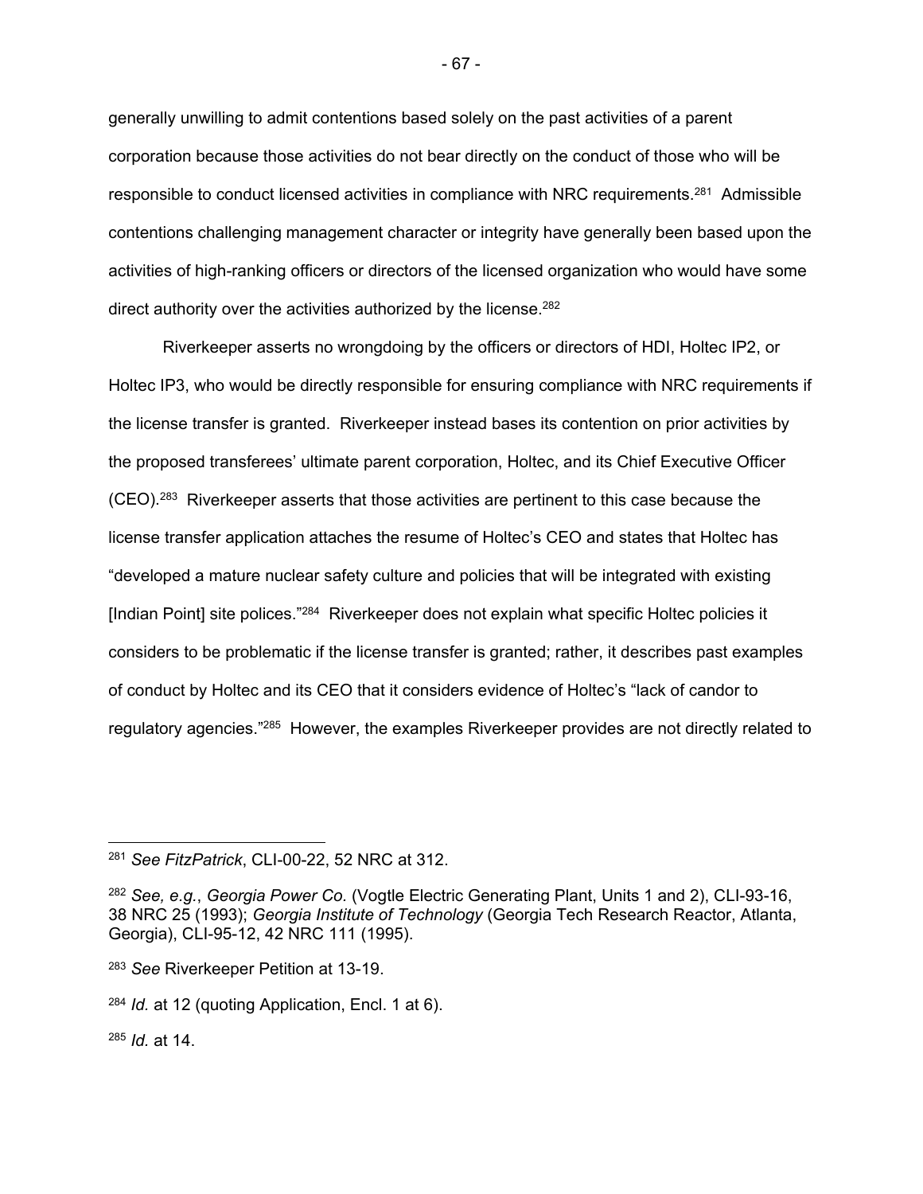generally unwilling to admit contentions based solely on the past activities of a parent corporation because those activities do not bear directly on the conduct of those who will be responsible to conduct licensed activities in compliance with NRC requirements.[281] Admissible contentions challenging management character or integrity have generally been based upon the activities of high-ranking officers or directors of the licensed organization who would have some direct authority over the activities authorized by the license.[282]

Riverkeeper asserts no wrongdoing by the officers or directors of HDI, Holtec IP2, or Holtec IP3, who would be directly responsible for ensuring compliance with NRC requirements if the license transfer is granted. Riverkeeper instead bases its contention on prior activities by the proposed transferees' ultimate parent corporation, Holtec, and its Chief Executive Officer (CEO).[283] Riverkeeper asserts that those activities are pertinent to this case because the license transfer application attaches the resume of Holtec's CEO and states that Holtec has "developed a mature nuclear safety culture and policies that will be integrated with existing [Indian Point] site polices."[284] Riverkeeper does not explain what specific Holtec policies it considers to be problematic if the license transfer is granted; rather, it describes past examples of conduct by Holtec and its CEO that it considers evidence of Holtec's "lack of candor to regulatory agencies."[285] However, the examples Riverkeeper provides are not directly related to

---

[281] *See FitzPatrick*, CLI-00-22, 52 NRC at 312.

[282] *See, e.g.*, *Georgia Power Co.* (Vogtle Electric Generating Plant, Units 1 and 2), CLI-93-16, 38 NRC 25 (1993); *Georgia Institute of Technology* (Georgia Tech Research Reactor, Atlanta, Georgia), CLI-95-12, 42 NRC 111 (1995).

[283] *See* Riverkeeper Petition at 13-19.

[284] *Id.* at 12 (quoting Application, Encl. 1 at 6).

[285] *Id.* at 14.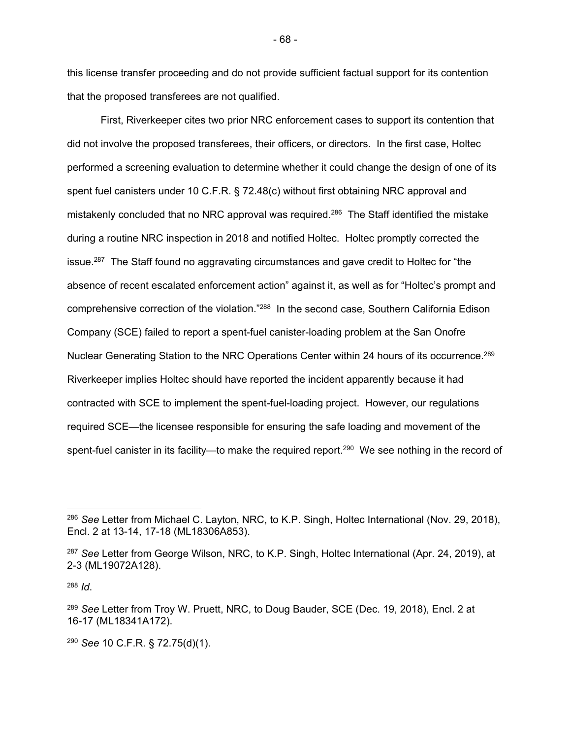this license transfer proceeding and do not provide sufficient factual support for its contention that the proposed transferees are not qualified.

First, Riverkeeper cites two prior NRC enforcement cases to support its contention that did not involve the proposed transferees, their officers, or directors. In the first case, Holtec performed a screening evaluation to determine whether it could change the design of one of its spent fuel canisters under 10 C.F.R. § 72.48(c) without first obtaining NRC approval and mistakenly concluded that no NRC approval was required.[286] The Staff identified the mistake during a routine NRC inspection in 2018 and notified Holtec. Holtec promptly corrected the issue.[287] The Staff found no aggravating circumstances and gave credit to Holtec for "the absence of recent escalated enforcement action" against it, as well as for "Holtec's prompt and comprehensive correction of the violation."[288] In the second case, Southern California Edison Company (SCE) failed to report a spent-fuel canister-loading problem at the San Onofre Nuclear Generating Station to the NRC Operations Center within 24 hours of its occurrence.[289] Riverkeeper implies Holtec should have reported the incident apparently because it had contracted with SCE to implement the spent-fuel-loading project. However, our regulations required SCE—the licensee responsible for ensuring the safe loading and movement of the spent-fuel canister in its facility—to make the required report.[290] We see nothing in the record of

---

[286] *See* Letter from Michael C. Layton, NRC, to K.P. Singh, Holtec International (Nov. 29, 2018), Encl. 2 at 13-14, 17-18 (ML18306A853).

[287] *See* Letter from George Wilson, NRC, to K.P. Singh, Holtec International (Apr. 24, 2019), at 2-3 (ML19072A128).

[288] *Id*.

[289] *See* Letter from Troy W. Pruett, NRC, to Doug Bauder, SCE (Dec. 19, 2018), Encl. 2 at 16-17 (ML18341A172).

[290] *See* 10 C.F.R. § 72.75(d)(1).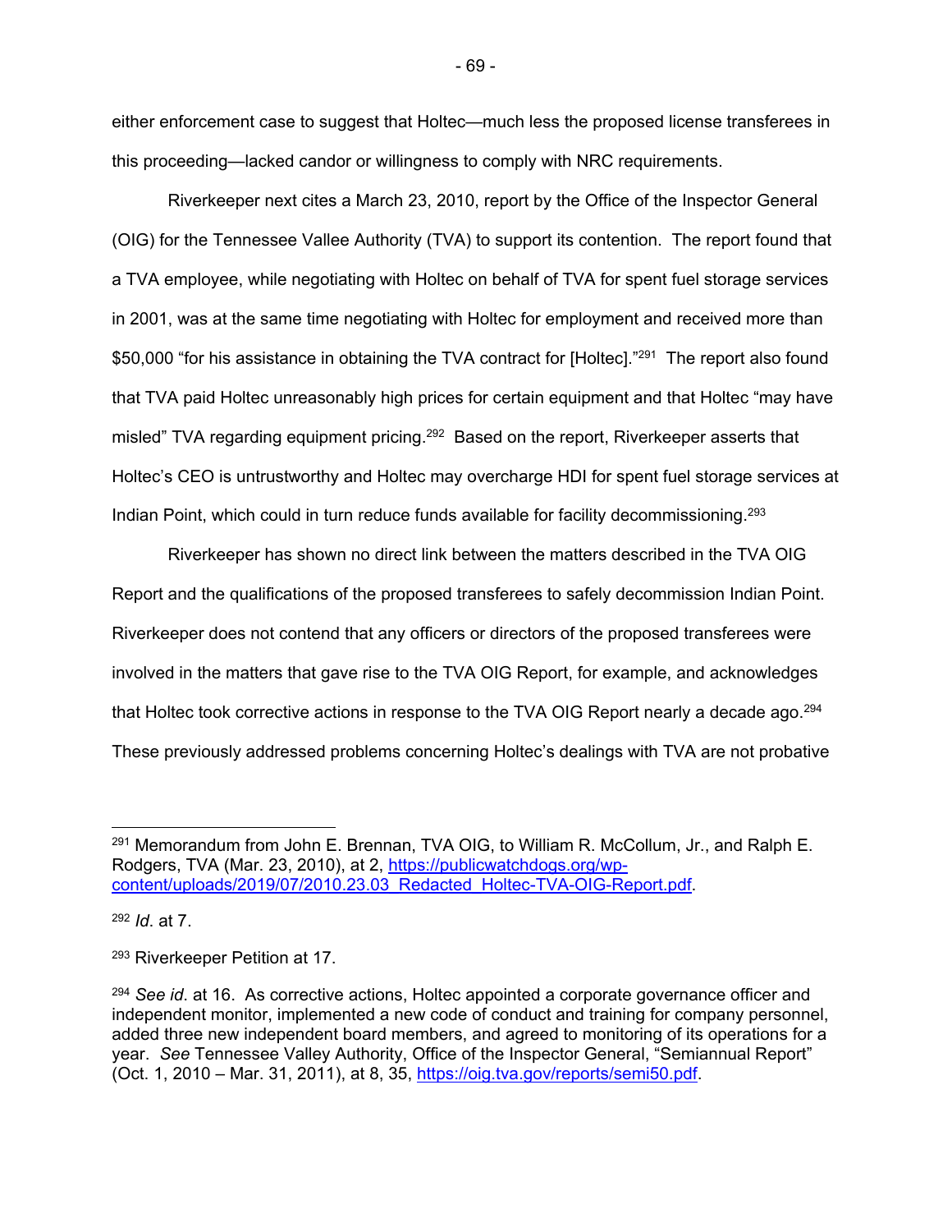either enforcement case to suggest that Holtec—much less the proposed license transferees in this proceeding—lacked candor or willingness to comply with NRC requirements.

Riverkeeper next cites a March 23, 2010, report by the Office of the Inspector General (OIG) for the Tennessee Vallee Authority (TVA) to support its contention. The report found that a TVA employee, while negotiating with Holtec on behalf of TVA for spent fuel storage services in 2001, was at the same time negotiating with Holtec for employment and received more than $50,000 "for his assistance in obtaining the TVA contract for [Holtec]."[291] The report also found that TVA paid Holtec unreasonably high prices for certain equipment and that Holtec "may have misled" TVA regarding equipment pricing.[292] Based on the report, Riverkeeper asserts that Holtec's CEO is untrustworthy and Holtec may overcharge HDI for spent fuel storage services at Indian Point, which could in turn reduce funds available for facility decommissioning.[293]

Riverkeeper has shown no direct link between the matters described in the TVA OIG Report and the qualifications of the proposed transferees to safely decommission Indian Point. Riverkeeper does not contend that any officers or directors of the proposed transferees were involved in the matters that gave rise to the TVA OIG Report, for example, and acknowledges that Holtec took corrective actions in response to the TVA OIG Report nearly a decade ago.[294] These previously addressed problems concerning Holtec's dealings with TVA are not probative

---

[291] Memorandum from John E. Brennan, TVA OIG, to William R. McCollum, Jr., and Ralph E. Rodgers, TVA (Mar. 23, 2010), at 2, https://publicwatchdogs.org/wp-content/uploads/2019/07/2010.23.03_Redacted_Holtec-TVA-OIG-Report.pdf.

[292] *Id*. at 7.

[293] Riverkeeper Petition at 17.

[294] *See id*. at 16. As corrective actions, Holtec appointed a corporate governance officer and independent monitor, implemented a new code of conduct and training for company personnel, added three new independent board members, and agreed to monitoring of its operations for a year. *See* Tennessee Valley Authority, Office of the Inspector General, "Semiannual Report" (Oct. 1, 2010 – Mar. 31, 2011), at 8, 35, https://oig.tva.gov/reports/semi50.pdf.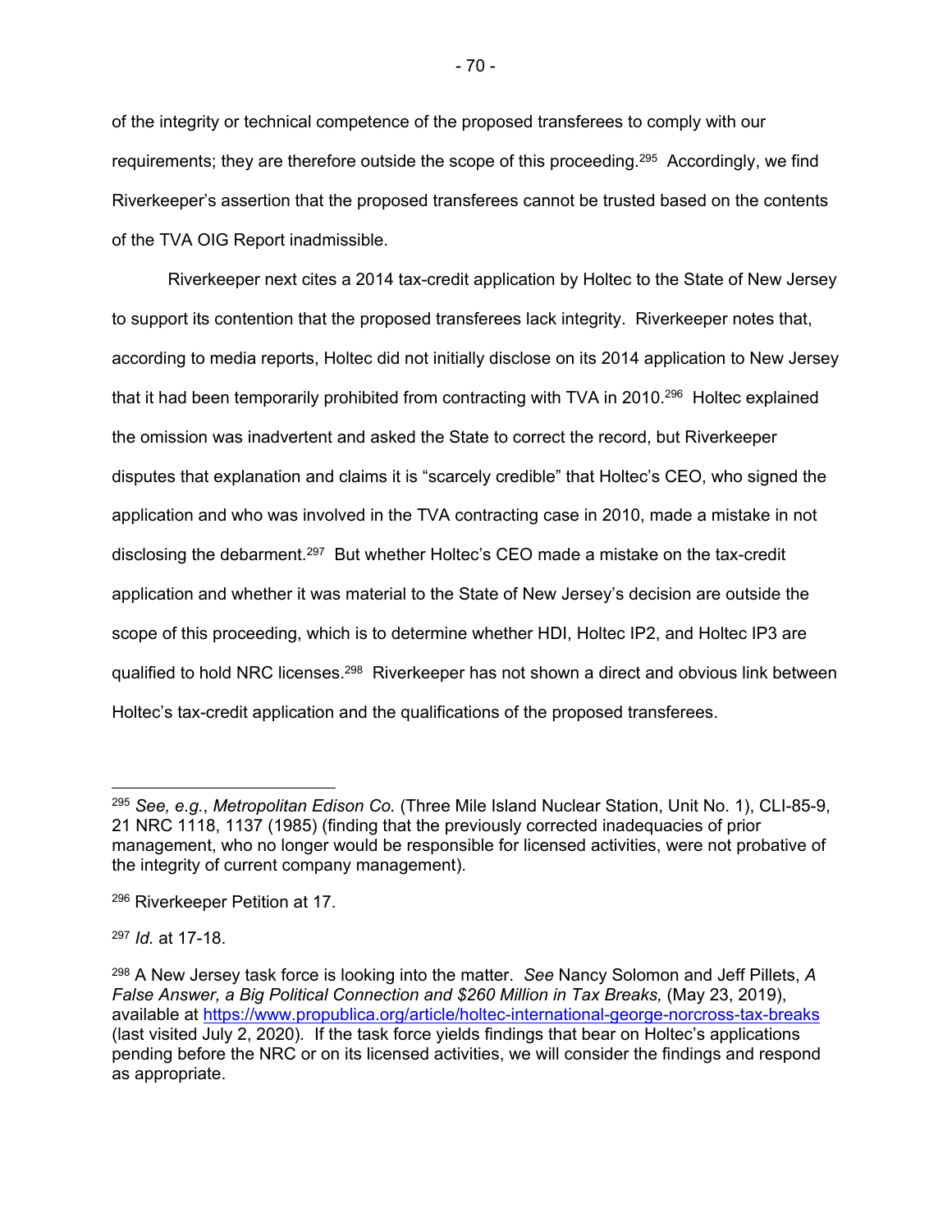of the integrity or technical competence of the proposed transferees to comply with our requirements; they are therefore outside the scope of this proceeding.[295] Accordingly, we find Riverkeeper's assertion that the proposed transferees cannot be trusted based on the contents of the TVA OIG Report inadmissible.

Riverkeeper next cites a 2014 tax-credit application by Holtec to the State of New Jersey to support its contention that the proposed transferees lack integrity. Riverkeeper notes that, according to media reports, Holtec did not initially disclose on its 2014 application to New Jersey that it had been temporarily prohibited from contracting with TVA in 2010.[296] Holtec explained the omission was inadvertent and asked the State to correct the record, but Riverkeeper disputes that explanation and claims it is "scarcely credible" that Holtec's CEO, who signed the application and who was involved in the TVA contracting case in 2010, made a mistake in not disclosing the debarment.[297] But whether Holtec's CEO made a mistake on the tax-credit application and whether it was material to the State of New Jersey's decision are outside the scope of this proceeding, which is to determine whether HDI, Holtec IP2, and Holtec IP3 are qualified to hold NRC licenses.[298] Riverkeeper has not shown a direct and obvious link between Holtec's tax-credit application and the qualifications of the proposed transferees.

---

[295] *See, e.g.*, *Metropolitan Edison Co.* (Three Mile Island Nuclear Station, Unit No. 1), CLI-85-9, 21 NRC 1118, 1137 (1985) (finding that the previously corrected inadequacies of prior management, who no longer would be responsible for licensed activities, were not probative of the integrity of current company management).

[296] Riverkeeper Petition at 17.

[297] *Id.* at 17-18.

[298] A New Jersey task force is looking into the matter. *See* Nancy Solomon and Jeff Pillets, *A False Answer, a Big Political Connection and $260 Million in Tax Breaks,* (May 23, 2019), available at https://www.propublica.org/article/holtec-international-george-norcross-tax-breaks (last visited July 2, 2020). If the task force yields findings that bear on Holtec's applications pending before the NRC or on its licensed activities, we will consider the findings and respond as appropriate.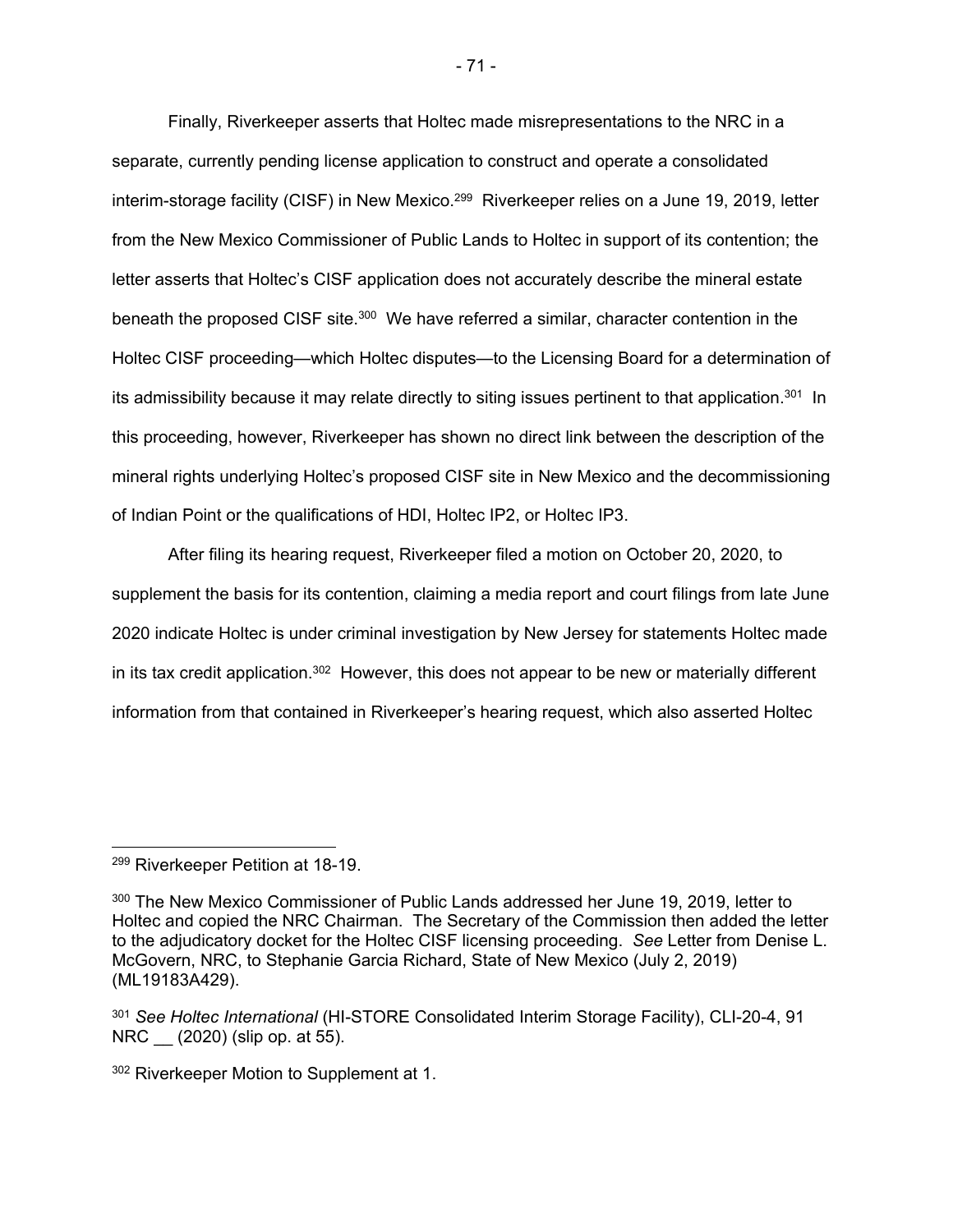Finally, Riverkeeper asserts that Holtec made misrepresentations to the NRC in a separate, currently pending license application to construct and operate a consolidated interim-storage facility (CISF) in New Mexico.[299] Riverkeeper relies on a June 19, 2019, letter from the New Mexico Commissioner of Public Lands to Holtec in support of its contention; the letter asserts that Holtec's CISF application does not accurately describe the mineral estate beneath the proposed CISF site.[300] We have referred a similar, character contention in the Holtec CISF proceeding—which Holtec disputes—to the Licensing Board for a determination of its admissibility because it may relate directly to siting issues pertinent to that application.[301] In this proceeding, however, Riverkeeper has shown no direct link between the description of the mineral rights underlying Holtec's proposed CISF site in New Mexico and the decommissioning of Indian Point or the qualifications of HDI, Holtec IP2, or Holtec IP3.

After filing its hearing request, Riverkeeper filed a motion on October 20, 2020, to supplement the basis for its contention, claiming a media report and court filings from late June 2020 indicate Holtec is under criminal investigation by New Jersey for statements Holtec made in its tax credit application.[302] However, this does not appear to be new or materially different information from that contained in Riverkeeper's hearing request, which also asserted Holtec

---

[299] Riverkeeper Petition at 18-19.

[300] The New Mexico Commissioner of Public Lands addressed her June 19, 2019, letter to Holtec and copied the NRC Chairman. The Secretary of the Commission then added the letter to the adjudicatory docket for the Holtec CISF licensing proceeding. *See* Letter from Denise L. McGovern, NRC, to Stephanie Garcia Richard, State of New Mexico (July 2, 2019) (ML19183A429).

[301] *See Holtec International* (HI-STORE Consolidated Interim Storage Facility), CLI-20-4, 91 NRC __ (2020) (slip op. at 55).

[302] Riverkeeper Motion to Supplement at 1.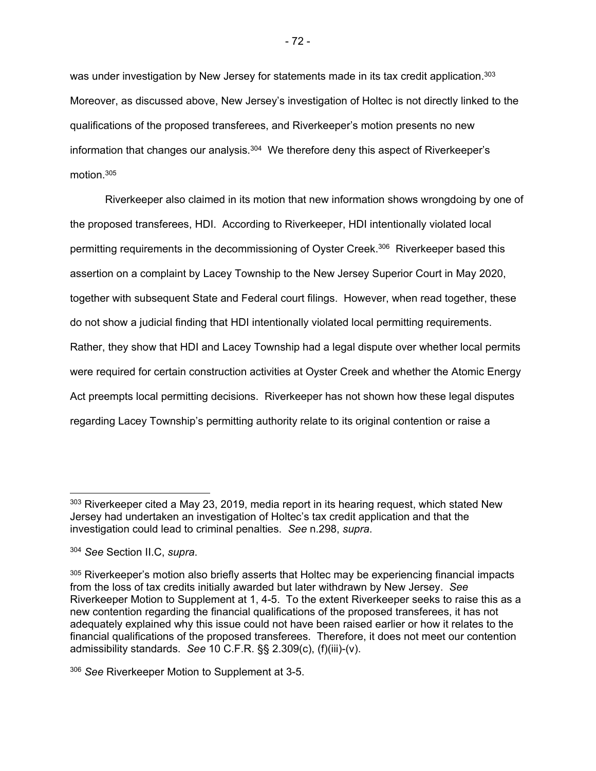was under investigation by New Jersey for statements made in its tax credit application.[303] Moreover, as discussed above, New Jersey's investigation of Holtec is not directly linked to the qualifications of the proposed transferees, and Riverkeeper's motion presents no new information that changes our analysis.[304] We therefore deny this aspect of Riverkeeper's motion.[305]

Riverkeeper also claimed in its motion that new information shows wrongdoing by one of the proposed transferees, HDI. According to Riverkeeper, HDI intentionally violated local permitting requirements in the decommissioning of Oyster Creek.[306] Riverkeeper based this assertion on a complaint by Lacey Township to the New Jersey Superior Court in May 2020, together with subsequent State and Federal court filings. However, when read together, these do not show a judicial finding that HDI intentionally violated local permitting requirements. Rather, they show that HDI and Lacey Township had a legal dispute over whether local permits were required for certain construction activities at Oyster Creek and whether the Atomic Energy Act preempts local permitting decisions. Riverkeeper has not shown how these legal disputes regarding Lacey Township's permitting authority relate to its original contention or raise a

---

[303] Riverkeeper cited a May 23, 2019, media report in its hearing request, which stated New Jersey had undertaken an investigation of Holtec's tax credit application and that the investigation could lead to criminal penalties. *See* n.298, *supra*.

[304] *See* Section II.C, *supra*.

[305] Riverkeeper's motion also briefly asserts that Holtec may be experiencing financial impacts from the loss of tax credits initially awarded but later withdrawn by New Jersey. *See* Riverkeeper Motion to Supplement at 1, 4-5. To the extent Riverkeeper seeks to raise this as a new contention regarding the financial qualifications of the proposed transferees, it has not adequately explained why this issue could not have been raised earlier or how it relates to the financial qualifications of the proposed transferees. Therefore, it does not meet our contention admissibility standards. *See* 10 C.F.R. §§ 2.309(c), (f)(iii)-(v).

[306] *See* Riverkeeper Motion to Supplement at 3-5.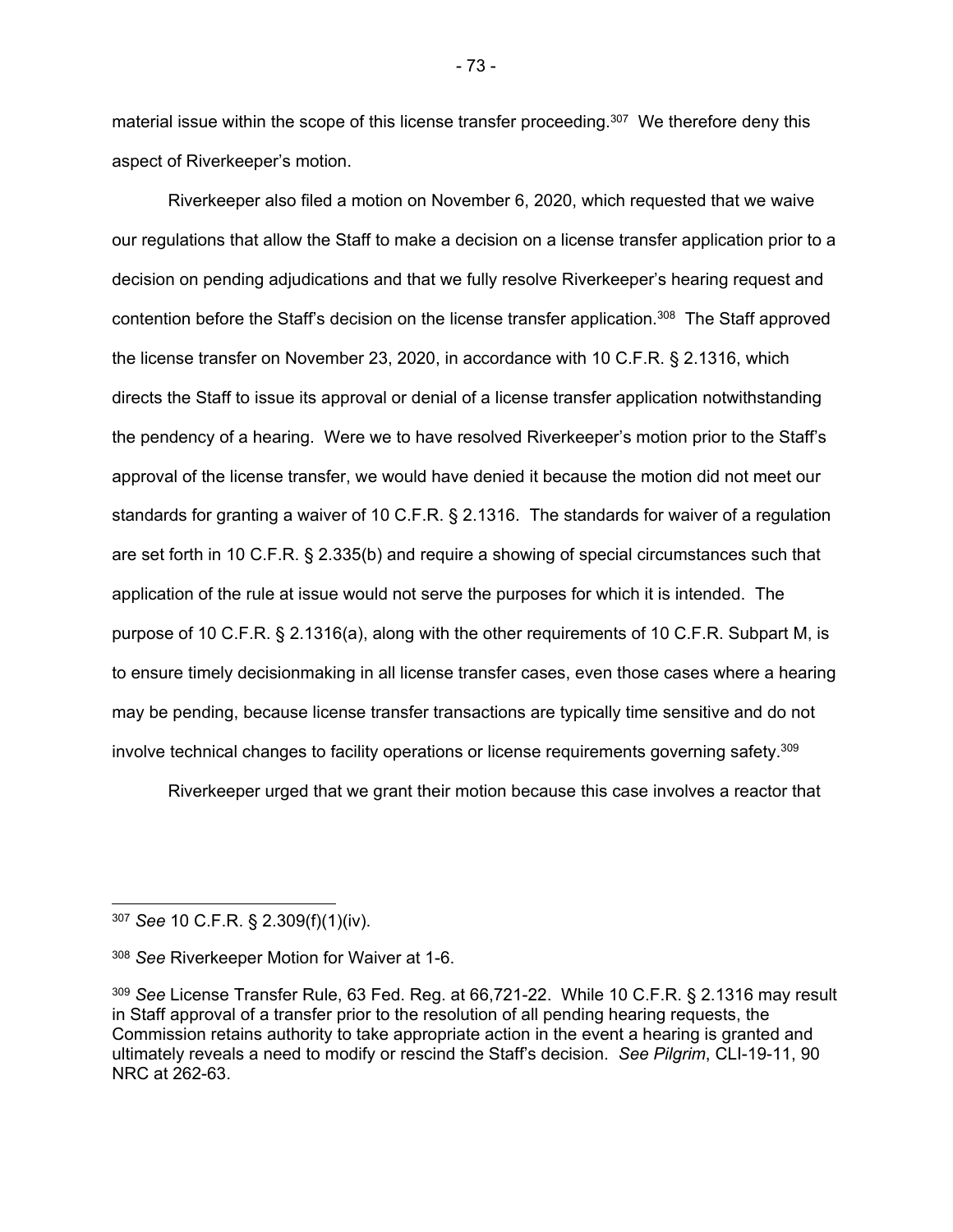material issue within the scope of this license transfer proceeding.[307] We therefore deny this aspect of Riverkeeper's motion.

Riverkeeper also filed a motion on November 6, 2020, which requested that we waive our regulations that allow the Staff to make a decision on a license transfer application prior to a decision on pending adjudications and that we fully resolve Riverkeeper's hearing request and contention before the Staff's decision on the license transfer application.[308] The Staff approved the license transfer on November 23, 2020, in accordance with 10 C.F.R. § 2.1316, which directs the Staff to issue its approval or denial of a license transfer application notwithstanding the pendency of a hearing. Were we to have resolved Riverkeeper's motion prior to the Staff's approval of the license transfer, we would have denied it because the motion did not meet our standards for granting a waiver of 10 C.F.R. § 2.1316. The standards for waiver of a regulation are set forth in 10 C.F.R. § 2.335(b) and require a showing of special circumstances such that application of the rule at issue would not serve the purposes for which it is intended. The purpose of 10 C.F.R. § 2.1316(a), along with the other requirements of 10 C.F.R. Subpart M, is to ensure timely decisionmaking in all license transfer cases, even those cases where a hearing may be pending, because license transfer transactions are typically time sensitive and do not involve technical changes to facility operations or license requirements governing safety.[309]

Riverkeeper urged that we grant their motion because this case involves a reactor that

---

[307] *See* 10 C.F.R. § 2.309(f)(1)(iv).

[308] *See* Riverkeeper Motion for Waiver at 1-6.

[309] *See* License Transfer Rule, 63 Fed. Reg. at 66,721-22. While 10 C.F.R. § 2.1316 may result in Staff approval of a transfer prior to the resolution of all pending hearing requests, the Commission retains authority to take appropriate action in the event a hearing is granted and ultimately reveals a need to modify or rescind the Staff's decision. *See Pilgrim*, CLI-19-11, 90 NRC at 262-63.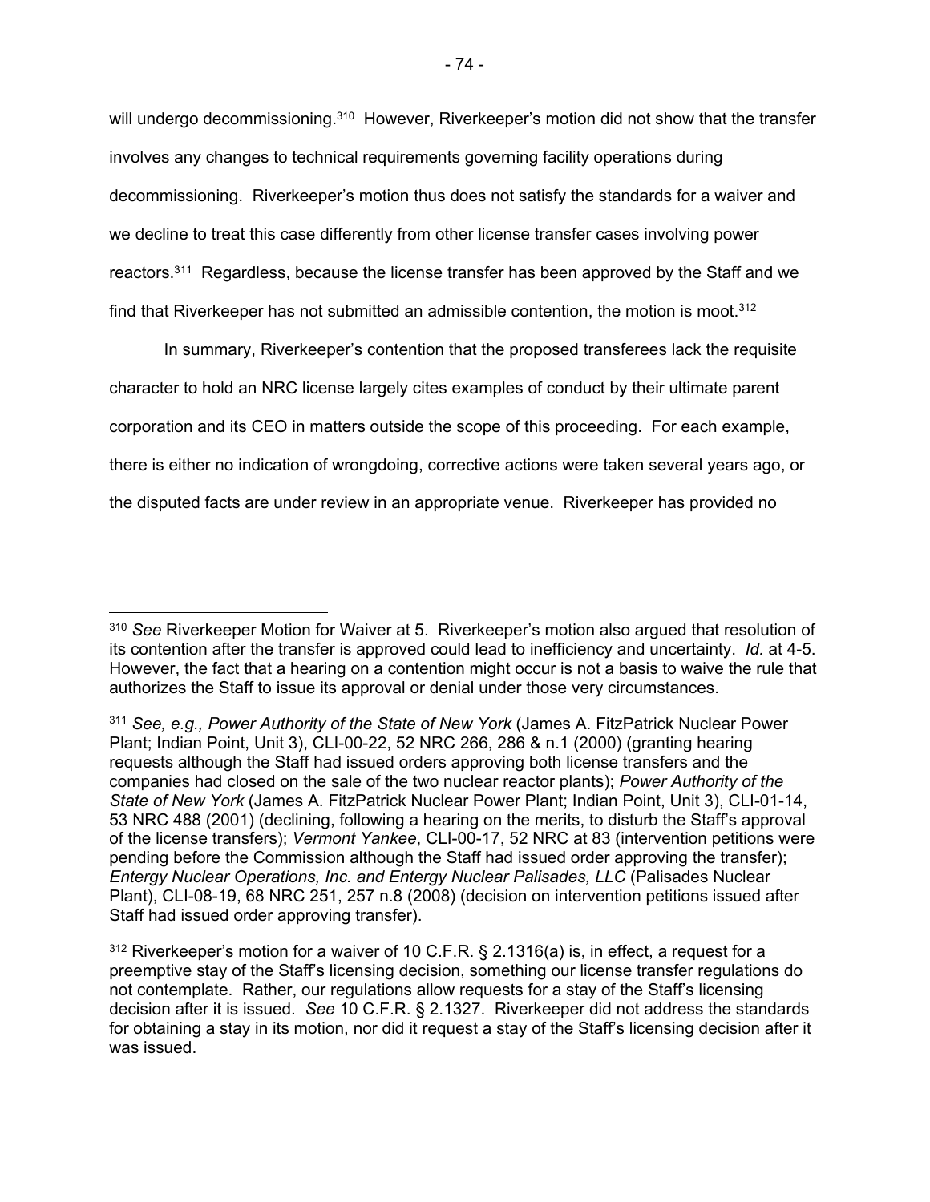will undergo decommissioning.[310] However, Riverkeeper's motion did not show that the transfer involves any changes to technical requirements governing facility operations during decommissioning. Riverkeeper's motion thus does not satisfy the standards for a waiver and we decline to treat this case differently from other license transfer cases involving power reactors.[311] Regardless, because the license transfer has been approved by the Staff and we find that Riverkeeper has not submitted an admissible contention, the motion is moot.[312]

In summary, Riverkeeper's contention that the proposed transferees lack the requisite character to hold an NRC license largely cites examples of conduct by their ultimate parent corporation and its CEO in matters outside the scope of this proceeding. For each example, there is either no indication of wrongdoing, corrective actions were taken several years ago, or the disputed facts are under review in an appropriate venue. Riverkeeper has provided no

---

[310] *See* Riverkeeper Motion for Waiver at 5. Riverkeeper's motion also argued that resolution of its contention after the transfer is approved could lead to inefficiency and uncertainty. *Id.* at 4-5. However, the fact that a hearing on a contention might occur is not a basis to waive the rule that authorizes the Staff to issue its approval or denial under those very circumstances.

[311] *See, e.g., Power Authority of the State of New York* (James A. FitzPatrick Nuclear Power Plant; Indian Point, Unit 3), CLI-00-22, 52 NRC 266, 286 & n.1 (2000) (granting hearing requests although the Staff had issued orders approving both license transfers and the companies had closed on the sale of the two nuclear reactor plants); *Power Authority of the State of New York* (James A. FitzPatrick Nuclear Power Plant; Indian Point, Unit 3), CLI-01-14, 53 NRC 488 (2001) (declining, following a hearing on the merits, to disturb the Staff's approval of the license transfers); *Vermont Yankee*, CLI-00-17, 52 NRC at 83 (intervention petitions were pending before the Commission although the Staff had issued order approving the transfer); *Entergy Nuclear Operations, Inc. and Entergy Nuclear Palisades, LLC* (Palisades Nuclear Plant), CLI-08-19, 68 NRC 251, 257 n.8 (2008) (decision on intervention petitions issued after Staff had issued order approving transfer).

[312] Riverkeeper's motion for a waiver of 10 C.F.R. § 2.1316(a) is, in effect, a request for a preemptive stay of the Staff's licensing decision, something our license transfer regulations do not contemplate. Rather, our regulations allow requests for a stay of the Staff's licensing decision after it is issued. *See* 10 C.F.R. § 2.1327. Riverkeeper did not address the standards for obtaining a stay in its motion, nor did it request a stay of the Staff's licensing decision after it was issued.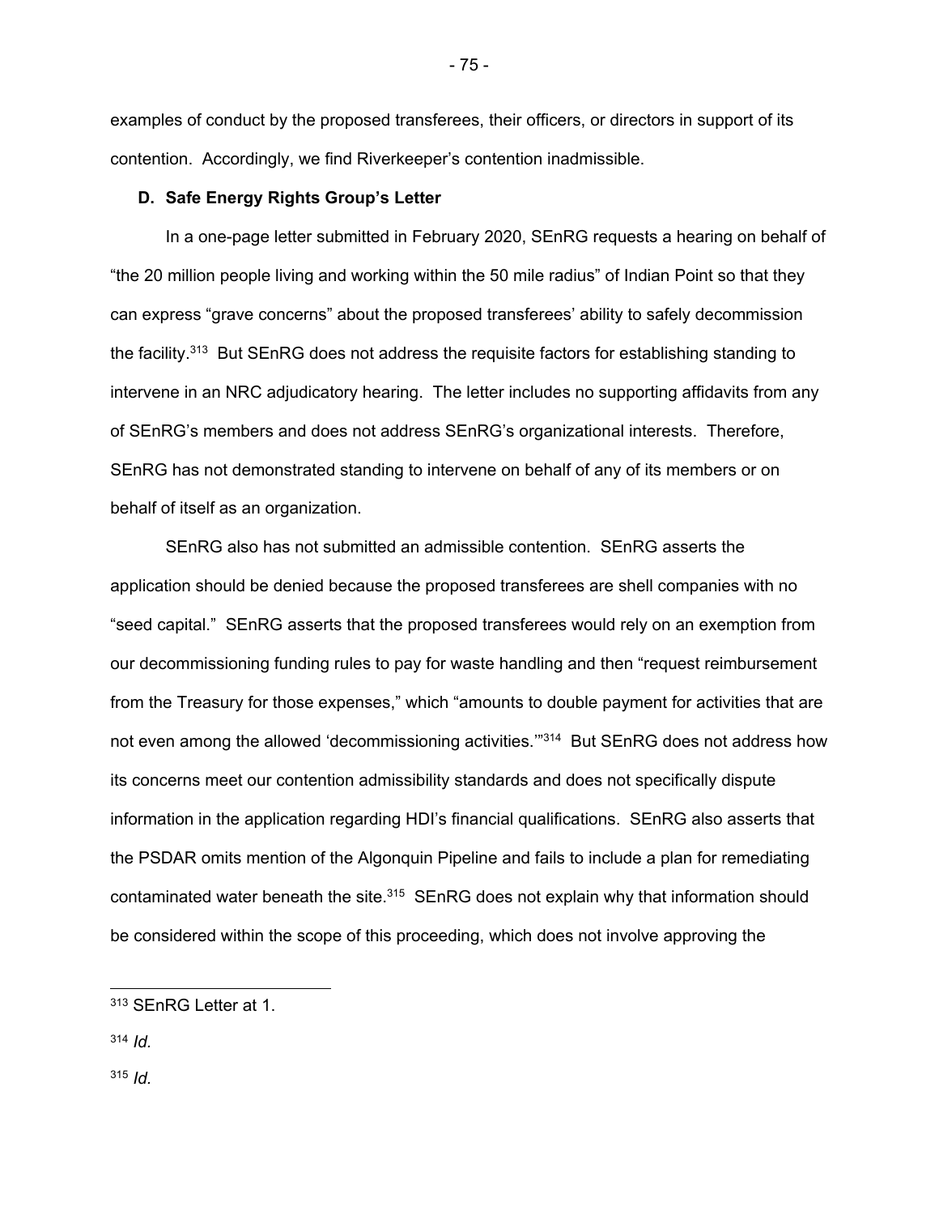examples of conduct by the proposed transferees, their officers, or directors in support of its contention. Accordingly, we find Riverkeeper's contention inadmissible.

### D. Safe Energy Rights Group's Letter

In a one-page letter submitted in February 2020, SEnRG requests a hearing on behalf of "the 20 million people living and working within the 50 mile radius" of Indian Point so that they can express "grave concerns" about the proposed transferees' ability to safely decommission the facility.[313] But SEnRG does not address the requisite factors for establishing standing to intervene in an NRC adjudicatory hearing. The letter includes no supporting affidavits from any of SEnRG's members and does not address SEnRG's organizational interests. Therefore, SEnRG has not demonstrated standing to intervene on behalf of any of its members or on behalf of itself as an organization.

SEnRG also has not submitted an admissible contention. SEnRG asserts the application should be denied because the proposed transferees are shell companies with no "seed capital." SEnRG asserts that the proposed transferees would rely on an exemption from our decommissioning funding rules to pay for waste handling and then "request reimbursement from the Treasury for those expenses," which "amounts to double payment for activities that are not even among the allowed 'decommissioning activities.'"[314] But SEnRG does not address how its concerns meet our contention admissibility standards and does not specifically dispute information in the application regarding HDI's financial qualifications. SEnRG also asserts that the PSDAR omits mention of the Algonquin Pipeline and fails to include a plan for remediating contaminated water beneath the site.[315] SEnRG does not explain why that information should be considered within the scope of this proceeding, which does not involve approving the

---

[313] SEnRG Letter at 1.

[314] *Id.*

[315] *Id.*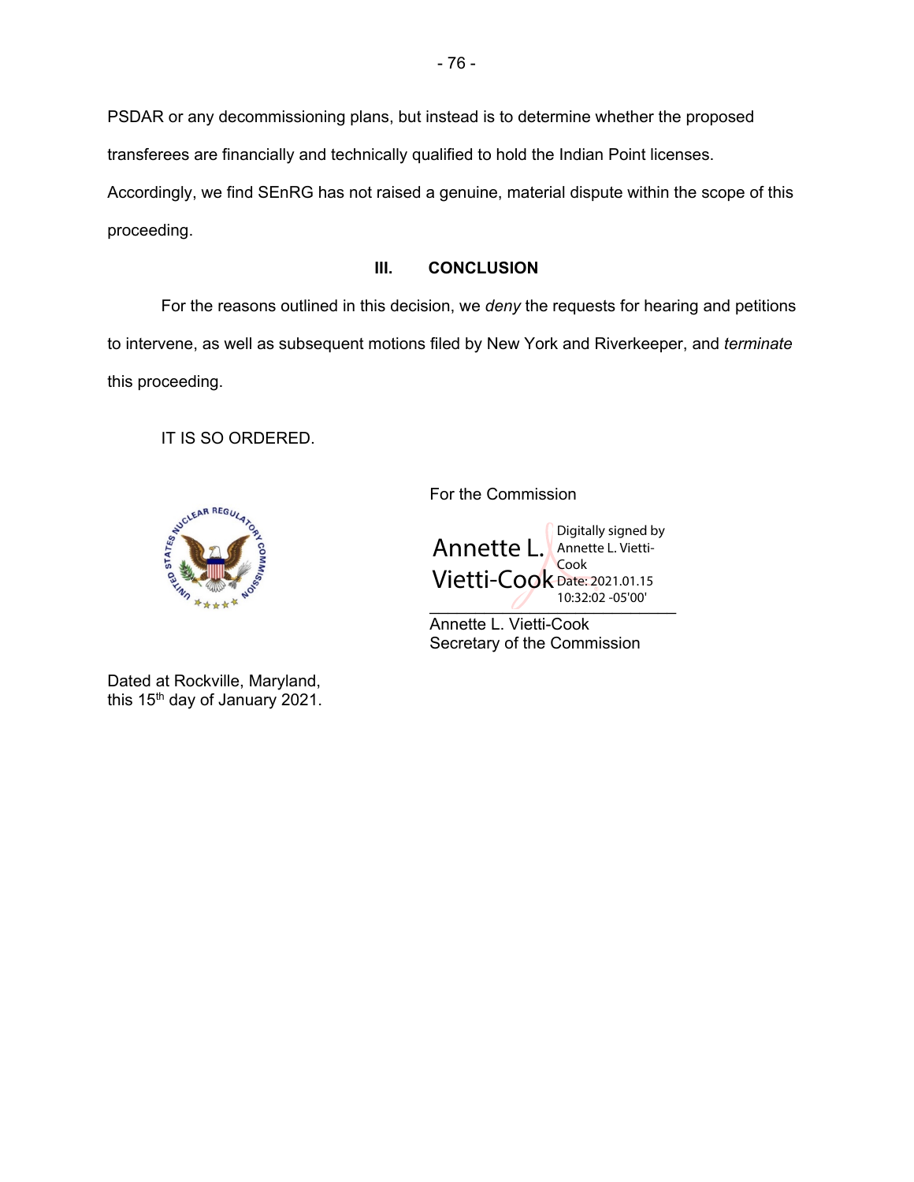PSDAR or any decommissioning plans, but instead is to determine whether the proposed transferees are financially and technically qualified to hold the Indian Point licenses. Accordingly, we find SEnRG has not raised a genuine, material dispute within the scope of this proceeding.

## III. CONCLUSION

For the reasons outlined in this decision, we *deny* the requests for hearing and petitions to intervene, as well as subsequent motions filed by New York and Riverkeeper, and *terminate* this proceeding.

IT IS SO ORDERED.

For the Commission

Annette L. Vietti-Cook
Digitally signed by Annette L. Vietti-Cook
Date: 2021.01.15 10:32:02 -05'00'

Annette L. Vietti-Cook
Secretary of the Commission

Dated at Rockville, Maryland,
this 15th day of January 2021.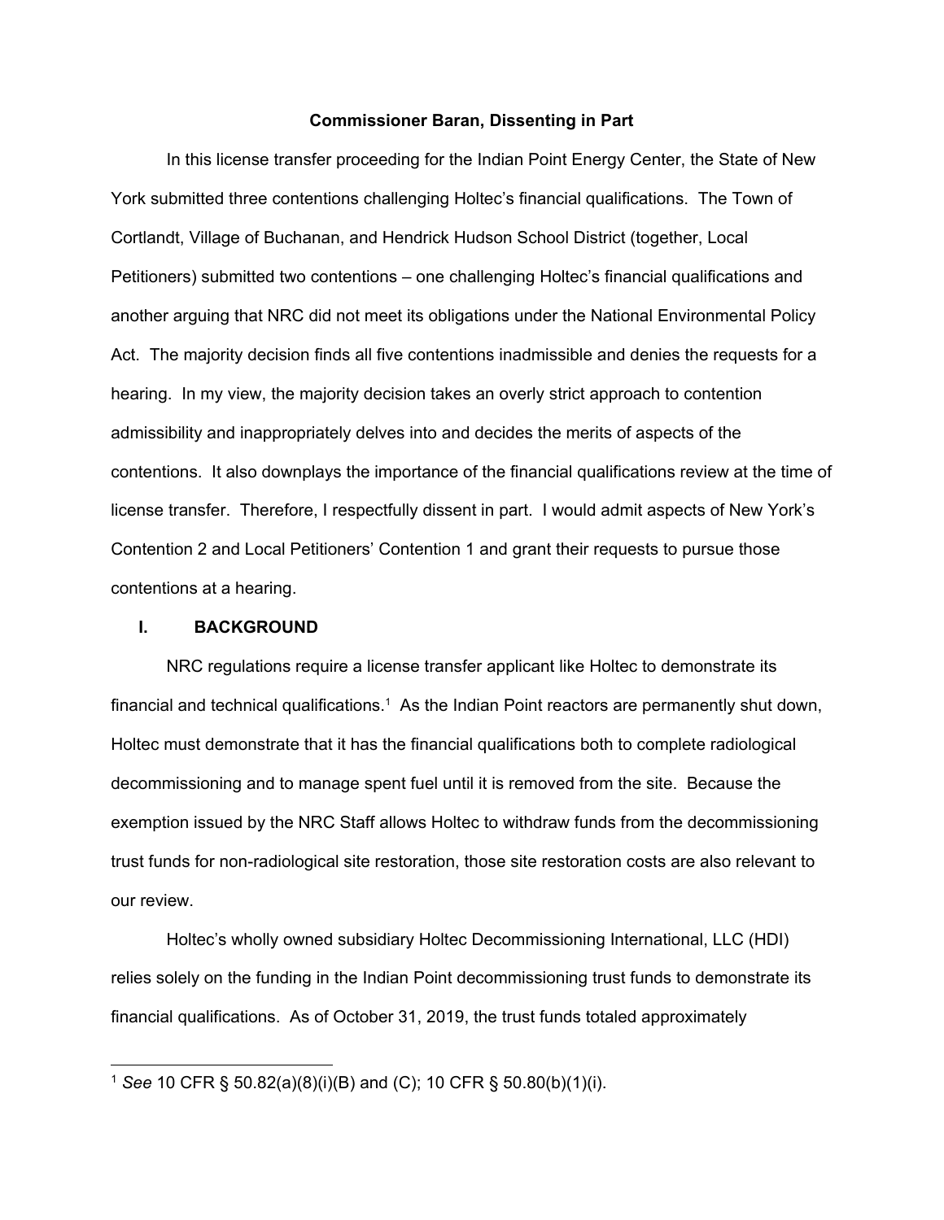**Commissioner Baran, Dissenting in Part**

In this license transfer proceeding for the Indian Point Energy Center, the State of New York submitted three contentions challenging Holtec's financial qualifications. The Town of Cortlandt, Village of Buchanan, and Hendrick Hudson School District (together, Local Petitioners) submitted two contentions – one challenging Holtec's financial qualifications and another arguing that NRC did not meet its obligations under the National Environmental Policy Act. The majority decision finds all five contentions inadmissible and denies the requests for a hearing. In my view, the majority decision takes an overly strict approach to contention admissibility and inappropriately delves into and decides the merits of aspects of the contentions. It also downplays the importance of the financial qualifications review at the time of license transfer. Therefore, I respectfully dissent in part. I would admit aspects of New York's Contention 2 and Local Petitioners' Contention 1 and grant their requests to pursue those contentions at a hearing.

## I. BACKGROUND

NRC regulations require a license transfer applicant like Holtec to demonstrate its financial and technical qualifications.[1] As the Indian Point reactors are permanently shut down, Holtec must demonstrate that it has the financial qualifications both to complete radiological decommissioning and to manage spent fuel until it is removed from the site. Because the exemption issued by the NRC Staff allows Holtec to withdraw funds from the decommissioning trust funds for non-radiological site restoration, those site restoration costs are also relevant to our review.

Holtec's wholly owned subsidiary Holtec Decommissioning International, LLC (HDI) relies solely on the funding in the Indian Point decommissioning trust funds to demonstrate its financial qualifications. As of October 31, 2019, the trust funds totaled approximately

---

[1] *See* 10 CFR § 50.82(a)(8)(i)(B) and (C); 10 CFR § 50.80(b)(1)(i).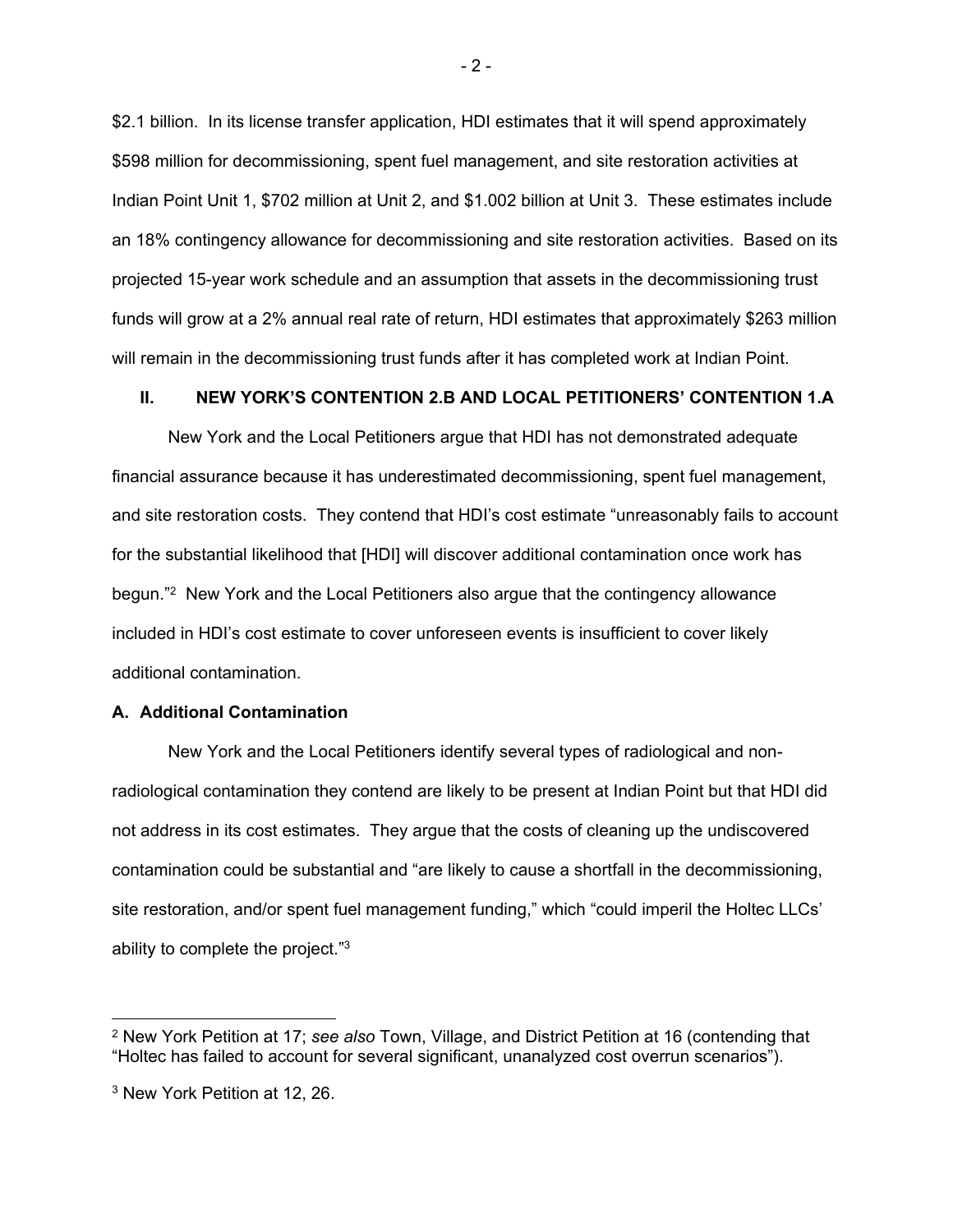$2.1 billion. In its license transfer application, HDI estimates that it will spend approximately $598 million for decommissioning, spent fuel management, and site restoration activities at Indian Point Unit 1, $702 million at Unit 2, and $1.002 billion at Unit 3. These estimates include an 18% contingency allowance for decommissioning and site restoration activities. Based on its projected 15-year work schedule and an assumption that assets in the decommissioning trust funds will grow at a 2% annual real rate of return, HDI estimates that approximately $263 million will remain in the decommissioning trust funds after it has completed work at Indian Point.

## II. NEW YORK'S CONTENTION 2.B AND LOCAL PETITIONERS' CONTENTION 1.A

New York and the Local Petitioners argue that HDI has not demonstrated adequate financial assurance because it has underestimated decommissioning, spent fuel management, and site restoration costs. They contend that HDI's cost estimate "unreasonably fails to account for the substantial likelihood that [HDI] will discover additional contamination once work has begun."[2] New York and the Local Petitioners also argue that the contingency allowance included in HDI's cost estimate to cover unforeseen events is insufficient to cover likely additional contamination.

### A. Additional Contamination

New York and the Local Petitioners identify several types of radiological and non-radiological contamination they contend are likely to be present at Indian Point but that HDI did not address in its cost estimates. They argue that the costs of cleaning up the undiscovered contamination could be substantial and "are likely to cause a shortfall in the decommissioning, site restoration, and/or spent fuel management funding," which "could imperil the Holtec LLCs' ability to complete the project."[3]

---

[2] New York Petition at 17; *see also* Town, Village, and District Petition at 16 (contending that "Holtec has failed to account for several significant, unanalyzed cost overrun scenarios").

[3] New York Petition at 12, 26.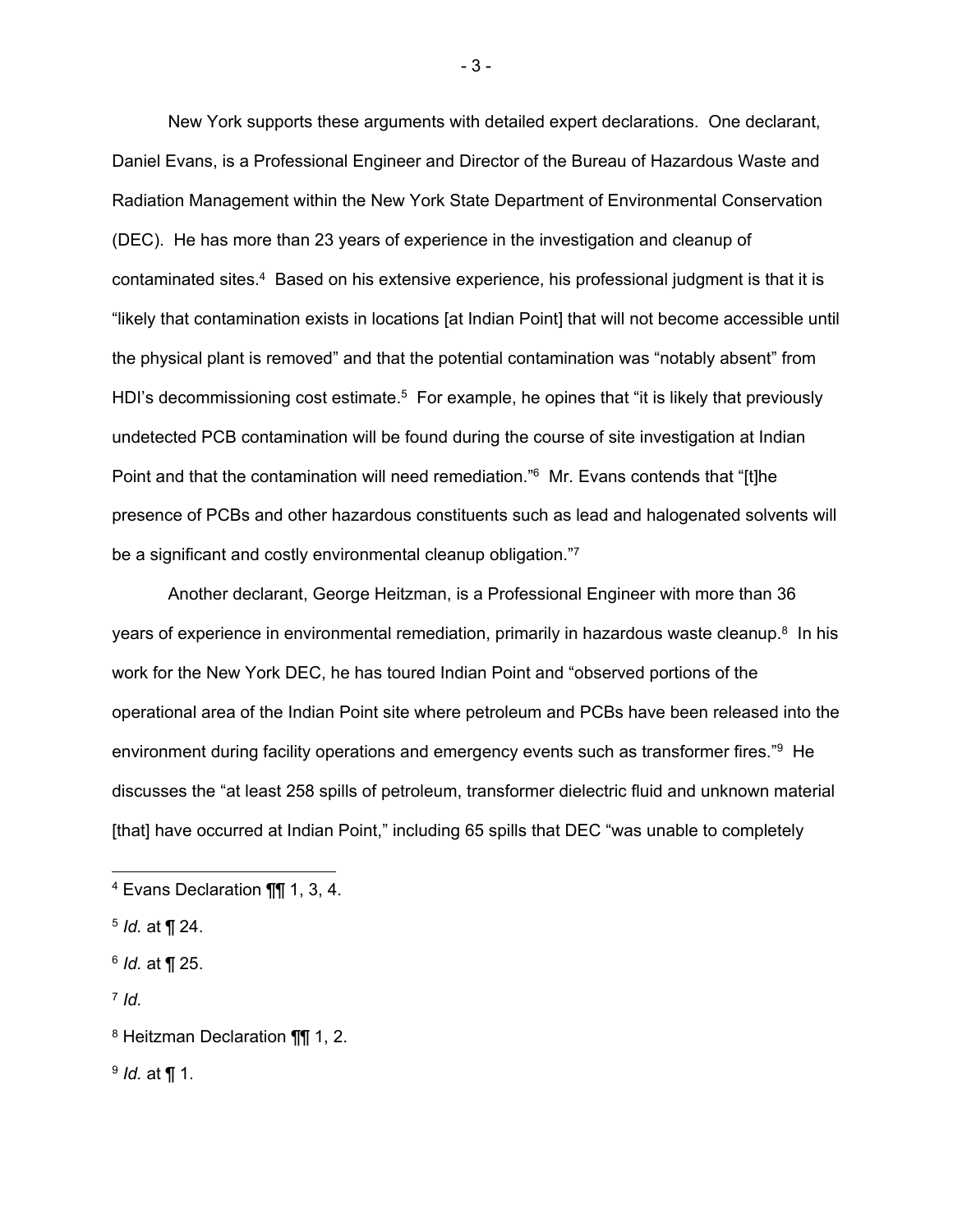New York supports these arguments with detailed expert declarations. One declarant, Daniel Evans, is a Professional Engineer and Director of the Bureau of Hazardous Waste and Radiation Management within the New York State Department of Environmental Conservation (DEC). He has more than 23 years of experience in the investigation and cleanup of contaminated sites.[4] Based on his extensive experience, his professional judgment is that it is "likely that contamination exists in locations [at Indian Point] that will not become accessible until the physical plant is removed" and that the potential contamination was "notably absent" from HDI's decommissioning cost estimate.[5] For example, he opines that "it is likely that previously undetected PCB contamination will be found during the course of site investigation at Indian Point and that the contamination will need remediation."[6] Mr. Evans contends that "[t]he presence of PCBs and other hazardous constituents such as lead and halogenated solvents will be a significant and costly environmental cleanup obligation."[7]

Another declarant, George Heitzman, is a Professional Engineer with more than 36 years of experience in environmental remediation, primarily in hazardous waste cleanup.[8] In his work for the New York DEC, he has toured Indian Point and "observed portions of the operational area of the Indian Point site where petroleum and PCBs have been released into the environment during facility operations and emergency events such as transformer fires."[9] He discusses the "at least 258 spills of petroleum, transformer dielectric fluid and unknown material [that] have occurred at Indian Point," including 65 spills that DEC "was unable to completely

---

[4] Evans Declaration ¶¶ 1, 3, 4.

[5] *Id.* at ¶ 24.

[6] *Id.* at ¶ 25.

[7] *Id.*

[8] Heitzman Declaration ¶¶ 1, 2.

[9] *Id.* at ¶ 1.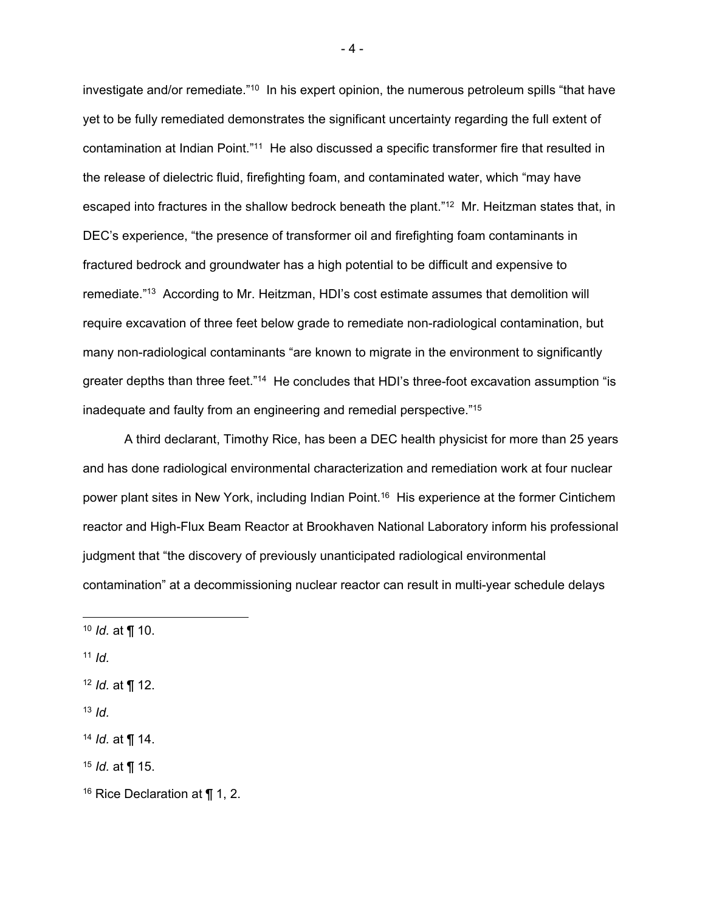investigate and/or remediate."[10] In his expert opinion, the numerous petroleum spills "that have yet to be fully remediated demonstrates the significant uncertainty regarding the full extent of contamination at Indian Point."[11] He also discussed a specific transformer fire that resulted in the release of dielectric fluid, firefighting foam, and contaminated water, which "may have escaped into fractures in the shallow bedrock beneath the plant."[12] Mr. Heitzman states that, in DEC's experience, "the presence of transformer oil and firefighting foam contaminants in fractured bedrock and groundwater has a high potential to be difficult and expensive to remediate."[13] According to Mr. Heitzman, HDI's cost estimate assumes that demolition will require excavation of three feet below grade to remediate non-radiological contamination, but many non-radiological contaminants "are known to migrate in the environment to significantly greater depths than three feet."[14] He concludes that HDI's three-foot excavation assumption "is inadequate and faulty from an engineering and remedial perspective."[15]

A third declarant, Timothy Rice, has been a DEC health physicist for more than 25 years and has done radiological environmental characterization and remediation work at four nuclear power plant sites in New York, including Indian Point.[16] His experience at the former Cintichem reactor and High-Flux Beam Reactor at Brookhaven National Laboratory inform his professional judgment that "the discovery of previously unanticipated radiological environmental contamination" at a decommissioning nuclear reactor can result in multi-year schedule delays

---

[10] *Id.* at ¶ 10.

[11] *Id.*

[12] *Id.* at ¶ 12.

[13] *Id.*

[14] *Id.* at ¶ 14.

[15] *Id.* at ¶ 15.

[16] Rice Declaration at ¶ 1, 2.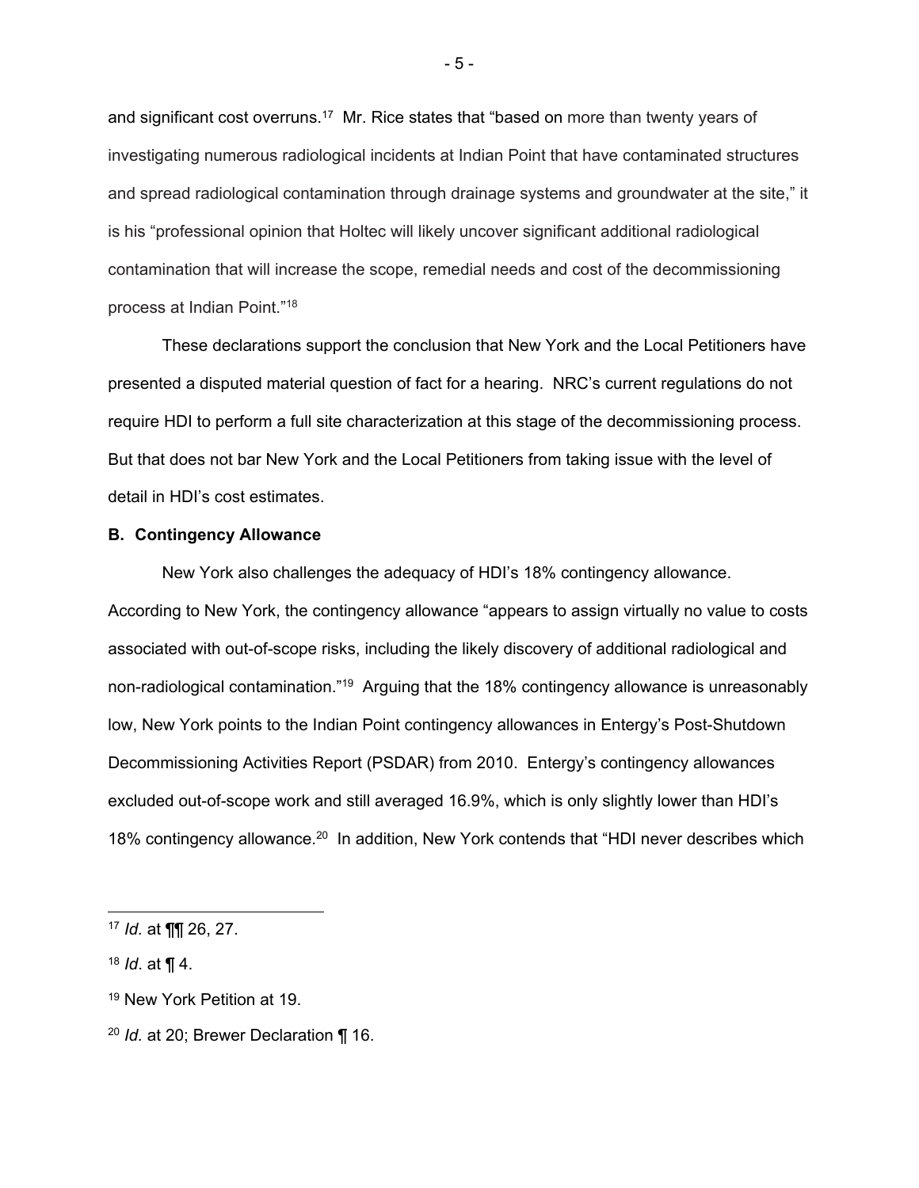and significant cost overruns.[17] Mr. Rice states that "based on more than twenty years of investigating numerous radiological incidents at Indian Point that have contaminated structures and spread radiological contamination through drainage systems and groundwater at the site," it is his "professional opinion that Holtec will likely uncover significant additional radiological contamination that will increase the scope, remedial needs and cost of the decommissioning process at Indian Point."[18]

These declarations support the conclusion that New York and the Local Petitioners have presented a disputed material question of fact for a hearing. NRC's current regulations do not require HDI to perform a full site characterization at this stage of the decommissioning process. But that does not bar New York and the Local Petitioners from taking issue with the level of detail in HDI's cost estimates.

**B. Contingency Allowance**

New York also challenges the adequacy of HDI's 18% contingency allowance. According to New York, the contingency allowance "appears to assign virtually no value to costs associated with out-of-scope risks, including the likely discovery of additional radiological and non-radiological contamination."[19] Arguing that the 18% contingency allowance is unreasonably low, New York points to the Indian Point contingency allowances in Entergy's Post-Shutdown Decommissioning Activities Report (PSDAR) from 2010. Entergy's contingency allowances excluded out-of-scope work and still averaged 16.9%, which is only slightly lower than HDI's 18% contingency allowance.[20] In addition, New York contends that "HDI never describes which

---

[17] *Id.* at ¶¶ 26, 27.

[18] *Id*. at ¶ 4.

[19] New York Petition at 19.

[20] *Id.* at 20; Brewer Declaration ¶ 16.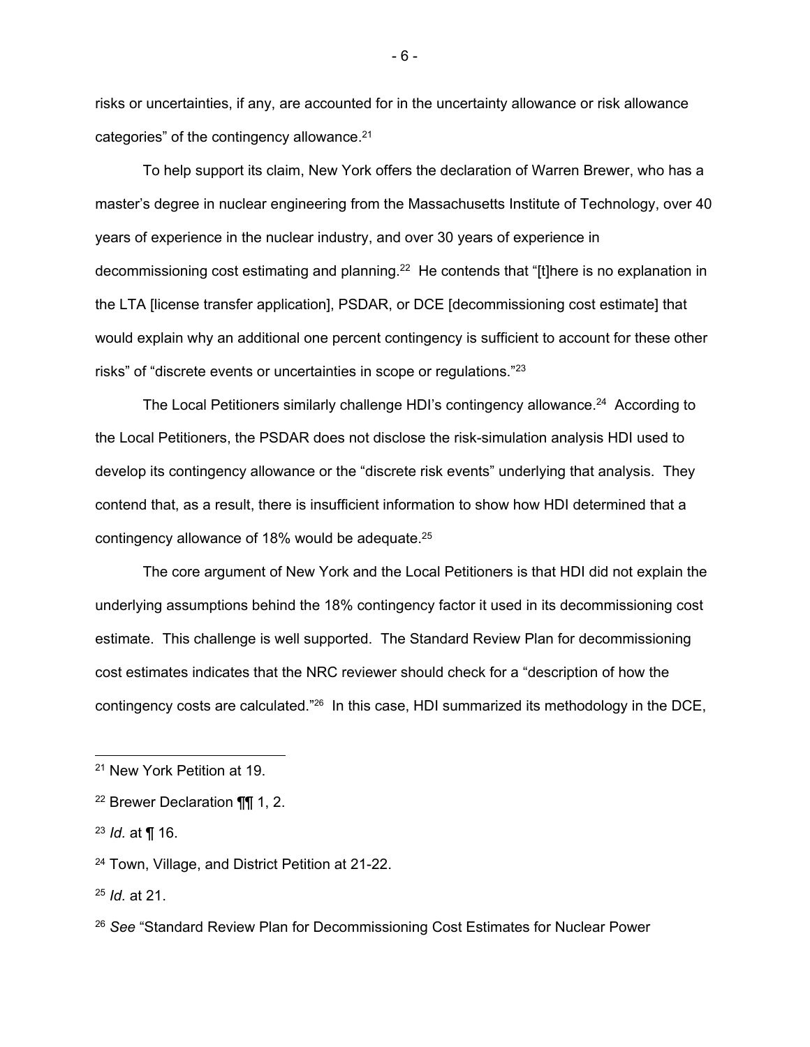risks or uncertainties, if any, are accounted for in the uncertainty allowance or risk allowance categories" of the contingency allowance.[21]

To help support its claim, New York offers the declaration of Warren Brewer, who has a master's degree in nuclear engineering from the Massachusetts Institute of Technology, over 40 years of experience in the nuclear industry, and over 30 years of experience in decommissioning cost estimating and planning.[22] He contends that "[t]here is no explanation in the LTA [license transfer application], PSDAR, or DCE [decommissioning cost estimate] that would explain why an additional one percent contingency is sufficient to account for these other risks" of "discrete events or uncertainties in scope or regulations."[23]

The Local Petitioners similarly challenge HDI's contingency allowance.[24] According to the Local Petitioners, the PSDAR does not disclose the risk-simulation analysis HDI used to develop its contingency allowance or the "discrete risk events" underlying that analysis. They contend that, as a result, there is insufficient information to show how HDI determined that a contingency allowance of 18% would be adequate.[25]

The core argument of New York and the Local Petitioners is that HDI did not explain the underlying assumptions behind the 18% contingency factor it used in its decommissioning cost estimate. This challenge is well supported. The Standard Review Plan for decommissioning cost estimates indicates that the NRC reviewer should check for a "description of how the contingency costs are calculated."[26] In this case, HDI summarized its methodology in the DCE,

---

[21] New York Petition at 19.

[22] Brewer Declaration ¶¶ 1, 2.

[23] *Id.* at ¶ 16.

[24] Town, Village, and District Petition at 21-22.

[25] *Id.* at 21.

[26] *See* "Standard Review Plan for Decommissioning Cost Estimates for Nuclear Power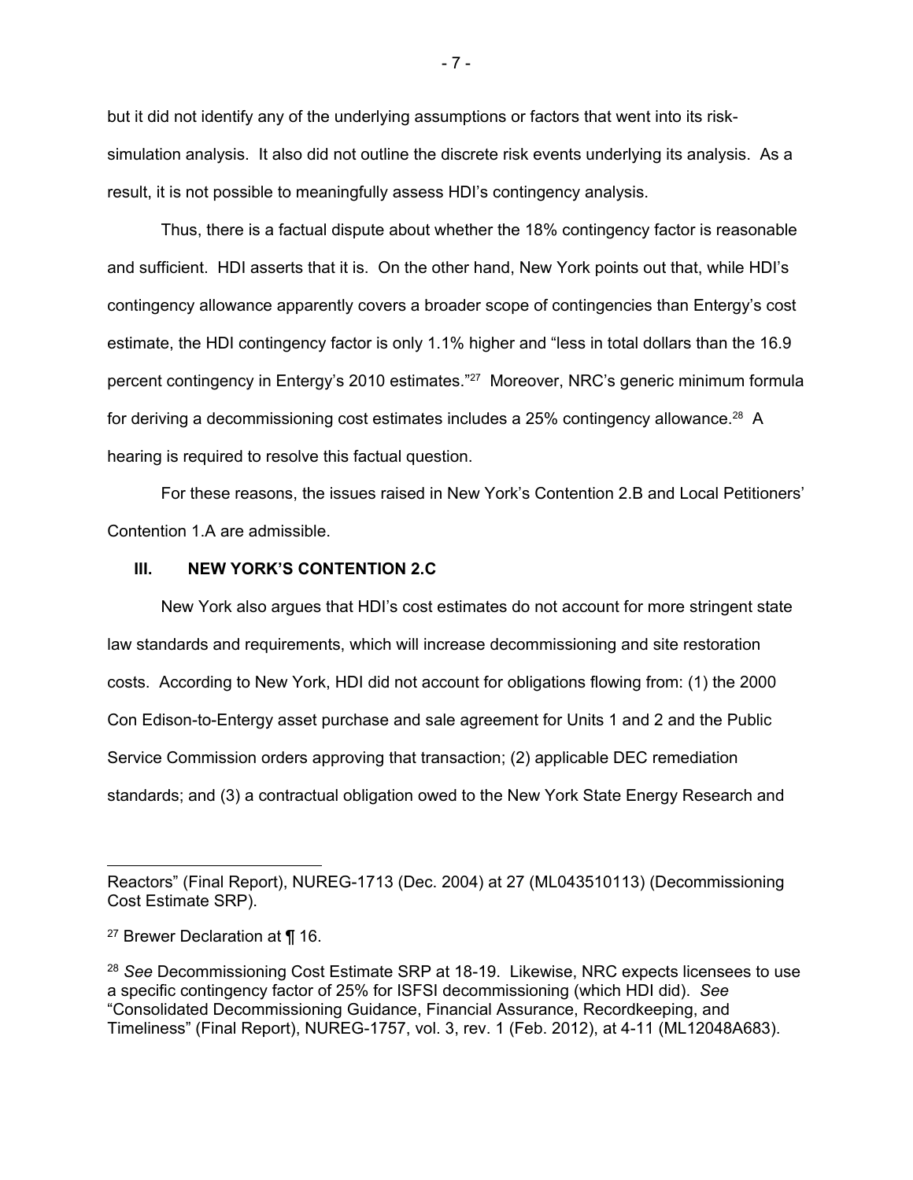but it did not identify any of the underlying assumptions or factors that went into its risk-simulation analysis. It also did not outline the discrete risk events underlying its analysis. As a result, it is not possible to meaningfully assess HDI's contingency analysis.

Thus, there is a factual dispute about whether the 18% contingency factor is reasonable and sufficient. HDI asserts that it is. On the other hand, New York points out that, while HDI's contingency allowance apparently covers a broader scope of contingencies than Entergy's cost estimate, the HDI contingency factor is only 1.1% higher and "less in total dollars than the 16.9 percent contingency in Entergy's 2010 estimates."[27] Moreover, NRC's generic minimum formula for deriving a decommissioning cost estimates includes a 25% contingency allowance.[28] A hearing is required to resolve this factual question.

For these reasons, the issues raised in New York's Contention 2.B and Local Petitioners' Contention 1.A are admissible.

## III. NEW YORK'S CONTENTION 2.C

New York also argues that HDI's cost estimates do not account for more stringent state law standards and requirements, which will increase decommissioning and site restoration costs. According to New York, HDI did not account for obligations flowing from: (1) the 2000 Con Edison-to-Entergy asset purchase and sale agreement for Units 1 and 2 and the Public Service Commission orders approving that transaction; (2) applicable DEC remediation standards; and (3) a contractual obligation owed to the New York State Energy Research and

---

Reactors" (Final Report), NUREG-1713 (Dec. 2004) at 27 (ML043510113) (Decommissioning Cost Estimate SRP).

[27] Brewer Declaration at ¶ 16.

[28] *See* Decommissioning Cost Estimate SRP at 18-19. Likewise, NRC expects licensees to use a specific contingency factor of 25% for ISFSI decommissioning (which HDI did). *See* "Consolidated Decommissioning Guidance, Financial Assurance, Recordkeeping, and Timeliness" (Final Report), NUREG-1757, vol. 3, rev. 1 (Feb. 2012), at 4-11 (ML12048A683).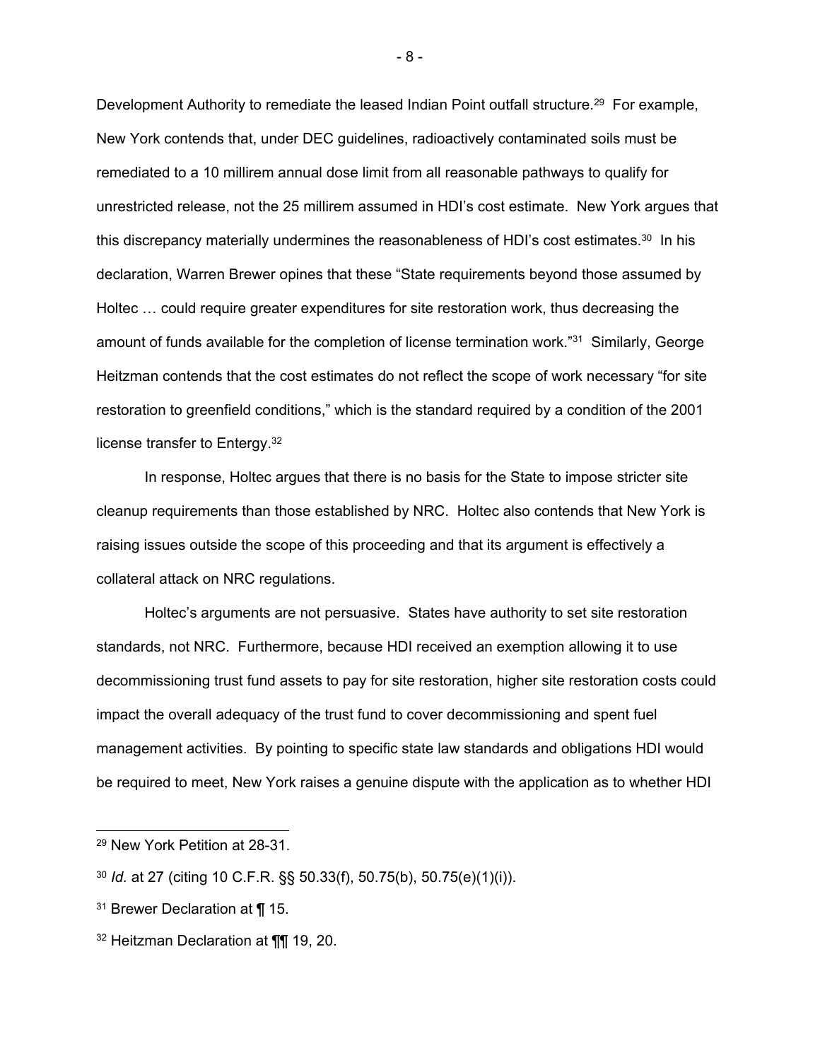Development Authority to remediate the leased Indian Point outfall structure.[29] For example, New York contends that, under DEC guidelines, radioactively contaminated soils must be remediated to a 10 millirem annual dose limit from all reasonable pathways to qualify for unrestricted release, not the 25 millirem assumed in HDI's cost estimate. New York argues that this discrepancy materially undermines the reasonableness of HDI's cost estimates.[30] In his declaration, Warren Brewer opines that these "State requirements beyond those assumed by Holtec … could require greater expenditures for site restoration work, thus decreasing the amount of funds available for the completion of license termination work."[31] Similarly, George Heitzman contends that the cost estimates do not reflect the scope of work necessary "for site restoration to greenfield conditions," which is the standard required by a condition of the 2001 license transfer to Entergy.[32]

In response, Holtec argues that there is no basis for the State to impose stricter site cleanup requirements than those established by NRC. Holtec also contends that New York is raising issues outside the scope of this proceeding and that its argument is effectively a collateral attack on NRC regulations.

Holtec's arguments are not persuasive. States have authority to set site restoration standards, not NRC. Furthermore, because HDI received an exemption allowing it to use decommissioning trust fund assets to pay for site restoration, higher site restoration costs could impact the overall adequacy of the trust fund to cover decommissioning and spent fuel management activities. By pointing to specific state law standards and obligations HDI would be required to meet, New York raises a genuine dispute with the application as to whether HDI

---

[29] New York Petition at 28-31.

[30] *Id.* at 27 (citing 10 C.F.R. §§ 50.33(f), 50.75(b), 50.75(e)(1)(i)).

[31] Brewer Declaration at ¶ 15.

[32] Heitzman Declaration at ¶¶ 19, 20.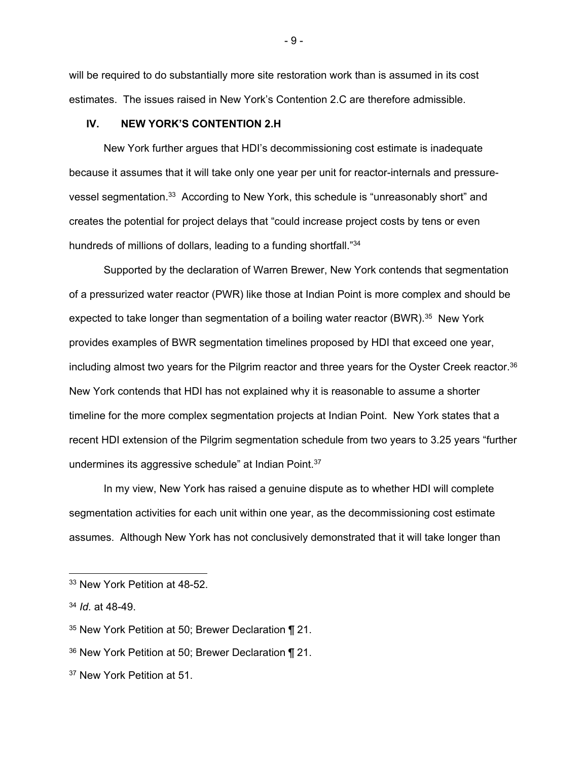will be required to do substantially more site restoration work than is assumed in its cost estimates. The issues raised in New York's Contention 2.C are therefore admissible.

## IV. NEW YORK'S CONTENTION 2.H

New York further argues that HDI's decommissioning cost estimate is inadequate because it assumes that it will take only one year per unit for reactor-internals and pressure-vessel segmentation.[33] According to New York, this schedule is "unreasonably short" and creates the potential for project delays that "could increase project costs by tens or even hundreds of millions of dollars, leading to a funding shortfall."[34]

Supported by the declaration of Warren Brewer, New York contends that segmentation of a pressurized water reactor (PWR) like those at Indian Point is more complex and should be expected to take longer than segmentation of a boiling water reactor (BWR).[35] New York provides examples of BWR segmentation timelines proposed by HDI that exceed one year, including almost two years for the Pilgrim reactor and three years for the Oyster Creek reactor.[36] New York contends that HDI has not explained why it is reasonable to assume a shorter timeline for the more complex segmentation projects at Indian Point. New York states that a recent HDI extension of the Pilgrim segmentation schedule from two years to 3.25 years "further undermines its aggressive schedule" at Indian Point.[37]

In my view, New York has raised a genuine dispute as to whether HDI will complete segmentation activities for each unit within one year, as the decommissioning cost estimate assumes. Although New York has not conclusively demonstrated that it will take longer than

---

[33] New York Petition at 48-52.

[34] *Id.* at 48-49.

[35] New York Petition at 50; Brewer Declaration ¶ 21.

[36] New York Petition at 50; Brewer Declaration ¶ 21.

[37] New York Petition at 51.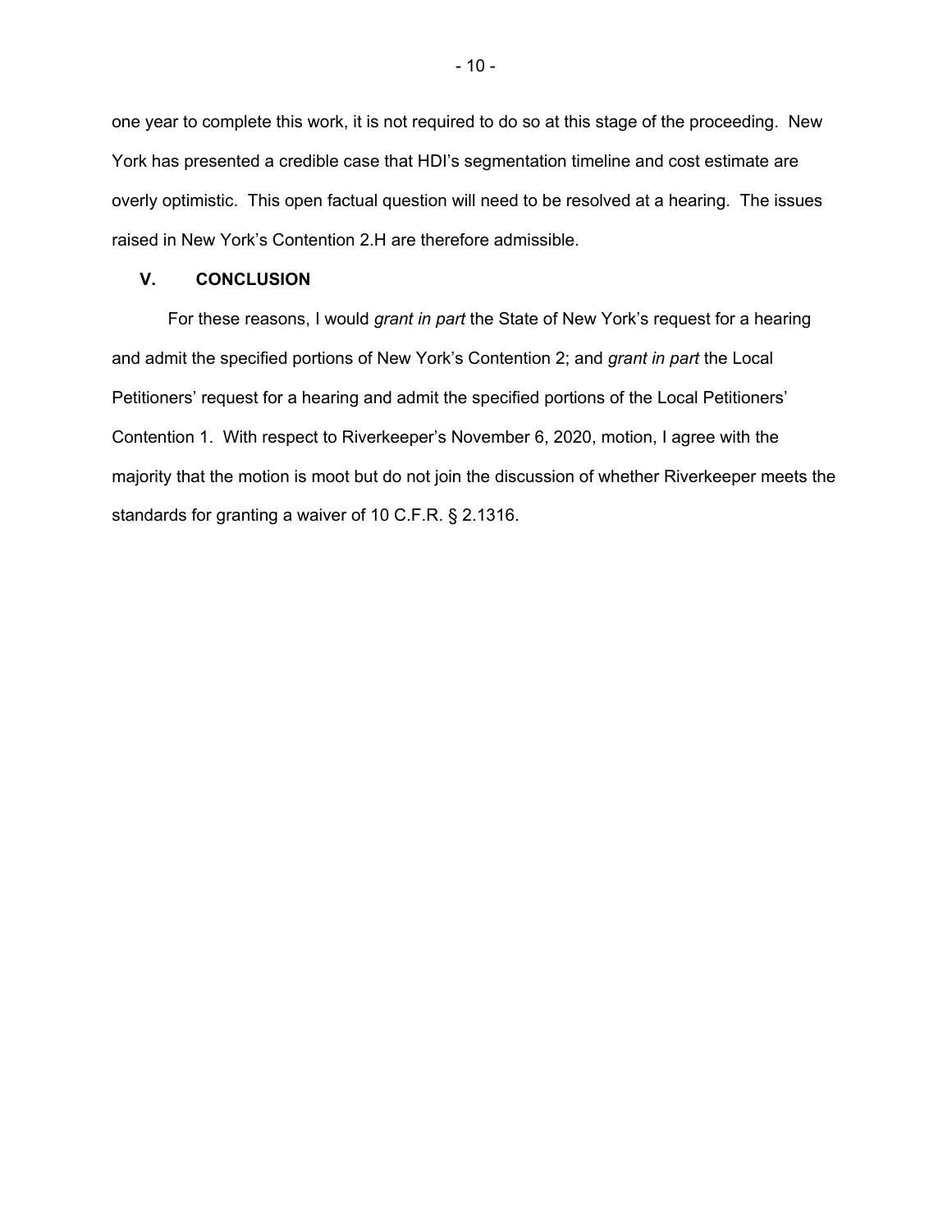one year to complete this work, it is not required to do so at this stage of the proceeding. New York has presented a credible case that HDI's segmentation timeline and cost estimate are overly optimistic. This open factual question will need to be resolved at a hearing. The issues raised in New York's Contention 2.H are therefore admissible.

## V. CONCLUSION

For these reasons, I would *grant in part* the State of New York's request for a hearing and admit the specified portions of New York's Contention 2; and *grant in part* the Local Petitioners' request for a hearing and admit the specified portions of the Local Petitioners' Contention 1. With respect to Riverkeeper's November 6, 2020, motion, I agree with the majority that the motion is moot but do not join the discussion of whether Riverkeeper meets the standards for granting a waiver of 10 C.F.R. § 2.1316.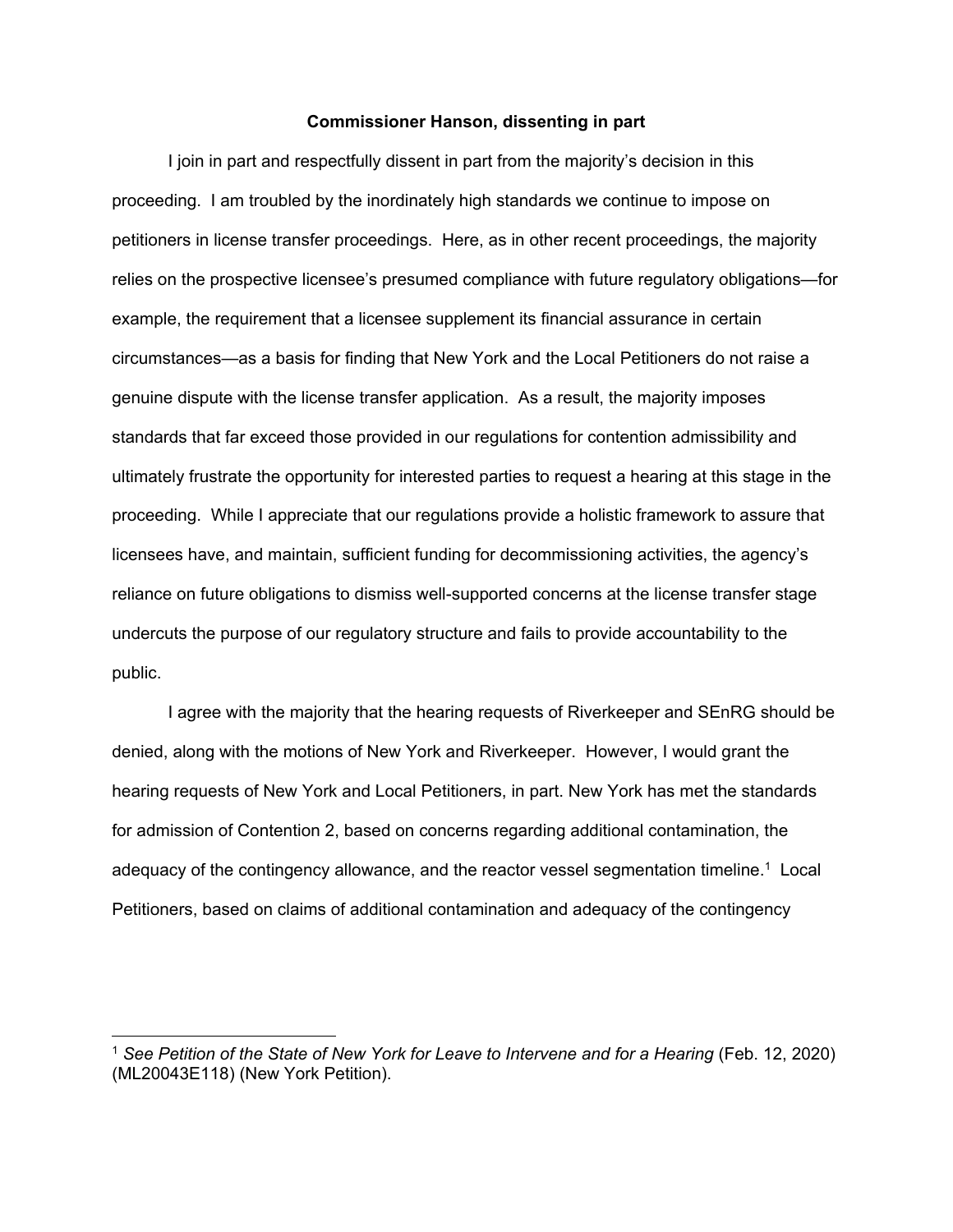**Commissioner Hanson, dissenting in part**

I join in part and respectfully dissent in part from the majority's decision in this proceeding. I am troubled by the inordinately high standards we continue to impose on petitioners in license transfer proceedings. Here, as in other recent proceedings, the majority relies on the prospective licensee's presumed compliance with future regulatory obligations—for example, the requirement that a licensee supplement its financial assurance in certain circumstances—as a basis for finding that New York and the Local Petitioners do not raise a genuine dispute with the license transfer application. As a result, the majority imposes standards that far exceed those provided in our regulations for contention admissibility and ultimately frustrate the opportunity for interested parties to request a hearing at this stage in the proceeding. While I appreciate that our regulations provide a holistic framework to assure that licensees have, and maintain, sufficient funding for decommissioning activities, the agency's reliance on future obligations to dismiss well-supported concerns at the license transfer stage undercuts the purpose of our regulatory structure and fails to provide accountability to the public.

I agree with the majority that the hearing requests of Riverkeeper and SEnRG should be denied, along with the motions of New York and Riverkeeper. However, I would grant the hearing requests of New York and Local Petitioners, in part. New York has met the standards for admission of Contention 2, based on concerns regarding additional contamination, the adequacy of the contingency allowance, and the reactor vessel segmentation timeline.[1] Local Petitioners, based on claims of additional contamination and adequacy of the contingency

[1] *See Petition of the State of New York for Leave to Intervene and for a Hearing* (Feb. 12, 2020) (ML20043E118) (New York Petition).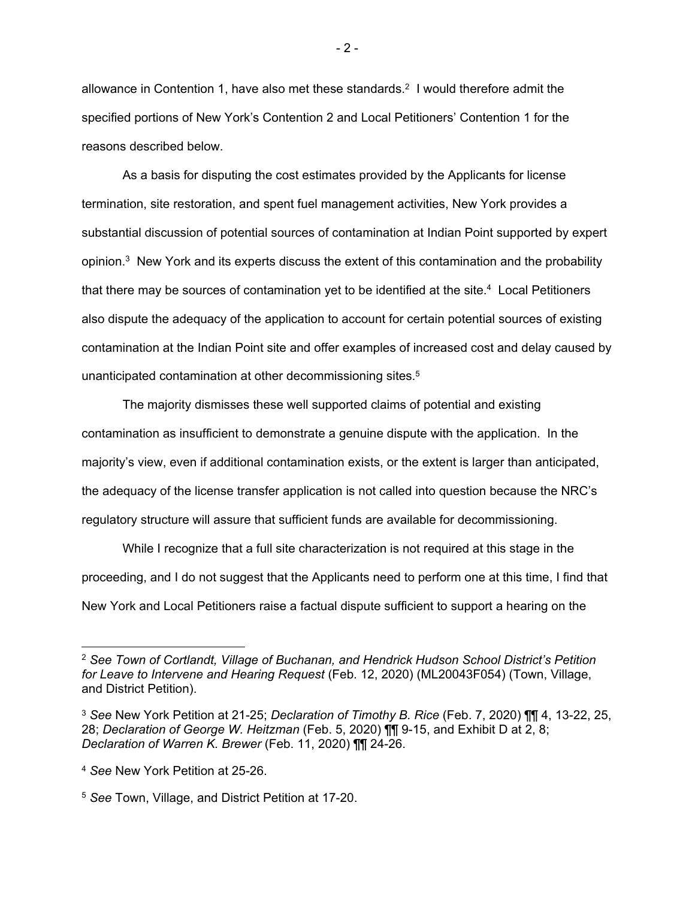allowance in Contention 1, have also met these standards.[2] I would therefore admit the specified portions of New York's Contention 2 and Local Petitioners' Contention 1 for the reasons described below.

As a basis for disputing the cost estimates provided by the Applicants for license termination, site restoration, and spent fuel management activities, New York provides a substantial discussion of potential sources of contamination at Indian Point supported by expert opinion.[3] New York and its experts discuss the extent of this contamination and the probability that there may be sources of contamination yet to be identified at the site.[4] Local Petitioners also dispute the adequacy of the application to account for certain potential sources of existing contamination at the Indian Point site and offer examples of increased cost and delay caused by unanticipated contamination at other decommissioning sites.[5]

The majority dismisses these well supported claims of potential and existing contamination as insufficient to demonstrate a genuine dispute with the application. In the majority's view, even if additional contamination exists, or the extent is larger than anticipated, the adequacy of the license transfer application is not called into question because the NRC's regulatory structure will assure that sufficient funds are available for decommissioning.

While I recognize that a full site characterization is not required at this stage in the proceeding, and I do not suggest that the Applicants need to perform one at this time, I find that New York and Local Petitioners raise a factual dispute sufficient to support a hearing on the

---

[2] *See Town of Cortlandt, Village of Buchanan, and Hendrick Hudson School District's Petition for Leave to Intervene and Hearing Request* (Feb. 12, 2020) (ML20043F054) (Town, Village, and District Petition).

[3] *See* New York Petition at 21-25; *Declaration of Timothy B. Rice* (Feb. 7, 2020) ¶¶ 4, 13-22, 25, 28; *Declaration of George W. Heitzman* (Feb. 5, 2020) ¶¶ 9-15, and Exhibit D at 2, 8; *Declaration of Warren K. Brewer* (Feb. 11, 2020) ¶¶ 24-26.

[4] *See* New York Petition at 25-26.

[5] *See* Town, Village, and District Petition at 17-20.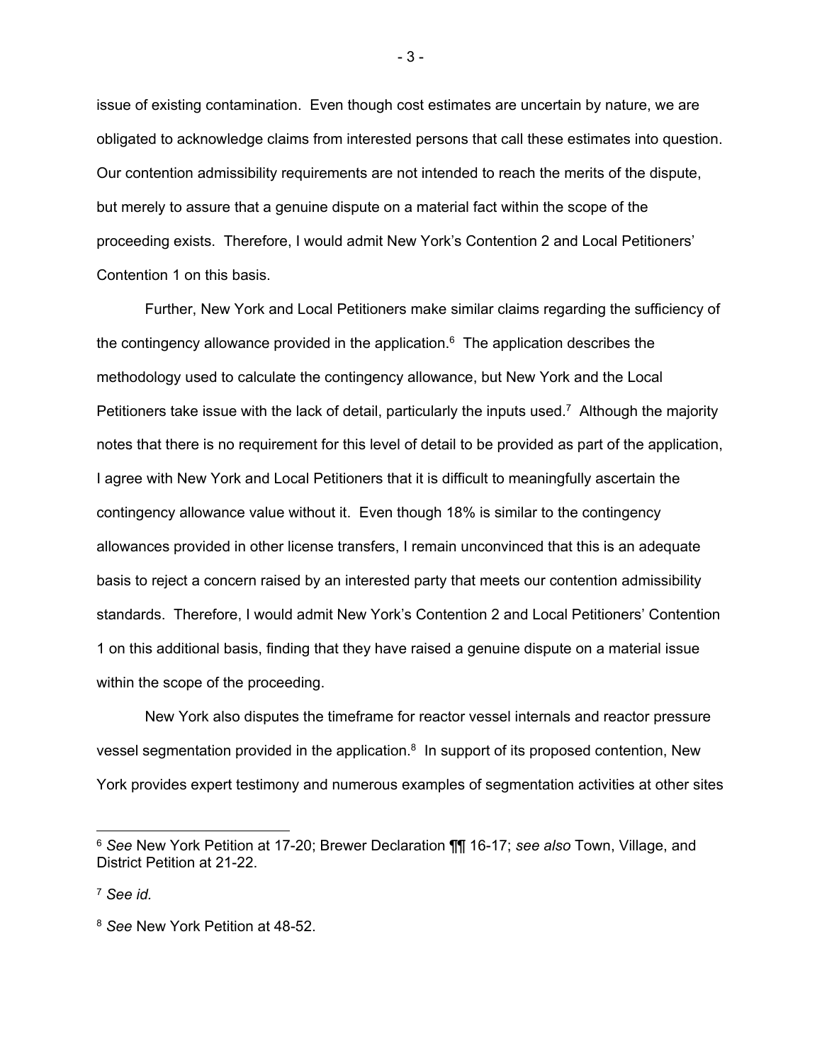issue of existing contamination. Even though cost estimates are uncertain by nature, we are obligated to acknowledge claims from interested persons that call these estimates into question. Our contention admissibility requirements are not intended to reach the merits of the dispute, but merely to assure that a genuine dispute on a material fact within the scope of the proceeding exists. Therefore, I would admit New York's Contention 2 and Local Petitioners' Contention 1 on this basis.

Further, New York and Local Petitioners make similar claims regarding the sufficiency of the contingency allowance provided in the application.[6] The application describes the methodology used to calculate the contingency allowance, but New York and the Local Petitioners take issue with the lack of detail, particularly the inputs used.[7] Although the majority notes that there is no requirement for this level of detail to be provided as part of the application, I agree with New York and Local Petitioners that it is difficult to meaningfully ascertain the contingency allowance value without it. Even though 18% is similar to the contingency allowances provided in other license transfers, I remain unconvinced that this is an adequate basis to reject a concern raised by an interested party that meets our contention admissibility standards. Therefore, I would admit New York's Contention 2 and Local Petitioners' Contention 1 on this additional basis, finding that they have raised a genuine dispute on a material issue within the scope of the proceeding.

New York also disputes the timeframe for reactor vessel internals and reactor pressure vessel segmentation provided in the application.[8] In support of its proposed contention, New York provides expert testimony and numerous examples of segmentation activities at other sites

---

[6] *See* New York Petition at 17-20; Brewer Declaration ¶¶ 16-17; *see also* Town, Village, and District Petition at 21-22.

[7] *See id.*

[8] *See* New York Petition at 48-52.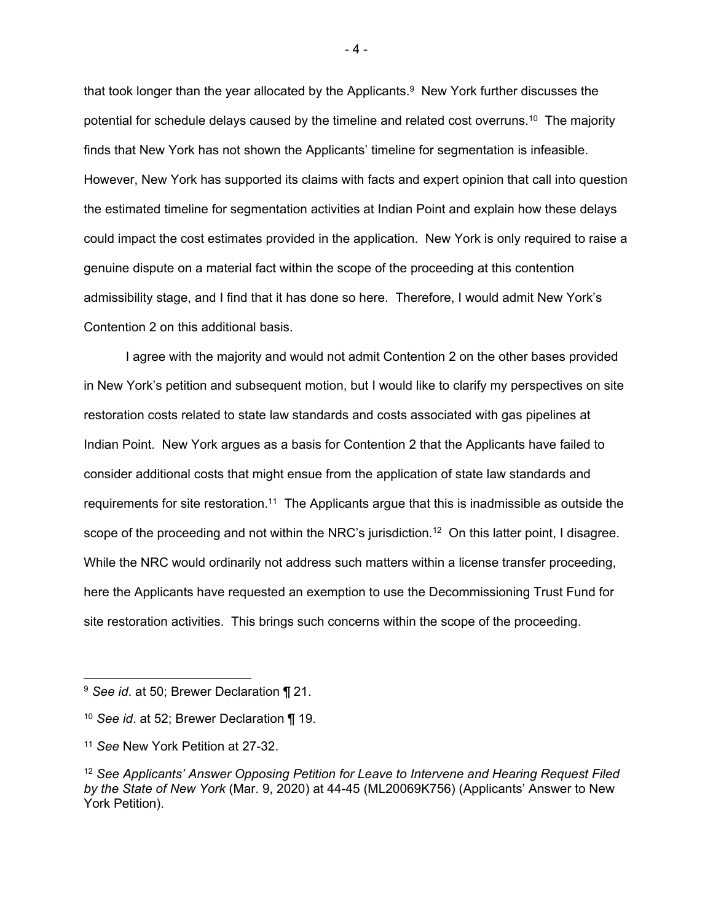that took longer than the year allocated by the Applicants.[9] New York further discusses the potential for schedule delays caused by the timeline and related cost overruns.[10] The majority finds that New York has not shown the Applicants' timeline for segmentation is infeasible. However, New York has supported its claims with facts and expert opinion that call into question the estimated timeline for segmentation activities at Indian Point and explain how these delays could impact the cost estimates provided in the application. New York is only required to raise a genuine dispute on a material fact within the scope of the proceeding at this contention admissibility stage, and I find that it has done so here. Therefore, I would admit New York's Contention 2 on this additional basis.

I agree with the majority and would not admit Contention 2 on the other bases provided in New York's petition and subsequent motion, but I would like to clarify my perspectives on site restoration costs related to state law standards and costs associated with gas pipelines at Indian Point. New York argues as a basis for Contention 2 that the Applicants have failed to consider additional costs that might ensue from the application of state law standards and requirements for site restoration.[11] The Applicants argue that this is inadmissible as outside the scope of the proceeding and not within the NRC's jurisdiction.[12] On this latter point, I disagree. While the NRC would ordinarily not address such matters within a license transfer proceeding, here the Applicants have requested an exemption to use the Decommissioning Trust Fund for site restoration activities. This brings such concerns within the scope of the proceeding.

---

[9] *See id*. at 50; Brewer Declaration ¶ 21.

[10] *See id*. at 52; Brewer Declaration ¶ 19.

[11] *See* New York Petition at 27-32.

[12] *See Applicants' Answer Opposing Petition for Leave to Intervene and Hearing Request Filed by the State of New York* (Mar. 9, 2020) at 44-45 (ML20069K756) (Applicants' Answer to New York Petition).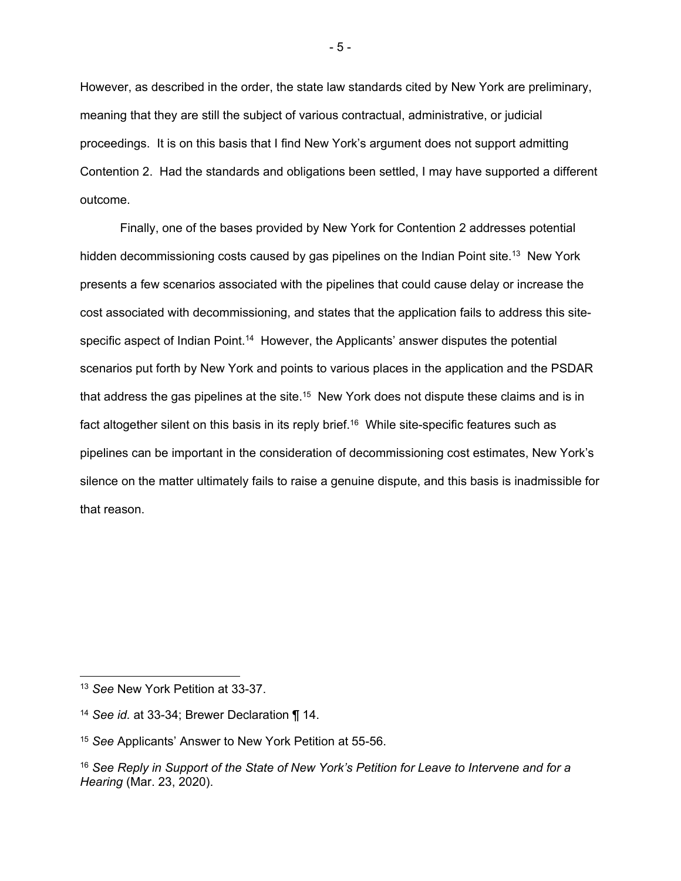However, as described in the order, the state law standards cited by New York are preliminary, meaning that they are still the subject of various contractual, administrative, or judicial proceedings. It is on this basis that I find New York's argument does not support admitting Contention 2. Had the standards and obligations been settled, I may have supported a different outcome.

Finally, one of the bases provided by New York for Contention 2 addresses potential hidden decommissioning costs caused by gas pipelines on the Indian Point site.[13] New York presents a few scenarios associated with the pipelines that could cause delay or increase the cost associated with decommissioning, and states that the application fails to address this site-specific aspect of Indian Point.[14] However, the Applicants' answer disputes the potential scenarios put forth by New York and points to various places in the application and the PSDAR that address the gas pipelines at the site.[15] New York does not dispute these claims and is in fact altogether silent on this basis in its reply brief.[16] While site-specific features such as pipelines can be important in the consideration of decommissioning cost estimates, New York's silence on the matter ultimately fails to raise a genuine dispute, and this basis is inadmissible for that reason.

---

[13] *See* New York Petition at 33-37.

[14] *See id.* at 33-34; Brewer Declaration ¶ 14.

[15] *See* Applicants' Answer to New York Petition at 55-56.

[16] *See Reply in Support of the State of New York's Petition for Leave to Intervene and for a Hearing* (Mar. 23, 2020).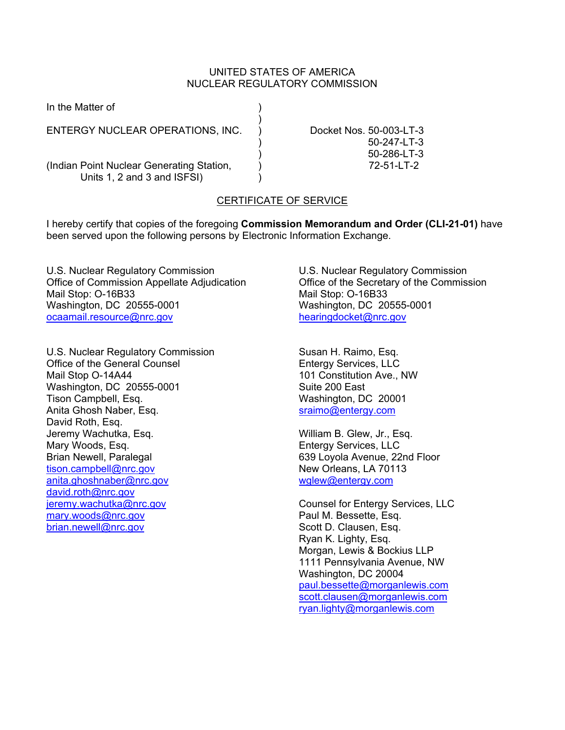UNITED STATES OF AMERICA
NUCLEAR REGULATORY COMMISSION

In the Matter of )
)
ENTERGY NUCLEAR OPERATIONS, INC. ) Docket Nos. 50-003-LT-3
) 50-247-LT-3
) 50-286-LT-3
(Indian Point Nuclear Generating Station, ) 72-51-LT-2
Units 1, 2 and 3 and ISFSI) )

CERTIFICATE OF SERVICE

I hereby certify that copies of the foregoing **Commission Memorandum and Order (CLI-21-01)** have been served upon the following persons by Electronic Information Exchange.

U.S. Nuclear Regulatory Commission
Office of Commission Appellate Adjudication
Mail Stop: O-16B33
Washington, DC 20555-0001
ocaamail.resource@nrc.gov

U.S. Nuclear Regulatory Commission
Office of the Secretary of the Commission
Mail Stop: O-16B33
Washington, DC 20555-0001
hearingdocket@nrc.gov

U.S. Nuclear Regulatory Commission
Office of the General Counsel
Mail Stop O-14A44
Washington, DC 20555-0001
Tison Campbell, Esq.
Anita Ghosh Naber, Esq.
David Roth, Esq.
Jeremy Wachutka, Esq.
Mary Woods, Esq.
Brian Newell, Paralegal
tison.campbell@nrc.gov
anita.ghoshnaber@nrc.gov
david.roth@nrc.gov
jeremy.wachutka@nrc.gov
mary.woods@nrc.gov
brian.newell@nrc.gov

Susan H. Raimo, Esq.
Entergy Services, LLC
101 Constitution Ave., NW
Suite 200 East
Washington, DC 20001
sraimo@entergy.com

William B. Glew, Jr., Esq.
Entergy Services, LLC
639 Loyola Avenue, 22nd Floor
New Orleans, LA 70113
wglew@entergy.com

Counsel for Entergy Services, LLC
Paul M. Bessette, Esq.
Scott D. Clausen, Esq.
Ryan K. Lighty, Esq.
Morgan, Lewis & Bockius LLP
1111 Pennsylvania Avenue, NW
Washington, DC 20004
paul.bessette@morganlewis.com
scott.clausen@morganlewis.com
ryan.lighty@morganlewis.com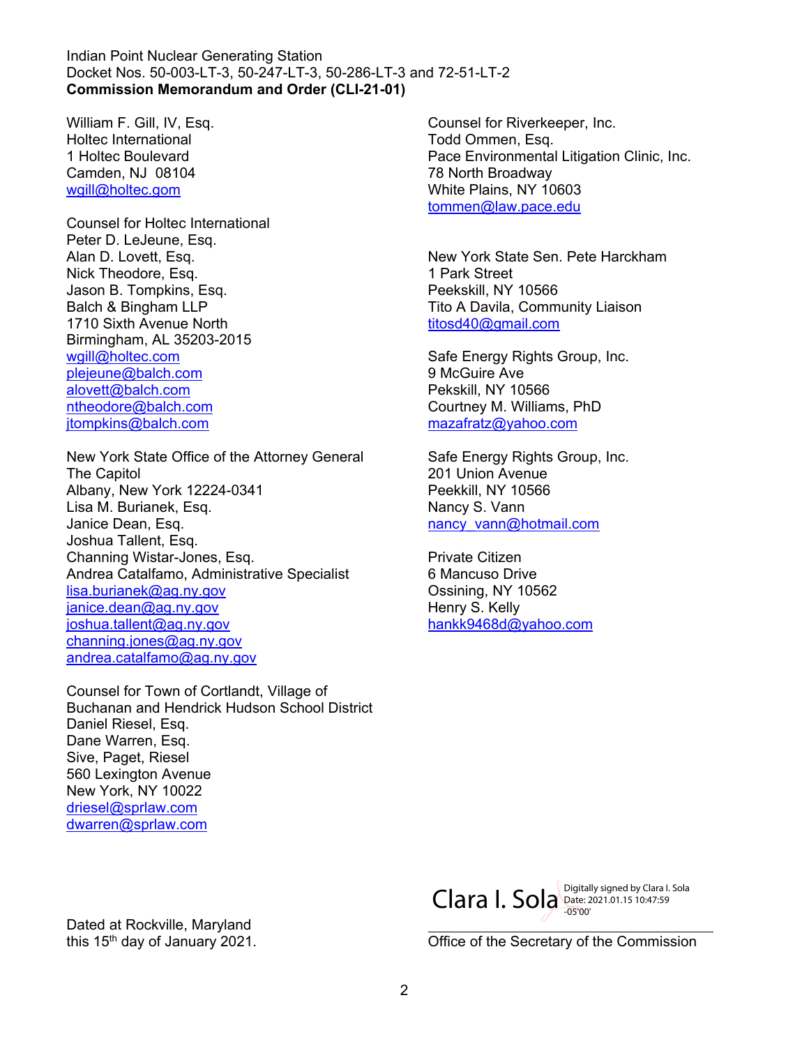Indian Point Nuclear Generating Station
Docket Nos. 50-003-LT-3, 50-247-LT-3, 50-286-LT-3 and 72-51-LT-2
**Commission Memorandum and Order (CLI-21-01)**

William F. Gill, IV, Esq.
Holtec International
1 Holtec Boulevard
Camden, NJ 08104
wgill@holtec.gom

Counsel for Holtec International
Peter D. LeJeune, Esq.
Alan D. Lovett, Esq.
Nick Theodore, Esq.
Jason B. Tompkins, Esq.
Balch & Bingham LLP
1710 Sixth Avenue North
Birmingham, AL 35203-2015
wgill@holtec.com
plejeune@balch.com
alovett@balch.com
ntheodore@balch.com
jtompkins@balch.com

New York State Office of the Attorney General
The Capitol
Albany, New York 12224-0341
Lisa M. Burianek, Esq.
Janice Dean, Esq.
Joshua Tallent, Esq.
Channing Wistar-Jones, Esq.
Andrea Catalfamo, Administrative Specialist
lisa.burianek@ag.ny.gov
janice.dean@ag.ny.gov
joshua.tallent@ag.ny.gov
channing.jones@ag.ny.gov
andrea.catalfamo@ag.ny.gov

Counsel for Town of Cortlandt, Village of Buchanan and Hendrick Hudson School District
Daniel Riesel, Esq.
Dane Warren, Esq.
Sive, Paget, Riesel
560 Lexington Avenue
New York, NY 10022
driesel@sprlaw.com
dwarren@sprlaw.com

Counsel for Riverkeeper, Inc.
Todd Ommen, Esq.
Pace Environmental Litigation Clinic, Inc.
78 North Broadway
White Plains, NY 10603
tommen@law.pace.edu

New York State Sen. Pete Harckham
1 Park Street
Peekskill, NY 10566
Tito A Davila, Community Liaison
titosd40@gmail.com

Safe Energy Rights Group, Inc.
9 McGuire Ave
Pekskill, NY 10566
Courtney M. Williams, PhD
mazafratz@yahoo.com

Safe Energy Rights Group, Inc.
201 Union Avenue
Peekkill, NY 10566
Nancy S. Vann
nancy_vann@hotmail.com

Private Citizen
6 Mancuso Drive
Ossining, NY 10562
Henry S. Kelly
hankk9468d@yahoo.com

Clara I. Sola
Digitally signed by Clara I. Sola
Date: 2021.01.15 10:47:59 -05'00'

Office of the Secretary of the Commission

Dated at Rockville, Maryland
this 15th day of January 2021.